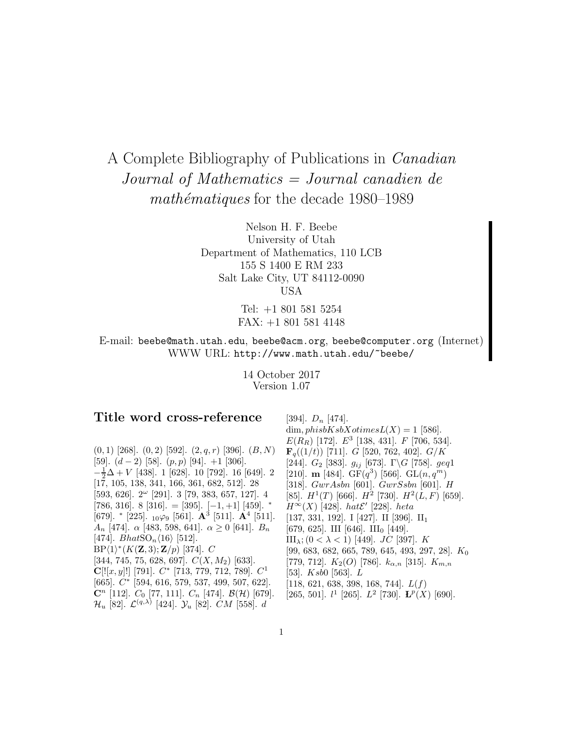# A Complete Bibliography of Publications in *Canadian Journal of Mathematics = Journal canadien de mathématiques* for the decade 1980–1989

Nelson H. F. Beebe
University of Utah
Department of Mathematics, 110 LCB
155 S 1400 E RM 233
Salt Lake City, UT 84112-0090
USA

Tel: +1 801 581 5254
FAX: +1 801 581 4148

E-mail: `beebe@math.utah.edu`, `beebe@acm.org`, `beebe@computer.org` (Internet)
WWW URL: `http://www.math.utah.edu/~beebe/`

14 October 2017
Version 1.07

## Title word cross-reference

$(0,1)$ [268]. $(0,2)$ [592]. $(2,q,r)$ [396]. $(B,N)$ [59]. $(d-2)$ [58]. $(p,p)$ [94]. $+1$ [306]. $-\frac{1}{2}\Delta + V$ [438]. 1 [628]. 10 [792]. 16 [649]. 2 [17, 105, 138, 341, 166, 361, 682, 512]. 28 [593, 626]. $2^\omega$ [291]. 3 [79, 383, 657, 127]. 4 [786, 316]. 8 [316]. = [395]. $[-1,+1]$ [459]. $^*$ [679]. $^*$ [225]. ${}_{10}\varphi_9$ [561]. $\mathbf{A}^3$ [511]. $\mathbf{A}^4$ [511]. $A_n$ [474]. $\alpha$ [483, 598, 641]. $\alpha \geq 0$ [641]. $B_n$ [474]. $Bhat\mathrm{SO}_n\langle 16\rangle$ [512]. $\mathrm{BP}\langle 1\rangle^*(K(\mathbf{Z},3);\mathbf{Z}/p)$ [374]. $C$ [344, 745, 75, 628, 697]. $C(X,M_2)$ [633]. $\mathbf{C}[![x,y]!]$ [791]. $C^*$ [713, 779, 712, 789]. $C^1$ [665]. $C^*$ [594, 616, 579, 537, 499, 507, 622]. $\mathbf{C}^n$ [112]. $C_0$ [77, 111]. $C_n$ [474]. $\mathcal{B}(\mathcal{H})$ [679]. $\mathcal{H}_u$ [82]. $\mathcal{L}^{(q,\lambda)}$ [424]. $\mathcal{Y}_u$ [82]. $CM$ [558]. $d$ [394]. $D_n$ [474]. $\dim, phisbKsbXotimesL(X) = 1$ [586]. $E(R_R)$ [172]. $E^3$ [138, 431]. $F$ [706, 534]. $\mathbf{F}_q((1/t))$ [711]. $G$ [520, 762, 402]. $G/K$ [244]. $G_2$ [383]. $g_{ij}$ [673]. $\Gamma\backslash G$ [758]. $geq1$ [210]. $\mathbf{m}$ [484]. $\mathrm{GF}(q^3)$ [566]. $\mathrm{GL}(n,q^m)$ [318]. $GwrAsbn$ [601]. $GwrSsbn$ [601]. $H$ [85]. $H^1(T)$ [666]. $H^2$ [730]. $H^2(L,F)$ [659]. $H^\infty(X)$ [428]. $hat\mathcal{E}'$ [228]. $heta$ [137, 331, 192]. I [427]. II [396]. $\mathrm{II}_1$ [679, 625]. III [646]. $\mathrm{III}_0$ [449]. $\mathrm{III}_\lambda; (0 < \lambda < 1)$ [449]. $JC$ [397]. $K$ [99, 683, 682, 665, 789, 645, 493, 297, 28]. $K_0$ [779, 712]. $K_2(O)$ [786]. $k_{\alpha,n}$ [315]. $K_{m,n}$ [53]. $Ksb0$ [563]. $L$ [118, 621, 638, 398, 168, 744]. $L(f)$ [265, 501]. $l^1$ [265]. $L^2$ [730]. $\mathbf{L}^p(X)$ [690].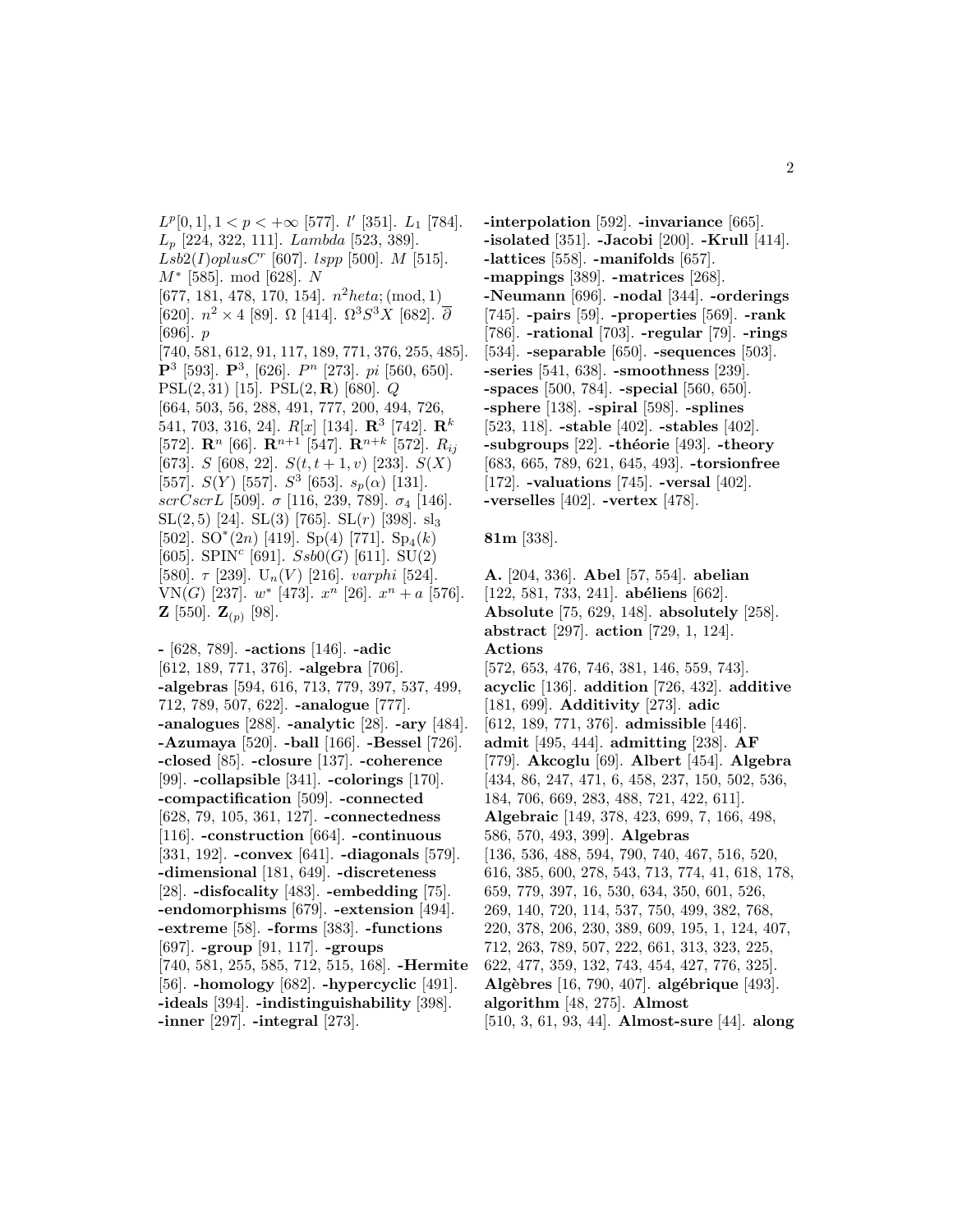$L^p[0,1], 1 < p < +\infty$ [577]. $l'$ [351]. $L_1$ [784]. $L_p$ [224, 322, 111]. $Lambda$ [523, 389]. $Lsb2(I)oplusC^r$ [607]. $lspp$ [500]. $M$ [515]. $M^*$ [585]. mod [628]. $N$ [677, 181, 478, 170, 154]. $n^2heta; (\text{mod}, 1)$ [620]. $n^2 \times 4$ [89]. $\Omega$ [414]. $\Omega^3 S^3 X$ [682]. $\overline{\partial}$ [696]. $p$ [740, 581, 612, 91, 117, 189, 771, 376, 255, 485]. $\mathbf{P}^3$ [593]. $\mathbf{P}^3$, [626]. $P^n$ [273]. $pi$ [560, 650]. $\text{PSL}(2, 31)$ [15]. $\text{PSL}(2, \mathbf{R})$ [680]. $Q$ [664, 503, 56, 288, 491, 777, 200, 494, 726, 541, 703, 316, 24]. $R[x]$ [134]. $\mathbf{R}^3$ [742]. $\mathbf{R}^k$ [572]. $\mathbf{R}^n$ [66]. $\mathbf{R}^{n+1}$ [547]. $\mathbf{R}^{n+k}$ [572]. $R_{ij}$ [673]. $S$ [608, 22]. $S(t, t+1, v)$ [233]. $S(X)$ [557]. $S(Y)$ [557]. $S^3$ [653]. $s_p(\alpha)$ [131]. $scrCscrL$ [509]. $\sigma$ [116, 239, 789]. $\sigma_4$ [146]. $\text{SL}(2, 5)$ [24]. $\text{SL}(3)$ [765]. $\text{SL}(r)$ [398]. $\text{sl}_3$ [502]. $\text{SO}^*(2n)$ [419]. $\text{Sp}(4)$ [771]. $\text{Sp}_4(k)$ [605]. $\text{SPIN}^c$ [691]. $Ssb0(G)$ [611]. $\text{SU}(2)$ [580]. $\tau$ [239]. $\text{U}_n(V)$ [216]. $varphi$ [524]. $\text{VN}(G)$ [237]. $w^*$ [473]. $x^n$ [26]. $x^n + a$ [576]. $\mathbf{Z}$ [550]. $\mathbf{Z}_{(p)}$ [98].

**-** [628, 789]. **-actions** [146]. **-adic** [612, 189, 771, 376]. **-algebra** [706]. **-algebras** [594, 616, 713, 779, 397, 537, 499, 712, 789, 507, 622]. **-analogue** [777]. **-analogues** [288]. **-analytic** [28]. **-ary** [484]. **-Azumaya** [520]. **-ball** [166]. **-Bessel** [726]. **-closed** [85]. **-closure** [137]. **-coherence** [99]. **-collapsible** [341]. **-colorings** [170]. **-compactification** [509]. **-connected** [628, 79, 105, 361, 127]. **-connectedness** [116]. **-construction** [664]. **-continuous** [331, 192]. **-convex** [641]. **-diagonals** [579]. **-dimensional** [181, 649]. **-discreteness** [28]. **-disfocality** [483]. **-embedding** [75]. **-endomorphisms** [679]. **-extension** [494]. **-extreme** [58]. **-forms** [383]. **-functions** [697]. **-group** [91, 117]. **-groups** [740, 581, 255, 585, 712, 515, 168]. **-Hermite** [56]. **-homology** [682]. **-hypercyclic** [491]. **-ideals** [394]. **-indistinguishability** [398]. **-inner** [297]. **-integral** [273]. **-interpolation** [592]. **-invariance** [665]. **-isolated** [351]. **-Jacobi** [200]. **-Krull** [414]. **-lattices** [558]. **-manifolds** [657]. **-mappings** [389]. **-matrices** [268]. **-Neumann** [696]. **-nodal** [344]. **-orderings** [745]. **-pairs** [59]. **-properties** [569]. **-rank** [786]. **-rational** [703]. **-regular** [79]. **-rings** [534]. **-separable** [650]. **-sequences** [503]. **-series** [541, 638]. **-smoothness** [239]. **-spaces** [500, 784]. **-special** [560, 650]. **-sphere** [138]. **-spiral** [598]. **-splines** [523, 118]. **-stable** [402]. **-stables** [402]. **-subgroups** [22]. **-théorie** [493]. **-theory** [683, 665, 789, 621, 645, 493]. **-torsionfree** [172]. **-valuations** [745]. **-versal** [402]. **-verselles** [402]. **-vertex** [478].

**81m** [338].

**A.** [204, 336]. **Abel** [57, 554]. **abelian** [122, 581, 733, 241]. **abéliens** [662]. **Absolute** [75, 629, 148]. **absolutely** [258]. **abstract** [297]. **action** [729, 1, 124]. **Actions** [572, 653, 476, 746, 381, 146, 559, 743]. **acyclic** [136]. **addition** [726, 432]. **additive** [181, 699]. **Additivity** [273]. **adic** [612, 189, 771, 376]. **admissible** [446]. **admit** [495, 444]. **admitting** [238]. **AF** [779]. **Akcoglu** [69]. **Albert** [454]. **Algebra** [434, 86, 247, 471, 6, 458, 237, 150, 502, 536, 184, 706, 669, 283, 488, 721, 422, 611]. **Algebraic** [149, 378, 423, 699, 7, 166, 498, 586, 570, 493, 399]. **Algebras** [136, 536, 488, 594, 790, 740, 467, 516, 520, 616, 385, 600, 278, 543, 713, 774, 41, 618, 178, 659, 779, 397, 16, 530, 634, 350, 601, 526, 269, 140, 720, 114, 537, 750, 499, 382, 768, 220, 378, 206, 230, 389, 609, 195, 1, 124, 407, 712, 263, 789, 507, 222, 661, 313, 323, 225, 622, 477, 359, 132, 743, 454, 427, 776, 325]. **Algèbres** [16, 790, 407]. **algébrique** [493]. **algorithm** [48, 275]. **Almost** [510, 3, 61, 93, 44]. **Almost-sure** [44]. **along**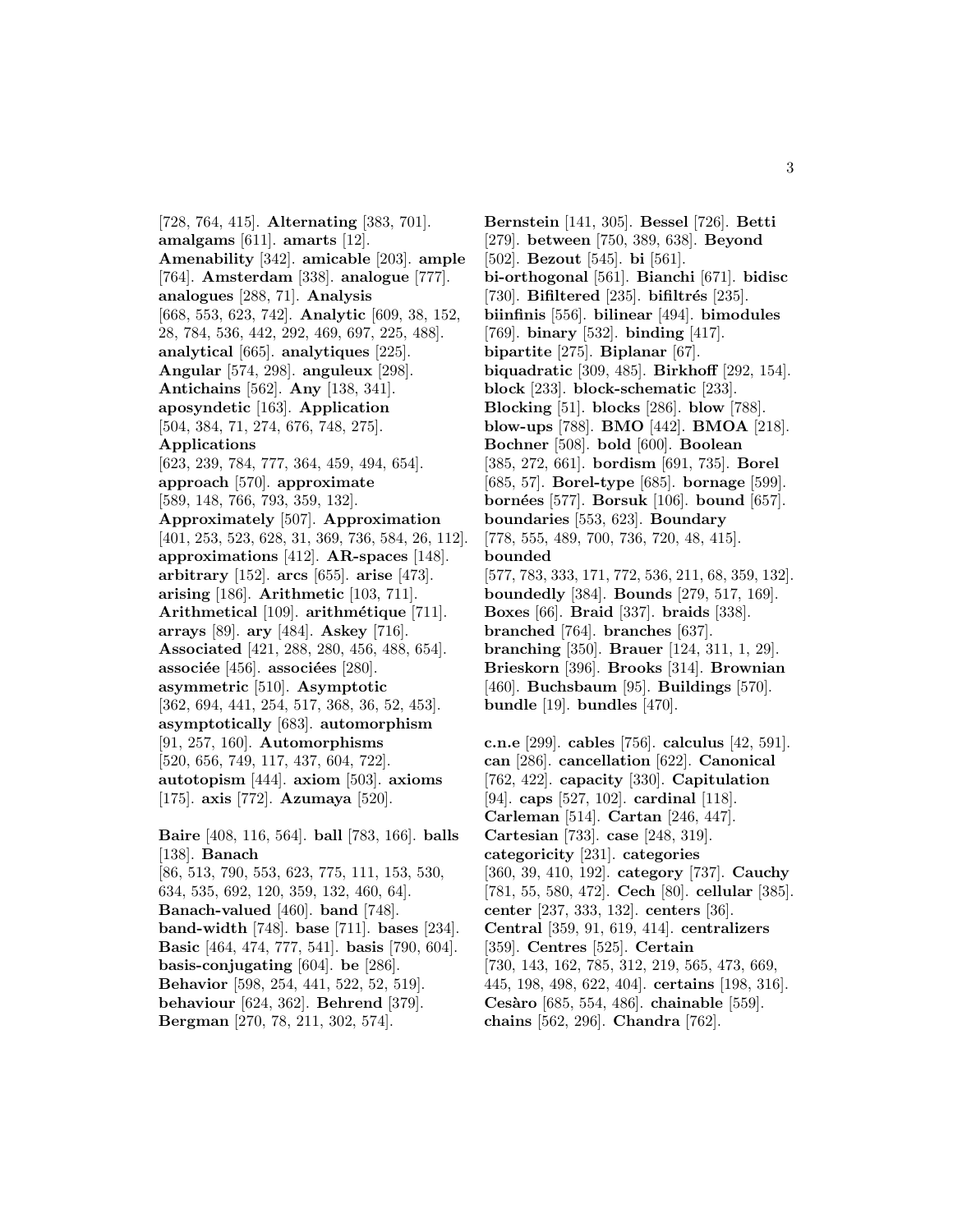[728, 764, 415]. **Alternating** [383, 701]. **amalgams** [611]. **amarts** [12]. **Amenability** [342]. **amicable** [203]. **ample** [764]. **Amsterdam** [338]. **analogue** [777]. **analogues** [288, 71]. **Analysis** [668, 553, 623, 742]. **Analytic** [609, 38, 152, 28, 784, 536, 442, 292, 469, 697, 225, 488]. **analytical** [665]. **analytiques** [225]. **Angular** [574, 298]. **anguleux** [298]. **Antichains** [562]. **Any** [138, 341]. **aposyndetic** [163]. **Application** [504, 384, 71, 274, 676, 748, 275]. **Applications** [623, 239, 784, 777, 364, 459, 494, 654]. **approach** [570]. **approximate** [589, 148, 766, 793, 359, 132]. **Approximately** [507]. **Approximation** [401, 253, 523, 628, 31, 369, 736, 584, 26, 112]. **approximations** [412]. **AR-spaces** [148]. **arbitrary** [152]. **arcs** [655]. **arise** [473]. **arising** [186]. **Arithmetic** [103, 711]. **Arithmetical** [109]. **arithmétique** [711]. **arrays** [89]. **ary** [484]. **Askey** [716]. **Associated** [421, 288, 280, 456, 488, 654]. **associée** [456]. **associées** [280]. **asymmetric** [510]. **Asymptotic** [362, 694, 441, 254, 517, 368, 36, 52, 453]. **asymptotically** [683]. **automorphism** [91, 257, 160]. **Automorphisms** [520, 656, 749, 117, 437, 604, 722]. **autotopism** [444]. **axiom** [503]. **axioms** [175]. **axis** [772]. **Azumaya** [520].

**Baire** [408, 116, 564]. **ball** [783, 166]. **balls** [138]. **Banach** [86, 513, 790, 553, 623, 775, 111, 153, 530, 634, 535, 692, 120, 359, 132, 460, 64]. **Banach-valued** [460]. **band** [748]. **band-width** [748]. **base** [711]. **bases** [234]. **Basic** [464, 474, 777, 541]. **basis** [790, 604]. **basis-conjugating** [604]. **be** [286]. **Behavior** [598, 254, 441, 522, 52, 519]. **behaviour** [624, 362]. **Behrend** [379]. **Bergman** [270, 78, 211, 302, 574].

**Bernstein** [141, 305]. **Bessel** [726]. **Betti** [279]. **between** [750, 389, 638]. **Beyond** [502]. **Bezout** [545]. **bi** [561]. **bi-orthogonal** [561]. **Bianchi** [671]. **bidisc** [730]. **Bifiltered** [235]. **bifiltrés** [235]. **biinfinis** [556]. **bilinear** [494]. **bimodules** [769]. **binary** [532]. **binding** [417]. **bipartite** [275]. **Biplanar** [67]. **biquadratic** [309, 485]. **Birkhoff** [292, 154]. **block** [233]. **block-schematic** [233]. **Blocking** [51]. **blocks** [286]. **blow** [788]. **blow-ups** [788]. **BMO** [442]. **BMOA** [218]. **Bochner** [508]. **bold** [600]. **Boolean** [385, 272, 661]. **bordism** [691, 735]. **Borel** [685, 57]. **Borel-type** [685]. **bornage** [599]. **bornées** [577]. **Borsuk** [106]. **bound** [657]. **boundaries** [553, 623]. **Boundary** [778, 555, 489, 700, 736, 720, 48, 415]. **bounded** [577, 783, 333, 171, 772, 536, 211, 68, 359, 132]. **boundedly** [384]. **Bounds** [279, 517, 169]. **Boxes** [66]. **Braid** [337]. **braids** [338]. **branched** [764]. **branches** [637]. **branching** [350]. **Brauer** [124, 311, 1, 29]. **Brieskorn** [396]. **Brooks** [314]. **Brownian** [460]. **Buchsbaum** [95]. **Buildings** [570]. **bundle** [19]. **bundles** [470].

**c.n.e** [299]. **cables** [756]. **calculus** [42, 591]. **can** [286]. **cancellation** [622]. **Canonical** [762, 422]. **capacity** [330]. **Capitulation** [94]. **caps** [527, 102]. **cardinal** [118]. **Carleman** [514]. **Cartan** [246, 447]. **Cartesian** [733]. **case** [248, 319]. **categoricity** [231]. **categories** [360, 39, 410, 192]. **category** [737]. **Cauchy** [781, 55, 580, 472]. **Cech** [80]. **cellular** [385]. **center** [237, 333, 132]. **centers** [36]. **Central** [359, 91, 619, 414]. **centralizers** [359]. **Centres** [525]. **Certain** [730, 143, 162, 785, 312, 219, 565, 473, 669, 445, 198, 498, 622, 404]. **certains** [198, 316]. **Cesàro** [685, 554, 486]. **chainable** [559]. **chains** [562, 296]. **Chandra** [762].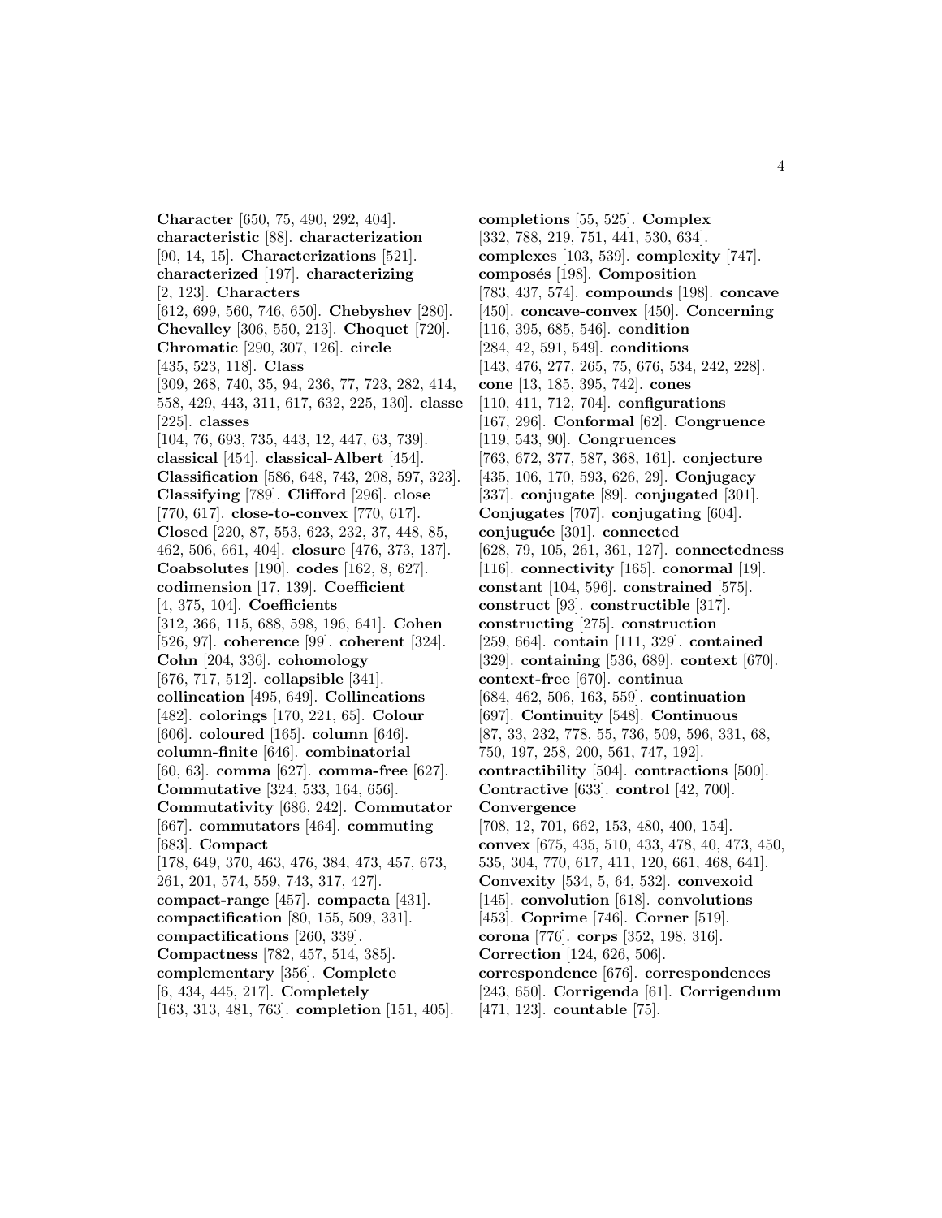**Character** [650, 75, 490, 292, 404]. **characteristic** [88]. **characterization** [90, 14, 15]. **Characterizations** [521]. **characterized** [197]. **characterizing** [2, 123]. **Characters** [612, 699, 560, 746, 650]. **Chebyshev** [280]. **Chevalley** [306, 550, 213]. **Choquet** [720]. **Chromatic** [290, 307, 126]. **circle** [435, 523, 118]. **Class** [309, 268, 740, 35, 94, 236, 77, 723, 282, 414, 558, 429, 443, 311, 617, 632, 225, 130]. **classe** [225]. **classes** [104, 76, 693, 735, 443, 12, 447, 63, 739]. **classical** [454]. **classical-Albert** [454]. **Classification** [586, 648, 743, 208, 597, 323]. **Classifying** [789]. **Clifford** [296]. **close** [770, 617]. **close-to-convex** [770, 617]. **Closed** [220, 87, 553, 623, 232, 37, 448, 85, 462, 506, 661, 404]. **closure** [476, 373, 137]. **Coabsolutes** [190]. **codes** [162, 8, 627]. **codimension** [17, 139]. **Coefficient** [4, 375, 104]. **Coefficients** [312, 366, 115, 688, 598, 196, 641]. **Cohen** [526, 97]. **coherence** [99]. **coherent** [324]. **Cohn** [204, 336]. **cohomology** [676, 717, 512]. **collapsible** [341]. **collineation** [495, 649]. **Collineations** [482]. **colorings** [170, 221, 65]. **Colour** [606]. **coloured** [165]. **column** [646]. **column-finite** [646]. **combinatorial** [60, 63]. **comma** [627]. **comma-free** [627]. **Commutative** [324, 533, 164, 656]. **Commutativity** [686, 242]. **Commutator** [667]. **commutators** [464]. **commuting** [683]. **Compact** [178, 649, 370, 463, 476, 384, 473, 457, 673, 261, 201, 574, 559, 743, 317, 427]. **compact-range** [457]. **compacta** [431]. **compactification** [80, 155, 509, 331]. **compactifications** [260, 339]. **Compactness** [782, 457, 514, 385]. **complementary** [356]. **Complete** [6, 434, 445, 217]. **Completely** [163, 313, 481, 763]. **completion** [151, 405]. **completions** [55, 525]. **Complex** [332, 788, 219, 751, 441, 530, 634]. **complexes** [103, 539]. **complexity** [747]. **composés** [198]. **Composition** [783, 437, 574]. **compounds** [198]. **concave** [450]. **concave-convex** [450]. **Concerning** [116, 395, 685, 546]. **condition** [284, 42, 591, 549]. **conditions** [143, 476, 277, 265, 75, 676, 534, 242, 228]. **cone** [13, 185, 395, 742]. **cones** [110, 411, 712, 704]. **configurations** [167, 296]. **Conformal** [62]. **Congruence** [119, 543, 90]. **Congruences** [763, 672, 377, 587, 368, 161]. **conjecture** [435, 106, 170, 593, 626, 29]. **Conjugacy** [337]. **conjugate** [89]. **conjugated** [301]. **Conjugates** [707]. **conjugating** [604]. **conjuguée** [301]. **connected** [628, 79, 105, 261, 361, 127]. **connectedness** [116]. **connectivity** [165]. **conormal** [19]. **constant** [104, 596]. **constrained** [575]. **construct** [93]. **constructible** [317]. **constructing** [275]. **construction** [259, 664]. **contain** [111, 329]. **contained** [329]. **containing** [536, 689]. **context** [670]. **context-free** [670]. **continua** [684, 462, 506, 163, 559]. **continuation** [697]. **Continuity** [548]. **Continuous** [87, 33, 232, 778, 55, 736, 509, 596, 331, 68, 750, 197, 258, 200, 561, 747, 192]. **contractibility** [504]. **contractions** [500]. **Contractive** [633]. **control** [42, 700]. **Convergence** [708, 12, 701, 662, 153, 480, 400, 154]. **convex** [675, 435, 510, 433, 478, 40, 473, 450, 535, 304, 770, 617, 411, 120, 661, 468, 641]. **Convexity** [534, 5, 64, 532]. **convexoid** [145]. **convolution** [618]. **convolutions** [453]. **Coprime** [746]. **Corner** [519]. **corona** [776]. **corps** [352, 198, 316]. **Correction** [124, 626, 506]. **correspondence** [676]. **correspondences** [243, 650]. **Corrigenda** [61]. **Corrigendum** [471, 123]. **countable** [75].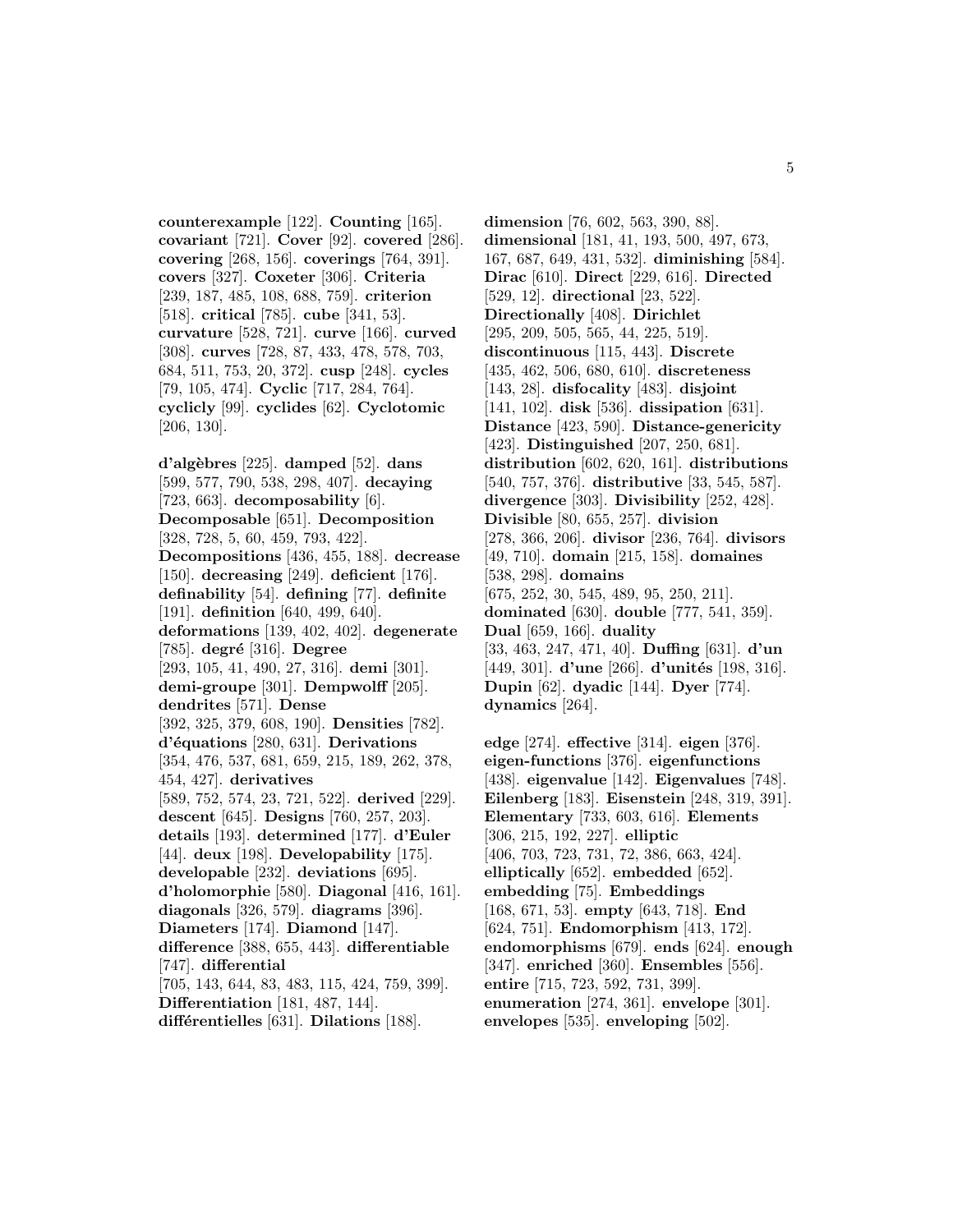**counterexample** [122]. **Counting** [165]. **covariant** [721]. **Cover** [92]. **covered** [286]. **covering** [268, 156]. **coverings** [764, 391]. **covers** [327]. **Coxeter** [306]. **Criteria** [239, 187, 485, 108, 688, 759]. **criterion** [518]. **critical** [785]. **cube** [341, 53]. **curvature** [528, 721]. **curve** [166]. **curved** [308]. **curves** [728, 87, 433, 478, 578, 703, 684, 511, 753, 20, 372]. **cusp** [248]. **cycles** [79, 105, 474]. **Cyclic** [717, 284, 764]. **cyclicly** [99]. **cyclides** [62]. **Cyclotomic** [206, 130].

**d'algèbres** [225]. **damped** [52]. **dans** [599, 577, 790, 538, 298, 407]. **decaying** [723, 663]. **decomposability** [6]. **Decomposable** [651]. **Decomposition** [328, 728, 5, 60, 459, 793, 422]. **Decompositions** [436, 455, 188]. **decrease** [150]. **decreasing** [249]. **deficient** [176]. **definability** [54]. **defining** [77]. **definite** [191]. **definition** [640, 499, 640]. **deformations** [139, 402, 402]. **degenerate** [785]. **degré** [316]. **Degree** [293, 105, 41, 490, 27, 316]. **demi** [301]. **demi-groupe** [301]. **Dempwolff** [205]. **dendrites** [571]. **Dense** [392, 325, 379, 608, 190]. **Densities** [782]. **d'équations** [280, 631]. **Derivations** [354, 476, 537, 681, 659, 215, 189, 262, 378, 454, 427]. **derivatives** [589, 752, 574, 23, 721, 522]. **derived** [229]. **descent** [645]. **Designs** [760, 257, 203]. **details** [193]. **determined** [177]. **d'Euler** [44]. **deux** [198]. **Developability** [175]. **developable** [232]. **deviations** [695]. **d'holomorphie** [580]. **Diagonal** [416, 161]. **diagonals** [326, 579]. **diagrams** [396]. **Diameters** [174]. **Diamond** [147]. **difference** [388, 655, 443]. **differentiable** [747]. **differential** [705, 143, 644, 83, 483, 115, 424, 759, 399]. **Differentiation** [181, 487, 144]. **différentielles** [631]. **Dilations** [188].

**dimension** [76, 602, 563, 390, 88]. **dimensional** [181, 41, 193, 500, 497, 673, 167, 687, 649, 431, 532]. **diminishing** [584]. **Dirac** [610]. **Direct** [229, 616]. **Directed** [529, 12]. **directional** [23, 522]. **Directionally** [408]. **Dirichlet** [295, 209, 505, 565, 44, 225, 519]. **discontinuous** [115, 443]. **Discrete** [435, 462, 506, 680, 610]. **discreteness** [143, 28]. **disfocality** [483]. **disjoint** [141, 102]. **disk** [536]. **dissipation** [631]. **Distance** [423, 590]. **Distance-genericity** [423]. **Distinguished** [207, 250, 681]. **distribution** [602, 620, 161]. **distributions** [540, 757, 376]. **distributive** [33, 545, 587]. **divergence** [303]. **Divisibility** [252, 428]. **Divisible** [80, 655, 257]. **division** [278, 366, 206]. **divisor** [236, 764]. **divisors** [49, 710]. **domain** [215, 158]. **domaines** [538, 298]. **domains** [675, 252, 30, 545, 489, 95, 250, 211]. **dominated** [630]. **double** [777, 541, 359]. **Dual** [659, 166]. **duality** [33, 463, 247, 471, 40]. **Duffing** [631]. **d'un** [449, 301]. **d'une** [266]. **d'unités** [198, 316]. **Dupin** [62]. **dyadic** [144]. **Dyer** [774]. **dynamics** [264].

**edge** [274]. **effective** [314]. **eigen** [376]. **eigen-functions** [376]. **eigenfunctions** [438]. **eigenvalue** [142]. **Eigenvalues** [748]. **Eilenberg** [183]. **Eisenstein** [248, 319, 391]. **Elementary** [733, 603, 616]. **Elements** [306, 215, 192, 227]. **elliptic** [406, 703, 723, 731, 72, 386, 663, 424]. **elliptically** [652]. **embedded** [652]. **embedding** [75]. **Embeddings** [168, 671, 53]. **empty** [643, 718]. **End** [624, 751]. **Endomorphism** [413, 172]. **endomorphisms** [679]. **ends** [624]. **enough** [347]. **enriched** [360]. **Ensembles** [556]. **entire** [715, 723, 592, 731, 399]. **enumeration** [274, 361]. **envelope** [301]. **envelopes** [535]. **enveloping** [502].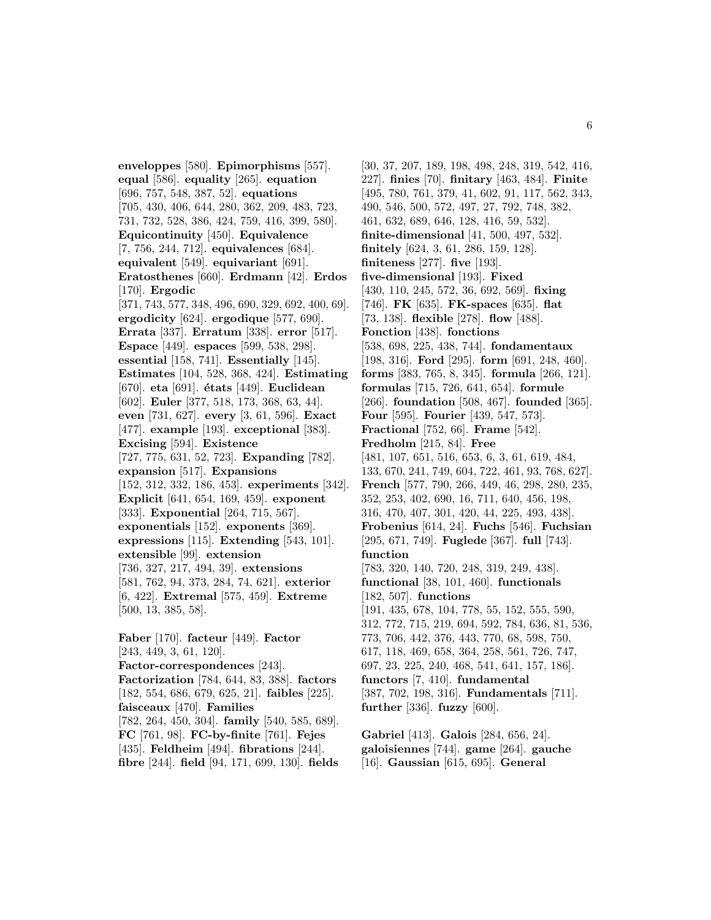**enveloppes** [580]. **Epimorphisms** [557]. **equal** [586]. **equality** [265]. **equation** [696, 757, 548, 387, 52]. **equations** [705, 430, 406, 644, 280, 362, 209, 483, 723, 731, 732, 528, 386, 424, 759, 416, 399, 580]. **Equicontinuity** [450]. **Equivalence** [7, 756, 244, 712]. **equivalences** [684]. **equivalent** [549]. **equivariant** [691]. **Eratosthenes** [660]. **Erdmann** [42]. **Erdos** [170]. **Ergodic** [371, 743, 577, 348, 496, 690, 329, 692, 400, 69]. **ergodicity** [624]. **ergodique** [577, 690]. **Errata** [337]. **Erratum** [338]. **error** [517]. **Espace** [449]. **espaces** [599, 538, 298]. **essential** [158, 741]. **Essentially** [145]. **Estimates** [104, 528, 368, 424]. **Estimating** [670]. **eta** [691]. **états** [449]. **Euclidean** [602]. **Euler** [377, 518, 173, 368, 63, 44]. **even** [731, 627]. **every** [3, 61, 596]. **Exact** [477]. **example** [193]. **exceptional** [383]. **Excising** [594]. **Existence** [727, 775, 631, 52, 723]. **Expanding** [782]. **expansion** [517]. **Expansions** [152, 312, 332, 186, 453]. **experiments** [342]. **Explicit** [641, 654, 169, 459]. **exponent** [333]. **Exponential** [264, 715, 567]. **exponentials** [152]. **exponents** [369]. **expressions** [115]. **Extending** [543, 101]. **extensible** [99]. **extension** [736, 327, 217, 494, 39]. **extensions** [581, 762, 94, 373, 284, 74, 621]. **exterior** [6, 422]. **Extremal** [575, 459]. **Extreme** [500, 13, 385, 58].

**Faber** [170]. **facteur** [449]. **Factor** [243, 449, 3, 61, 120]. **Factor-correspondences** [243]. **Factorization** [784, 644, 83, 388]. **factors** [182, 554, 686, 679, 625, 21]. **faibles** [225]. **faisceaux** [470]. **Families** [782, 264, 450, 304]. **family** [540, 585, 689]. **FC** [761, 98]. **FC-by-finite** [761]. **Fejes** [435]. **Feldheim** [494]. **fibrations** [244]. **fibre** [244]. **field** [94, 171, 699, 130]. **fields** [30, 37, 207, 189, 198, 498, 248, 319, 542, 416, 227]. **finies** [70]. **finitary** [463, 484]. **Finite** [495, 780, 761, 379, 41, 602, 91, 117, 562, 343, 490, 546, 500, 572, 497, 27, 792, 748, 382, 461, 632, 689, 646, 128, 416, 59, 532]. **finite-dimensional** [41, 500, 497, 532]. **finitely** [624, 3, 61, 286, 159, 128]. **finiteness** [277]. **five** [193]. **five-dimensional** [193]. **Fixed** [430, 110, 245, 572, 36, 692, 569]. **fixing** [746]. **FK** [635]. **FK-spaces** [635]. **flat** [73, 138]. **flexible** [278]. **flow** [488]. **Fonction** [438]. **fonctions** [538, 698, 225, 438, 744]. **fondamentaux** [198, 316]. **Ford** [295]. **form** [691, 248, 460]. **forms** [383, 765, 8, 345]. **formula** [266, 121]. **formulas** [715, 726, 641, 654]. **formule** [266]. **foundation** [508, 467]. **founded** [365]. **Four** [595]. **Fourier** [439, 547, 573]. **Fractional** [752, 66]. **Frame** [542]. **Fredholm** [215, 84]. **Free** [481, 107, 651, 516, 653, 6, 3, 61, 619, 484, 133, 670, 241, 749, 604, 722, 461, 93, 768, 627]. **French** [577, 790, 266, 449, 46, 298, 280, 235, 352, 253, 402, 690, 16, 711, 640, 456, 198, 316, 470, 407, 301, 420, 44, 225, 493, 438]. **Frobenius** [614, 24]. **Fuchs** [546]. **Fuchsian** [295, 671, 749]. **Fuglede** [367]. **full** [743]. **function** [783, 320, 140, 720, 248, 319, 249, 438]. **functional** [38, 101, 460]. **functionals** [182, 507]. **functions** [191, 435, 678, 104, 778, 55, 152, 555, 590, 312, 772, 715, 219, 694, 592, 784, 636, 81, 536, 773, 706, 442, 376, 443, 770, 68, 598, 750, 617, 118, 469, 658, 364, 258, 561, 726, 747, 697, 23, 225, 240, 468, 541, 641, 157, 186]. **functors** [7, 410]. **fundamental** [387, 702, 198, 316]. **Fundamentals** [711]. **further** [336]. **fuzzy** [600].

**Gabriel** [413]. **Galois** [284, 656, 24]. **galoisiennes** [744]. **game** [264]. **gauche** [16]. **Gaussian** [615, 695]. **General**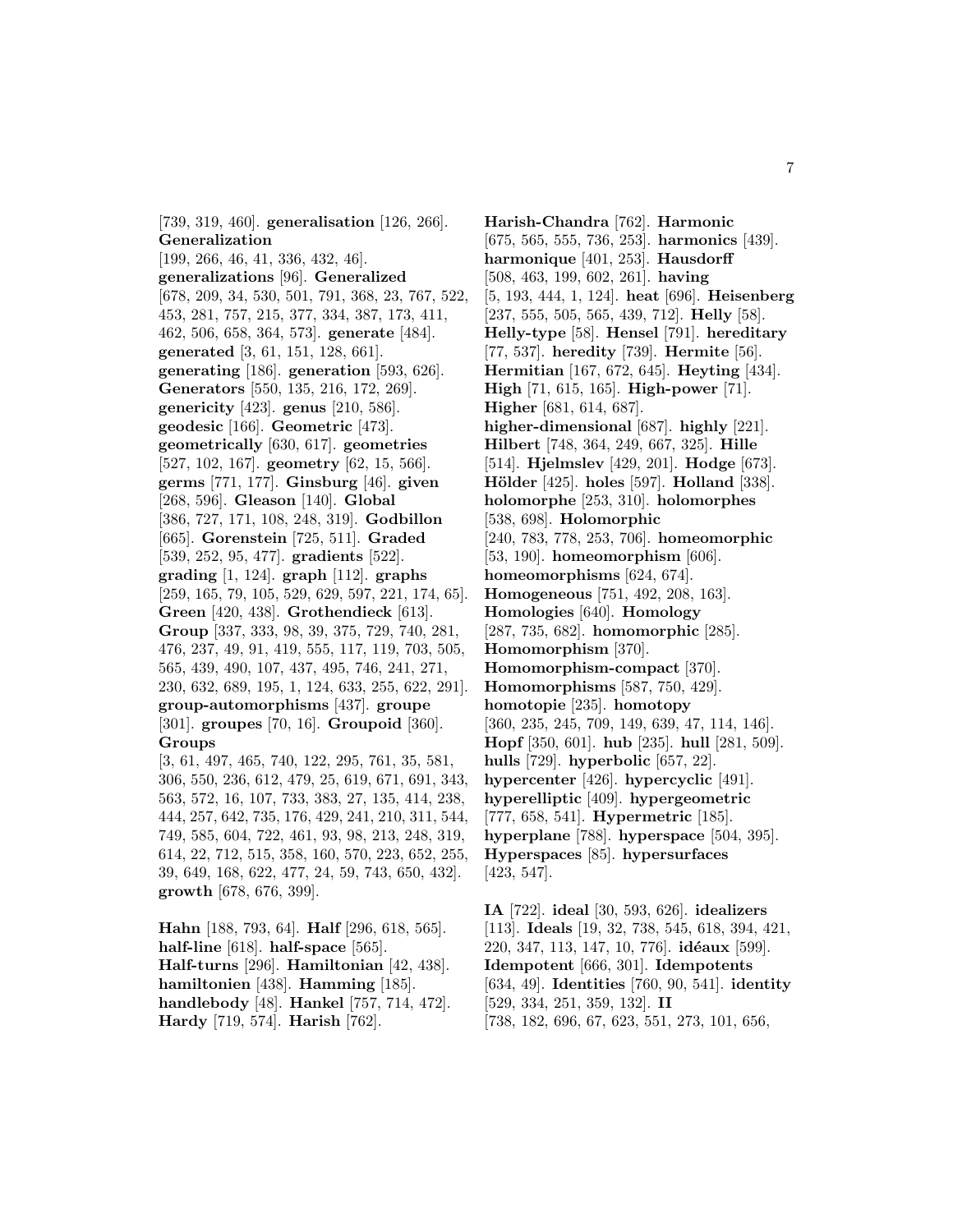[739, 319, 460]. **generalisation** [126, 266]. **Generalization** [199, 266, 46, 41, 336, 432, 46]. **generalizations** [96]. **Generalized** [678, 209, 34, 530, 501, 791, 368, 23, 767, 522, 453, 281, 757, 215, 377, 334, 387, 173, 411, 462, 506, 658, 364, 573]. **generate** [484]. **generated** [3, 61, 151, 128, 661]. **generating** [186]. **generation** [593, 626]. **Generators** [550, 135, 216, 172, 269]. **genericity** [423]. **genus** [210, 586]. **geodesic** [166]. **Geometric** [473]. **geometrically** [630, 617]. **geometries** [527, 102, 167]. **geometry** [62, 15, 566]. **germs** [771, 177]. **Ginsburg** [46]. **given** [268, 596]. **Gleason** [140]. **Global** [386, 727, 171, 108, 248, 319]. **Godbillon** [665]. **Gorenstein** [725, 511]. **Graded** [539, 252, 95, 477]. **gradients** [522]. **grading** [1, 124]. **graph** [112]. **graphs** [259, 165, 79, 105, 529, 629, 597, 221, 174, 65]. **Green** [420, 438]. **Grothendieck** [613]. **Group** [337, 333, 98, 39, 375, 729, 740, 281, 476, 237, 49, 91, 419, 555, 117, 119, 703, 505, 565, 439, 490, 107, 437, 495, 746, 241, 271, 230, 632, 689, 195, 1, 124, 633, 255, 622, 291]. **group-automorphisms** [437]. **groupe** [301]. **groupes** [70, 16]. **Groupoid** [360]. **Groups** [3, 61, 497, 465, 740, 122, 295, 761, 35, 581, 306, 550, 236, 612, 479, 25, 619, 671, 691, 343, 563, 572, 16, 107, 733, 383, 27, 135, 414, 238, 444, 257, 642, 735, 176, 429, 241, 210, 311, 544, 749, 585, 604, 722, 461, 93, 98, 213, 248, 319, 614, 22, 712, 515, 358, 160, 570, 223, 652, 255, 39, 649, 168, 622, 477, 24, 59, 743, 650, 432]. **growth** [678, 676, 399].

**Hahn** [188, 793, 64]. **Half** [296, 618, 565]. **half-line** [618]. **half-space** [565]. **Half-turns** [296]. **Hamiltonian** [42, 438]. **hamiltonien** [438]. **Hamming** [185]. **handlebody** [48]. **Hankel** [757, 714, 472]. **Hardy** [719, 574]. **Harish** [762]. **Harish-Chandra** [762]. **Harmonic** [675, 565, 555, 736, 253]. **harmonics** [439]. **harmonique** [401, 253]. **Hausdorff** [508, 463, 199, 602, 261]. **having** [5, 193, 444, 1, 124]. **heat** [696]. **Heisenberg** [237, 555, 505, 565, 439, 712]. **Helly** [58]. **Helly-type** [58]. **Hensel** [791]. **hereditary** [77, 537]. **heredity** [739]. **Hermite** [56]. **Hermitian** [167, 672, 645]. **Heyting** [434]. **High** [71, 615, 165]. **High-power** [71]. **Higher** [681, 614, 687]. **higher-dimensional** [687]. **highly** [221]. **Hilbert** [748, 364, 249, 667, 325]. **Hille** [514]. **Hjelmslev** [429, 201]. **Hodge** [673]. **Hölder** [425]. **holes** [597]. **Holland** [338]. **holomorphe** [253, 310]. **holomorphes** [538, 698]. **Holomorphic** [240, 783, 778, 253, 706]. **homeomorphic** [53, 190]. **homeomorphism** [606]. **homeomorphisms** [624, 674]. **Homogeneous** [751, 492, 208, 163]. **Homologies** [640]. **Homology** [287, 735, 682]. **homomorphic** [285]. **Homomorphism** [370]. **Homomorphism-compact** [370]. **Homomorphisms** [587, 750, 429]. **homotopie** [235]. **homotopy** [360, 235, 245, 709, 149, 639, 47, 114, 146]. **Hopf** [350, 601]. **hub** [235]. **hull** [281, 509]. **hulls** [729]. **hyperbolic** [657, 22]. **hypercenter** [426]. **hypercyclic** [491]. **hyperelliptic** [409]. **hypergeometric** [777, 658, 541]. **Hypermetric** [185]. **hyperplane** [788]. **hyperspace** [504, 395]. **Hyperspaces** [85]. **hypersurfaces** [423, 547].

**IA** [722]. **ideal** [30, 593, 626]. **idealizers** [113]. **Ideals** [19, 32, 738, 545, 618, 394, 421, 220, 347, 113, 147, 10, 776]. **idéaux** [599]. **Idempotent** [666, 301]. **Idempotents** [634, 49]. **Identities** [760, 90, 541]. **identity** [529, 334, 251, 359, 132]. **II** [738, 182, 696, 67, 623, 551, 273, 101, 656,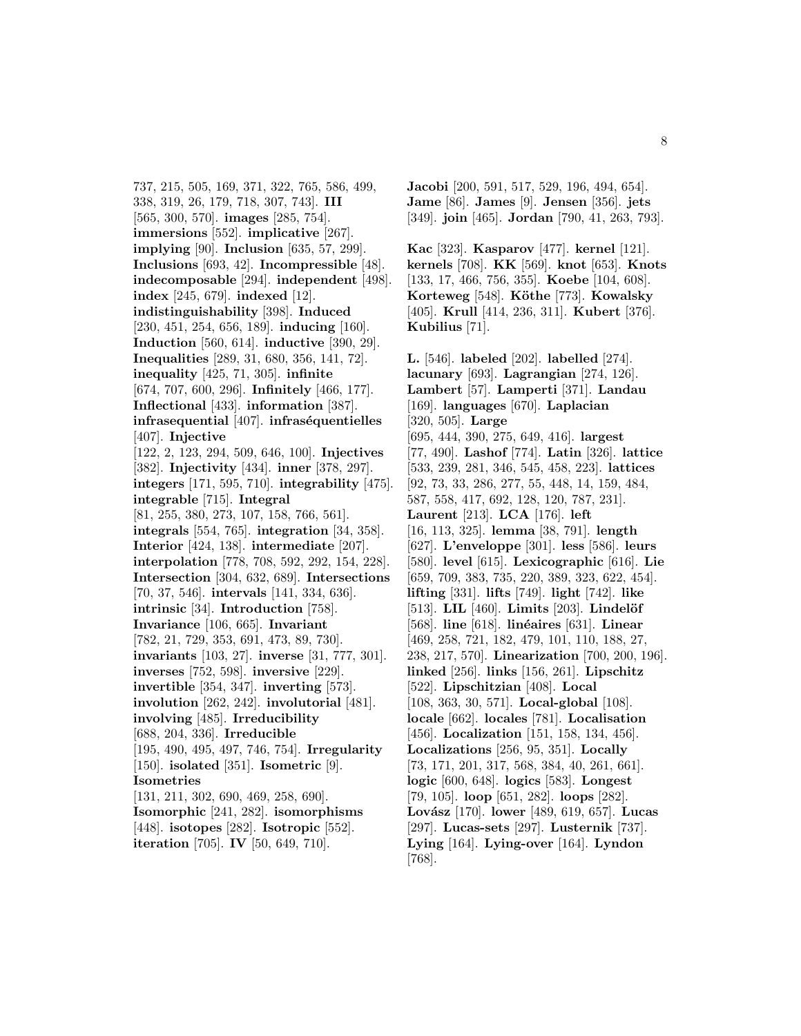737, 215, 505, 169, 371, 322, 765, 586, 499, 338, 319, 26, 179, 718, 307, 743]. **III** [565, 300, 570]. **images** [285, 754]. **immersions** [552]. **implicative** [267]. **implying** [90]. **Inclusion** [635, 57, 299]. **Inclusions** [693, 42]. **Incompressible** [48]. **indecomposable** [294]. **independent** [498]. **index** [245, 679]. **indexed** [12]. **indistinguishability** [398]. **Induced** [230, 451, 254, 656, 189]. **inducing** [160]. **Induction** [560, 614]. **inductive** [390, 29]. **Inequalities** [289, 31, 680, 356, 141, 72]. **inequality** [425, 71, 305]. **infinite** [674, 707, 600, 296]. **Infinitely** [466, 177]. **Inflectional** [433]. **information** [387]. **infrasequential** [407]. **infraséquentielles** [407]. **Injective** [122, 2, 123, 294, 509, 646, 100]. **Injectives** [382]. **Injectivity** [434]. **inner** [378, 297]. **integers** [171, 595, 710]. **integrability** [475]. **integrable** [715]. **Integral** [81, 255, 380, 273, 107, 158, 766, 561]. **integrals** [554, 765]. **integration** [34, 358]. **Interior** [424, 138]. **intermediate** [207]. **interpolation** [778, 708, 592, 292, 154, 228]. **Intersection** [304, 632, 689]. **Intersections** [70, 37, 546]. **intervals** [141, 334, 636]. **intrinsic** [34]. **Introduction** [758]. **Invariance** [106, 665]. **Invariant** [782, 21, 729, 353, 691, 473, 89, 730]. **invariants** [103, 27]. **inverse** [31, 777, 301]. **inverses** [752, 598]. **inversive** [229]. **invertible** [354, 347]. **inverting** [573]. **involution** [262, 242]. **involutorial** [481]. **involving** [485]. **Irreducibility** [688, 204, 336]. **Irreducible** [195, 490, 495, 497, 746, 754]. **Irregularity** [150]. **isolated** [351]. **Isometric** [9]. **Isometries** [131, 211, 302, 690, 469, 258, 690]. **Isomorphic** [241, 282]. **isomorphisms** [448]. **isotopes** [282]. **Isotropic** [552]. **iteration** [705]. **IV** [50, 649, 710].

**Jacobi** [200, 591, 517, 529, 196, 494, 654]. **Jame** [86]. **James** [9]. **Jensen** [356]. **jets** [349]. **join** [465]. **Jordan** [790, 41, 263, 793].

**Kac** [323]. **Kasparov** [477]. **kernel** [121]. **kernels** [708]. **KK** [569]. **knot** [653]. **Knots** [133, 17, 466, 756, 355]. **Koebe** [104, 608]. **Korteweg** [548]. **Köthe** [773]. **Kowalsky** [405]. **Krull** [414, 236, 311]. **Kubert** [376]. **Kubilius** [71].

**L.** [546]. **labeled** [202]. **labelled** [274]. **lacunary** [693]. **Lagrangian** [274, 126]. **Lambert** [57]. **Lamperti** [371]. **Landau** [169]. **languages** [670]. **Laplacian** [320, 505]. **Large** [695, 444, 390, 275, 649, 416]. **largest** [77, 490]. **Lashof** [774]. **Latin** [326]. **lattice** [533, 239, 281, 346, 545, 458, 223]. **lattices** [92, 73, 33, 286, 277, 55, 448, 14, 159, 484, 587, 558, 417, 692, 128, 120, 787, 231]. **Laurent** [213]. **LCA** [176]. **left** [16, 113, 325]. **lemma** [38, 791]. **length** [627]. **L'enveloppe** [301]. **less** [586]. **leurs** [580]. **level** [615]. **Lexicographic** [616]. **Lie** [659, 709, 383, 735, 220, 389, 323, 622, 454]. **lifting** [331]. **lifts** [749]. **light** [742]. **like** [513]. **LIL** [460]. **Limits** [203]. **Lindelöf** [568]. **line** [618]. **linéaires** [631]. **Linear** [469, 258, 721, 182, 479, 101, 110, 188, 27, 238, 217, 570]. **Linearization** [700, 200, 196]. **linked** [256]. **links** [156, 261]. **Lipschitz** [522]. **Lipschitzian** [408]. **Local** [108, 363, 30, 571]. **Local-global** [108]. **locale** [662]. **locales** [781]. **Localisation** [456]. **Localization** [151, 158, 134, 456]. **Localizations** [256, 95, 351]. **Locally** [73, 171, 201, 317, 568, 384, 40, 261, 661]. **logic** [600, 648]. **logics** [583]. **Longest** [79, 105]. **loop** [651, 282]. **loops** [282]. **Lovász** [170]. **lower** [489, 619, 657]. **Lucas** [297]. **Lucas-sets** [297]. **Lusternik** [737]. **Lying** [164]. **Lying-over** [164]. **Lyndon** [768].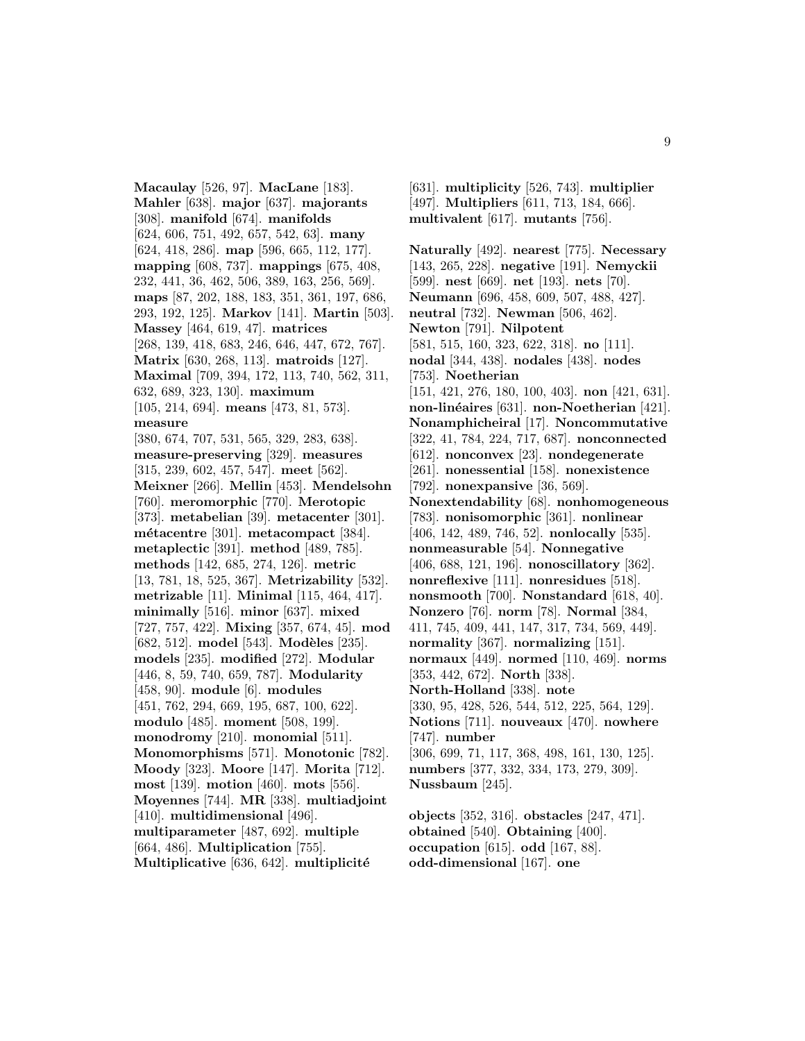**Macaulay** [526, 97]. **MacLane** [183]. **Mahler** [638]. **major** [637]. **majorants** [308]. **manifold** [674]. **manifolds** [624, 606, 751, 492, 657, 542, 63]. **many** [624, 418, 286]. **map** [596, 665, 112, 177]. **mapping** [608, 737]. **mappings** [675, 408, 232, 441, 36, 462, 506, 389, 163, 256, 569]. **maps** [87, 202, 188, 183, 351, 361, 197, 686, 293, 192, 125]. **Markov** [141]. **Martin** [503]. **Massey** [464, 619, 47]. **matrices** [268, 139, 418, 683, 246, 646, 447, 672, 767]. **Matrix** [630, 268, 113]. **matroids** [127]. **Maximal** [709, 394, 172, 113, 740, 562, 311, 632, 689, 323, 130]. **maximum** [105, 214, 694]. **means** [473, 81, 573]. **measure** [380, 674, 707, 531, 565, 329, 283, 638]. **measure-preserving** [329]. **measures** [315, 239, 602, 457, 547]. **meet** [562]. **Meixner** [266]. **Mellin** [453]. **Mendelsohn** [760]. **meromorphic** [770]. **Merotopic** [373]. **metabelian** [39]. **metacenter** [301]. **métacentre** [301]. **metacompact** [384]. **metaplectic** [391]. **method** [489, 785]. **methods** [142, 685, 274, 126]. **metric** [13, 781, 18, 525, 367]. **Metrizability** [532]. **metrizable** [11]. **Minimal** [115, 464, 417]. **minimally** [516]. **minor** [637]. **mixed** [727, 757, 422]. **Mixing** [357, 674, 45]. **mod** [682, 512]. **model** [543]. **Modèles** [235]. **models** [235]. **modified** [272]. **Modular** [446, 8, 59, 740, 659, 787]. **Modularity** [458, 90]. **module** [6]. **modules** [451, 762, 294, 669, 195, 687, 100, 622]. **modulo** [485]. **moment** [508, 199]. **monodromy** [210]. **monomial** [511]. **Monomorphisms** [571]. **Monotonic** [782]. **Moody** [323]. **Moore** [147]. **Morita** [712]. **most** [139]. **motion** [460]. **mots** [556]. **Moyennes** [744]. **MR** [338]. **multiadjoint** [410]. **multidimensional** [496]. **multiparameter** [487, 692]. **multiple** [664, 486]. **Multiplication** [755]. **Multiplicative** [636, 642]. **multiplicité** [631]. **multiplicity** [526, 743]. **multiplier** [497]. **Multipliers** [611, 713, 184, 666]. **multivalent** [617]. **mutants** [756].

**Naturally** [492]. **nearest** [775]. **Necessary** [143, 265, 228]. **negative** [191]. **Nemyckii** [599]. **nest** [669]. **net** [193]. **nets** [70]. **Neumann** [696, 458, 609, 507, 488, 427]. **neutral** [732]. **Newman** [506, 462]. **Newton** [791]. **Nilpotent** [581, 515, 160, 323, 622, 318]. **no** [111]. **nodal** [344, 438]. **nodales** [438]. **nodes** [753]. **Noetherian** [151, 421, 276, 180, 100, 403]. **non** [421, 631]. **non-linéaires** [631]. **non-Noetherian** [421]. **Nonamphicheiral** [17]. **Noncommutative** [322, 41, 784, 224, 717, 687]. **nonconnected** [612]. **nonconvex** [23]. **nondegenerate** [261]. **nonessential** [158]. **nonexistence** [792]. **nonexpansive** [36, 569]. **Nonextendability** [68]. **nonhomogeneous** [783]. **nonisomorphic** [361]. **nonlinear** [406, 142, 489, 746, 52]. **nonlocally** [535]. **nonmeasurable** [54]. **Nonnegative** [406, 688, 121, 196]. **nonoscillatory** [362]. **nonreflexive** [111]. **nonresidues** [518]. **nonsmooth** [700]. **Nonstandard** [618, 40]. **Nonzero** [76]. **norm** [78]. **Normal** [384, 411, 745, 409, 441, 147, 317, 734, 569, 449]. **normality** [367]. **normalizing** [151]. **normaux** [449]. **normed** [110, 469]. **norms** [353, 442, 672]. **North** [338]. **North-Holland** [338]. **note** [330, 95, 428, 526, 544, 512, 225, 564, 129]. **Notions** [711]. **nouveaux** [470]. **nowhere** [747]. **number** [306, 699, 71, 117, 368, 498, 161, 130, 125]. **numbers** [377, 332, 334, 173, 279, 309]. **Nussbaum** [245].

**objects** [352, 316]. **obstacles** [247, 471]. **obtained** [540]. **Obtaining** [400]. **occupation** [615]. **odd** [167, 88]. **odd-dimensional** [167]. **one**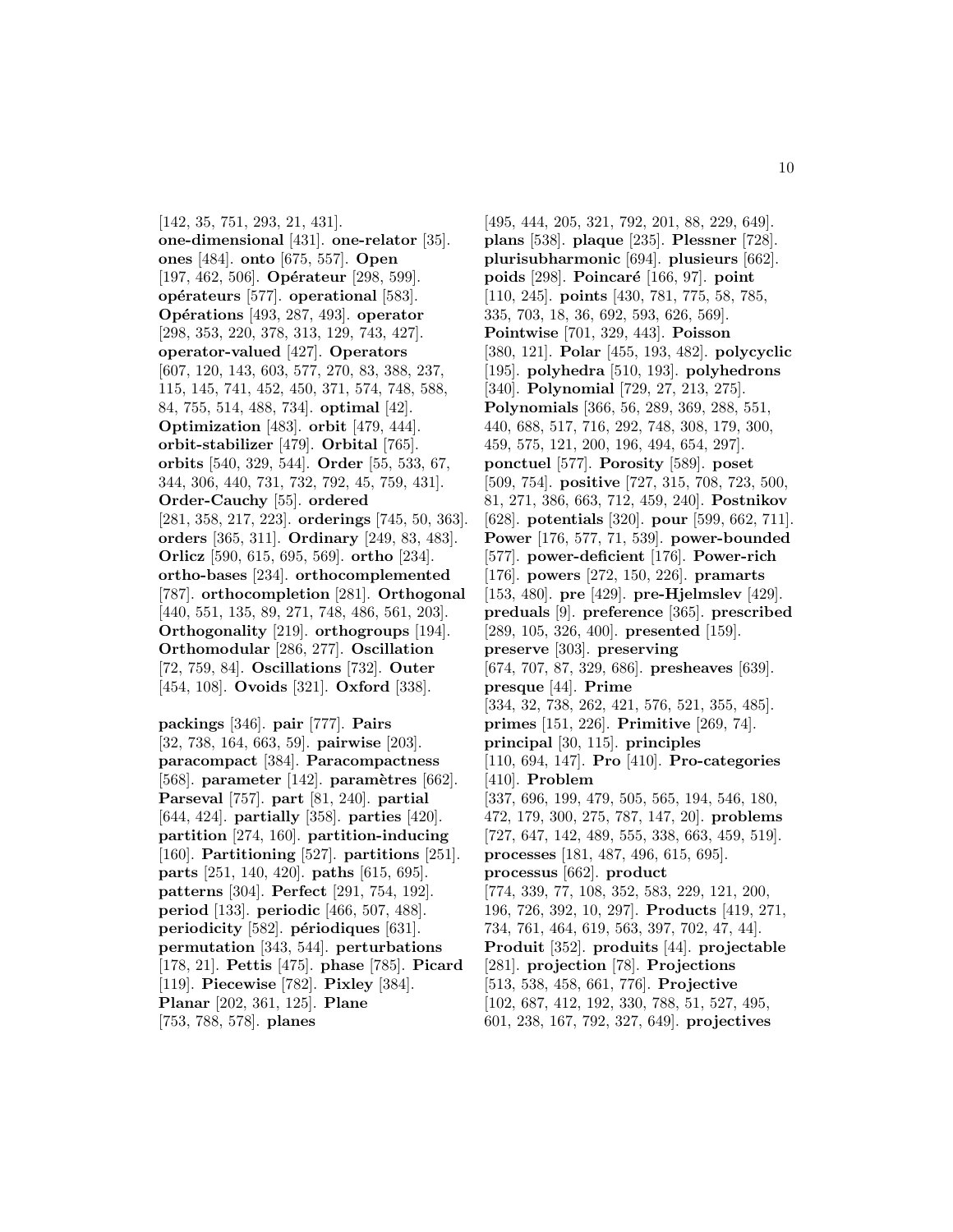[142, 35, 751, 293, 21, 431]. **one-dimensional** [431]. **one-relator** [35]. **ones** [484]. **onto** [675, 557]. **Open** [197, 462, 506]. **Opérateur** [298, 599]. **opérateurs** [577]. **operational** [583]. **Opérations** [493, 287, 493]. **operator** [298, 353, 220, 378, 313, 129, 743, 427]. **operator-valued** [427]. **Operators** [607, 120, 143, 603, 577, 270, 83, 388, 237, 115, 145, 741, 452, 450, 371, 574, 748, 588, 84, 755, 514, 488, 734]. **optimal** [42]. **Optimization** [483]. **orbit** [479, 444]. **orbit-stabilizer** [479]. **Orbital** [765]. **orbits** [540, 329, 544]. **Order** [55, 533, 67, 344, 306, 440, 731, 732, 792, 45, 759, 431]. **Order-Cauchy** [55]. **ordered** [281, 358, 217, 223]. **orderings** [745, 50, 363]. **orders** [365, 311]. **Ordinary** [249, 83, 483]. **Orlicz** [590, 615, 695, 569]. **ortho** [234]. **ortho-bases** [234]. **orthocomplemented** [787]. **orthocompletion** [281]. **Orthogonal** [440, 551, 135, 89, 271, 748, 486, 561, 203]. **Orthogonality** [219]. **orthogroups** [194]. **Orthomodular** [286, 277]. **Oscillation** [72, 759, 84]. **Oscillations** [732]. **Outer** [454, 108]. **Ovoids** [321]. **Oxford** [338].

**packings** [346]. **pair** [777]. **Pairs** [32, 738, 164, 663, 59]. **pairwise** [203]. **paracompact** [384]. **Paracompactness** [568]. **parameter** [142]. **paramètres** [662]. **Parseval** [757]. **part** [81, 240]. **partial** [644, 424]. **partially** [358]. **parties** [420]. **partition** [274, 160]. **partition-inducing** [160]. **Partitioning** [527]. **partitions** [251]. **parts** [251, 140, 420]. **paths** [615, 695]. **patterns** [304]. **Perfect** [291, 754, 192]. **period** [133]. **periodic** [466, 507, 488]. **periodicity** [582]. **périodiques** [631]. **permutation** [343, 544]. **perturbations** [178, 21]. **Pettis** [475]. **phase** [785]. **Picard** [119]. **Piecewise** [782]. **Pixley** [384]. **Planar** [202, 361, 125]. **Plane** [753, 788, 578]. **planes** [495, 444, 205, 321, 792, 201, 88, 229, 649]. **plans** [538]. **plaque** [235]. **Plessner** [728]. **plurisubharmonic** [694]. **plusieurs** [662]. **poids** [298]. **Poincaré** [166, 97]. **point** [110, 245]. **points** [430, 781, 775, 58, 785, 335, 703, 18, 36, 692, 593, 626, 569]. **Pointwise** [701, 329, 443]. **Poisson** [380, 121]. **Polar** [455, 193, 482]. **polycyclic** [195]. **polyhedra** [510, 193]. **polyhedrons** [340]. **Polynomial** [729, 27, 213, 275]. **Polynomials** [366, 56, 289, 369, 288, 551, 440, 688, 517, 716, 292, 748, 308, 179, 300, 459, 575, 121, 200, 196, 494, 654, 297]. **ponctuel** [577]. **Porosity** [589]. **poset** [509, 754]. **positive** [727, 315, 708, 723, 500, 81, 271, 386, 663, 712, 459, 240]. **Postnikov** [628]. **potentials** [320]. **pour** [599, 662, 711]. **Power** [176, 577, 71, 539]. **power-bounded** [577]. **power-deficient** [176]. **Power-rich** [176]. **powers** [272, 150, 226]. **pramarts** [153, 480]. **pre** [429]. **pre-Hjelmslev** [429]. **preduals** [9]. **preference** [365]. **prescribed** [289, 105, 326, 400]. **presented** [159]. **preserve** [303]. **preserving** [674, 707, 87, 329, 686]. **presheaves** [639]. **presque** [44]. **Prime** [334, 32, 738, 262, 421, 576, 521, 355, 485]. **primes** [151, 226]. **Primitive** [269, 74]. **principal** [30, 115]. **principles** [110, 694, 147]. **Pro** [410]. **Pro-categories** [410]. **Problem** [337, 696, 199, 479, 505, 565, 194, 546, 180, 472, 179, 300, 275, 787, 147, 20]. **problems** [727, 647, 142, 489, 555, 338, 663, 459, 519]. **processes** [181, 487, 496, 615, 695]. **processus** [662]. **product** [774, 339, 77, 108, 352, 583, 229, 121, 200, 196, 726, 392, 10, 297]. **Products** [419, 271, 734, 761, 464, 619, 563, 397, 702, 47, 44]. **Produit** [352]. **produits** [44]. **projectable** [281]. **projection** [78]. **Projections** [513, 538, 458, 661, 776]. **Projective** [102, 687, 412, 192, 330, 788, 51, 527, 495, 601, 238, 167, 792, 327, 649]. **projectives**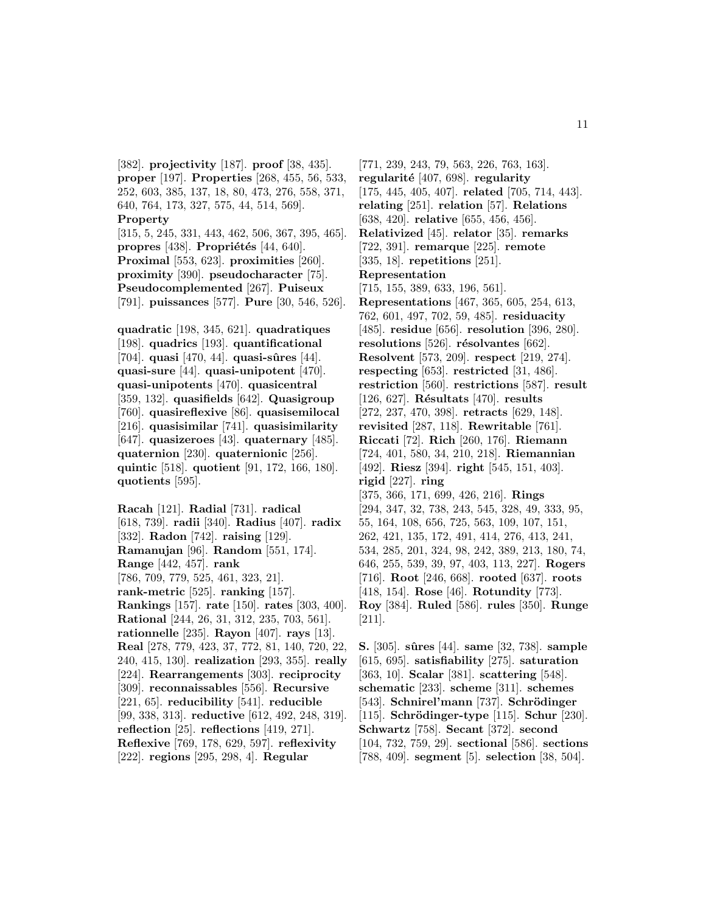[382]. **projectivity** [187]. **proof** [38, 435]. **proper** [197]. **Properties** [268, 455, 56, 533, 252, 603, 385, 137, 18, 80, 473, 276, 558, 371, 640, 764, 173, 327, 575, 44, 514, 569]. **Property** [315, 5, 245, 331, 443, 462, 506, 367, 395, 465]. **propres** [438]. **Propriétés** [44, 640]. **Proximal** [553, 623]. **proximities** [260]. **proximity** [390]. **pseudocharacter** [75]. **Pseudocomplemented** [267]. **Puiseux** [791]. **puissances** [577]. **Pure** [30, 546, 526].

**quadratic** [198, 345, 621]. **quadratiques** [198]. **quadrics** [193]. **quantificational** [704]. **quasi** [470, 44]. **quasi-sûres** [44]. **quasi-sure** [44]. **quasi-unipotent** [470]. **quasi-unipotents** [470]. **quasicentral** [359, 132]. **quasifields** [642]. **Quasigroup** [760]. **quasireflexive** [86]. **quasisemilocal** [216]. **quasisimilar** [741]. **quasisimilarity** [647]. **quasizeroes** [43]. **quaternary** [485]. **quaternion** [230]. **quaternionic** [256]. **quintic** [518]. **quotient** [91, 172, 166, 180]. **quotients** [595].

**Racah** [121]. **Radial** [731]. **radical** [618, 739]. **radii** [340]. **Radius** [407]. **radix** [332]. **Radon** [742]. **raising** [129]. **Ramanujan** [96]. **Random** [551, 174]. **Range** [442, 457]. **rank** [786, 709, 779, 525, 461, 323, 21]. **rank-metric** [525]. **ranking** [157]. **Rankings** [157]. **rate** [150]. **rates** [303, 400]. **Rational** [244, 26, 31, 312, 235, 703, 561]. **rationnelle** [235]. **Rayon** [407]. **rays** [13]. **Real** [278, 779, 423, 37, 772, 81, 140, 720, 22, 240, 415, 130]. **realization** [293, 355]. **really** [224]. **Rearrangements** [303]. **reciprocity** [309]. **reconnaissables** [556]. **Recursive** [221, 65]. **reducibility** [541]. **reducible** [99, 338, 313]. **reductive** [612, 492, 248, 319]. **reflection** [25]. **reflections** [419, 271]. **Reflexive** [769, 178, 629, 597]. **reflexivity** [222]. **regions** [295, 298, 4]. **Regular** [771, 239, 243, 79, 563, 226, 763, 163]. **regularité** [407, 698]. **regularity** [175, 445, 405, 407]. **related** [705, 714, 443]. **relating** [251]. **relation** [57]. **Relations** [638, 420]. **relative** [655, 456, 456]. **Relativized** [45]. **relator** [35]. **remarks** [722, 391]. **remarque** [225]. **remote** [335, 18]. **repetitions** [251]. **Representation** [715, 155, 389, 633, 196, 561]. **Representations** [467, 365, 605, 254, 613, 762, 601, 497, 702, 59, 485]. **residuacity** [485]. **residue** [656]. **resolution** [396, 280]. **resolutions** [526]. **résolvantes** [662]. **Resolvent** [573, 209]. **respect** [219, 274]. **respecting** [653]. **restricted** [31, 486]. **restriction** [560]. **restrictions** [587]. **result** [126, 627]. **Résultats** [470]. **results** [272, 237, 470, 398]. **retracts** [629, 148]. **revisited** [287, 118]. **Rewritable** [761]. **Riccati** [72]. **Rich** [260, 176]. **Riemann** [724, 401, 580, 34, 210, 218]. **Riemannian** [492]. **Riesz** [394]. **right** [545, 151, 403]. **rigid** [227]. **ring** [375, 366, 171, 699, 426, 216]. **Rings** [294, 347, 32, 738, 243, 545, 328, 49, 333, 95, 55, 164, 108, 656, 725, 563, 109, 107, 151, 262, 421, 135, 172, 491, 414, 276, 413, 241, 534, 285, 201, 324, 98, 242, 389, 213, 180, 74, 646, 255, 539, 39, 97, 403, 113, 227]. **Rogers** [716]. **Root** [246, 668]. **rooted** [637]. **roots** [418, 154]. **Rose** [46]. **Rotundity** [773]. **Roy** [384]. **Ruled** [586]. **rules** [350]. **Runge** [211].

**S.** [305]. **sûres** [44]. **same** [32, 738]. **sample** [615, 695]. **satisfiability** [275]. **saturation** [363, 10]. **Scalar** [381]. **scattering** [548]. **schematic** [233]. **scheme** [311]. **schemes** [543]. **Schnirel'mann** [737]. **Schrödinger** [115]. **Schrödinger-type** [115]. **Schur** [230]. **Schwartz** [758]. **Secant** [372]. **second** [104, 732, 759, 29]. **sectional** [586]. **sections** [788, 409]. **segment** [5]. **selection** [38, 504].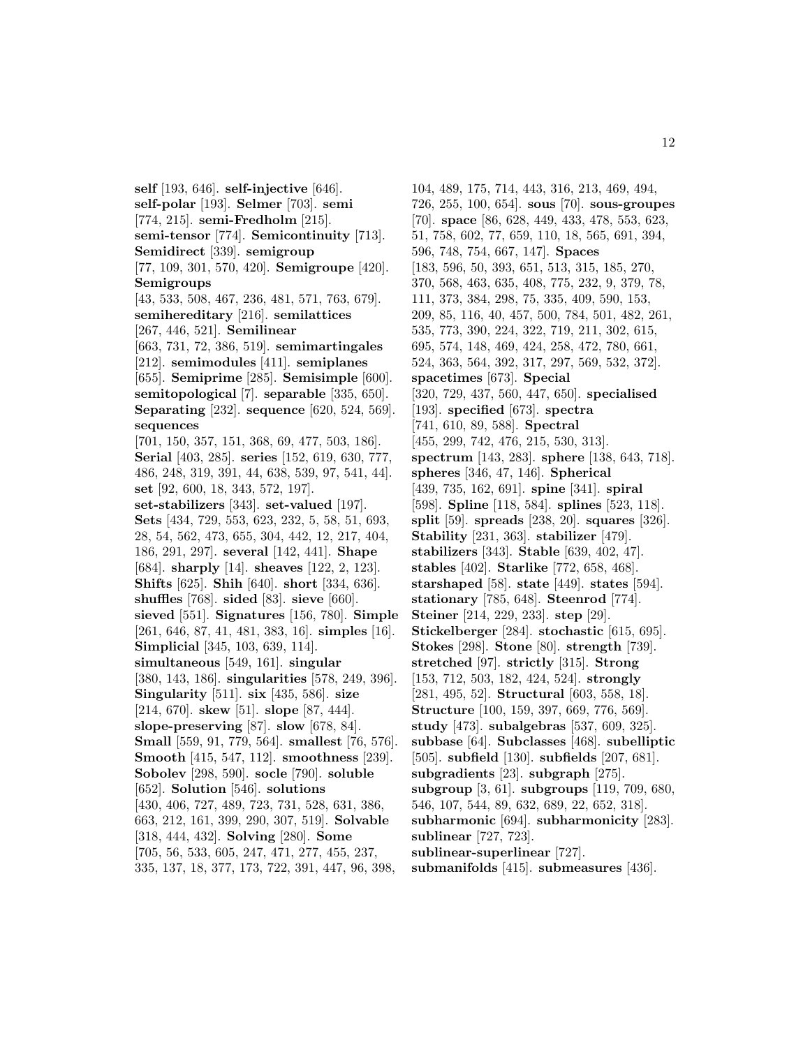**self** [193, 646]. **self-injective** [646]. **self-polar** [193]. **Selmer** [703]. **semi** [774, 215]. **semi-Fredholm** [215]. **semi-tensor** [774]. **Semicontinuity** [713]. **Semidirect** [339]. **semigroup** [77, 109, 301, 570, 420]. **Semigroupe** [420]. **Semigroups** [43, 533, 508, 467, 236, 481, 571, 763, 679]. **semihereditary** [216]. **semilattices** [267, 446, 521]. **Semilinear** [663, 731, 72, 386, 519]. **semimartingales** [212]. **semimodules** [411]. **semiplanes** [655]. **Semiprime** [285]. **Semisimple** [600]. **semitopological** [7]. **separable** [335, 650]. **Separating** [232]. **sequence** [620, 524, 569]. **sequences** [701, 150, 357, 151, 368, 69, 477, 503, 186]. **Serial** [403, 285]. **series** [152, 619, 630, 777, 486, 248, 319, 391, 44, 638, 539, 97, 541, 44]. **set** [92, 600, 18, 343, 572, 197]. **set-stabilizers** [343]. **set-valued** [197]. **Sets** [434, 729, 553, 623, 232, 5, 58, 51, 693, 28, 54, 562, 473, 655, 304, 442, 12, 217, 404, 186, 291, 297]. **several** [142, 441]. **Shape** [684]. **sharply** [14]. **sheaves** [122, 2, 123]. **Shifts** [625]. **Shih** [640]. **short** [334, 636]. **shuffles** [768]. **sided** [83]. **sieve** [660]. **sieved** [551]. **Signatures** [156, 780]. **Simple** [261, 646, 87, 41, 481, 383, 16]. **simples** [16]. **Simplicial** [345, 103, 639, 114]. **simultaneous** [549, 161]. **singular** [380, 143, 186]. **singularities** [578, 249, 396]. **Singularity** [511]. **six** [435, 586]. **size** [214, 670]. **skew** [51]. **slope** [87, 444]. **slope-preserving** [87]. **slow** [678, 84]. **Small** [559, 91, 779, 564]. **smallest** [76, 576]. **Smooth** [415, 547, 112]. **smoothness** [239]. **Sobolev** [298, 590]. **socle** [790]. **soluble** [652]. **Solution** [546]. **solutions** [430, 406, 727, 489, 723, 731, 528, 631, 386, 663, 212, 161, 399, 290, 307, 519]. **Solvable** [318, 444, 432]. **Solving** [280]. **Some** [705, 56, 533, 605, 247, 471, 277, 455, 237, 335, 137, 18, 377, 173, 722, 391, 447, 96, 398, 104, 489, 175, 714, 443, 316, 213, 469, 494, 726, 255, 100, 654]. **sous** [70]. **sous-groupes** [70]. **space** [86, 628, 449, 433, 478, 553, 623, 51, 758, 602, 77, 659, 110, 18, 565, 691, 394, 596, 748, 754, 667, 147]. **Spaces** [183, 596, 50, 393, 651, 513, 315, 185, 270, 370, 568, 463, 635, 408, 775, 232, 9, 379, 78, 111, 373, 384, 298, 75, 335, 409, 590, 153, 209, 85, 116, 40, 457, 500, 784, 501, 482, 261, 535, 773, 390, 224, 322, 719, 211, 302, 615, 695, 574, 148, 469, 424, 258, 472, 780, 661, 524, 363, 564, 392, 317, 297, 569, 532, 372]. **spacetimes** [673]. **Special** [320, 729, 437, 560, 447, 650]. **specialised** [193]. **specified** [673]. **spectra** [741, 610, 89, 588]. **Spectral** [455, 299, 742, 476, 215, 530, 313]. **spectrum** [143, 283]. **sphere** [138, 643, 718]. **spheres** [346, 47, 146]. **Spherical** [439, 735, 162, 691]. **spine** [341]. **spiral** [598]. **Spline** [118, 584]. **splines** [523, 118]. **split** [59]. **spreads** [238, 20]. **squares** [326]. **Stability** [231, 363]. **stabilizer** [479]. **stabilizers** [343]. **Stable** [639, 402, 47]. **stables** [402]. **Starlike** [772, 658, 468]. **starshaped** [58]. **state** [449]. **states** [594]. **stationary** [785, 648]. **Steenrod** [774]. **Steiner** [214, 229, 233]. **step** [29]. **Stickelberger** [284]. **stochastic** [615, 695]. **Stokes** [298]. **Stone** [80]. **strength** [739]. **stretched** [97]. **strictly** [315]. **Strong** [153, 712, 503, 182, 424, 524]. **strongly** [281, 495, 52]. **Structural** [603, 558, 18]. **Structure** [100, 159, 397, 669, 776, 569]. **study** [473]. **subalgebras** [537, 609, 325]. **subbase** [64]. **Subclasses** [468]. **subelliptic** [505]. **subfield** [130]. **subfields** [207, 681]. **subgradients** [23]. **subgraph** [275]. **subgroup** [3, 61]. **subgroups** [119, 709, 680, 546, 107, 544, 89, 632, 689, 22, 652, 318]. **subharmonic** [694]. **subharmonicity** [283]. **sublinear** [727, 723]. **sublinear-superlinear** [727]. **submanifolds** [415]. **submeasures** [436].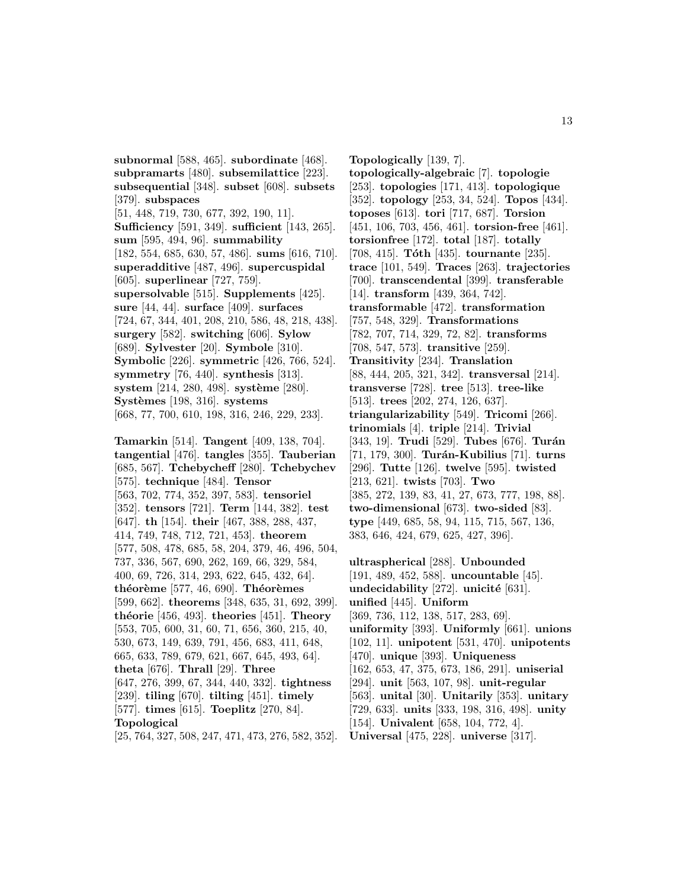**subnormal** [588, 465]. **subordinate** [468]. **subpramarts** [480]. **subsemilattice** [223]. **subsequential** [348]. **subset** [608]. **subsets** [379]. **subspaces** [51, 448, 719, 730, 677, 392, 190, 11]. **Sufficiency** [591, 349]. **sufficient** [143, 265]. **sum** [595, 494, 96]. **summability** [182, 554, 685, 630, 57, 486]. **sums** [616, 710]. **superadditive** [487, 496]. **supercuspidal** [605]. **superlinear** [727, 759]. **supersolvable** [515]. **Supplements** [425]. **sure** [44, 44]. **surface** [409]. **surfaces** [724, 67, 344, 401, 208, 210, 586, 48, 218, 438]. **surgery** [582]. **switching** [606]. **Sylow** [689]. **Sylvester** [20]. **Symbole** [310]. **Symbolic** [226]. **symmetric** [426, 766, 524]. **symmetry** [76, 440]. **synthesis** [313]. **system** [214, 280, 498]. **système** [280]. **Systèmes** [198, 316]. **systems** [668, 77, 700, 610, 198, 316, 246, 229, 233].

**Tamarkin** [514]. **Tangent** [409, 138, 704]. **tangential** [476]. **tangles** [355]. **Tauberian** [685, 567]. **Tchebycheff** [280]. **Tchebychev** [575]. **technique** [484]. **Tensor** [563, 702, 774, 352, 397, 583]. **tensoriel** [352]. **tensors** [721]. **Term** [144, 382]. **test** [647]. **th** [154]. **their** [467, 388, 288, 437, 414, 749, 748, 712, 721, 453]. **theorem** [577, 508, 478, 685, 58, 204, 379, 46, 496, 504, 737, 336, 567, 690, 262, 169, 66, 329, 584, 400, 69, 726, 314, 293, 622, 645, 432, 64]. **théorème** [577, 46, 690]. **Théorèmes** [599, 662]. **theorems** [348, 635, 31, 692, 399]. **théorie** [456, 493]. **theories** [451]. **Theory** [553, 705, 600, 31, 60, 71, 656, 360, 215, 40, 530, 673, 149, 639, 791, 456, 683, 411, 648, 665, 633, 789, 679, 621, 667, 645, 493, 64]. **theta** [676]. **Thrall** [29]. **Three** [647, 276, 399, 67, 344, 440, 332]. **tightness** [239]. **tiling** [670]. **tilting** [451]. **timely** [577]. **times** [615]. **Toeplitz** [270, 84]. **Topological** [25, 764, 327, 508, 247, 471, 473, 276, 582, 352].

**Topologically** [139, 7]. **topologically-algebraic** [7]. **topologie** [253]. **topologies** [171, 413]. **topologique** [352]. **topology** [253, 34, 524]. **Topos** [434]. **toposes** [613]. **tori** [717, 687]. **Torsion** [451, 106, 703, 456, 461]. **torsion-free** [461]. **torsionfree** [172]. **total** [187]. **totally** [708, 415]. **Tóth** [435]. **tournante** [235]. **trace** [101, 549]. **Traces** [263]. **trajectories** [700]. **transcendental** [399]. **transferable** [14]. **transform** [439, 364, 742]. **transformable** [472]. **transformation** [757, 548, 329]. **Transformations** [782, 707, 714, 329, 72, 82]. **transforms** [708, 547, 573]. **transitive** [259]. **Transitivity** [234]. **Translation** [88, 444, 205, 321, 342]. **transversal** [214]. **transverse** [728]. **tree** [513]. **tree-like** [513]. **trees** [202, 274, 126, 637]. **triangularizability** [549]. **Tricomi** [266]. **trinomials** [4]. **triple** [214]. **Trivial** [343, 19]. **Trudi** [529]. **Tubes** [676]. **Turán** [71, 179, 300]. **Turán-Kubilius** [71]. **turns** [296]. **Tutte** [126]. **twelve** [595]. **twisted** [213, 621]. **twists** [703]. **Two** [385, 272, 139, 83, 41, 27, 673, 777, 198, 88]. **two-dimensional** [673]. **two-sided** [83]. **type** [449, 685, 58, 94, 115, 715, 567, 136, 383, 646, 424, 679, 625, 427, 396].

**ultraspherical** [288]. **Unbounded** [191, 489, 452, 588]. **uncountable** [45]. **undecidability** [272]. **unicité** [631]. **unified** [445]. **Uniform** [369, 736, 112, 138, 517, 283, 69]. **uniformity** [393]. **Uniformly** [661]. **unions** [102, 11]. **unipotent** [531, 470]. **unipotents** [470]. **unique** [393]. **Uniqueness** [162, 653, 47, 375, 673, 186, 291]. **uniserial** [294]. **unit** [563, 107, 98]. **unit-regular** [563]. **unital** [30]. **Unitarily** [353]. **unitary** [729, 633]. **units** [333, 198, 316, 498]. **unity** [154]. **Univalent** [658, 104, 772, 4]. **Universal** [475, 228]. **universe** [317].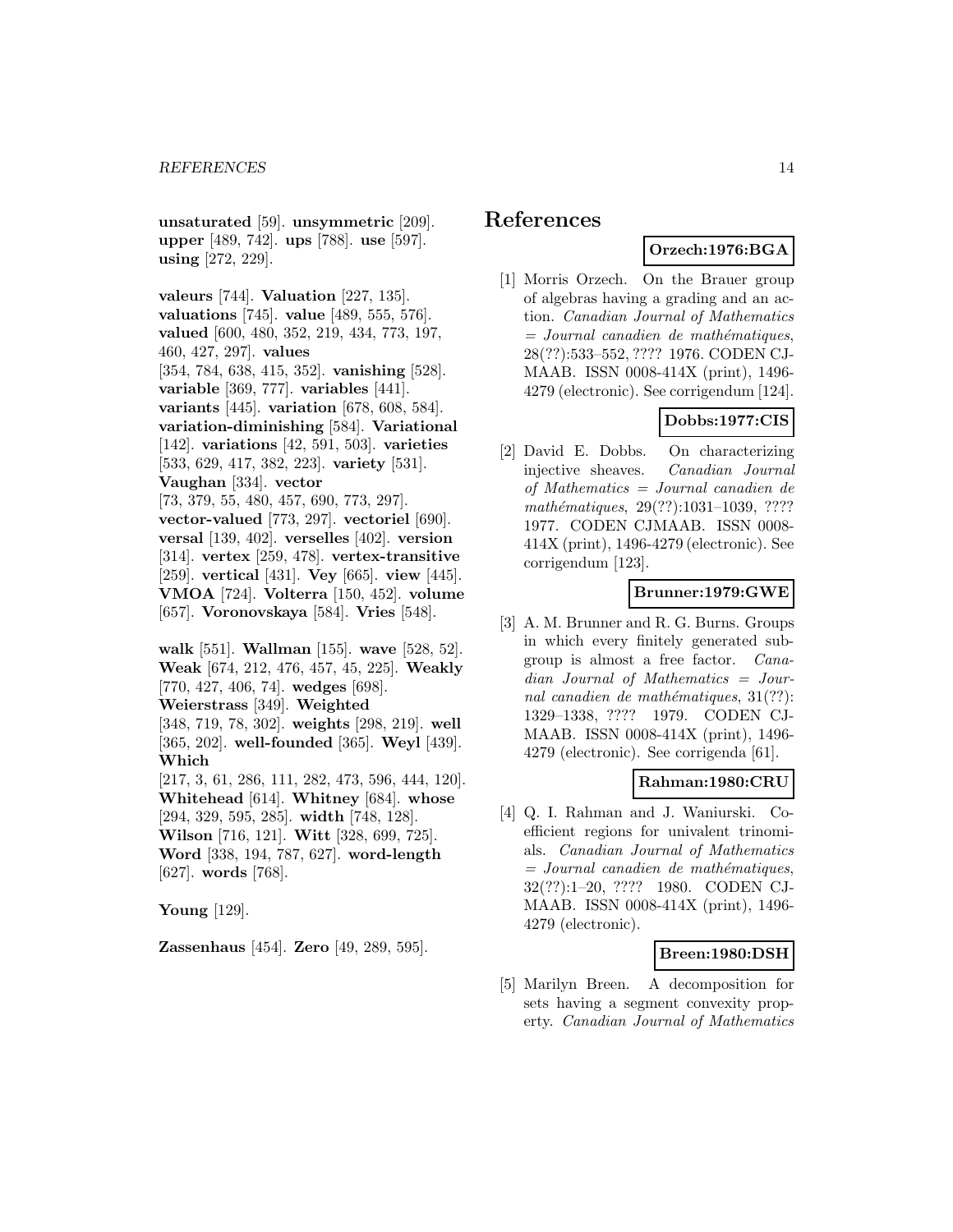**unsaturated** [59]. **unsymmetric** [209]. **upper** [489, 742]. **ups** [788]. **use** [597]. **using** [272, 229].

**valeurs** [744]. **Valuation** [227, 135]. **valuations** [745]. **value** [489, 555, 576]. **valued** [600, 480, 352, 219, 434, 773, 197, 460, 427, 297]. **values** [354, 784, 638, 415, 352]. **vanishing** [528]. **variable** [369, 777]. **variables** [441]. **variants** [445]. **variation** [678, 608, 584]. **variation-diminishing** [584]. **Variational** [142]. **variations** [42, 591, 503]. **varieties** [533, 629, 417, 382, 223]. **variety** [531]. **Vaughan** [334]. **vector** [73, 379, 55, 480, 457, 690, 773, 297]. **vector-valued** [773, 297]. **vectoriel** [690]. **versal** [139, 402]. **verselles** [402]. **version** [314]. **vertex** [259, 478]. **vertex-transitive** [259]. **vertical** [431]. **Vey** [665]. **view** [445]. **VMOA** [724]. **Volterra** [150, 452]. **volume** [657]. **Voronovskaya** [584]. **Vries** [548].

**walk** [551]. **Wallman** [155]. **wave** [528, 52]. **Weak** [674, 212, 476, 457, 45, 225]. **Weakly** [770, 427, 406, 74]. **wedges** [698]. **Weierstrass** [349]. **Weighted** [348, 719, 78, 302]. **weights** [298, 219]. **well** [365, 202]. **well-founded** [365]. **Weyl** [439]. **Which** [217, 3, 61, 286, 111, 282, 473, 596, 444, 120]. **Whitehead** [614]. **Whitney** [684]. **whose** [294, 329, 595, 285]. **width** [748, 128]. **Wilson** [716, 121]. **Witt** [328, 699, 725]. **Word** [338, 194, 787, 627]. **word-length** [627]. **words** [768].

**Young** [129].

**Zassenhaus** [454]. **Zero** [49, 289, 595].

# References

**Orzech:1976:BGA**

[1] Morris Orzech. On the Brauer group of algebras having a grading and an action. *Canadian Journal of Mathematics = Journal canadien de mathématiques*, 28(??):533–552, ???? 1976. CODEN CJMAAB. ISSN 0008-414X (print), 1496-4279 (electronic). See corrigendum [124].

**Dobbs:1977:CIS**

[2] David E. Dobbs. On characterizing injective sheaves. *Canadian Journal of Mathematics = Journal canadien de mathématiques*, 29(??):1031–1039, ???? 1977. CODEN CJMAAB. ISSN 0008-414X (print), 1496-4279 (electronic). See corrigendum [123].

**Brunner:1979:GWE**

[3] A. M. Brunner and R. G. Burns. Groups in which every finitely generated subgroup is almost a free factor. *Canadian Journal of Mathematics = Journal canadien de mathématiques*, 31(??): 1329–1338, ???? 1979. CODEN CJMAAB. ISSN 0008-414X (print), 1496-4279 (electronic). See corrigenda [61].

**Rahman:1980:CRU**

[4] Q. I. Rahman and J. Waniurski. Coefficient regions for univalent trinomials. *Canadian Journal of Mathematics = Journal canadien de mathématiques*, 32(??):1–20, ???? 1980. CODEN CJMAAB. ISSN 0008-414X (print), 1496-4279 (electronic).

**Breen:1980:DSH**

[5] Marilyn Breen. A decomposition for sets having a segment convexity property. *Canadian Journal of Mathematics*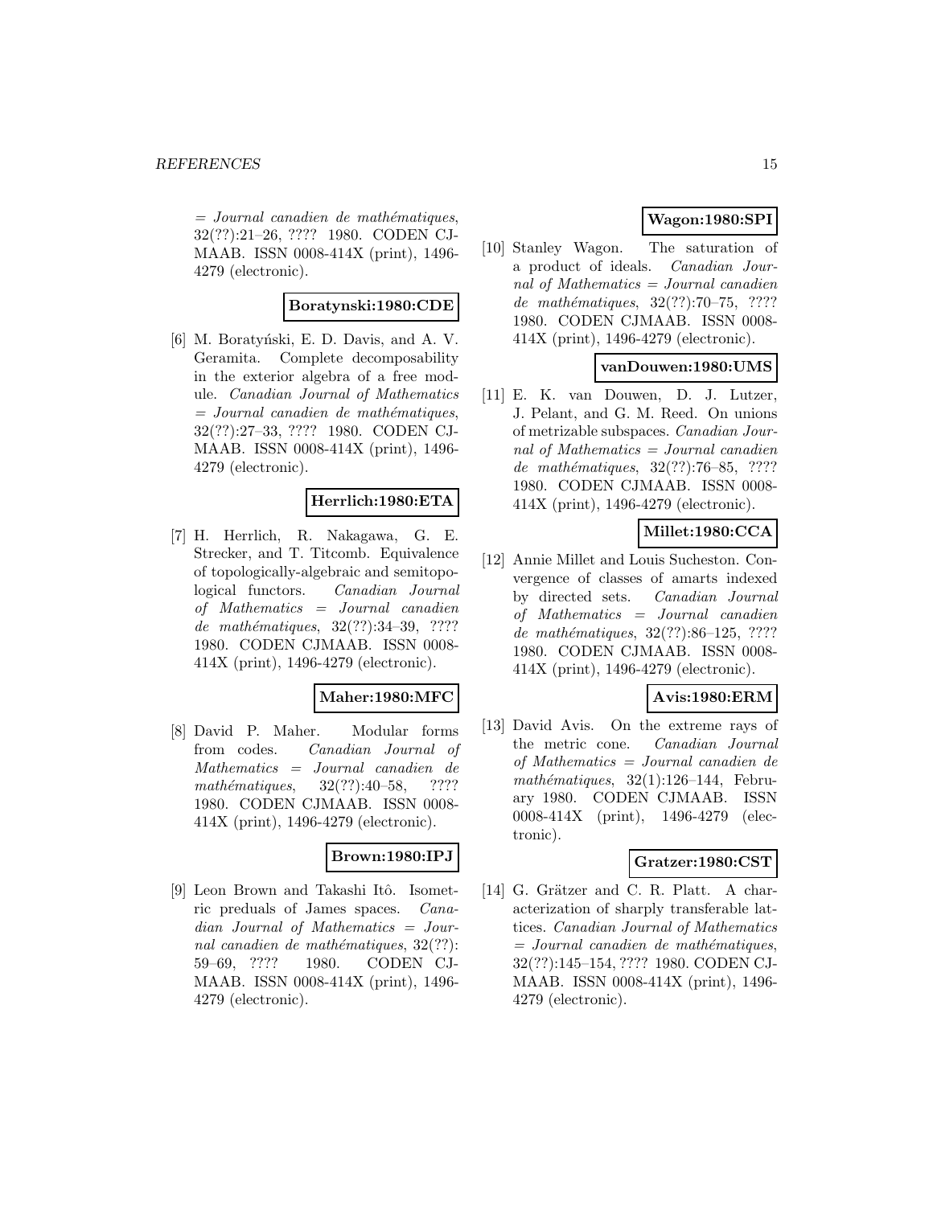= *Journal canadien de mathématiques*, 32(??):21–26, ???? 1980. CODEN CJMAAB. ISSN 0008-414X (print), 1496-4279 (electronic).

**Boratynski:1980:CDE**

[6] M. Boratyński, E. D. Davis, and A. V. Geramita. Complete decomposability in the exterior algebra of a free module. *Canadian Journal of Mathematics = Journal canadien de mathématiques*, 32(??):27–33, ???? 1980. CODEN CJMAAB. ISSN 0008-414X (print), 1496-4279 (electronic).

**Herrlich:1980:ETA**

[7] H. Herrlich, R. Nakagawa, G. E. Strecker, and T. Titcomb. Equivalence of topologically-algebraic and semitopological functors. *Canadian Journal of Mathematics = Journal canadien de mathématiques*, 32(??):34–39, ???? 1980. CODEN CJMAAB. ISSN 0008-414X (print), 1496-4279 (electronic).

**Maher:1980:MFC**

[8] David P. Maher. Modular forms from codes. *Canadian Journal of Mathematics = Journal canadien de mathématiques*, 32(??):40–58, ???? 1980. CODEN CJMAAB. ISSN 0008-414X (print), 1496-4279 (electronic).

**Brown:1980:IPJ**

[9] Leon Brown and Takashi Itô. Isometric preduals of James spaces. *Canadian Journal of Mathematics = Journal canadien de mathématiques*, 32(??):59–69, ???? 1980. CODEN CJMAAB. ISSN 0008-414X (print), 1496-4279 (electronic).

**Wagon:1980:SPI**

[10] Stanley Wagon. The saturation of a product of ideals. *Canadian Journal of Mathematics = Journal canadien de mathématiques*, 32(??):70–75, ???? 1980. CODEN CJMAAB. ISSN 0008-414X (print), 1496-4279 (electronic).

**vanDouwen:1980:UMS**

[11] E. K. van Douwen, D. J. Lutzer, J. Pelant, and G. M. Reed. On unions of metrizable subspaces. *Canadian Journal of Mathematics = Journal canadien de mathématiques*, 32(??):76–85, ???? 1980. CODEN CJMAAB. ISSN 0008-414X (print), 1496-4279 (electronic).

**Millet:1980:CCA**

[12] Annie Millet and Louis Sucheston. Convergence of classes of amarts indexed by directed sets. *Canadian Journal of Mathematics = Journal canadien de mathématiques*, 32(??):86–125, ???? 1980. CODEN CJMAAB. ISSN 0008-414X (print), 1496-4279 (electronic).

**Avis:1980:ERM**

[13] David Avis. On the extreme rays of the metric cone. *Canadian Journal of Mathematics = Journal canadien de mathématiques*, 32(1):126–144, February 1980. CODEN CJMAAB. ISSN 0008-414X (print), 1496-4279 (electronic).

**Gratzer:1980:CST**

[14] G. Grätzer and C. R. Platt. A characterization of sharply transferable lattices. *Canadian Journal of Mathematics = Journal canadien de mathématiques*, 32(??):145–154, ???? 1980. CODEN CJMAAB. ISSN 0008-414X (print), 1496-4279 (electronic).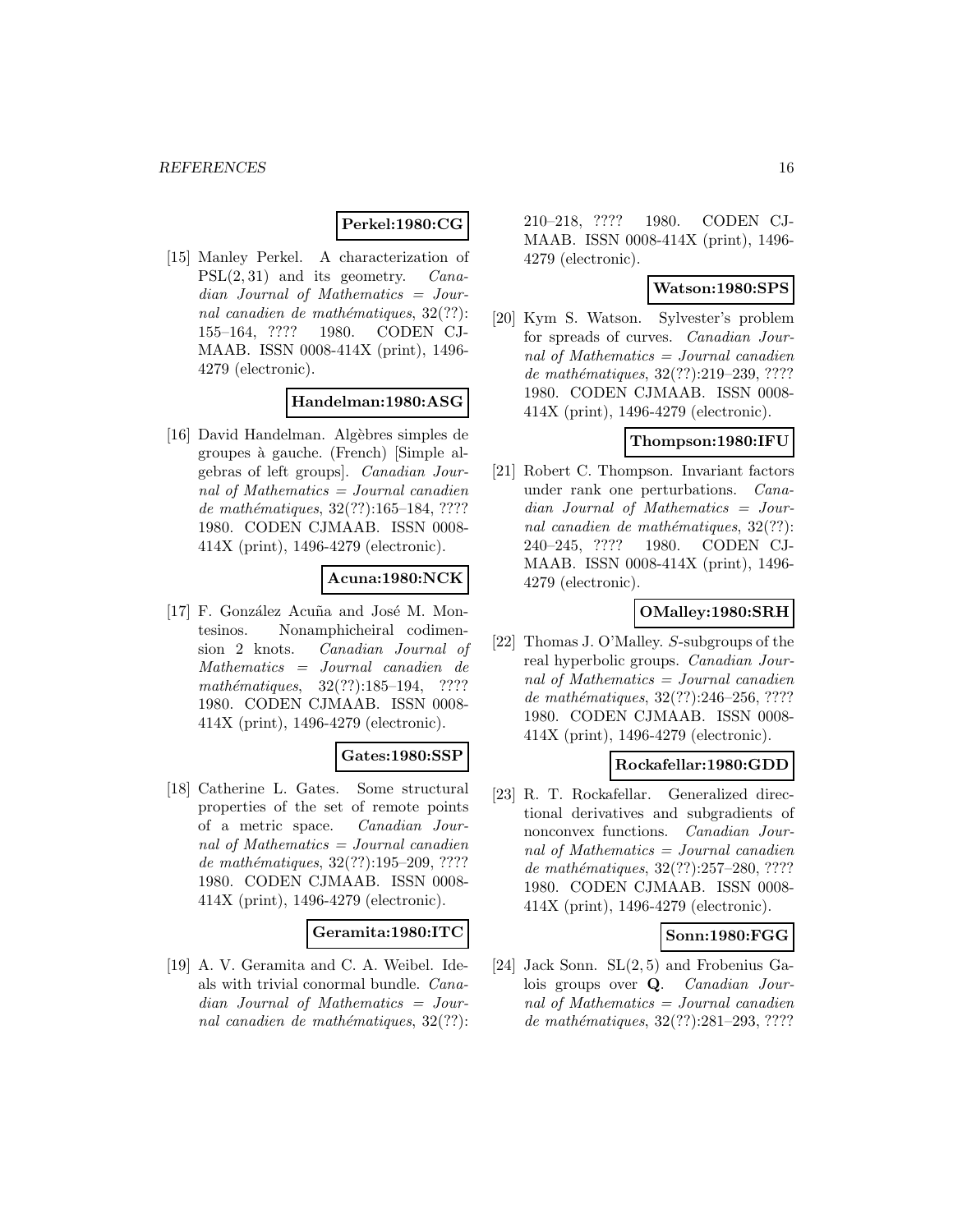**Perkel:1980:CG**

[15] Manley Perkel. A characterization of $\mathrm{PSL}(2,31)$ and its geometry. *Canadian Journal of Mathematics = Journal canadien de mathématiques*, 32(??): 155–164, ???? 1980. CODEN CJMAAB. ISSN 0008-414X (print), 1496-4279 (electronic).

**Handelman:1980:ASG**

[16] David Handelman. Algèbres simples de groupes à gauche. (French) [Simple algebras of left groups]. *Canadian Journal of Mathematics = Journal canadien de mathématiques*, 32(??):165–184, ???? 1980. CODEN CJMAAB. ISSN 0008-414X (print), 1496-4279 (electronic).

**Acuna:1980:NCK**

[17] F. González Acuña and José M. Montesinos. Nonamphicheiral codimension 2 knots. *Canadian Journal of Mathematics = Journal canadien de mathématiques*, 32(??):185–194, ???? 1980. CODEN CJMAAB. ISSN 0008-414X (print), 1496-4279 (electronic).

**Gates:1980:SSP**

[18] Catherine L. Gates. Some structural properties of the set of remote points of a metric space. *Canadian Journal of Mathematics = Journal canadien de mathématiques*, 32(??):195–209, ???? 1980. CODEN CJMAAB. ISSN 0008-414X (print), 1496-4279 (electronic).

**Geramita:1980:ITC**

[19] A. V. Geramita and C. A. Weibel. Ideals with trivial conormal bundle. *Canadian Journal of Mathematics = Journal canadien de mathématiques*, 32(??): 210–218, ???? 1980. CODEN CJMAAB. ISSN 0008-414X (print), 1496-4279 (electronic).

**Watson:1980:SPS**

[20] Kym S. Watson. Sylvester's problem for spreads of curves. *Canadian Journal of Mathematics = Journal canadien de mathématiques*, 32(??):219–239, ???? 1980. CODEN CJMAAB. ISSN 0008-414X (print), 1496-4279 (electronic).

**Thompson:1980:IFU**

[21] Robert C. Thompson. Invariant factors under rank one perturbations. *Canadian Journal of Mathematics = Journal canadien de mathématiques*, 32(??): 240–245, ???? 1980. CODEN CJMAAB. ISSN 0008-414X (print), 1496-4279 (electronic).

**OMalley:1980:SRH**

[22] Thomas J. O'Malley. $S$-subgroups of the real hyperbolic groups. *Canadian Journal of Mathematics = Journal canadien de mathématiques*, 32(??):246–256, ???? 1980. CODEN CJMAAB. ISSN 0008-414X (print), 1496-4279 (electronic).

**Rockafellar:1980:GDD**

[23] R. T. Rockafellar. Generalized directional derivatives and subgradients of nonconvex functions. *Canadian Journal of Mathematics = Journal canadien de mathématiques*, 32(??):257–280, ???? 1980. CODEN CJMAAB. ISSN 0008-414X (print), 1496-4279 (electronic).

**Sonn:1980:FGG**

[24] Jack Sonn. $\mathrm{SL}(2,5)$ and Frobenius Galois groups over $\mathbf{Q}$. *Canadian Journal of Mathematics = Journal canadien de mathématiques*, 32(??):281–293, ????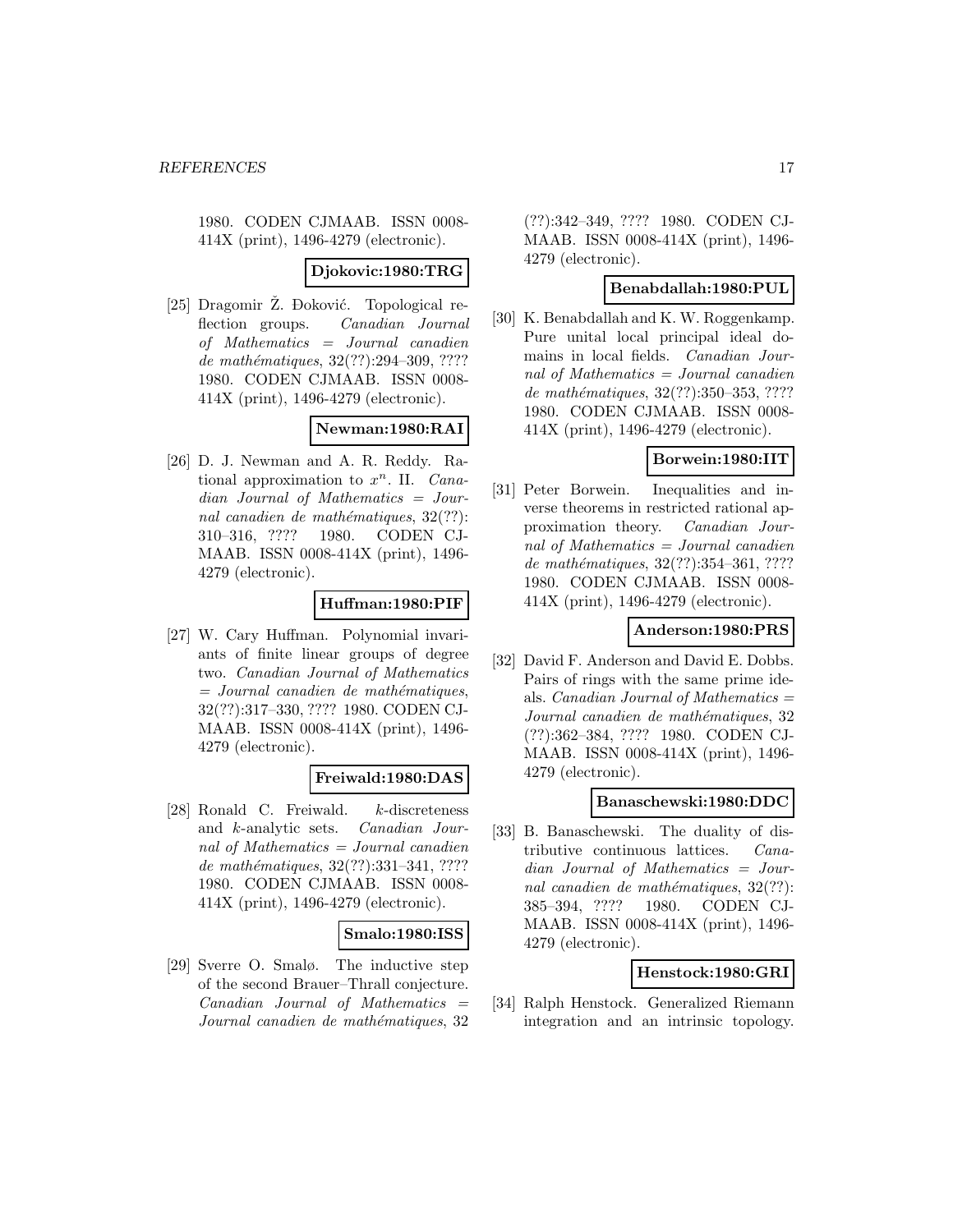1980. CODEN CJMAAB. ISSN 0008-414X (print), 1496-4279 (electronic).

**Djokovic:1980:TRG**

[25] Dragomir Ž. Đoković. Topological reflection groups. *Canadian Journal of Mathematics = Journal canadien de mathématiques*, 32(??):294–309, ???? 1980. CODEN CJMAAB. ISSN 0008-414X (print), 1496-4279 (electronic).

**Newman:1980:RAI**

[26] D. J. Newman and A. R. Reddy. Rational approximation to $x^n$. II. *Canadian Journal of Mathematics = Journal canadien de mathématiques*, 32(??): 310–316, ???? 1980. CODEN CJMAAB. ISSN 0008-414X (print), 1496-4279 (electronic).

**Huffman:1980:PIF**

[27] W. Cary Huffman. Polynomial invariants of finite linear groups of degree two. *Canadian Journal of Mathematics = Journal canadien de mathématiques*, 32(??):317–330, ???? 1980. CODEN CJMAAB. ISSN 0008-414X (print), 1496-4279 (electronic).

**Freiwald:1980:DAS**

[28] Ronald C. Freiwald. $k$-discreteness and $k$-analytic sets. *Canadian Journal of Mathematics = Journal canadien de mathématiques*, 32(??):331–341, ???? 1980. CODEN CJMAAB. ISSN 0008-414X (print), 1496-4279 (electronic).

**Smalo:1980:ISS**

[29] Sverre O. Smalø. The inductive step of the second Brauer–Thrall conjecture. *Canadian Journal of Mathematics = Journal canadien de mathématiques*, 32 (??):342–349, ???? 1980. CODEN CJMAAB. ISSN 0008-414X (print), 1496-4279 (electronic).

**Benabdallah:1980:PUL**

[30] K. Benabdallah and K. W. Roggenkamp. Pure unital local principal ideal domains in local fields. *Canadian Journal of Mathematics = Journal canadien de mathématiques*, 32(??):350–353, ???? 1980. CODEN CJMAAB. ISSN 0008-414X (print), 1496-4279 (electronic).

**Borwein:1980:IIT**

[31] Peter Borwein. Inequalities and inverse theorems in restricted rational approximation theory. *Canadian Journal of Mathematics = Journal canadien de mathématiques*, 32(??):354–361, ???? 1980. CODEN CJMAAB. ISSN 0008-414X (print), 1496-4279 (electronic).

**Anderson:1980:PRS**

[32] David F. Anderson and David E. Dobbs. Pairs of rings with the same prime ideals. *Canadian Journal of Mathematics = Journal canadien de mathématiques*, 32 (??):362–384, ???? 1980. CODEN CJMAAB. ISSN 0008-414X (print), 1496-4279 (electronic).

**Banaschewski:1980:DDC**

[33] B. Banaschewski. The duality of distributive continuous lattices. *Canadian Journal of Mathematics = Journal canadien de mathématiques*, 32(??): 385–394, ???? 1980. CODEN CJMAAB. ISSN 0008-414X (print), 1496-4279 (electronic).

**Henstock:1980:GRI**

[34] Ralph Henstock. Generalized Riemann integration and an intrinsic topology.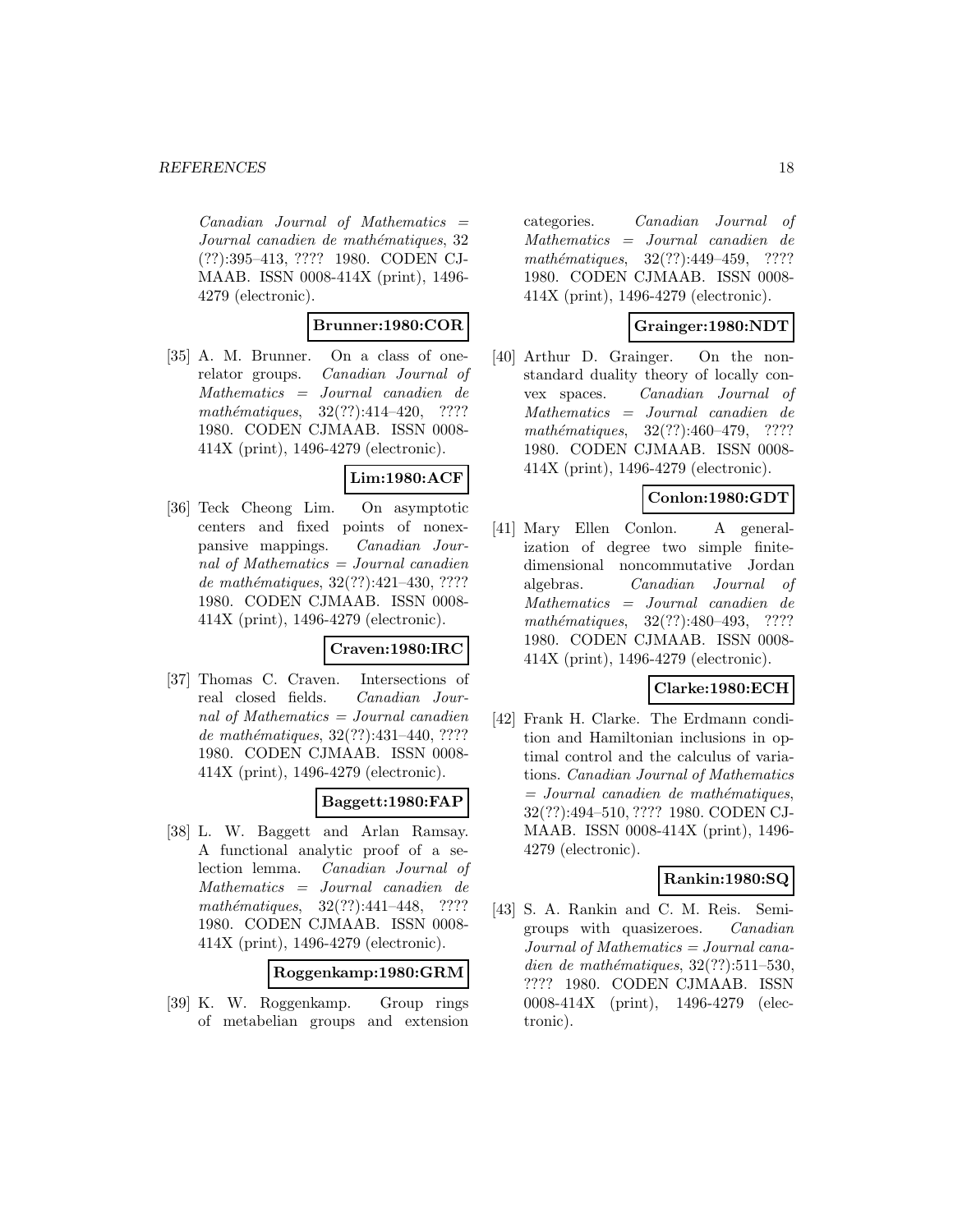*Canadian Journal of Mathematics = Journal canadien de mathématiques*, 32 (??):395–413, ???? 1980. CODEN CJMAAB. ISSN 0008-414X (print), 1496-4279 (electronic).

**Brunner:1980:COR**

[35] A. M. Brunner. On a class of one-relator groups. *Canadian Journal of Mathematics = Journal canadien de mathématiques*, 32(??):414–420, ???? 1980. CODEN CJMAAB. ISSN 0008-414X (print), 1496-4279 (electronic).

**Lim:1980:ACF**

[36] Teck Cheong Lim. On asymptotic centers and fixed points of nonexpansive mappings. *Canadian Journal of Mathematics = Journal canadien de mathématiques*, 32(??):421–430, ???? 1980. CODEN CJMAAB. ISSN 0008-414X (print), 1496-4279 (electronic).

**Craven:1980:IRC**

[37] Thomas C. Craven. Intersections of real closed fields. *Canadian Journal of Mathematics = Journal canadien de mathématiques*, 32(??):431–440, ???? 1980. CODEN CJMAAB. ISSN 0008-414X (print), 1496-4279 (electronic).

**Baggett:1980:FAP**

[38] L. W. Baggett and Arlan Ramsay. A functional analytic proof of a selection lemma. *Canadian Journal of Mathematics = Journal canadien de mathématiques*, 32(??):441–448, ???? 1980. CODEN CJMAAB. ISSN 0008-414X (print), 1496-4279 (electronic).

**Roggenkamp:1980:GRM**

[39] K. W. Roggenkamp. Group rings of metabelian groups and extension categories. *Canadian Journal of Mathematics = Journal canadien de mathématiques*, 32(??):449–459, ???? 1980. CODEN CJMAAB. ISSN 0008-414X (print), 1496-4279 (electronic).

**Grainger:1980:NDT**

[40] Arthur D. Grainger. On the nonstandard duality theory of locally convex spaces. *Canadian Journal of Mathematics = Journal canadien de mathématiques*, 32(??):460–479, ???? 1980. CODEN CJMAAB. ISSN 0008-414X (print), 1496-4279 (electronic).

**Conlon:1980:GDT**

[41] Mary Ellen Conlon. A generalization of degree two simple finite-dimensional noncommutative Jordan algebras. *Canadian Journal of Mathematics = Journal canadien de mathématiques*, 32(??):480–493, ???? 1980. CODEN CJMAAB. ISSN 0008-414X (print), 1496-4279 (electronic).

**Clarke:1980:ECH**

[42] Frank H. Clarke. The Erdmann condition and Hamiltonian inclusions in optimal control and the calculus of variations. *Canadian Journal of Mathematics = Journal canadien de mathématiques*, 32(??):494–510, ???? 1980. CODEN CJMAAB. ISSN 0008-414X (print), 1496-4279 (electronic).

**Rankin:1980:SQ**

[43] S. A. Rankin and C. M. Reis. Semigroups with quasizeroes. *Canadian Journal of Mathematics = Journal canadien de mathématiques*, 32(??):511–530, ???? 1980. CODEN CJMAAB. ISSN 0008-414X (print), 1496-4279 (electronic).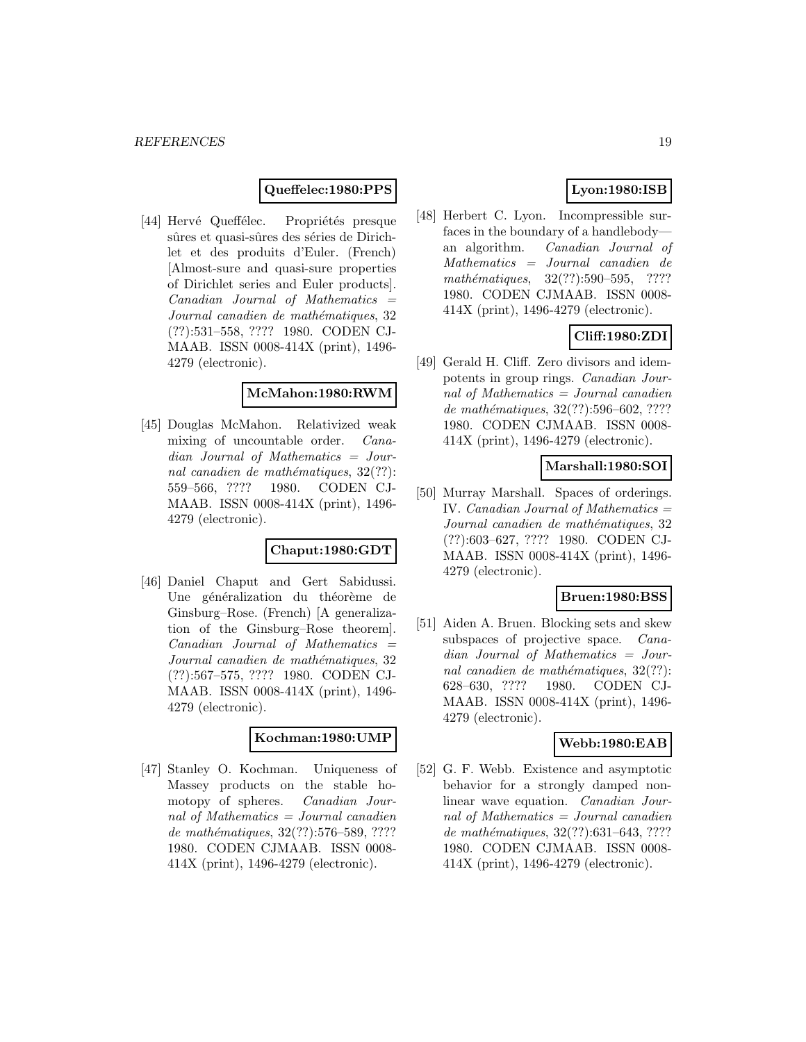**Queffelec:1980:PPS**

[44] Hervé Queffélec. Propriétés presque sûres et quasi-sûres des séries de Dirichlet et des produits d'Euler. (French) [Almost-sure and quasi-sure properties of Dirichlet series and Euler products]. *Canadian Journal of Mathematics = Journal canadien de mathématiques*, 32 (??):531–558, ???? 1980. CODEN CJMAAB. ISSN 0008-414X (print), 1496-4279 (electronic).

**McMahon:1980:RWM**

[45] Douglas McMahon. Relativized weak mixing of uncountable order. *Canadian Journal of Mathematics = Journal canadien de mathématiques*, 32(??): 559–566, ???? 1980. CODEN CJMAAB. ISSN 0008-414X (print), 1496-4279 (electronic).

**Chaput:1980:GDT**

[46] Daniel Chaput and Gert Sabidussi. Une généralization du théorème de Ginsburg–Rose. (French) [A generalization of the Ginsburg–Rose theorem]. *Canadian Journal of Mathematics = Journal canadien de mathématiques*, 32 (??):567–575, ???? 1980. CODEN CJMAAB. ISSN 0008-414X (print), 1496-4279 (electronic).

**Kochman:1980:UMP**

[47] Stanley O. Kochman. Uniqueness of Massey products on the stable homotopy of spheres. *Canadian Journal of Mathematics = Journal canadien de mathématiques*, 32(??):576–589, ???? 1980. CODEN CJMAAB. ISSN 0008-414X (print), 1496-4279 (electronic).

**Lyon:1980:ISB**

[48] Herbert C. Lyon. Incompressible surfaces in the boundary of a handlebody—an algorithm. *Canadian Journal of Mathematics = Journal canadien de mathématiques*, 32(??):590–595, ???? 1980. CODEN CJMAAB. ISSN 0008-414X (print), 1496-4279 (electronic).

**Cliff:1980:ZDI**

[49] Gerald H. Cliff. Zero divisors and idempotents in group rings. *Canadian Journal of Mathematics = Journal canadien de mathématiques*, 32(??):596–602, ???? 1980. CODEN CJMAAB. ISSN 0008-414X (print), 1496-4279 (electronic).

**Marshall:1980:SOI**

[50] Murray Marshall. Spaces of orderings. IV. *Canadian Journal of Mathematics = Journal canadien de mathématiques*, 32 (??):603–627, ???? 1980. CODEN CJMAAB. ISSN 0008-414X (print), 1496-4279 (electronic).

**Bruen:1980:BSS**

[51] Aiden A. Bruen. Blocking sets and skew subspaces of projective space. *Canadian Journal of Mathematics = Journal canadien de mathématiques*, 32(??): 628–630, ???? 1980. CODEN CJMAAB. ISSN 0008-414X (print), 1496-4279 (electronic).

**Webb:1980:EAB**

[52] G. F. Webb. Existence and asymptotic behavior for a strongly damped nonlinear wave equation. *Canadian Journal of Mathematics = Journal canadien de mathématiques*, 32(??):631–643, ???? 1980. CODEN CJMAAB. ISSN 0008-414X (print), 1496-4279 (electronic).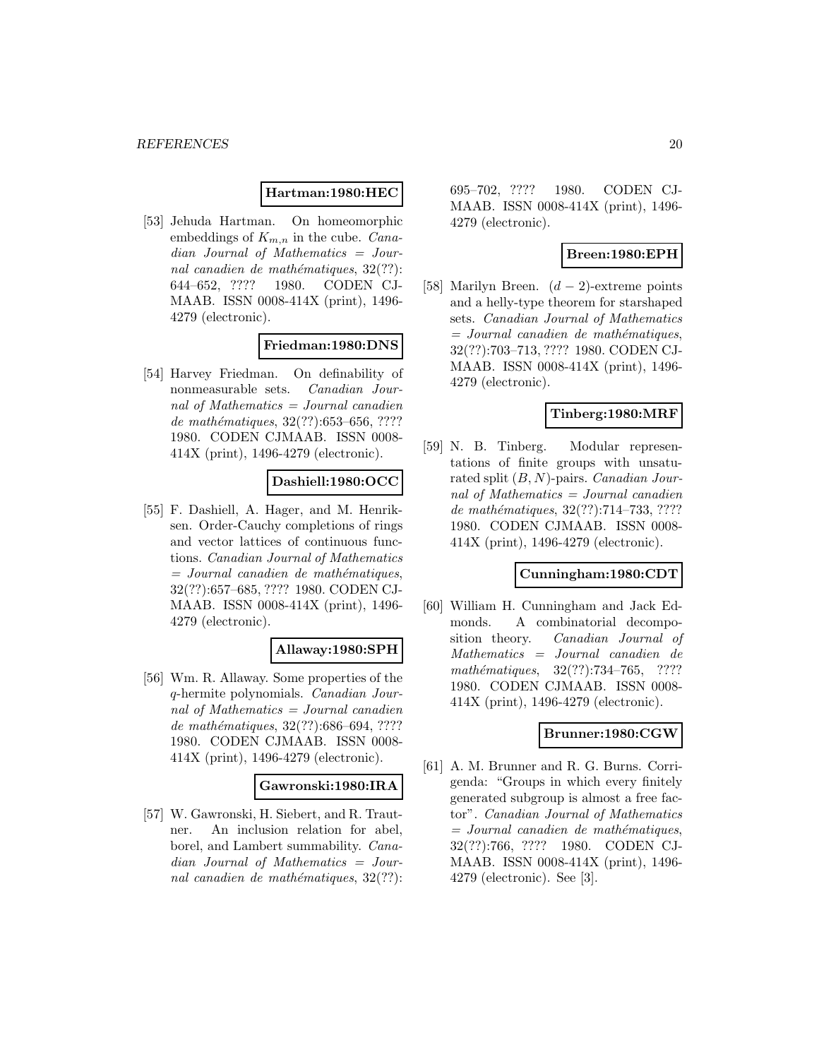**Hartman:1980:HEC**

[53] Jehuda Hartman. On homeomorphic embeddings of $K_{m,n}$ in the cube. *Canadian Journal of Mathematics = Journal canadien de mathématiques*, 32(??): 644–652, ???? 1980. CODEN CJMAAB. ISSN 0008-414X (print), 1496-4279 (electronic).

**Friedman:1980:DNS**

[54] Harvey Friedman. On definability of nonmeasurable sets. *Canadian Journal of Mathematics = Journal canadien de mathématiques*, 32(??):653–656, ???? 1980. CODEN CJMAAB. ISSN 0008-414X (print), 1496-4279 (electronic).

**Dashiell:1980:OCC**

[55] F. Dashiell, A. Hager, and M. Henriksen. Order-Cauchy completions of rings and vector lattices of continuous functions. *Canadian Journal of Mathematics = Journal canadien de mathématiques*, 32(??):657–685, ???? 1980. CODEN CJMAAB. ISSN 0008-414X (print), 1496-4279 (electronic).

**Allaway:1980:SPH**

[56] Wm. R. Allaway. Some properties of the $q$-hermite polynomials. *Canadian Journal of Mathematics = Journal canadien de mathématiques*, 32(??):686–694, ???? 1980. CODEN CJMAAB. ISSN 0008-414X (print), 1496-4279 (electronic).

**Gawronski:1980:IRA**

[57] W. Gawronski, H. Siebert, and R. Trautner. An inclusion relation for abel, borel, and Lambert summability. *Canadian Journal of Mathematics = Journal canadien de mathématiques*, 32(??): 695–702, ???? 1980. CODEN CJMAAB. ISSN 0008-414X (print), 1496-4279 (electronic).

**Breen:1980:EPH**

[58] Marilyn Breen. $(d-2)$-extreme points and a helly-type theorem for starshaped sets. *Canadian Journal of Mathematics = Journal canadien de mathématiques*, 32(??):703–713, ???? 1980. CODEN CJMAAB. ISSN 0008-414X (print), 1496-4279 (electronic).

**Tinberg:1980:MRF**

[59] N. B. Tinberg. Modular representations of finite groups with unsaturated split $(B, N)$-pairs. *Canadian Journal of Mathematics = Journal canadien de mathématiques*, 32(??):714–733, ???? 1980. CODEN CJMAAB. ISSN 0008-414X (print), 1496-4279 (electronic).

**Cunningham:1980:CDT**

[60] William H. Cunningham and Jack Edmonds. A combinatorial decomposition theory. *Canadian Journal of Mathematics = Journal canadien de mathématiques*, 32(??):734–765, ???? 1980. CODEN CJMAAB. ISSN 0008-414X (print), 1496-4279 (electronic).

**Brunner:1980:CGW**

[61] A. M. Brunner and R. G. Burns. Corrigenda: "Groups in which every finitely generated subgroup is almost a free factor". *Canadian Journal of Mathematics = Journal canadien de mathématiques*, 32(??):766, ???? 1980. CODEN CJMAAB. ISSN 0008-414X (print), 1496-4279 (electronic). See [3].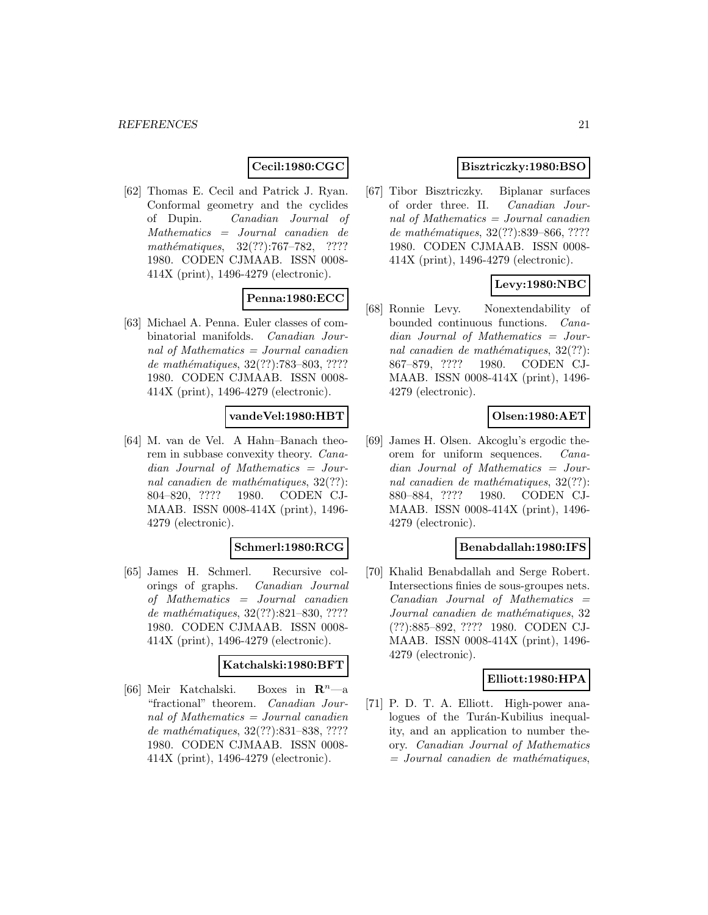**Cecil:1980:CGC**

[62] Thomas E. Cecil and Patrick J. Ryan. Conformal geometry and the cyclides of Dupin. *Canadian Journal of Mathematics = Journal canadien de mathématiques*, 32(??):767–782, ???? 1980. CODEN CJMAAB. ISSN 0008-414X (print), 1496-4279 (electronic).

**Penna:1980:ECC**

[63] Michael A. Penna. Euler classes of combinatorial manifolds. *Canadian Journal of Mathematics = Journal canadien de mathématiques*, 32(??):783–803, ???? 1980. CODEN CJMAAB. ISSN 0008-414X (print), 1496-4279 (electronic).

**vandeVel:1980:HBT**

[64] M. van de Vel. A Hahn–Banach theorem in subbase convexity theory. *Canadian Journal of Mathematics = Journal canadien de mathématiques*, 32(??): 804–820, ???? 1980. CODEN CJMAAB. ISSN 0008-414X (print), 1496-4279 (electronic).

**Schmerl:1980:RCG**

[65] James H. Schmerl. Recursive colorings of graphs. *Canadian Journal of Mathematics = Journal canadien de mathématiques*, 32(??):821–830, ???? 1980. CODEN CJMAAB. ISSN 0008-414X (print), 1496-4279 (electronic).

**Katchalski:1980:BFT**

[66] Meir Katchalski. Boxes in $\mathbf{R}^n$—a "fractional" theorem. *Canadian Journal of Mathematics = Journal canadien de mathématiques*, 32(??):831–838, ???? 1980. CODEN CJMAAB. ISSN 0008-414X (print), 1496-4279 (electronic).

**Bisztriczky:1980:BSO**

[67] Tibor Bisztriczky. Biplanar surfaces of order three. II. *Canadian Journal of Mathematics = Journal canadien de mathématiques*, 32(??):839–866, ???? 1980. CODEN CJMAAB. ISSN 0008-414X (print), 1496-4279 (electronic).

**Levy:1980:NBC**

[68] Ronnie Levy. Nonextendability of bounded continuous functions. *Canadian Journal of Mathematics = Journal canadien de mathématiques*, 32(??): 867–879, ???? 1980. CODEN CJMAAB. ISSN 0008-414X (print), 1496-4279 (electronic).

**Olsen:1980:AET**

[69] James H. Olsen. Akcoglu's ergodic theorem for uniform sequences. *Canadian Journal of Mathematics = Journal canadien de mathématiques*, 32(??): 880–884, ???? 1980. CODEN CJMAAB. ISSN 0008-414X (print), 1496-4279 (electronic).

**Benabdallah:1980:IFS**

[70] Khalid Benabdallah and Serge Robert. Intersections finies de sous-groupes nets. *Canadian Journal of Mathematics = Journal canadien de mathématiques*, 32 (??):885–892, ???? 1980. CODEN CJMAAB. ISSN 0008-414X (print), 1496-4279 (electronic).

**Elliott:1980:HPA**

[71] P. D. T. A. Elliott. High-power analogues of the Turán-Kubilius inequality, and an application to number theory. *Canadian Journal of Mathematics = Journal canadien de mathématiques*,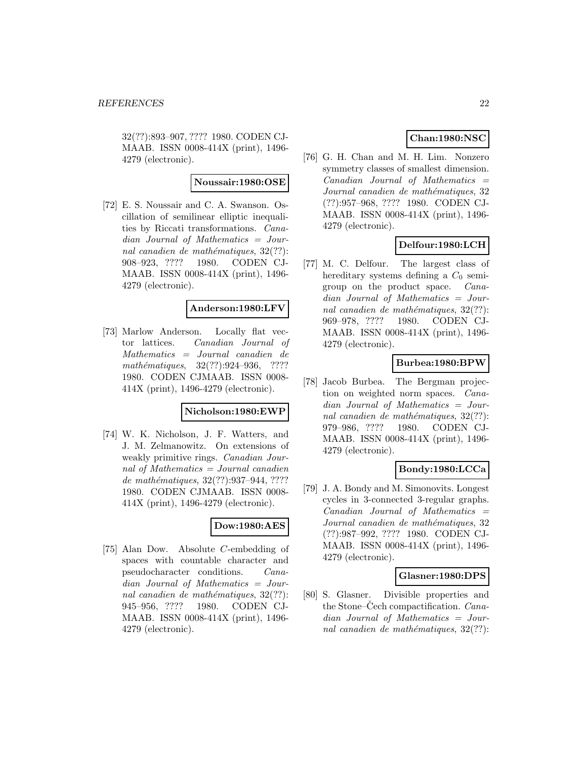32(??):893–907, ???? 1980. CODEN CJMAAB. ISSN 0008-414X (print), 1496-4279 (electronic).

**Noussair:1980:OSE**

[72] E. S. Noussair and C. A. Swanson. Oscillation of semilinear elliptic inequalities by Riccati transformations. *Canadian Journal of Mathematics = Journal canadien de mathématiques*, 32(??): 908–923, ???? 1980. CODEN CJMAAB. ISSN 0008-414X (print), 1496-4279 (electronic).

**Anderson:1980:LFV**

[73] Marlow Anderson. Locally flat vector lattices. *Canadian Journal of Mathematics = Journal canadien de mathématiques*, 32(??):924–936, ???? 1980. CODEN CJMAAB. ISSN 0008-414X (print), 1496-4279 (electronic).

**Nicholson:1980:EWP**

[74] W. K. Nicholson, J. F. Watters, and J. M. Zelmanowitz. On extensions of weakly primitive rings. *Canadian Journal of Mathematics = Journal canadien de mathématiques*, 32(??):937–944, ???? 1980. CODEN CJMAAB. ISSN 0008-414X (print), 1496-4279 (electronic).

**Dow:1980:AES**

[75] Alan Dow. Absolute $C$-embedding of spaces with countable character and pseudocharacter conditions. *Canadian Journal of Mathematics = Journal canadien de mathématiques*, 32(??): 945–956, ???? 1980. CODEN CJMAAB. ISSN 0008-414X (print), 1496-4279 (electronic).

**Chan:1980:NSC**

[76] G. H. Chan and M. H. Lim. Nonzero symmetry classes of smallest dimension. *Canadian Journal of Mathematics = Journal canadien de mathématiques*, 32 (??):957–968, ???? 1980. CODEN CJMAAB. ISSN 0008-414X (print), 1496-4279 (electronic).

**Delfour:1980:LCH**

[77] M. C. Delfour. The largest class of hereditary systems defining a $C_0$ semigroup on the product space. *Canadian Journal of Mathematics = Journal canadien de mathématiques*, 32(??): 969–978, ???? 1980. CODEN CJMAAB. ISSN 0008-414X (print), 1496-4279 (electronic).

**Burbea:1980:BPW**

[78] Jacob Burbea. The Bergman projection on weighted norm spaces. *Canadian Journal of Mathematics = Journal canadien de mathématiques*, 32(??): 979–986, ???? 1980. CODEN CJMAAB. ISSN 0008-414X (print), 1496-4279 (electronic).

**Bondy:1980:LCCa**

[79] J. A. Bondy and M. Simonovits. Longest cycles in 3-connected 3-regular graphs. *Canadian Journal of Mathematics = Journal canadien de mathématiques*, 32 (??):987–992, ???? 1980. CODEN CJMAAB. ISSN 0008-414X (print), 1496-4279 (electronic).

**Glasner:1980:DPS**

[80] S. Glasner. Divisible properties and the Stone–Čech compactification. *Canadian Journal of Mathematics = Journal canadien de mathématiques*, 32(??):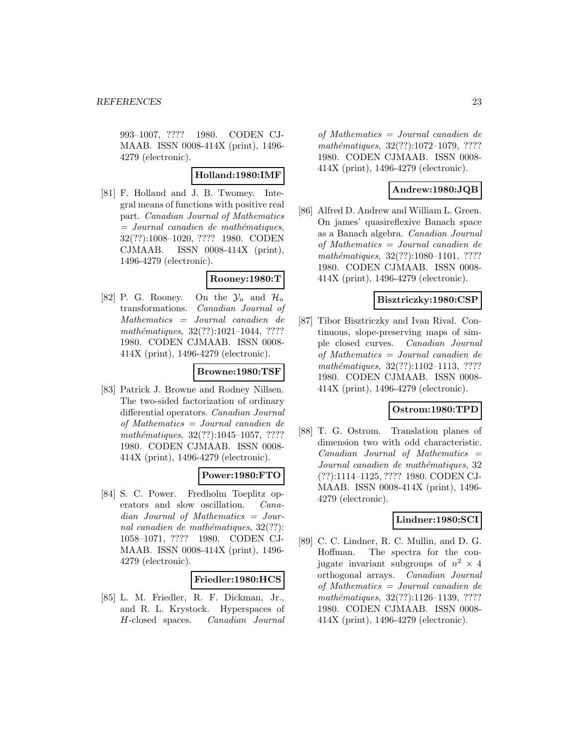993–1007, ???? 1980. CODEN CJMAAB. ISSN 0008-414X (print), 1496-4279 (electronic).

**Holland:1980:IMF**

[81] F. Holland and J. B. Twomey. Integral means of functions with positive real part. *Canadian Journal of Mathematics = Journal canadien de mathématiques*, 32(??):1008–1020, ???? 1980. CODEN CJMAAB. ISSN 0008-414X (print), 1496-4279 (electronic).

**Rooney:1980:T**

[82] P. G. Rooney. On the $\mathcal{Y}_u$ and $\mathcal{H}_u$ transformations. *Canadian Journal of Mathematics = Journal canadien de mathématiques*, 32(??):1021–1044, ???? 1980. CODEN CJMAAB. ISSN 0008-414X (print), 1496-4279 (electronic).

**Browne:1980:TSF**

[83] Patrick J. Browne and Rodney Nillsen. The two-sided factorization of ordinary differential operators. *Canadian Journal of Mathematics = Journal canadien de mathématiques*, 32(??):1045–1057, ???? 1980. CODEN CJMAAB. ISSN 0008-414X (print), 1496-4279 (electronic).

**Power:1980:FTO**

[84] S. C. Power. Fredholm Toeplitz operators and slow oscillation. *Canadian Journal of Mathematics = Journal canadien de mathématiques*, 32(??):1058–1071, ???? 1980. CODEN CJMAAB. ISSN 0008-414X (print), 1496-4279 (electronic).

**Friedler:1980:HCS**

[85] L. M. Friedler, R. F. Dickman, Jr., and R. L. Krystock. Hyperspaces of $H$-closed spaces. *Canadian Journal of Mathematics = Journal canadien de mathématiques*, 32(??):1072–1079, ???? 1980. CODEN CJMAAB. ISSN 0008-414X (print), 1496-4279 (electronic).

**Andrew:1980:JQB**

[86] Alfred D. Andrew and William L. Green. On james' quasireflexive Banach space as a Banach algebra. *Canadian Journal of Mathematics = Journal canadien de mathématiques*, 32(??):1080–1101, ???? 1980. CODEN CJMAAB. ISSN 0008-414X (print), 1496-4279 (electronic).

**Bisztriczky:1980:CSP**

[87] Tibor Bisztriczky and Ivan Rival. Continuous, slope-preserving maps of simple closed curves. *Canadian Journal of Mathematics = Journal canadien de mathématiques*, 32(??):1102–1113, ???? 1980. CODEN CJMAAB. ISSN 0008-414X (print), 1496-4279 (electronic).

**Ostrom:1980:TPD**

[88] T. G. Ostrom. Translation planes of dimension two with odd characteristic. *Canadian Journal of Mathematics = Journal canadien de mathématiques*, 32 (??):1114–1125, ???? 1980. CODEN CJMAAB. ISSN 0008-414X (print), 1496-4279 (electronic).

**Lindner:1980:SCI**

[89] C. C. Lindner, R. C. Mullin, and D. G. Hoffman. The spectra for the conjugate invariant subgroups of $n^2 \times 4$ orthogonal arrays. *Canadian Journal of Mathematics = Journal canadien de mathématiques*, 32(??):1126–1139, ???? 1980. CODEN CJMAAB. ISSN 0008-414X (print), 1496-4279 (electronic).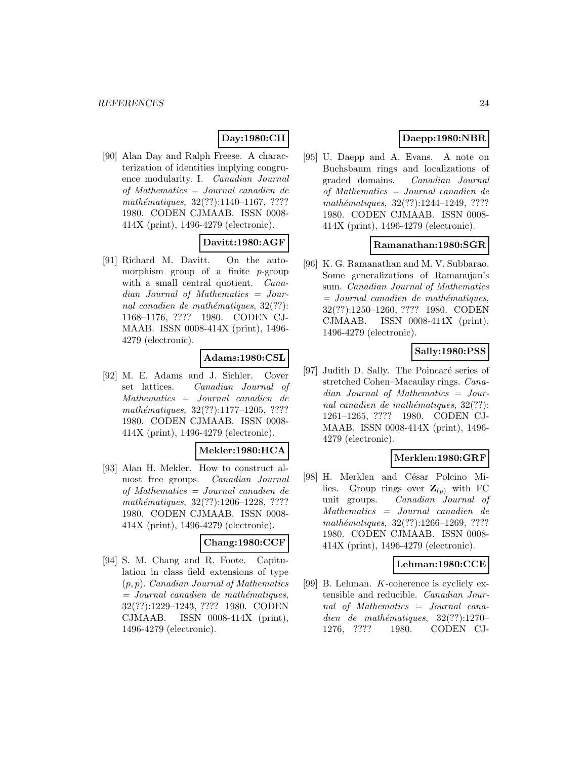**Day:1980:CII**

[90] Alan Day and Ralph Freese. A characterization of identities implying congruence modularity. I. *Canadian Journal of Mathematics = Journal canadien de mathématiques*, 32(??):1140–1167, ???? 1980. CODEN CJMAAB. ISSN 0008-414X (print), 1496-4279 (electronic).

**Davitt:1980:AGF**

[91] Richard M. Davitt. On the automorphism group of a finite $p$-group with a small central quotient. *Canadian Journal of Mathematics = Journal canadien de mathématiques*, 32(??): 1168–1176, ???? 1980. CODEN CJMAAB. ISSN 0008-414X (print), 1496-4279 (electronic).

**Adams:1980:CSL**

[92] M. E. Adams and J. Sichler. Cover set lattices. *Canadian Journal of Mathematics = Journal canadien de mathématiques*, 32(??):1177–1205, ???? 1980. CODEN CJMAAB. ISSN 0008-414X (print), 1496-4279 (electronic).

**Mekler:1980:HCA**

[93] Alan H. Mekler. How to construct almost free groups. *Canadian Journal of Mathematics = Journal canadien de mathématiques*, 32(??):1206–1228, ???? 1980. CODEN CJMAAB. ISSN 0008-414X (print), 1496-4279 (electronic).

**Chang:1980:CCF**

[94] S. M. Chang and R. Foote. Capitulation in class field extensions of type $(p, p)$. *Canadian Journal of Mathematics = Journal canadien de mathématiques*, 32(??):1229–1243, ???? 1980. CODEN CJMAAB. ISSN 0008-414X (print), 1496-4279 (electronic).

**Daepp:1980:NBR**

[95] U. Daepp and A. Evans. A note on Buchsbaum rings and localizations of graded domains. *Canadian Journal of Mathematics = Journal canadien de mathématiques*, 32(??):1244–1249, ???? 1980. CODEN CJMAAB. ISSN 0008-414X (print), 1496-4279 (electronic).

**Ramanathan:1980:SGR**

[96] K. G. Ramanathan and M. V. Subbarao. Some generalizations of Ramanujan's sum. *Canadian Journal of Mathematics = Journal canadien de mathématiques*, 32(??):1250–1260, ???? 1980. CODEN CJMAAB. ISSN 0008-414X (print), 1496-4279 (electronic).

**Sally:1980:PSS**

[97] Judith D. Sally. The Poincaré series of stretched Cohen–Macaulay rings. *Canadian Journal of Mathematics = Journal canadien de mathématiques*, 32(??): 1261–1265, ???? 1980. CODEN CJMAAB. ISSN 0008-414X (print), 1496-4279 (electronic).

**Merklen:1980:GRF**

[98] H. Merklen and César Polcino Milies. Group rings over $\mathbf{Z}_{(p)}$ with FC unit groups. *Canadian Journal of Mathematics = Journal canadien de mathématiques*, 32(??):1266–1269, ???? 1980. CODEN CJMAAB. ISSN 0008-414X (print), 1496-4279 (electronic).

**Lehman:1980:CCE**

[99] B. Lehman. $K$-coherence is cyclicly extensible and reducible. *Canadian Journal of Mathematics = Journal canadien de mathématiques*, 32(??):1270–1276, ???? 1980. CODEN CJ-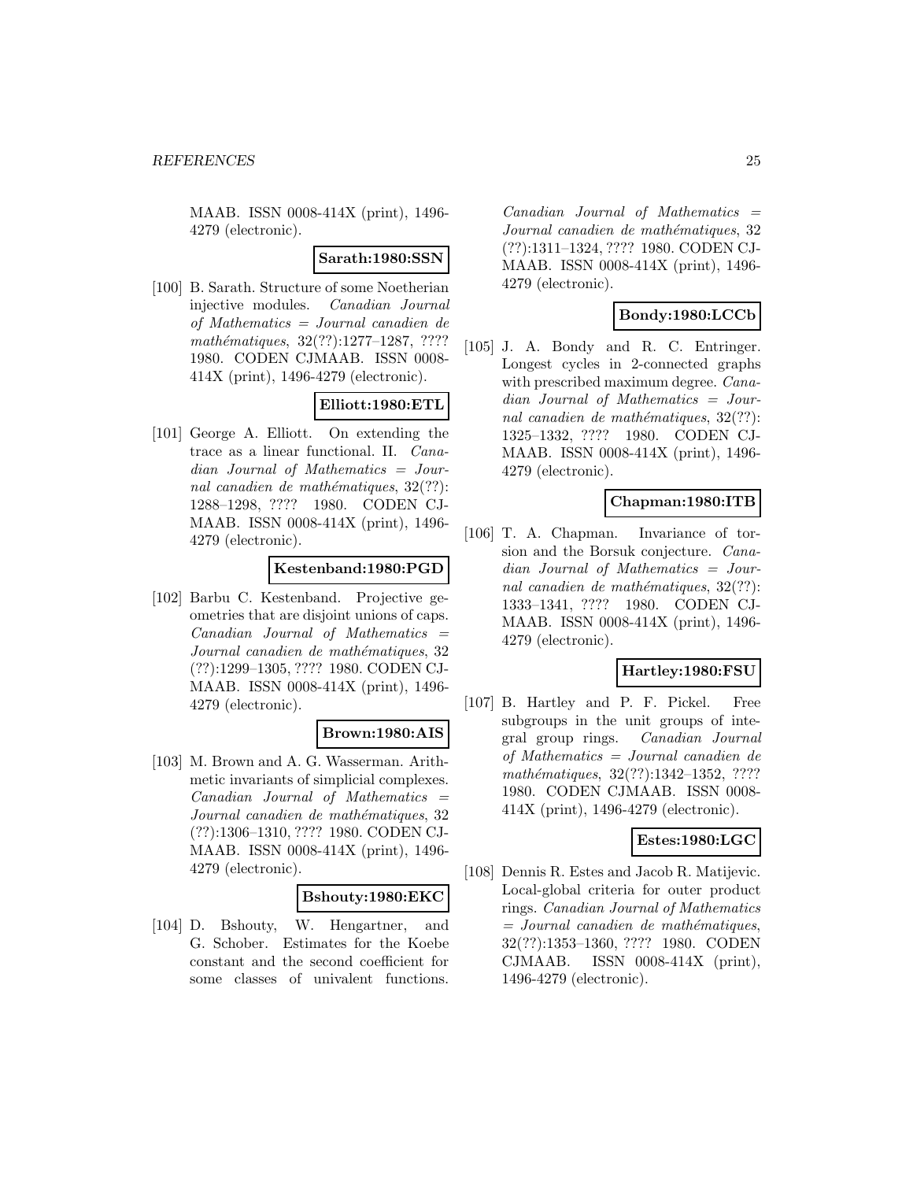MAAB. ISSN 0008-414X (print), 1496-4279 (electronic).

**Sarath:1980:SSN**

[100] B. Sarath. Structure of some Noetherian injective modules. *Canadian Journal of Mathematics = Journal canadien de mathématiques*, 32(??):1277–1287, ???? 1980. CODEN CJMAAB. ISSN 0008-414X (print), 1496-4279 (electronic).

**Elliott:1980:ETL**

[101] George A. Elliott. On extending the trace as a linear functional. II. *Canadian Journal of Mathematics = Journal canadien de mathématiques*, 32(??):1288–1298, ???? 1980. CODEN CJMAAB. ISSN 0008-414X (print), 1496-4279 (electronic).

**Kestenband:1980:PGD**

[102] Barbu C. Kestenband. Projective geometries that are disjoint unions of caps. *Canadian Journal of Mathematics = Journal canadien de mathématiques*, 32(??):1299–1305, ???? 1980. CODEN CJMAAB. ISSN 0008-414X (print), 1496-4279 (electronic).

**Brown:1980:AIS**

[103] M. Brown and A. G. Wasserman. Arithmetic invariants of simplicial complexes. *Canadian Journal of Mathematics = Journal canadien de mathématiques*, 32(??):1306–1310, ???? 1980. CODEN CJMAAB. ISSN 0008-414X (print), 1496-4279 (electronic).

**Bshouty:1980:EKC**

[104] D. Bshouty, W. Hengartner, and G. Schober. Estimates for the Koebe constant and the second coefficient for some classes of univalent functions. *Canadian Journal of Mathematics = Journal canadien de mathématiques*, 32(??):1311–1324, ???? 1980. CODEN CJMAAB. ISSN 0008-414X (print), 1496-4279 (electronic).

**Bondy:1980:LCCb**

[105] J. A. Bondy and R. C. Entringer. Longest cycles in 2-connected graphs with prescribed maximum degree. *Canadian Journal of Mathematics = Journal canadien de mathématiques*, 32(??):1325–1332, ???? 1980. CODEN CJMAAB. ISSN 0008-414X (print), 1496-4279 (electronic).

**Chapman:1980:ITB**

[106] T. A. Chapman. Invariance of torsion and the Borsuk conjecture. *Canadian Journal of Mathematics = Journal canadien de mathématiques*, 32(??):1333–1341, ???? 1980. CODEN CJMAAB. ISSN 0008-414X (print), 1496-4279 (electronic).

**Hartley:1980:FSU**

[107] B. Hartley and P. F. Pickel. Free subgroups in the unit groups of integral group rings. *Canadian Journal of Mathematics = Journal canadien de mathématiques*, 32(??):1342–1352, ???? 1980. CODEN CJMAAB. ISSN 0008-414X (print), 1496-4279 (electronic).

**Estes:1980:LGC**

[108] Dennis R. Estes and Jacob R. Matijevic. Local-global criteria for outer product rings. *Canadian Journal of Mathematics = Journal canadien de mathématiques*, 32(??):1353–1360, ???? 1980. CODEN CJMAAB. ISSN 0008-414X (print), 1496-4279 (electronic).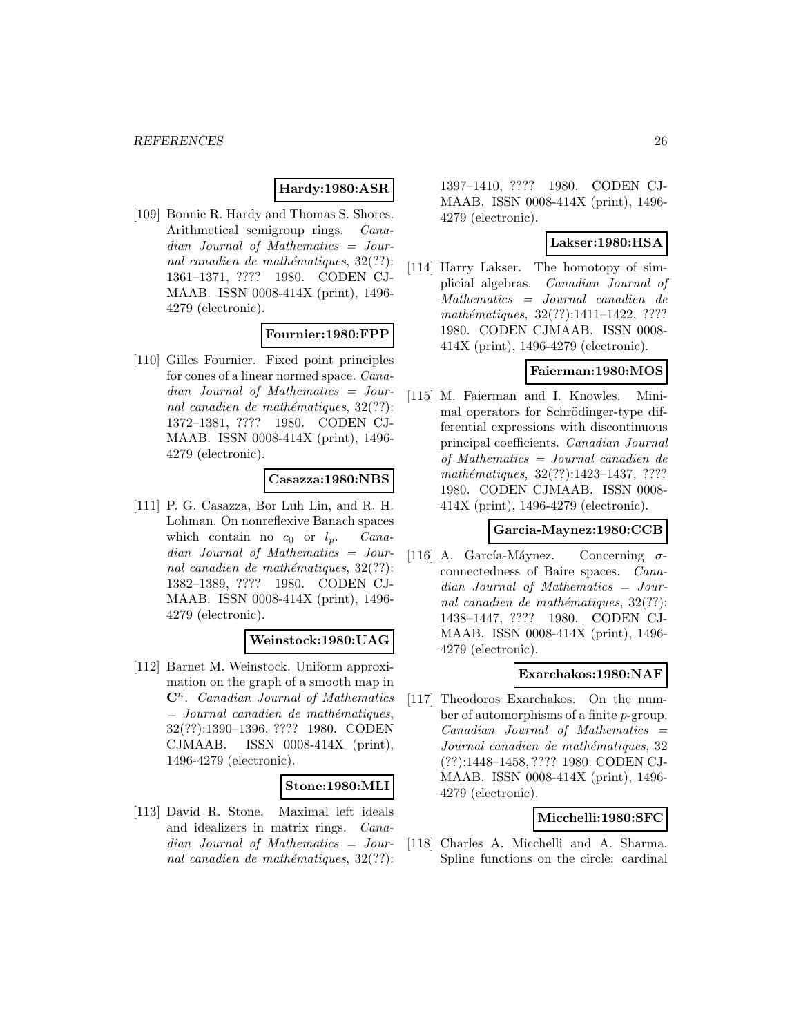**Hardy:1980:ASR**

[109] Bonnie R. Hardy and Thomas S. Shores. Arithmetical semigroup rings. *Canadian Journal of Mathematics = Journal canadien de mathématiques*, 32(??): 1361–1371, ???? 1980. CODEN CJMAAB. ISSN 0008-414X (print), 1496-4279 (electronic).

**Fournier:1980:FPP**

[110] Gilles Fournier. Fixed point principles for cones of a linear normed space. *Canadian Journal of Mathematics = Journal canadien de mathématiques*, 32(??): 1372–1381, ???? 1980. CODEN CJMAAB. ISSN 0008-414X (print), 1496-4279 (electronic).

**Casazza:1980:NBS**

[111] P. G. Casazza, Bor Luh Lin, and R. H. Lohman. On nonreflexive Banach spaces which contain no $c_0$ or $l_p$. *Canadian Journal of Mathematics = Journal canadien de mathématiques*, 32(??): 1382–1389, ???? 1980. CODEN CJMAAB. ISSN 0008-414X (print), 1496-4279 (electronic).

**Weinstock:1980:UAG**

[112] Barnet M. Weinstock. Uniform approximation on the graph of a smooth map in $\mathbf{C}^n$. *Canadian Journal of Mathematics = Journal canadien de mathématiques*, 32(??):1390–1396, ???? 1980. CODEN CJMAAB. ISSN 0008-414X (print), 1496-4279 (electronic).

**Stone:1980:MLI**

[113] David R. Stone. Maximal left ideals and idealizers in matrix rings. *Canadian Journal of Mathematics = Journal canadien de mathématiques*, 32(??): 1397–1410, ???? 1980. CODEN CJMAAB. ISSN 0008-414X (print), 1496-4279 (electronic).

**Lakser:1980:HSA**

[114] Harry Lakser. The homotopy of simplicial algebras. *Canadian Journal of Mathematics = Journal canadien de mathématiques*, 32(??):1411–1422, ???? 1980. CODEN CJMAAB. ISSN 0008-414X (print), 1496-4279 (electronic).

**Faierman:1980:MOS**

[115] M. Faierman and I. Knowles. Minimal operators for Schrödinger-type differential expressions with discontinuous principal coefficients. *Canadian Journal of Mathematics = Journal canadien de mathématiques*, 32(??):1423–1437, ???? 1980. CODEN CJMAAB. ISSN 0008-414X (print), 1496-4279 (electronic).

**Garcia-Maynez:1980:CCB**

[116] A. García-Máynez. Concerning $\sigma$-connectedness of Baire spaces. *Canadian Journal of Mathematics = Journal canadien de mathématiques*, 32(??): 1438–1447, ???? 1980. CODEN CJMAAB. ISSN 0008-414X (print), 1496-4279 (electronic).

**Exarchakos:1980:NAF**

[117] Theodoros Exarchakos. On the number of automorphisms of a finite $p$-group. *Canadian Journal of Mathematics = Journal canadien de mathématiques*, 32 (??):1448–1458, ???? 1980. CODEN CJMAAB. ISSN 0008-414X (print), 1496-4279 (electronic).

**Micchelli:1980:SFC**

[118] Charles A. Micchelli and A. Sharma. Spline functions on the circle: cardinal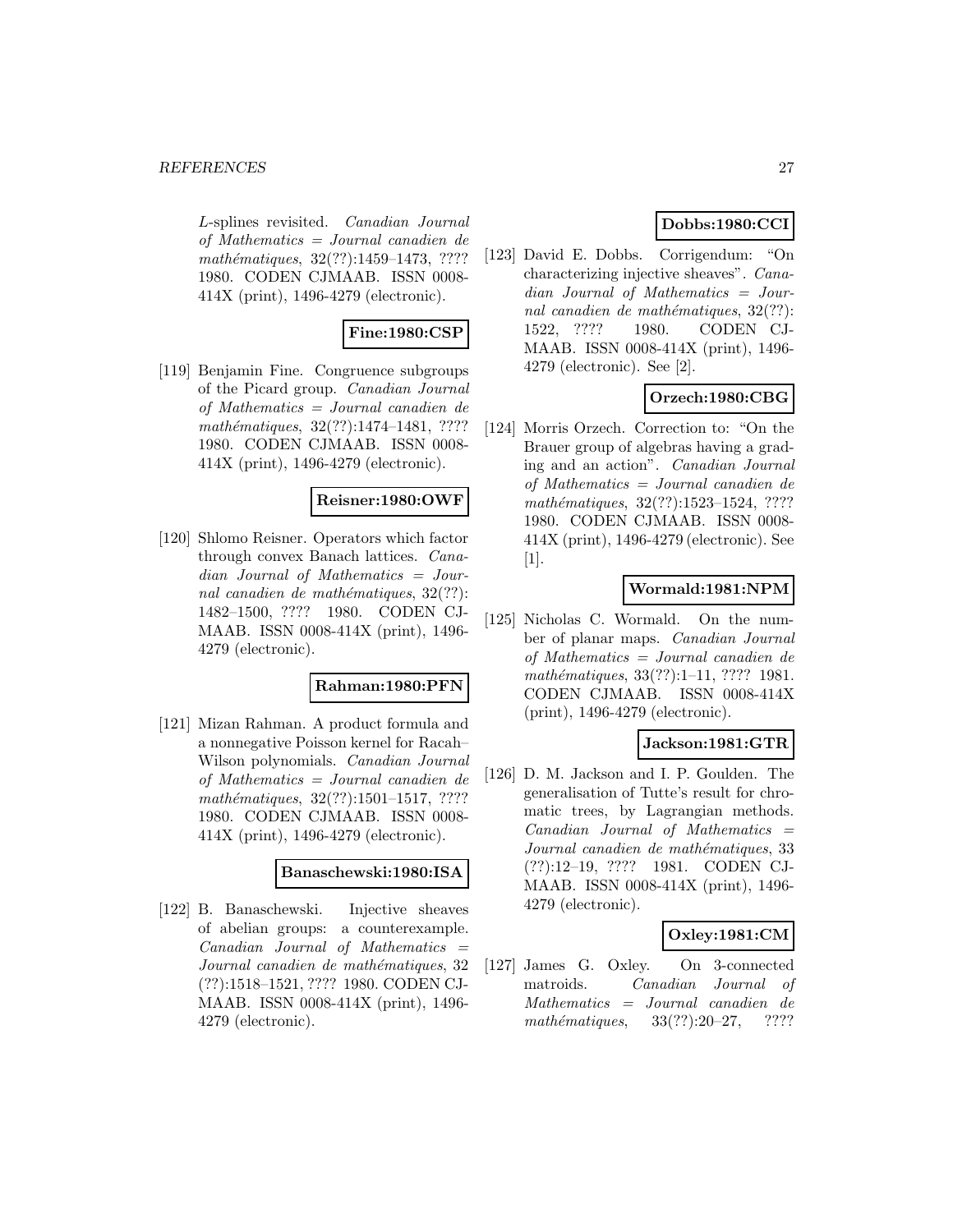*L*-splines revisited. *Canadian Journal of Mathematics = Journal canadien de mathématiques*, 32(??):1459–1473, ???? 1980. CODEN CJMAAB. ISSN 0008-414X (print), 1496-4279 (electronic).

**Fine:1980:CSP**

[119] Benjamin Fine. Congruence subgroups of the Picard group. *Canadian Journal of Mathematics = Journal canadien de mathématiques*, 32(??):1474–1481, ???? 1980. CODEN CJMAAB. ISSN 0008-414X (print), 1496-4279 (electronic).

**Reisner:1980:OWF**

[120] Shlomo Reisner. Operators which factor through convex Banach lattices. *Canadian Journal of Mathematics = Journal canadien de mathématiques*, 32(??):1482–1500, ???? 1980. CODEN CJMAAB. ISSN 0008-414X (print), 1496-4279 (electronic).

**Rahman:1980:PFN**

[121] Mizan Rahman. A product formula and a nonnegative Poisson kernel for Racah–Wilson polynomials. *Canadian Journal of Mathematics = Journal canadien de mathématiques*, 32(??):1501–1517, ???? 1980. CODEN CJMAAB. ISSN 0008-414X (print), 1496-4279 (electronic).

**Banaschewski:1980:ISA**

[122] B. Banaschewski. Injective sheaves of abelian groups: a counterexample. *Canadian Journal of Mathematics = Journal canadien de mathématiques*, 32 (??):1518–1521, ???? 1980. CODEN CJMAAB. ISSN 0008-414X (print), 1496-4279 (electronic).

**Dobbs:1980:CCI**

[123] David E. Dobbs. Corrigendum: "On characterizing injective sheaves". *Canadian Journal of Mathematics = Journal canadien de mathématiques*, 32(??): 1522, ???? 1980. CODEN CJMAAB. ISSN 0008-414X (print), 1496-4279 (electronic). See [2].

**Orzech:1980:CBG**

[124] Morris Orzech. Correction to: "On the Brauer group of algebras having a grading and an action". *Canadian Journal of Mathematics = Journal canadien de mathématiques*, 32(??):1523–1524, ???? 1980. CODEN CJMAAB. ISSN 0008-414X (print), 1496-4279 (electronic). See [1].

**Wormald:1981:NPM**

[125] Nicholas C. Wormald. On the number of planar maps. *Canadian Journal of Mathematics = Journal canadien de mathématiques*, 33(??):1–11, ???? 1981. CODEN CJMAAB. ISSN 0008-414X (print), 1496-4279 (electronic).

**Jackson:1981:GTR**

[126] D. M. Jackson and I. P. Goulden. The generalisation of Tutte's result for chromatic trees, by Lagrangian methods. *Canadian Journal of Mathematics = Journal canadien de mathématiques*, 33 (??):12–19, ???? 1981. CODEN CJMAAB. ISSN 0008-414X (print), 1496-4279 (electronic).

**Oxley:1981:CM**

[127] James G. Oxley. On 3-connected matroids. *Canadian Journal of Mathematics = Journal canadien de mathématiques*, 33(??):20–27, ????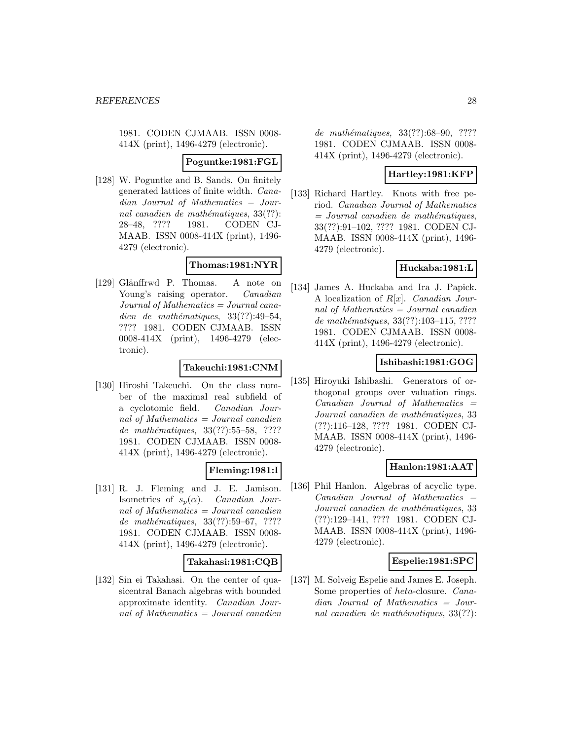1981. CODEN CJMAAB. ISSN 0008-414X (print), 1496-4279 (electronic).

**Poguntke:1981:FGL**

[128] W. Poguntke and B. Sands. On finitely generated lattices of finite width. *Canadian Journal of Mathematics = Journal canadien de mathématiques*, 33(??): 28–48, ???? 1981. CODEN CJMAAB. ISSN 0008-414X (print), 1496-4279 (electronic).

**Thomas:1981:NYR**

[129] Glânffrwd P. Thomas. A note on Young's raising operator. *Canadian Journal of Mathematics = Journal canadien de mathématiques*, 33(??):49–54, ???? 1981. CODEN CJMAAB. ISSN 0008-414X (print), 1496-4279 (electronic).

**Takeuchi:1981:CNM**

[130] Hiroshi Takeuchi. On the class number of the maximal real subfield of a cyclotomic field. *Canadian Journal of Mathematics = Journal canadien de mathématiques*, 33(??):55–58, ???? 1981. CODEN CJMAAB. ISSN 0008-414X (print), 1496-4279 (electronic).

**Fleming:1981:I**

[131] R. J. Fleming and J. E. Jamison. Isometries of $s_p(\alpha)$. *Canadian Journal of Mathematics = Journal canadien de mathématiques*, 33(??):59–67, ???? 1981. CODEN CJMAAB. ISSN 0008-414X (print), 1496-4279 (electronic).

**Takahasi:1981:CQB**

[132] Sin ei Takahasi. On the center of quasicentral Banach algebras with bounded approximate identity. *Canadian Journal of Mathematics = Journal canadien de mathématiques*, 33(??):68–90, ???? 1981. CODEN CJMAAB. ISSN 0008-414X (print), 1496-4279 (electronic).

**Hartley:1981:KFP**

[133] Richard Hartley. Knots with free period. *Canadian Journal of Mathematics = Journal canadien de mathématiques*, 33(??):91–102, ???? 1981. CODEN CJMAAB. ISSN 0008-414X (print), 1496-4279 (electronic).

**Huckaba:1981:L**

[134] James A. Huckaba and Ira J. Papick. A localization of $R[x]$. *Canadian Journal of Mathematics = Journal canadien de mathématiques*, 33(??):103–115, ???? 1981. CODEN CJMAAB. ISSN 0008-414X (print), 1496-4279 (electronic).

**Ishibashi:1981:GOG**

[135] Hiroyuki Ishibashi. Generators of orthogonal groups over valuation rings. *Canadian Journal of Mathematics = Journal canadien de mathématiques*, 33 (??):116–128, ???? 1981. CODEN CJMAAB. ISSN 0008-414X (print), 1496-4279 (electronic).

**Hanlon:1981:AAT**

[136] Phil Hanlon. Algebras of acyclic type. *Canadian Journal of Mathematics = Journal canadien de mathématiques*, 33 (??):129–141, ???? 1981. CODEN CJMAAB. ISSN 0008-414X (print), 1496-4279 (electronic).

**Espelie:1981:SPC**

[137] M. Solveig Espelie and James E. Joseph. Some properties of *heta*-closure. *Canadian Journal of Mathematics = Journal canadien de mathématiques*, 33(??):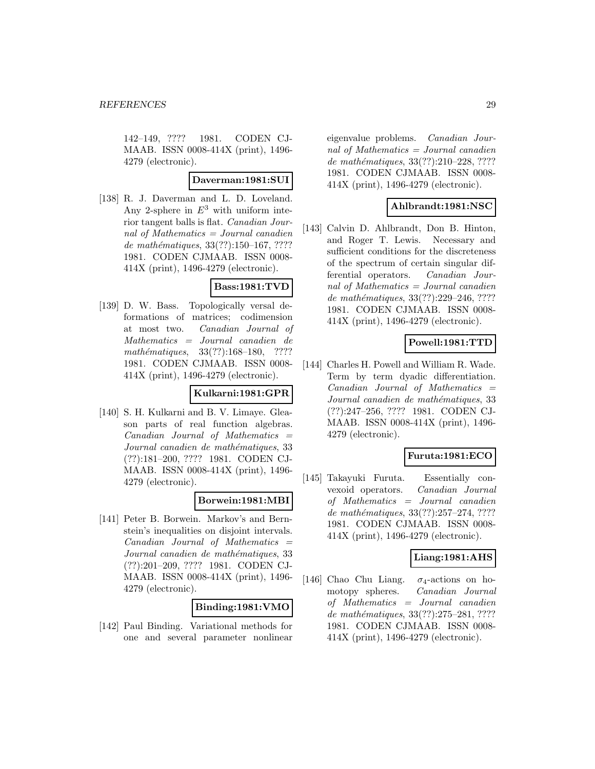142–149, ???? 1981. CODEN CJMAAB. ISSN 0008-414X (print), 1496-4279 (electronic).

**Daverman:1981:SUI**

[138] R. J. Daverman and L. D. Loveland. Any 2-sphere in $E^3$ with uniform interior tangent balls is flat. *Canadian Journal of Mathematics = Journal canadien de mathématiques*, 33(??):150–167, ???? 1981. CODEN CJMAAB. ISSN 0008-414X (print), 1496-4279 (electronic).

**Bass:1981:TVD**

[139] D. W. Bass. Topologically versal deformations of matrices; codimension at most two. *Canadian Journal of Mathematics = Journal canadien de mathématiques*, 33(??):168–180, ???? 1981. CODEN CJMAAB. ISSN 0008-414X (print), 1496-4279 (electronic).

**Kulkarni:1981:GPR**

[140] S. H. Kulkarni and B. V. Limaye. Gleason parts of real function algebras. *Canadian Journal of Mathematics = Journal canadien de mathématiques*, 33 (??):181–200, ???? 1981. CODEN CJMAAB. ISSN 0008-414X (print), 1496-4279 (electronic).

**Borwein:1981:MBI**

[141] Peter B. Borwein. Markov's and Bernstein's inequalities on disjoint intervals. *Canadian Journal of Mathematics = Journal canadien de mathématiques*, 33 (??):201–209, ???? 1981. CODEN CJMAAB. ISSN 0008-414X (print), 1496-4279 (electronic).

**Binding:1981:VMO**

[142] Paul Binding. Variational methods for one and several parameter nonlinear eigenvalue problems. *Canadian Journal of Mathematics = Journal canadien de mathématiques*, 33(??):210–228, ???? 1981. CODEN CJMAAB. ISSN 0008-414X (print), 1496-4279 (electronic).

**Ahlbrandt:1981:NSC**

[143] Calvin D. Ahlbrandt, Don B. Hinton, and Roger T. Lewis. Necessary and sufficient conditions for the discreteness of the spectrum of certain singular differential operators. *Canadian Journal of Mathematics = Journal canadien de mathématiques*, 33(??):229–246, ???? 1981. CODEN CJMAAB. ISSN 0008-414X (print), 1496-4279 (electronic).

**Powell:1981:TTD**

[144] Charles H. Powell and William R. Wade. Term by term dyadic differentiation. *Canadian Journal of Mathematics = Journal canadien de mathématiques*, 33 (??):247–256, ???? 1981. CODEN CJMAAB. ISSN 0008-414X (print), 1496-4279 (electronic).

**Furuta:1981:ECO**

[145] Takayuki Furuta. Essentially convexoid operators. *Canadian Journal of Mathematics = Journal canadien de mathématiques*, 33(??):257–274, ???? 1981. CODEN CJMAAB. ISSN 0008-414X (print), 1496-4279 (electronic).

**Liang:1981:AHS**

[146] Chao Chu Liang. $\sigma_4$-actions on homotopy spheres. *Canadian Journal of Mathematics = Journal canadien de mathématiques*, 33(??):275–281, ???? 1981. CODEN CJMAAB. ISSN 0008-414X (print), 1496-4279 (electronic).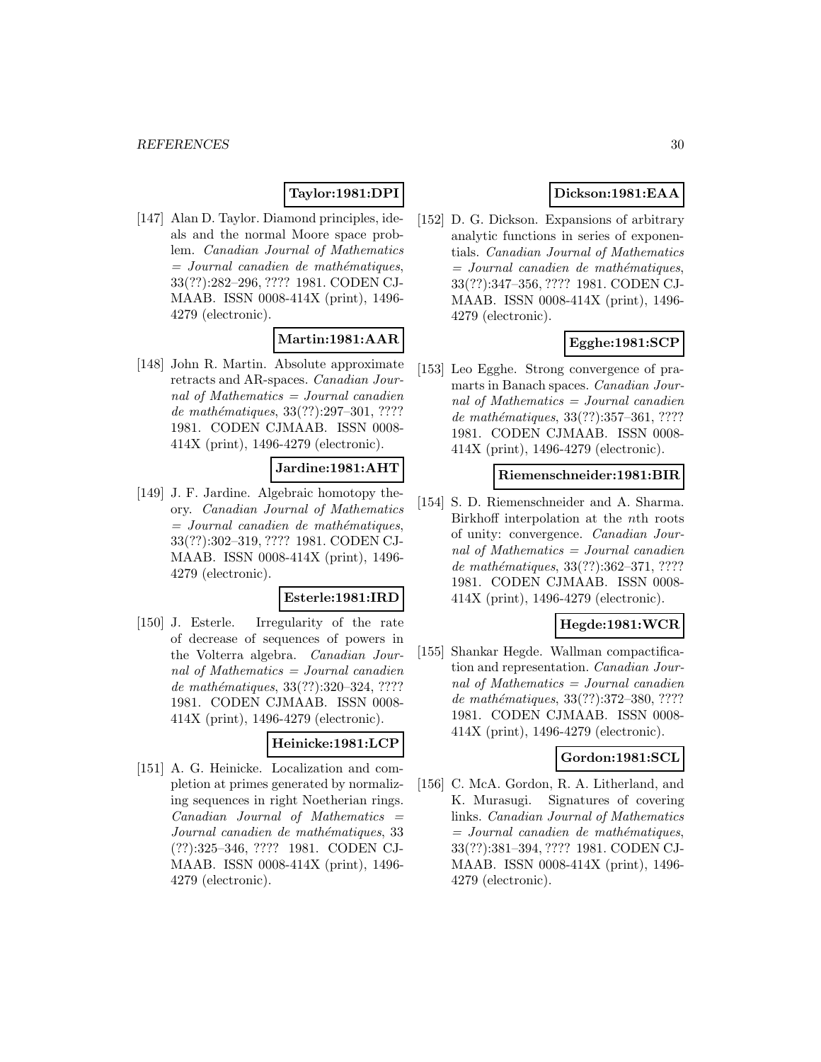**Taylor:1981:DPI**

[147] Alan D. Taylor. Diamond principles, ideals and the normal Moore space problem. *Canadian Journal of Mathematics = Journal canadien de mathématiques*, 33(??):282–296, ???? 1981. CODEN CJMAAB. ISSN 0008-414X (print), 1496-4279 (electronic).

**Martin:1981:AAR**

[148] John R. Martin. Absolute approximate retracts and AR-spaces. *Canadian Journal of Mathematics = Journal canadien de mathématiques*, 33(??):297–301, ???? 1981. CODEN CJMAAB. ISSN 0008-414X (print), 1496-4279 (electronic).

**Jardine:1981:AHT**

[149] J. F. Jardine. Algebraic homotopy theory. *Canadian Journal of Mathematics = Journal canadien de mathématiques*, 33(??):302–319, ???? 1981. CODEN CJMAAB. ISSN 0008-414X (print), 1496-4279 (electronic).

**Esterle:1981:IRD**

[150] J. Esterle. Irregularity of the rate of decrease of sequences of powers in the Volterra algebra. *Canadian Journal of Mathematics = Journal canadien de mathématiques*, 33(??):320–324, ???? 1981. CODEN CJMAAB. ISSN 0008-414X (print), 1496-4279 (electronic).

**Heinicke:1981:LCP**

[151] A. G. Heinicke. Localization and completion at primes generated by normalizing sequences in right Noetherian rings. *Canadian Journal of Mathematics = Journal canadien de mathématiques*, 33 (??):325–346, ???? 1981. CODEN CJMAAB. ISSN 0008-414X (print), 1496-4279 (electronic).

**Dickson:1981:EAA**

[152] D. G. Dickson. Expansions of arbitrary analytic functions in series of exponentials. *Canadian Journal of Mathematics = Journal canadien de mathématiques*, 33(??):347–356, ???? 1981. CODEN CJMAAB. ISSN 0008-414X (print), 1496-4279 (electronic).

**Egghe:1981:SCP**

[153] Leo Egghe. Strong convergence of pramarts in Banach spaces. *Canadian Journal of Mathematics = Journal canadien de mathématiques*, 33(??):357–361, ???? 1981. CODEN CJMAAB. ISSN 0008-414X (print), 1496-4279 (electronic).

**Riemenschneider:1981:BIR**

[154] S. D. Riemenschneider and A. Sharma. Birkhoff interpolation at the $n$th roots of unity: convergence. *Canadian Journal of Mathematics = Journal canadien de mathématiques*, 33(??):362–371, ???? 1981. CODEN CJMAAB. ISSN 0008-414X (print), 1496-4279 (electronic).

**Hegde:1981:WCR**

[155] Shankar Hegde. Wallman compactification and representation. *Canadian Journal of Mathematics = Journal canadien de mathématiques*, 33(??):372–380, ???? 1981. CODEN CJMAAB. ISSN 0008-414X (print), 1496-4279 (electronic).

**Gordon:1981:SCL**

[156] C. McA. Gordon, R. A. Litherland, and K. Murasugi. Signatures of covering links. *Canadian Journal of Mathematics = Journal canadien de mathématiques*, 33(??):381–394, ???? 1981. CODEN CJMAAB. ISSN 0008-414X (print), 1496-4279 (electronic).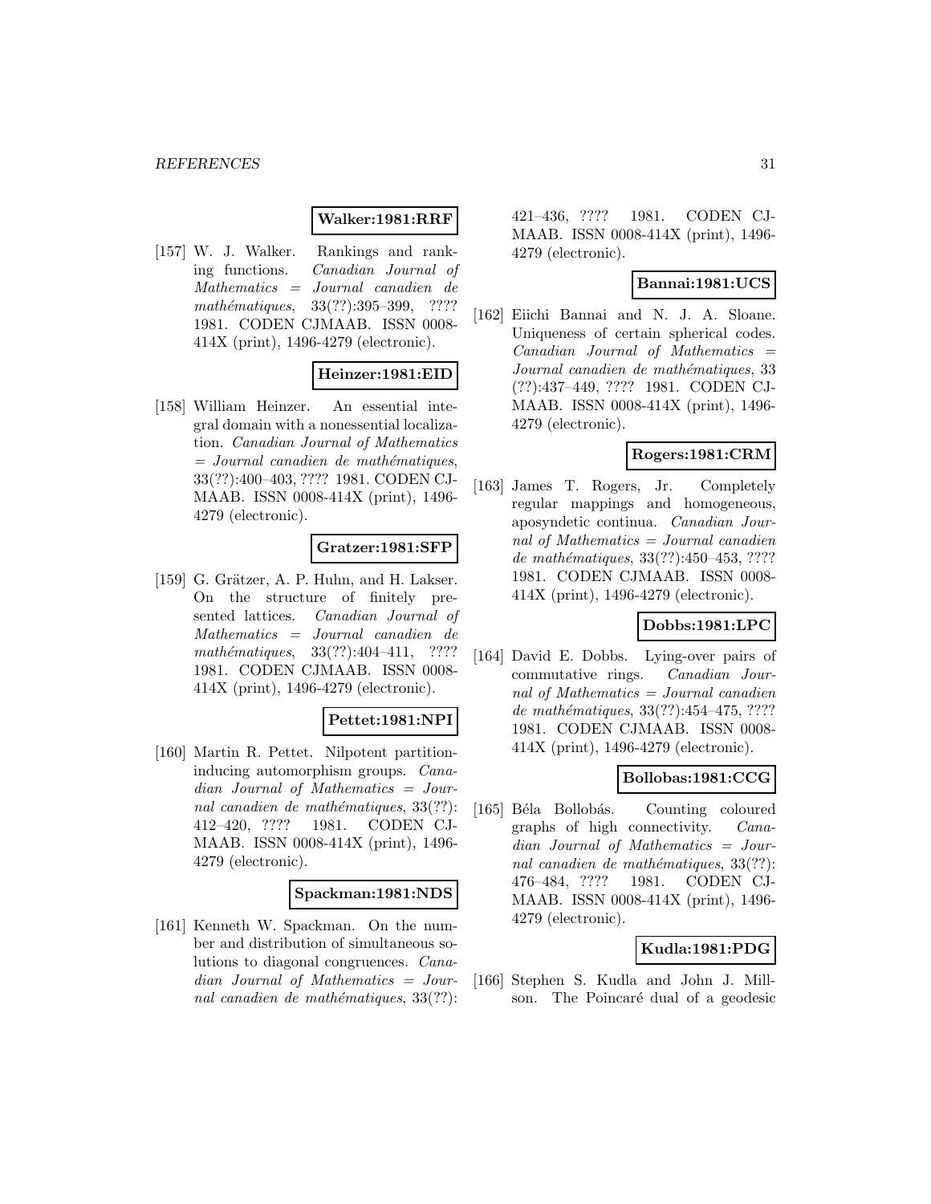**Walker:1981:RRF**

[157] W. J. Walker. Rankings and ranking functions. *Canadian Journal of Mathematics = Journal canadien de mathématiques*, 33(??):395–399, ???? 1981. CODEN CJMAAB. ISSN 0008-414X (print), 1496-4279 (electronic).

**Heinzer:1981:EID**

[158] William Heinzer. An essential integral domain with a nonessential localization. *Canadian Journal of Mathematics = Journal canadien de mathématiques*, 33(??):400–403, ???? 1981. CODEN CJMAAB. ISSN 0008-414X (print), 1496-4279 (electronic).

**Gratzer:1981:SFP**

[159] G. Grätzer, A. P. Huhn, and H. Lakser. On the structure of finitely presented lattices. *Canadian Journal of Mathematics = Journal canadien de mathématiques*, 33(??):404–411, ???? 1981. CODEN CJMAAB. ISSN 0008-414X (print), 1496-4279 (electronic).

**Pettet:1981:NPI**

[160] Martin R. Pettet. Nilpotent partition-inducing automorphism groups. *Canadian Journal of Mathematics = Journal canadien de mathématiques*, 33(??):412–420, ???? 1981. CODEN CJMAAB. ISSN 0008-414X (print), 1496-4279 (electronic).

**Spackman:1981:NDS**

[161] Kenneth W. Spackman. On the number and distribution of simultaneous solutions to diagonal congruences. *Canadian Journal of Mathematics = Journal canadien de mathématiques*, 33(??):421–436, ???? 1981. CODEN CJMAAB. ISSN 0008-414X (print), 1496-4279 (electronic).

**Bannai:1981:UCS**

[162] Eiichi Bannai and N. J. A. Sloane. Uniqueness of certain spherical codes. *Canadian Journal of Mathematics = Journal canadien de mathématiques*, 33(??):437–449, ???? 1981. CODEN CJMAAB. ISSN 0008-414X (print), 1496-4279 (electronic).

**Rogers:1981:CRM**

[163] James T. Rogers, Jr. Completely regular mappings and homogeneous, aposyndetic continua. *Canadian Journal of Mathematics = Journal canadien de mathématiques*, 33(??):450–453, ???? 1981. CODEN CJMAAB. ISSN 0008-414X (print), 1496-4279 (electronic).

**Dobbs:1981:LPC**

[164] David E. Dobbs. Lying-over pairs of commutative rings. *Canadian Journal of Mathematics = Journal canadien de mathématiques*, 33(??):454–475, ???? 1981. CODEN CJMAAB. ISSN 0008-414X (print), 1496-4279 (electronic).

**Bollobas:1981:CCG**

[165] Béla Bollobás. Counting coloured graphs of high connectivity. *Canadian Journal of Mathematics = Journal canadien de mathématiques*, 33(??):476–484, ???? 1981. CODEN CJMAAB. ISSN 0008-414X (print), 1496-4279 (electronic).

**Kudla:1981:PDG**

[166] Stephen S. Kudla and John J. Millson. The Poincaré dual of a geodesic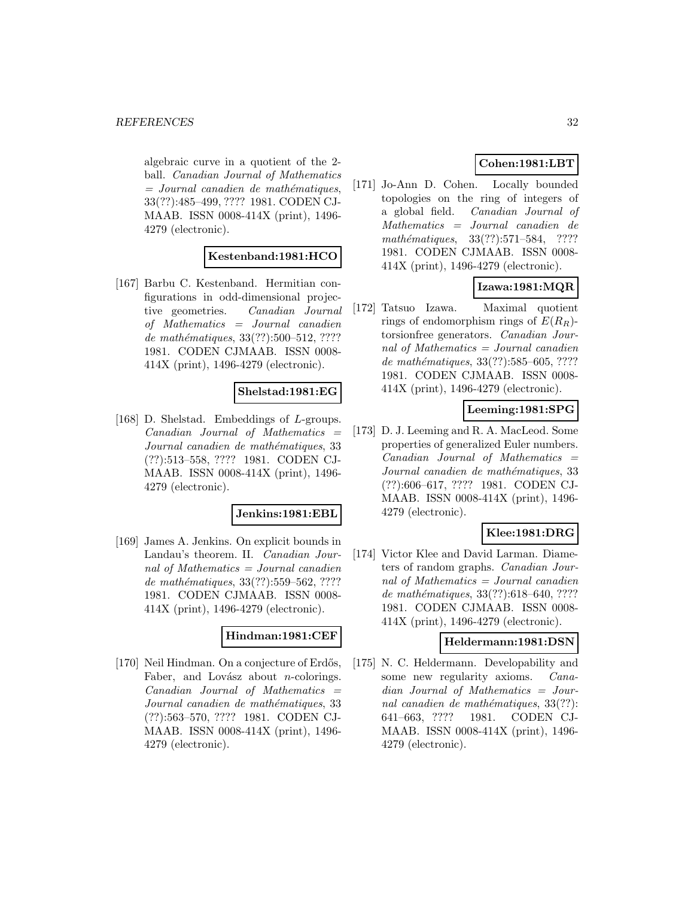algebraic curve in a quotient of the 2-ball. *Canadian Journal of Mathematics = Journal canadien de mathématiques*, 33(??):485–499, ???? 1981. CODEN CJMAAB. ISSN 0008-414X (print), 1496-4279 (electronic).

**Kestenband:1981:HCO**

[167] Barbu C. Kestenband. Hermitian configurations in odd-dimensional projective geometries. *Canadian Journal of Mathematics = Journal canadien de mathématiques*, 33(??):500–512, ???? 1981. CODEN CJMAAB. ISSN 0008-414X (print), 1496-4279 (electronic).

**Shelstad:1981:EG**

[168] D. Shelstad. Embeddings of $L$-groups. *Canadian Journal of Mathematics = Journal canadien de mathématiques*, 33 (??):513–558, ???? 1981. CODEN CJMAAB. ISSN 0008-414X (print), 1496-4279 (electronic).

**Jenkins:1981:EBL**

[169] James A. Jenkins. On explicit bounds in Landau's theorem. II. *Canadian Journal of Mathematics = Journal canadien de mathématiques*, 33(??):559–562, ???? 1981. CODEN CJMAAB. ISSN 0008-414X (print), 1496-4279 (electronic).

**Hindman:1981:CEF**

[170] Neil Hindman. On a conjecture of Erdős, Faber, and Lovász about $n$-colorings. *Canadian Journal of Mathematics = Journal canadien de mathématiques*, 33 (??):563–570, ???? 1981. CODEN CJMAAB. ISSN 0008-414X (print), 1496-4279 (electronic).

**Cohen:1981:LBT**

[171] Jo-Ann D. Cohen. Locally bounded topologies on the ring of integers of a global field. *Canadian Journal of Mathematics = Journal canadien de mathématiques*, 33(??):571–584, ???? 1981. CODEN CJMAAB. ISSN 0008-414X (print), 1496-4279 (electronic).

**Izawa:1981:MQR**

[172] Tatsuo Izawa. Maximal quotient rings of endomorphism rings of $E(R_R)$-torsionfree generators. *Canadian Journal of Mathematics = Journal canadien de mathématiques*, 33(??):585–605, ???? 1981. CODEN CJMAAB. ISSN 0008-414X (print), 1496-4279 (electronic).

**Leeming:1981:SPG**

[173] D. J. Leeming and R. A. MacLeod. Some properties of generalized Euler numbers. *Canadian Journal of Mathematics = Journal canadien de mathématiques*, 33 (??):606–617, ???? 1981. CODEN CJMAAB. ISSN 0008-414X (print), 1496-4279 (electronic).

**Klee:1981:DRG**

[174] Victor Klee and David Larman. Diameters of random graphs. *Canadian Journal of Mathematics = Journal canadien de mathématiques*, 33(??):618–640, ???? 1981. CODEN CJMAAB. ISSN 0008-414X (print), 1496-4279 (electronic).

**Heldermann:1981:DSN**

[175] N. C. Heldermann. Developability and some new regularity axioms. *Canadian Journal of Mathematics = Journal canadien de mathématiques*, 33(??): 641–663, ???? 1981. CODEN CJMAAB. ISSN 0008-414X (print), 1496-4279 (electronic).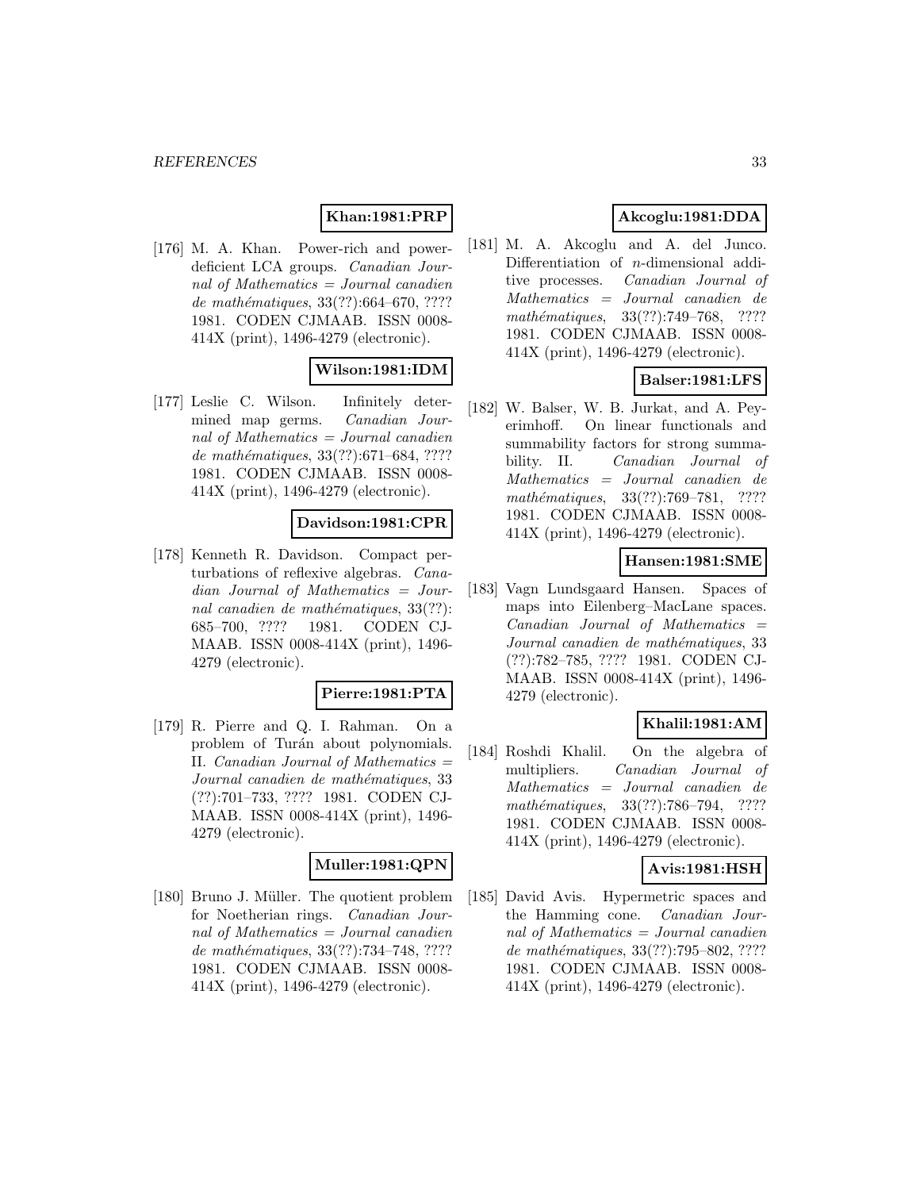**Khan:1981:PRP**

[176] M. A. Khan. Power-rich and power-deficient LCA groups. *Canadian Journal of Mathematics = Journal canadien de mathématiques*, 33(??):664–670, ???? 1981. CODEN CJMAAB. ISSN 0008-414X (print), 1496-4279 (electronic).

**Wilson:1981:IDM**

[177] Leslie C. Wilson. Infinitely determined map germs. *Canadian Journal of Mathematics = Journal canadien de mathématiques*, 33(??):671–684, ???? 1981. CODEN CJMAAB. ISSN 0008-414X (print), 1496-4279 (electronic).

**Davidson:1981:CPR**

[178] Kenneth R. Davidson. Compact perturbations of reflexive algebras. *Canadian Journal of Mathematics = Journal canadien de mathématiques*, 33(??):685–700, ???? 1981. CODEN CJMAAB. ISSN 0008-414X (print), 1496-4279 (electronic).

**Pierre:1981:PTA**

[179] R. Pierre and Q. I. Rahman. On a problem of Turán about polynomials. II. *Canadian Journal of Mathematics = Journal canadien de mathématiques*, 33(??):701–733, ???? 1981. CODEN CJMAAB. ISSN 0008-414X (print), 1496-4279 (electronic).

**Muller:1981:QPN**

[180] Bruno J. Müller. The quotient problem for Noetherian rings. *Canadian Journal of Mathematics = Journal canadien de mathématiques*, 33(??):734–748, ???? 1981. CODEN CJMAAB. ISSN 0008-414X (print), 1496-4279 (electronic).

**Akcoglu:1981:DDA**

[181] M. A. Akcoglu and A. del Junco. Differentiation of $n$-dimensional additive processes. *Canadian Journal of Mathematics = Journal canadien de mathématiques*, 33(??):749–768, ???? 1981. CODEN CJMAAB. ISSN 0008-414X (print), 1496-4279 (electronic).

**Balser:1981:LFS**

[182] W. Balser, W. B. Jurkat, and A. Peyerimhoff. On linear functionals and summability factors for strong summability. II. *Canadian Journal of Mathematics = Journal canadien de mathématiques*, 33(??):769–781, ???? 1981. CODEN CJMAAB. ISSN 0008-414X (print), 1496-4279 (electronic).

**Hansen:1981:SME**

[183] Vagn Lundsgaard Hansen. Spaces of maps into Eilenberg–MacLane spaces. *Canadian Journal of Mathematics = Journal canadien de mathématiques*, 33(??):782–785, ???? 1981. CODEN CJMAAB. ISSN 0008-414X (print), 1496-4279 (electronic).

**Khalil:1981:AM**

[184] Roshdi Khalil. On the algebra of multipliers. *Canadian Journal of Mathematics = Journal canadien de mathématiques*, 33(??):786–794, ???? 1981. CODEN CJMAAB. ISSN 0008-414X (print), 1496-4279 (electronic).

**Avis:1981:HSH**

[185] David Avis. Hypermetric spaces and the Hamming cone. *Canadian Journal of Mathematics = Journal canadien de mathématiques*, 33(??):795–802, ???? 1981. CODEN CJMAAB. ISSN 0008-414X (print), 1496-4279 (electronic).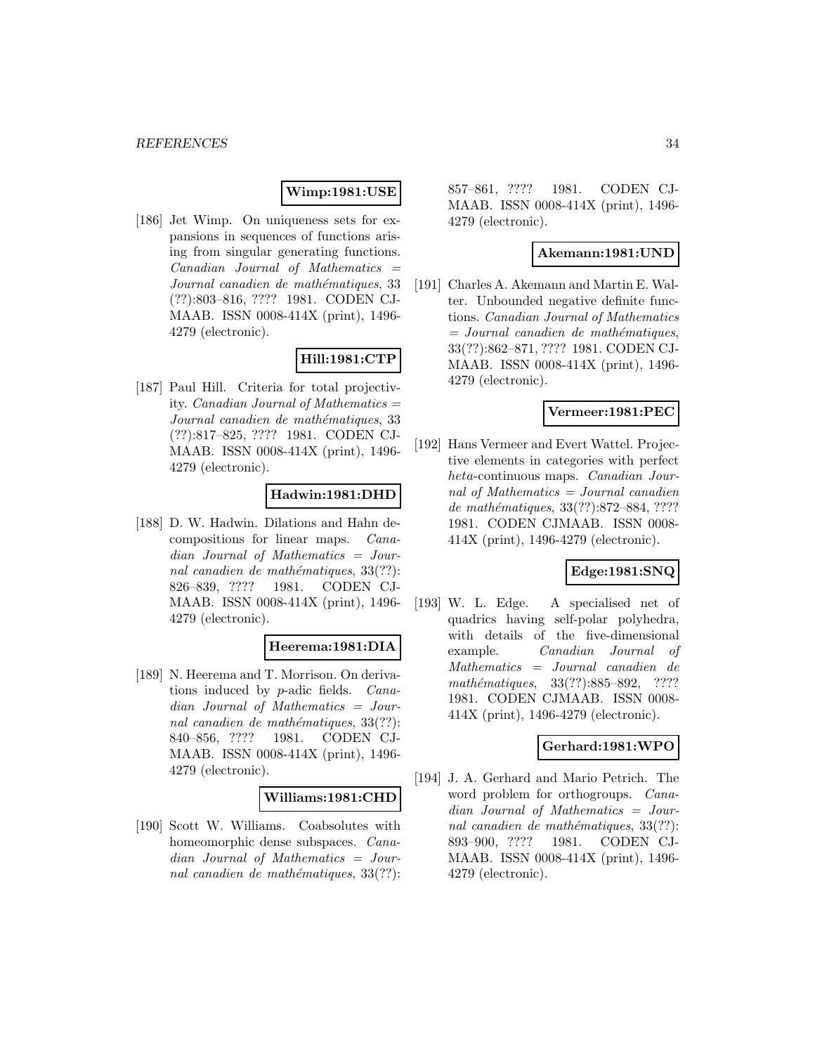**Wimp:1981:USE**

[186] Jet Wimp. On uniqueness sets for expansions in sequences of functions arising from singular generating functions. *Canadian Journal of Mathematics = Journal canadien de mathématiques*, 33 (??):803–816, ???? 1981. CODEN CJMAAB. ISSN 0008-414X (print), 1496-4279 (electronic).

**Hill:1981:CTP**

[187] Paul Hill. Criteria for total projectivity. *Canadian Journal of Mathematics = Journal canadien de mathématiques*, 33 (??):817–825, ???? 1981. CODEN CJMAAB. ISSN 0008-414X (print), 1496-4279 (electronic).

**Hadwin:1981:DHD**

[188] D. W. Hadwin. Dilations and Hahn decompositions for linear maps. *Canadian Journal of Mathematics = Journal canadien de mathématiques*, 33(??): 826–839, ???? 1981. CODEN CJMAAB. ISSN 0008-414X (print), 1496-4279 (electronic).

**Heerema:1981:DIA**

[189] N. Heerema and T. Morrison. On derivations induced by $p$-adic fields. *Canadian Journal of Mathematics = Journal canadien de mathématiques*, 33(??): 840–856, ???? 1981. CODEN CJMAAB. ISSN 0008-414X (print), 1496-4279 (electronic).

**Williams:1981:CHD**

[190] Scott W. Williams. Coabsolutes with homeomorphic dense subspaces. *Canadian Journal of Mathematics = Journal canadien de mathématiques*, 33(??): 857–861, ???? 1981. CODEN CJMAAB. ISSN 0008-414X (print), 1496-4279 (electronic).

**Akemann:1981:UND**

[191] Charles A. Akemann and Martin E. Walter. Unbounded negative definite functions. *Canadian Journal of Mathematics = Journal canadien de mathématiques*, 33(??):862–871, ???? 1981. CODEN CJMAAB. ISSN 0008-414X (print), 1496-4279 (electronic).

**Vermeer:1981:PEC**

[192] Hans Vermeer and Evert Wattel. Projective elements in categories with perfect *heta*-continuous maps. *Canadian Journal of Mathematics = Journal canadien de mathématiques*, 33(??):872–884, ???? 1981. CODEN CJMAAB. ISSN 0008-414X (print), 1496-4279 (electronic).

**Edge:1981:SNQ**

[193] W. L. Edge. A specialised net of quadrics having self-polar polyhedra, with details of the five-dimensional example. *Canadian Journal of Mathematics = Journal canadien de mathématiques*, 33(??):885–892, ???? 1981. CODEN CJMAAB. ISSN 0008-414X (print), 1496-4279 (electronic).

**Gerhard:1981:WPO**

[194] J. A. Gerhard and Mario Petrich. The word problem for orthogroups. *Canadian Journal of Mathematics = Journal canadien de mathématiques*, 33(??): 893–900, ???? 1981. CODEN CJMAAB. ISSN 0008-414X (print), 1496-4279 (electronic).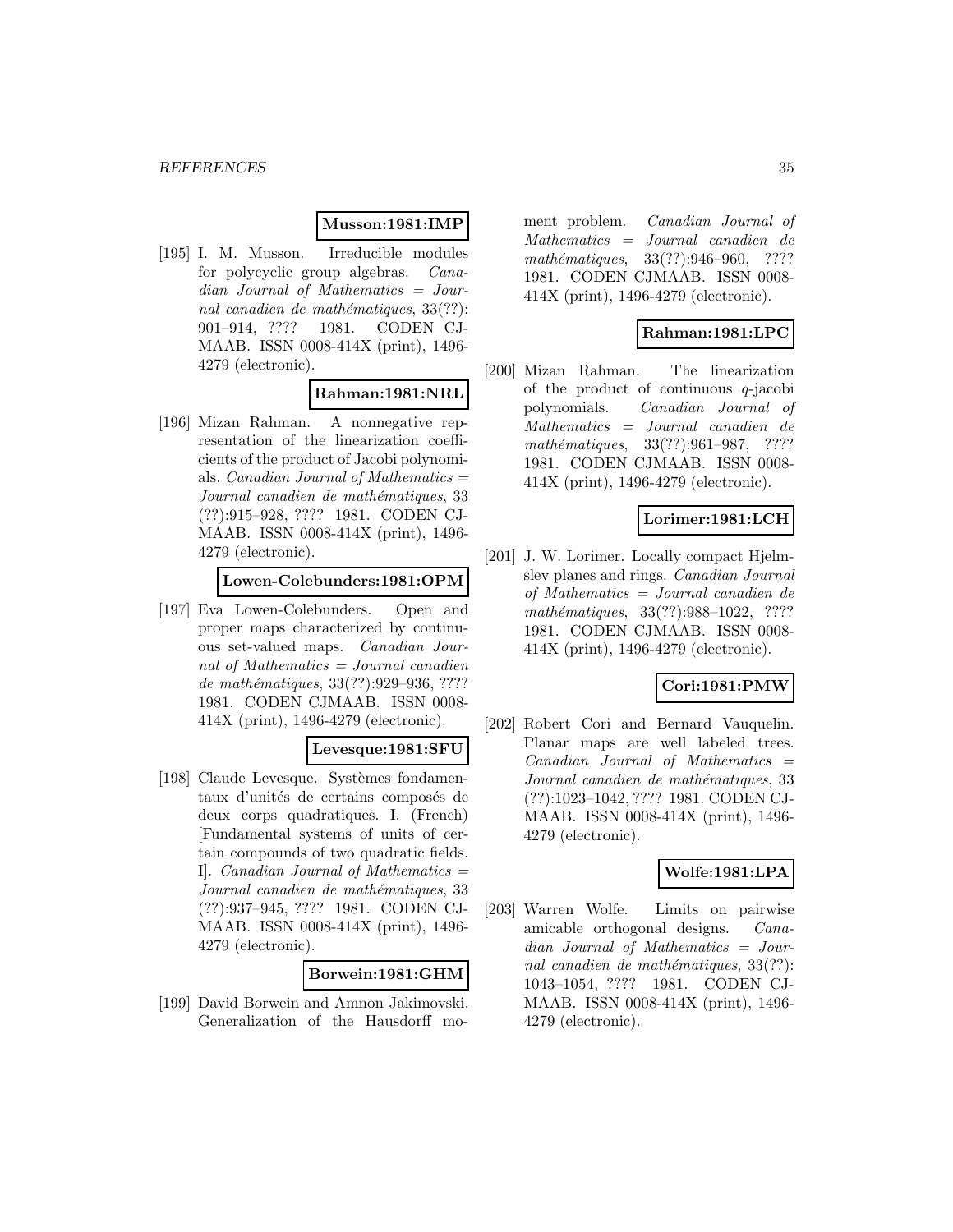**Musson:1981:IMP**

[195] I. M. Musson. Irreducible modules for polycyclic group algebras. *Canadian Journal of Mathematics = Journal canadien de mathématiques*, 33(??): 901–914, ???? 1981. CODEN CJMAAB. ISSN 0008-414X (print), 1496-4279 (electronic).

**Rahman:1981:NRL**

[196] Mizan Rahman. A nonnegative representation of the linearization coefficients of the product of Jacobi polynomials. *Canadian Journal of Mathematics = Journal canadien de mathématiques*, 33 (??):915–928, ???? 1981. CODEN CJMAAB. ISSN 0008-414X (print), 1496-4279 (electronic).

**Lowen-Colebunders:1981:OPM**

[197] Eva Lowen-Colebunders. Open and proper maps characterized by continuous set-valued maps. *Canadian Journal of Mathematics = Journal canadien de mathématiques*, 33(??):929–936, ???? 1981. CODEN CJMAAB. ISSN 0008-414X (print), 1496-4279 (electronic).

**Levesque:1981:SFU**

[198] Claude Levesque. Systèmes fondamentaux d'unités de certains composés de deux corps quadratiques. I. (French) [Fundamental systems of units of certain compounds of two quadratic fields. I]. *Canadian Journal of Mathematics = Journal canadien de mathématiques*, 33 (??):937–945, ???? 1981. CODEN CJMAAB. ISSN 0008-414X (print), 1496-4279 (electronic).

**Borwein:1981:GHM**

[199] David Borwein and Amnon Jakimovski. Generalization of the Hausdorff moment problem. *Canadian Journal of Mathematics = Journal canadien de mathématiques*, 33(??):946–960, ???? 1981. CODEN CJMAAB. ISSN 0008-414X (print), 1496-4279 (electronic).

**Rahman:1981:LPC**

[200] Mizan Rahman. The linearization of the product of continuous $q$-jacobi polynomials. *Canadian Journal of Mathematics = Journal canadien de mathématiques*, 33(??):961–987, ???? 1981. CODEN CJMAAB. ISSN 0008-414X (print), 1496-4279 (electronic).

**Lorimer:1981:LCH**

[201] J. W. Lorimer. Locally compact Hjelmslev planes and rings. *Canadian Journal of Mathematics = Journal canadien de mathématiques*, 33(??):988–1022, ???? 1981. CODEN CJMAAB. ISSN 0008-414X (print), 1496-4279 (electronic).

**Cori:1981:PMW**

[202] Robert Cori and Bernard Vauquelin. Planar maps are well labeled trees. *Canadian Journal of Mathematics = Journal canadien de mathématiques*, 33 (??):1023–1042, ???? 1981. CODEN CJMAAB. ISSN 0008-414X (print), 1496-4279 (electronic).

**Wolfe:1981:LPA**

[203] Warren Wolfe. Limits on pairwise amicable orthogonal designs. *Canadian Journal of Mathematics = Journal canadien de mathématiques*, 33(??): 1043–1054, ???? 1981. CODEN CJMAAB. ISSN 0008-414X (print), 1496-4279 (electronic).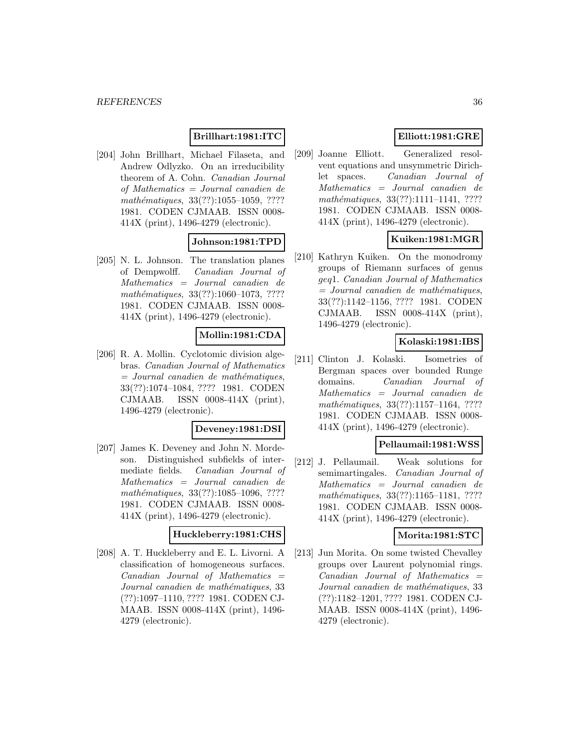**Brillhart:1981:ITC**

[204] John Brillhart, Michael Filaseta, and Andrew Odlyzko. On an irreducibility theorem of A. Cohn. *Canadian Journal of Mathematics = Journal canadien de mathématiques*, 33(??):1055–1059, ???? 1981. CODEN CJMAAB. ISSN 0008-414X (print), 1496-4279 (electronic).

**Johnson:1981:TPD**

[205] N. L. Johnson. The translation planes of Dempwolff. *Canadian Journal of Mathematics = Journal canadien de mathématiques*, 33(??):1060–1073, ???? 1981. CODEN CJMAAB. ISSN 0008-414X (print), 1496-4279 (electronic).

**Mollin:1981:CDA**

[206] R. A. Mollin. Cyclotomic division algebras. *Canadian Journal of Mathematics = Journal canadien de mathématiques*, 33(??):1074–1084, ???? 1981. CODEN CJMAAB. ISSN 0008-414X (print), 1496-4279 (electronic).

**Deveney:1981:DSI**

[207] James K. Deveney and John N. Mordeson. Distinguished subfields of intermediate fields. *Canadian Journal of Mathematics = Journal canadien de mathématiques*, 33(??):1085–1096, ???? 1981. CODEN CJMAAB. ISSN 0008-414X (print), 1496-4279 (electronic).

**Huckleberry:1981:CHS**

[208] A. T. Huckleberry and E. L. Livorni. A classification of homogeneous surfaces. *Canadian Journal of Mathematics = Journal canadien de mathématiques*, 33 (??):1097–1110, ???? 1981. CODEN CJMAAB. ISSN 0008-414X (print), 1496-4279 (electronic).

**Elliott:1981:GRE**

[209] Joanne Elliott. Generalized resolvent equations and unsymmetric Dirichlet spaces. *Canadian Journal of Mathematics = Journal canadien de mathématiques*, 33(??):1111–1141, ???? 1981. CODEN CJMAAB. ISSN 0008-414X (print), 1496-4279 (electronic).

**Kuiken:1981:MGR**

[210] Kathryn Kuiken. On the monodromy groups of Riemann surfaces of genus *geq*1. *Canadian Journal of Mathematics = Journal canadien de mathématiques*, 33(??):1142–1156, ???? 1981. CODEN CJMAAB. ISSN 0008-414X (print), 1496-4279 (electronic).

**Kolaski:1981:IBS**

[211] Clinton J. Kolaski. Isometries of Bergman spaces over bounded Runge domains. *Canadian Journal of Mathematics = Journal canadien de mathématiques*, 33(??):1157–1164, ???? 1981. CODEN CJMAAB. ISSN 0008-414X (print), 1496-4279 (electronic).

**Pellaumail:1981:WSS**

[212] J. Pellaumail. Weak solutions for semimartingales. *Canadian Journal of Mathematics = Journal canadien de mathématiques*, 33(??):1165–1181, ???? 1981. CODEN CJMAAB. ISSN 0008-414X (print), 1496-4279 (electronic).

**Morita:1981:STC**

[213] Jun Morita. On some twisted Chevalley groups over Laurent polynomial rings. *Canadian Journal of Mathematics = Journal canadien de mathématiques*, 33 (??):1182–1201, ???? 1981. CODEN CJMAAB. ISSN 0008-414X (print), 1496-4279 (electronic).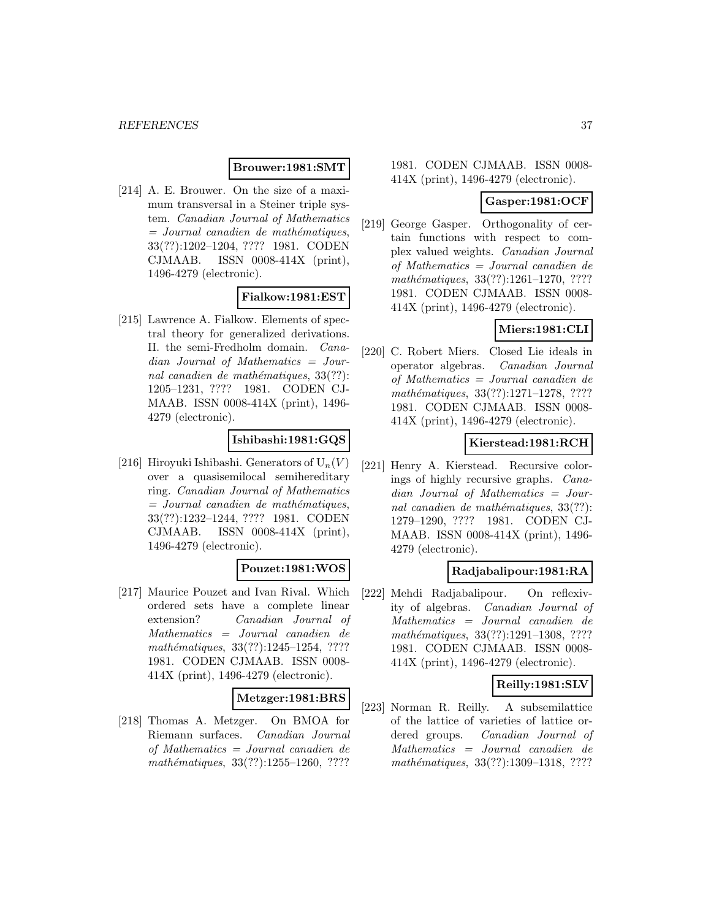**Brouwer:1981:SMT**

[214] A. E. Brouwer. On the size of a maximum transversal in a Steiner triple system. *Canadian Journal of Mathematics = Journal canadien de mathématiques*, 33(??):1202–1204, ???? 1981. CODEN CJMAAB. ISSN 0008-414X (print), 1496-4279 (electronic).

**Fialkow:1981:EST**

[215] Lawrence A. Fialkow. Elements of spectral theory for generalized derivations. II. the semi-Fredholm domain. *Canadian Journal of Mathematics = Journal canadien de mathématiques*, 33(??): 1205–1231, ???? 1981. CODEN CJMAAB. ISSN 0008-414X (print), 1496-4279 (electronic).

**Ishibashi:1981:GQS**

[216] Hiroyuki Ishibashi. Generators of $U_n(V)$ over a quasisemilocal semihereditary ring. *Canadian Journal of Mathematics = Journal canadien de mathématiques*, 33(??):1232–1244, ???? 1981. CODEN CJMAAB. ISSN 0008-414X (print), 1496-4279 (electronic).

**Pouzet:1981:WOS**

[217] Maurice Pouzet and Ivan Rival. Which ordered sets have a complete linear extension? *Canadian Journal of Mathematics = Journal canadien de mathématiques*, 33(??):1245–1254, ???? 1981. CODEN CJMAAB. ISSN 0008-414X (print), 1496-4279 (electronic).

**Metzger:1981:BRS**

[218] Thomas A. Metzger. On BMOA for Riemann surfaces. *Canadian Journal of Mathematics = Journal canadien de mathématiques*, 33(??):1255–1260, ???? 1981. CODEN CJMAAB. ISSN 0008-414X (print), 1496-4279 (electronic).

**Gasper:1981:OCF**

[219] George Gasper. Orthogonality of certain functions with respect to complex valued weights. *Canadian Journal of Mathematics = Journal canadien de mathématiques*, 33(??):1261–1270, ???? 1981. CODEN CJMAAB. ISSN 0008-414X (print), 1496-4279 (electronic).

**Miers:1981:CLI**

[220] C. Robert Miers. Closed Lie ideals in operator algebras. *Canadian Journal of Mathematics = Journal canadien de mathématiques*, 33(??):1271–1278, ???? 1981. CODEN CJMAAB. ISSN 0008-414X (print), 1496-4279 (electronic).

**Kierstead:1981:RCH**

[221] Henry A. Kierstead. Recursive colorings of highly recursive graphs. *Canadian Journal of Mathematics = Journal canadien de mathématiques*, 33(??): 1279–1290, ???? 1981. CODEN CJMAAB. ISSN 0008-414X (print), 1496-4279 (electronic).

**Radjabalipour:1981:RA**

[222] Mehdi Radjabalipour. On reflexivity of algebras. *Canadian Journal of Mathematics = Journal canadien de mathématiques*, 33(??):1291–1308, ???? 1981. CODEN CJMAAB. ISSN 0008-414X (print), 1496-4279 (electronic).

**Reilly:1981:SLV**

[223] Norman R. Reilly. A subsemilattice of the lattice of varieties of lattice ordered groups. *Canadian Journal of Mathematics = Journal canadien de mathématiques*, 33(??):1309–1318, ????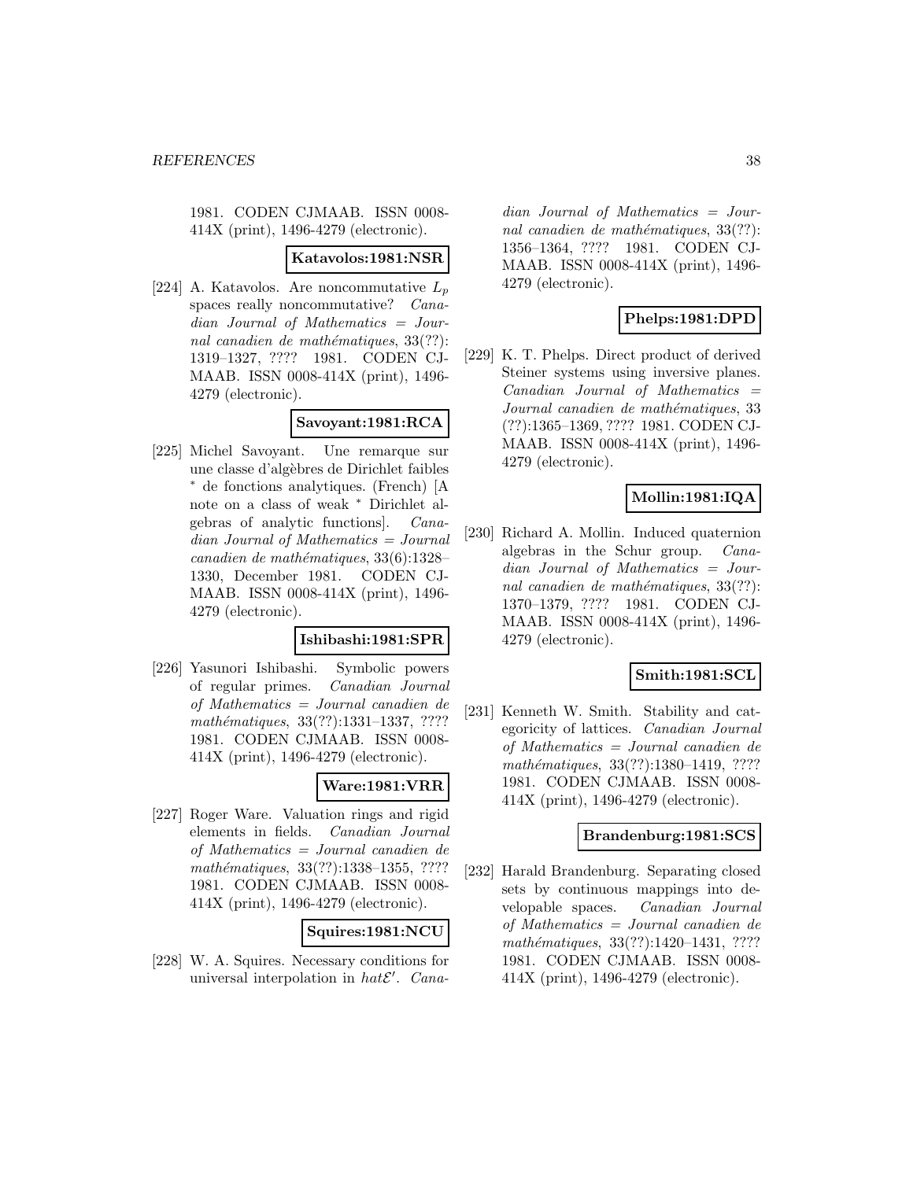1981. CODEN CJMAAB. ISSN 0008-414X (print), 1496-4279 (electronic).

**Katavolos:1981:NSR**

[224] A. Katavolos. Are noncommutative $L_p$ spaces really noncommutative? *Canadian Journal of Mathematics = Journal canadien de mathématiques*, 33(??): 1319–1327, ???? 1981. CODEN CJMAAB. ISSN 0008-414X (print), 1496-4279 (electronic).

**Savoyant:1981:RCA**

[225] Michel Savoyant. Une remarque sur une classe d'algèbres de Dirichlet faibles * de fonctions analytiques. (French) [A note on a class of weak * Dirichlet algebras of analytic functions]. *Canadian Journal of Mathematics = Journal canadien de mathématiques*, 33(6):1328–1330, December 1981. CODEN CJMAAB. ISSN 0008-414X (print), 1496-4279 (electronic).

**Ishibashi:1981:SPR**

[226] Yasunori Ishibashi. Symbolic powers of regular primes. *Canadian Journal of Mathematics = Journal canadien de mathématiques*, 33(??):1331–1337, ???? 1981. CODEN CJMAAB. ISSN 0008-414X (print), 1496-4279 (electronic).

**Ware:1981:VRR**

[227] Roger Ware. Valuation rings and rigid elements in fields. *Canadian Journal of Mathematics = Journal canadien de mathématiques*, 33(??):1338–1355, ???? 1981. CODEN CJMAAB. ISSN 0008-414X (print), 1496-4279 (electronic).

**Squires:1981:NCU**

[228] W. A. Squires. Necessary conditions for universal interpolation in $hat\mathcal{E}'$. *Canadian Journal of Mathematics = Journal canadien de mathématiques*, 33(??): 1356–1364, ???? 1981. CODEN CJMAAB. ISSN 0008-414X (print), 1496-4279 (electronic).

**Phelps:1981:DPD**

[229] K. T. Phelps. Direct product of derived Steiner systems using inversive planes. *Canadian Journal of Mathematics = Journal canadien de mathématiques*, 33 (??):1365–1369, ???? 1981. CODEN CJMAAB. ISSN 0008-414X (print), 1496-4279 (electronic).

**Mollin:1981:IQA**

[230] Richard A. Mollin. Induced quaternion algebras in the Schur group. *Canadian Journal of Mathematics = Journal canadien de mathématiques*, 33(??): 1370–1379, ???? 1981. CODEN CJMAAB. ISSN 0008-414X (print), 1496-4279 (electronic).

**Smith:1981:SCL**

[231] Kenneth W. Smith. Stability and categoricity of lattices. *Canadian Journal of Mathematics = Journal canadien de mathématiques*, 33(??):1380–1419, ???? 1981. CODEN CJMAAB. ISSN 0008-414X (print), 1496-4279 (electronic).

**Brandenburg:1981:SCS**

[232] Harald Brandenburg. Separating closed sets by continuous mappings into developable spaces. *Canadian Journal of Mathematics = Journal canadien de mathématiques*, 33(??):1420–1431, ???? 1981. CODEN CJMAAB. ISSN 0008-414X (print), 1496-4279 (electronic).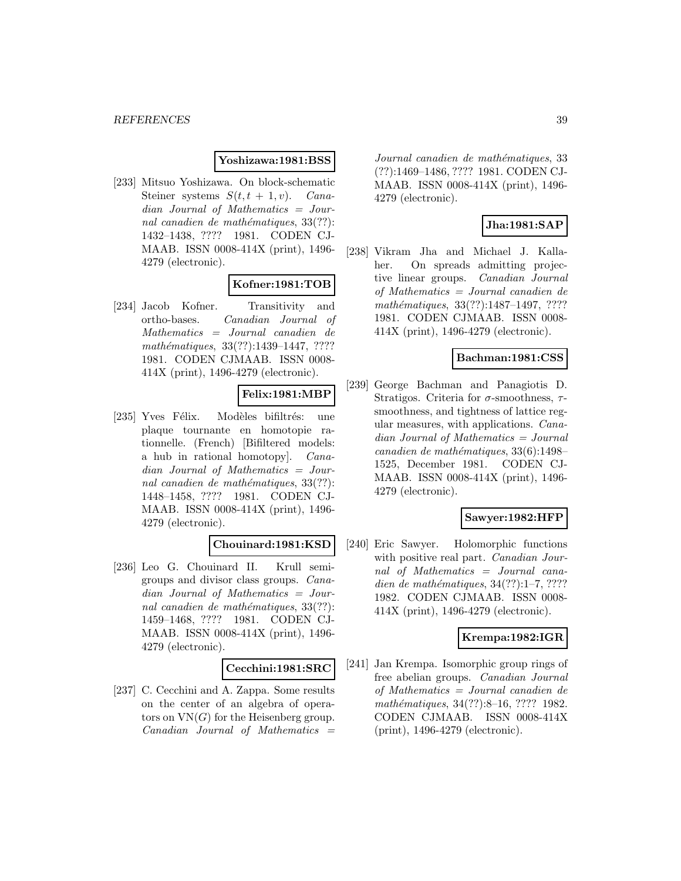**Yoshizawa:1981:BSS**

[233] Mitsuo Yoshizawa. On block-schematic Steiner systems $S(t, t+1, v)$. *Canadian Journal of Mathematics = Journal canadien de mathématiques*, 33(??): 1432–1438, ???? 1981. CODEN CJMAAB. ISSN 0008-414X (print), 1496-4279 (electronic).

**Kofner:1981:TOB**

[234] Jacob Kofner. Transitivity and ortho-bases. *Canadian Journal of Mathematics = Journal canadien de mathématiques*, 33(??):1439–1447, ???? 1981. CODEN CJMAAB. ISSN 0008-414X (print), 1496-4279 (electronic).

**Felix:1981:MBP**

[235] Yves Félix. Modèles bifiltrés: une plaque tournante en homotopie rationnelle. (French) [Bifiltered models: a hub in rational homotopy]. *Canadian Journal of Mathematics = Journal canadien de mathématiques*, 33(??): 1448–1458, ???? 1981. CODEN CJMAAB. ISSN 0008-414X (print), 1496-4279 (electronic).

**Chouinard:1981:KSD**

[236] Leo G. Chouinard II. Krull semigroups and divisor class groups. *Canadian Journal of Mathematics = Journal canadien de mathématiques*, 33(??): 1459–1468, ???? 1981. CODEN CJMAAB. ISSN 0008-414X (print), 1496-4279 (electronic).

**Cecchini:1981:SRC**

[237] C. Cecchini and A. Zappa. Some results on the center of an algebra of operators on $\mathrm{VN}(G)$ for the Heisenberg group. *Canadian Journal of Mathematics = Journal canadien de mathématiques*, 33 (??):1469–1486, ???? 1981. CODEN CJMAAB. ISSN 0008-414X (print), 1496-4279 (electronic).

**Jha:1981:SAP**

[238] Vikram Jha and Michael J. Kallaher. On spreads admitting projective linear groups. *Canadian Journal of Mathematics = Journal canadien de mathématiques*, 33(??):1487–1497, ???? 1981. CODEN CJMAAB. ISSN 0008-414X (print), 1496-4279 (electronic).

**Bachman:1981:CSS**

[239] George Bachman and Panagiotis D. Stratigos. Criteria for $\sigma$-smoothness, $\tau$-smoothness, and tightness of lattice regular measures, with applications. *Canadian Journal of Mathematics = Journal canadien de mathématiques*, 33(6):1498–1525, December 1981. CODEN CJMAAB. ISSN 0008-414X (print), 1496-4279 (electronic).

**Sawyer:1982:HFP**

[240] Eric Sawyer. Holomorphic functions with positive real part. *Canadian Journal of Mathematics = Journal canadien de mathématiques*, 34(??):1–7, ???? 1982. CODEN CJMAAB. ISSN 0008-414X (print), 1496-4279 (electronic).

**Krempa:1982:IGR**

[241] Jan Krempa. Isomorphic group rings of free abelian groups. *Canadian Journal of Mathematics = Journal canadien de mathématiques*, 34(??):8–16, ???? 1982. CODEN CJMAAB. ISSN 0008-414X (print), 1496-4279 (electronic).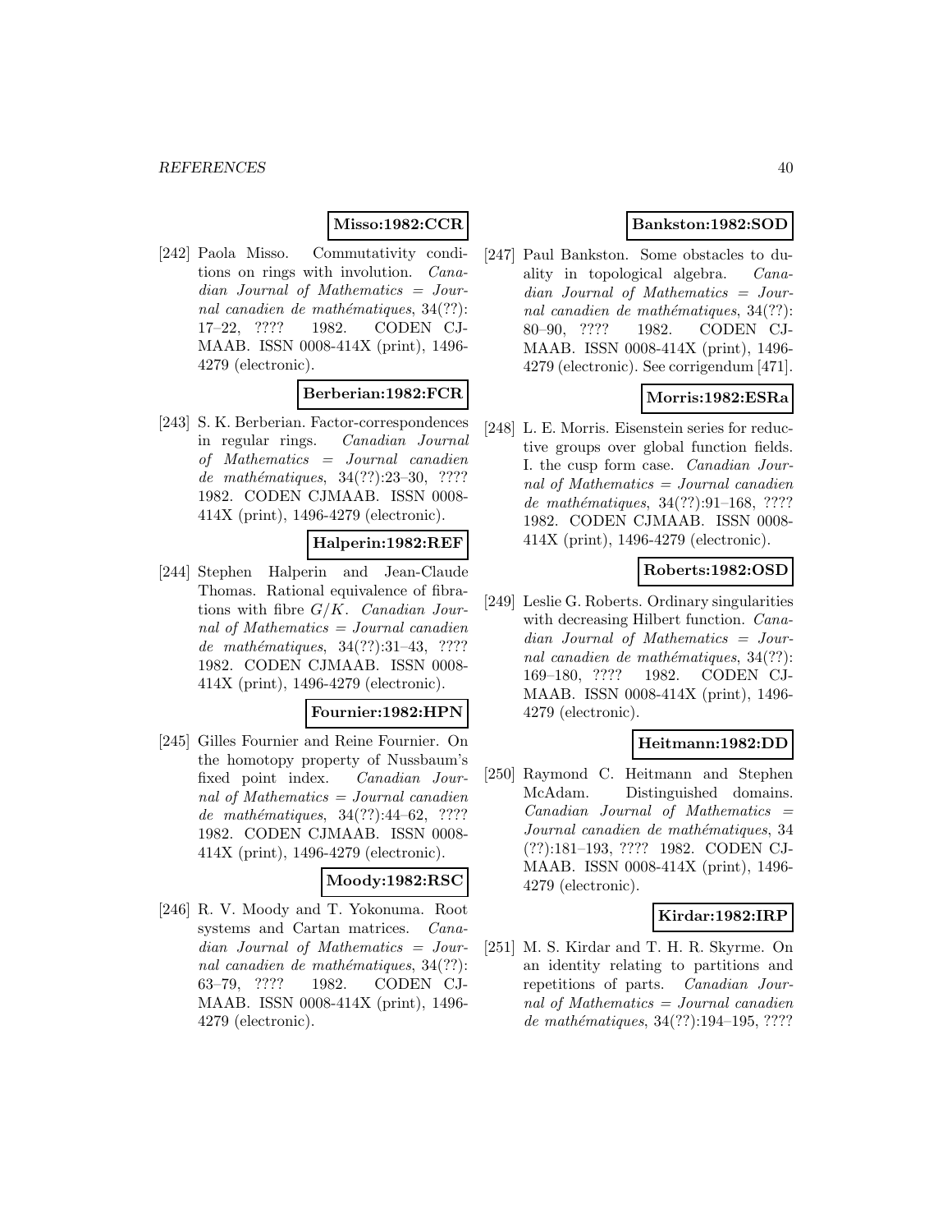**Misso:1982:CCR**

[242] Paola Misso. Commutativity conditions on rings with involution. *Canadian Journal of Mathematics = Journal canadien de mathématiques*, 34(??): 17–22, ???? 1982. CODEN CJMAAB. ISSN 0008-414X (print), 1496-4279 (electronic).

**Berberian:1982:FCR**

[243] S. K. Berberian. Factor-correspondences in regular rings. *Canadian Journal of Mathematics = Journal canadien de mathématiques*, 34(??):23–30, ???? 1982. CODEN CJMAAB. ISSN 0008-414X (print), 1496-4279 (electronic).

**Halperin:1982:REF**

[244] Stephen Halperin and Jean-Claude Thomas. Rational equivalence of fibrations with fibre $G/K$. *Canadian Journal of Mathematics = Journal canadien de mathématiques*, 34(??):31–43, ???? 1982. CODEN CJMAAB. ISSN 0008-414X (print), 1496-4279 (electronic).

**Fournier:1982:HPN**

[245] Gilles Fournier and Reine Fournier. On the homotopy property of Nussbaum's fixed point index. *Canadian Journal of Mathematics = Journal canadien de mathématiques*, 34(??):44–62, ???? 1982. CODEN CJMAAB. ISSN 0008-414X (print), 1496-4279 (electronic).

**Moody:1982:RSC**

[246] R. V. Moody and T. Yokonuma. Root systems and Cartan matrices. *Canadian Journal of Mathematics = Journal canadien de mathématiques*, 34(??): 63–79, ???? 1982. CODEN CJMAAB. ISSN 0008-414X (print), 1496-4279 (electronic).

**Bankston:1982:SOD**

[247] Paul Bankston. Some obstacles to duality in topological algebra. *Canadian Journal of Mathematics = Journal canadien de mathématiques*, 34(??): 80–90, ???? 1982. CODEN CJMAAB. ISSN 0008-414X (print), 1496-4279 (electronic). See corrigendum [471].

**Morris:1982:ESRa**

[248] L. E. Morris. Eisenstein series for reductive groups over global function fields. I. the cusp form case. *Canadian Journal of Mathematics = Journal canadien de mathématiques*, 34(??):91–168, ???? 1982. CODEN CJMAAB. ISSN 0008-414X (print), 1496-4279 (electronic).

**Roberts:1982:OSD**

[249] Leslie G. Roberts. Ordinary singularities with decreasing Hilbert function. *Canadian Journal of Mathematics = Journal canadien de mathématiques*, 34(??): 169–180, ???? 1982. CODEN CJMAAB. ISSN 0008-414X (print), 1496-4279 (electronic).

**Heitmann:1982:DD**

[250] Raymond C. Heitmann and Stephen McAdam. Distinguished domains. *Canadian Journal of Mathematics = Journal canadien de mathématiques*, 34 (??):181–193, ???? 1982. CODEN CJMAAB. ISSN 0008-414X (print), 1496-4279 (electronic).

**Kirdar:1982:IRP**

[251] M. S. Kirdar and T. H. R. Skyrme. On an identity relating to partitions and repetitions of parts. *Canadian Journal of Mathematics = Journal canadien de mathématiques*, 34(??):194–195, ????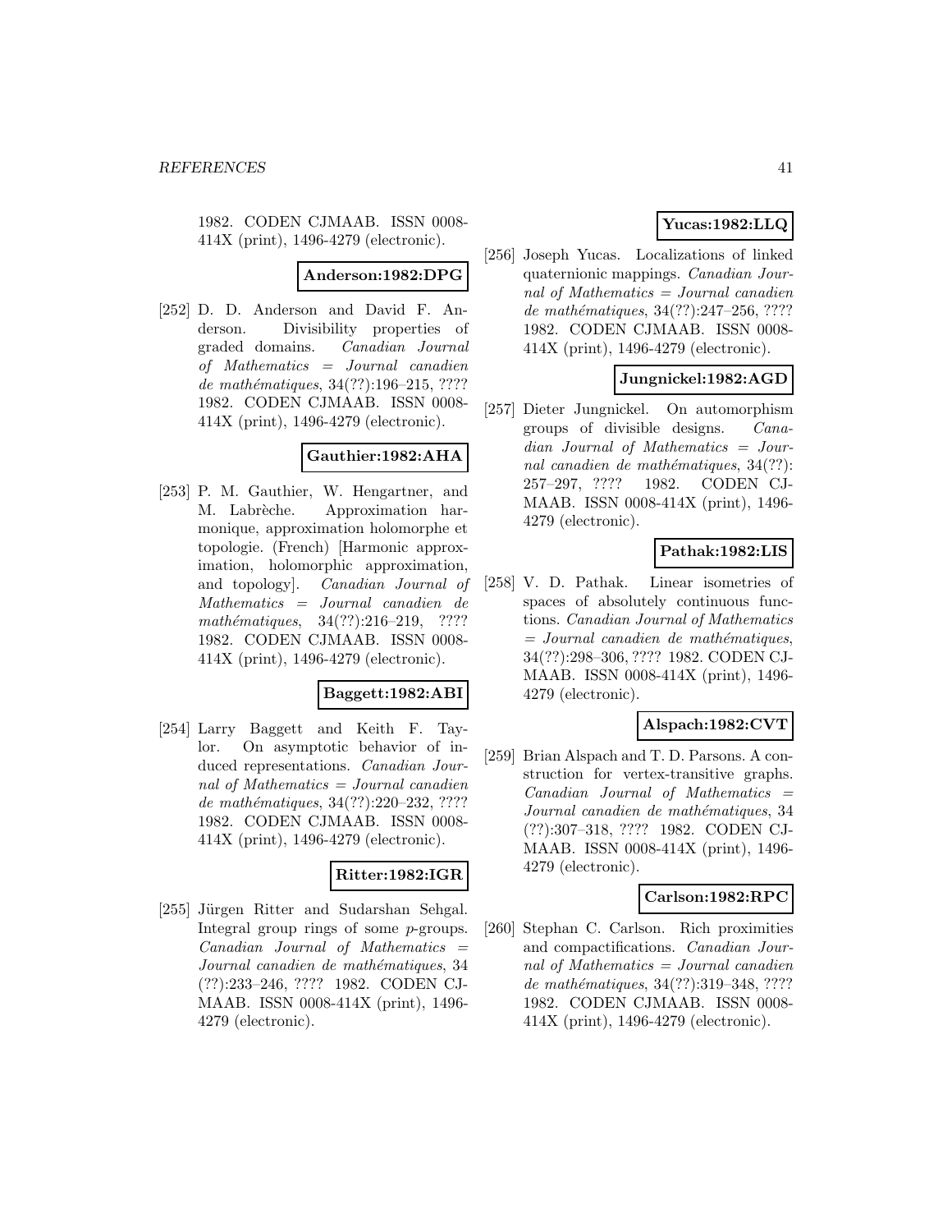1982. CODEN CJMAAB. ISSN 0008-414X (print), 1496-4279 (electronic).

**Anderson:1982:DPG**

[252] D. D. Anderson and David F. Anderson. Divisibility properties of graded domains. *Canadian Journal of Mathematics = Journal canadien de mathématiques*, 34(??):196–215, ???? 1982. CODEN CJMAAB. ISSN 0008-414X (print), 1496-4279 (electronic).

**Gauthier:1982:AHA**

[253] P. M. Gauthier, W. Hengartner, and M. Labrèche. Approximation harmonique, approximation holomorphe et topologie. (French) [Harmonic approximation, holomorphic approximation, and topology]. *Canadian Journal of Mathematics = Journal canadien de mathématiques*, 34(??):216–219, ???? 1982. CODEN CJMAAB. ISSN 0008-414X (print), 1496-4279 (electronic).

**Baggett:1982:ABI**

[254] Larry Baggett and Keith F. Taylor. On asymptotic behavior of induced representations. *Canadian Journal of Mathematics = Journal canadien de mathématiques*, 34(??):220–232, ???? 1982. CODEN CJMAAB. ISSN 0008-414X (print), 1496-4279 (electronic).

**Ritter:1982:IGR**

[255] Jürgen Ritter and Sudarshan Sehgal. Integral group rings of some $p$-groups. *Canadian Journal of Mathematics = Journal canadien de mathématiques*, 34 (??):233–246, ???? 1982. CODEN CJMAAB. ISSN 0008-414X (print), 1496-4279 (electronic).

**Yucas:1982:LLQ**

[256] Joseph Yucas. Localizations of linked quaternionic mappings. *Canadian Journal of Mathematics = Journal canadien de mathématiques*, 34(??):247–256, ???? 1982. CODEN CJMAAB. ISSN 0008-414X (print), 1496-4279 (electronic).

**Jungnickel:1982:AGD**

[257] Dieter Jungnickel. On automorphism groups of divisible designs. *Canadian Journal of Mathematics = Journal canadien de mathématiques*, 34(??): 257–297, ???? 1982. CODEN CJMAAB. ISSN 0008-414X (print), 1496-4279 (electronic).

**Pathak:1982:LIS**

[258] V. D. Pathak. Linear isometries of spaces of absolutely continuous functions. *Canadian Journal of Mathematics = Journal canadien de mathématiques*, 34(??):298–306, ???? 1982. CODEN CJMAAB. ISSN 0008-414X (print), 1496-4279 (electronic).

**Alspach:1982:CVT**

[259] Brian Alspach and T. D. Parsons. A construction for vertex-transitive graphs. *Canadian Journal of Mathematics = Journal canadien de mathématiques*, 34 (??):307–318, ???? 1982. CODEN CJMAAB. ISSN 0008-414X (print), 1496-4279 (electronic).

**Carlson:1982:RPC**

[260] Stephan C. Carlson. Rich proximities and compactifications. *Canadian Journal of Mathematics = Journal canadien de mathématiques*, 34(??):319–348, ???? 1982. CODEN CJMAAB. ISSN 0008-414X (print), 1496-4279 (electronic).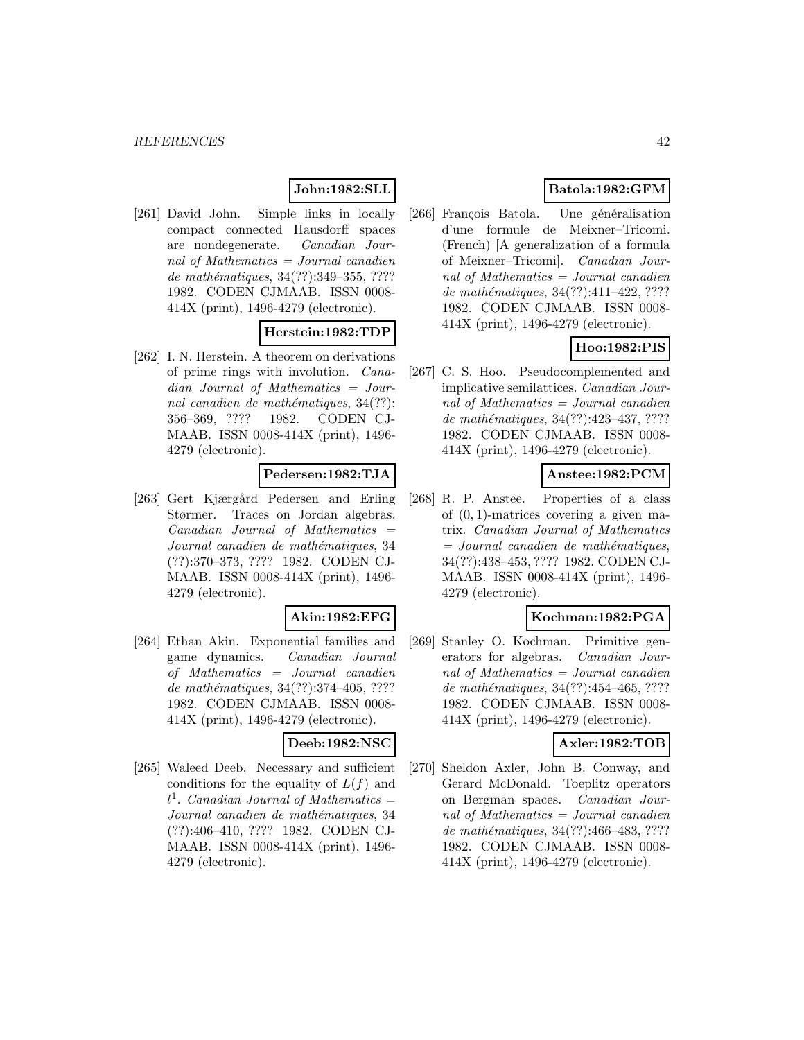**John:1982:SLL**

[261] David John. Simple links in locally compact connected Hausdorff spaces are nondegenerate. *Canadian Journal of Mathematics = Journal canadien de mathématiques*, 34(??):349–355, ???? 1982. CODEN CJMAAB. ISSN 0008-414X (print), 1496-4279 (electronic).

**Herstein:1982:TDP**

[262] I. N. Herstein. A theorem on derivations of prime rings with involution. *Canadian Journal of Mathematics = Journal canadien de mathématiques*, 34(??): 356–369, ???? 1982. CODEN CJMAAB. ISSN 0008-414X (print), 1496-4279 (electronic).

**Pedersen:1982:TJA**

[263] Gert Kjærgård Pedersen and Erling Størmer. Traces on Jordan algebras. *Canadian Journal of Mathematics = Journal canadien de mathématiques*, 34 (??):370–373, ???? 1982. CODEN CJMAAB. ISSN 0008-414X (print), 1496-4279 (electronic).

**Akin:1982:EFG**

[264] Ethan Akin. Exponential families and game dynamics. *Canadian Journal of Mathematics = Journal canadien de mathématiques*, 34(??):374–405, ???? 1982. CODEN CJMAAB. ISSN 0008-414X (print), 1496-4279 (electronic).

**Deeb:1982:NSC**

[265] Waleed Deeb. Necessary and sufficient conditions for the equality of $L(f)$ and $l^1$. *Canadian Journal of Mathematics = Journal canadien de mathématiques*, 34 (??):406–410, ???? 1982. CODEN CJMAAB. ISSN 0008-414X (print), 1496-4279 (electronic).

**Batola:1982:GFM**

[266] François Batola. Une généralisation d'une formule de Meixner–Tricomi. (French) [A generalization of a formula of Meixner–Tricomi]. *Canadian Journal of Mathematics = Journal canadien de mathématiques*, 34(??):411–422, ???? 1982. CODEN CJMAAB. ISSN 0008-414X (print), 1496-4279 (electronic).

**Hoo:1982:PIS**

[267] C. S. Hoo. Pseudocomplemented and implicative semilattices. *Canadian Journal of Mathematics = Journal canadien de mathématiques*, 34(??):423–437, ???? 1982. CODEN CJMAAB. ISSN 0008-414X (print), 1496-4279 (electronic).

**Anstee:1982:PCM**

[268] R. P. Anstee. Properties of a class of $(0,1)$-matrices covering a given matrix. *Canadian Journal of Mathematics = Journal canadien de mathématiques*, 34(??):438–453, ???? 1982. CODEN CJMAAB. ISSN 0008-414X (print), 1496-4279 (electronic).

**Kochman:1982:PGA**

[269] Stanley O. Kochman. Primitive generators for algebras. *Canadian Journal of Mathematics = Journal canadien de mathématiques*, 34(??):454–465, ???? 1982. CODEN CJMAAB. ISSN 0008-414X (print), 1496-4279 (electronic).

**Axler:1982:TOB**

[270] Sheldon Axler, John B. Conway, and Gerard McDonald. Toeplitz operators on Bergman spaces. *Canadian Journal of Mathematics = Journal canadien de mathématiques*, 34(??):466–483, ???? 1982. CODEN CJMAAB. ISSN 0008-414X (print), 1496-4279 (electronic).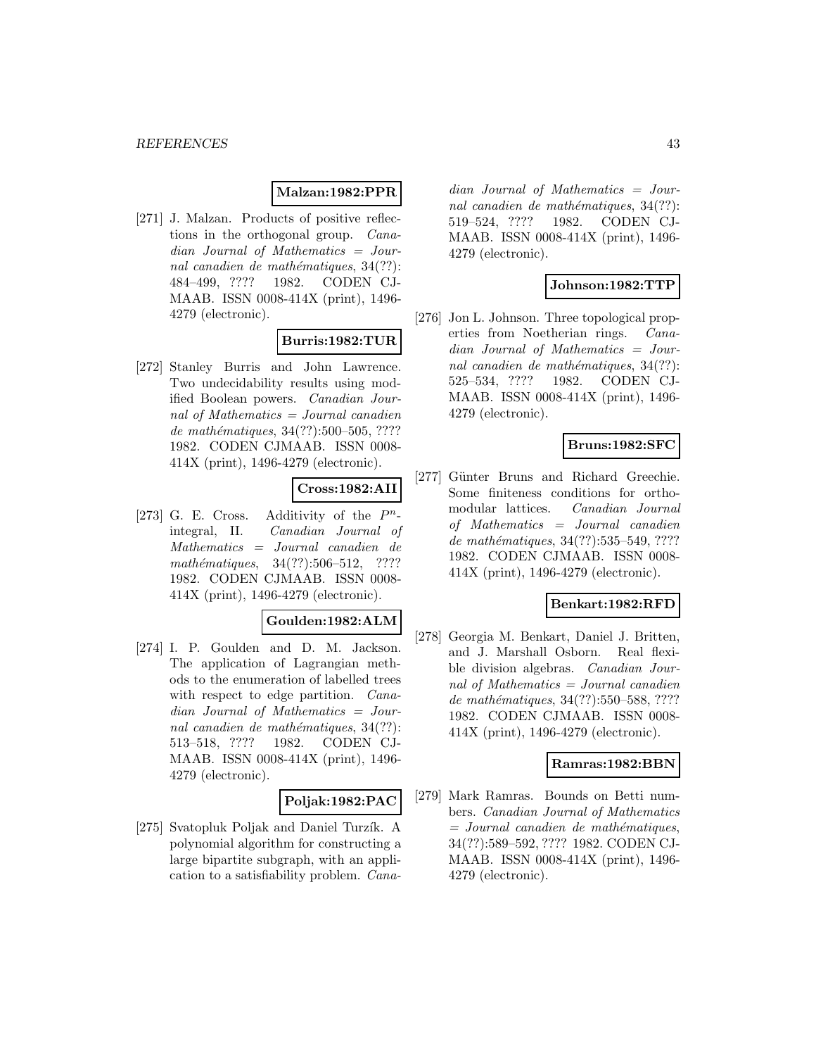**Malzan:1982:PPR**

[271] J. Malzan. Products of positive reflections in the orthogonal group. *Canadian Journal of Mathematics = Journal canadien de mathématiques*, 34(??): 484–499, ???? 1982. CODEN CJMAAB. ISSN 0008-414X (print), 1496-4279 (electronic).

**Burris:1982:TUR**

[272] Stanley Burris and John Lawrence. Two undecidability results using modified Boolean powers. *Canadian Journal of Mathematics = Journal canadien de mathématiques*, 34(??):500–505, ???? 1982. CODEN CJMAAB. ISSN 0008-414X (print), 1496-4279 (electronic).

**Cross:1982:AII**

[273] G. E. Cross. Additivity of the $P^n$-integral, II. *Canadian Journal of Mathematics = Journal canadien de mathématiques*, 34(??):506–512, ???? 1982. CODEN CJMAAB. ISSN 0008-414X (print), 1496-4279 (electronic).

**Goulden:1982:ALM**

[274] I. P. Goulden and D. M. Jackson. The application of Lagrangian methods to the enumeration of labelled trees with respect to edge partition. *Canadian Journal of Mathematics = Journal canadien de mathématiques*, 34(??): 513–518, ???? 1982. CODEN CJMAAB. ISSN 0008-414X (print), 1496-4279 (electronic).

**Poljak:1982:PAC**

[275] Svatopluk Poljak and Daniel Turzík. A polynomial algorithm for constructing a large bipartite subgraph, with an application to a satisfiability problem. *Canadian Journal of Mathematics = Journal canadien de mathématiques*, 34(??): 519–524, ???? 1982. CODEN CJMAAB. ISSN 0008-414X (print), 1496-4279 (electronic).

**Johnson:1982:TTP**

[276] Jon L. Johnson. Three topological properties from Noetherian rings. *Canadian Journal of Mathematics = Journal canadien de mathématiques*, 34(??): 525–534, ???? 1982. CODEN CJMAAB. ISSN 0008-414X (print), 1496-4279 (electronic).

**Bruns:1982:SFC**

[277] Günter Bruns and Richard Greechie. Some finiteness conditions for orthomodular lattices. *Canadian Journal of Mathematics = Journal canadien de mathématiques*, 34(??):535–549, ???? 1982. CODEN CJMAAB. ISSN 0008-414X (print), 1496-4279 (electronic).

**Benkart:1982:RFD**

[278] Georgia M. Benkart, Daniel J. Britten, and J. Marshall Osborn. Real flexible division algebras. *Canadian Journal of Mathematics = Journal canadien de mathématiques*, 34(??):550–588, ???? 1982. CODEN CJMAAB. ISSN 0008-414X (print), 1496-4279 (electronic).

**Ramras:1982:BBN**

[279] Mark Ramras. Bounds on Betti numbers. *Canadian Journal of Mathematics = Journal canadien de mathématiques*, 34(??):589–592, ???? 1982. CODEN CJMAAB. ISSN 0008-414X (print), 1496-4279 (electronic).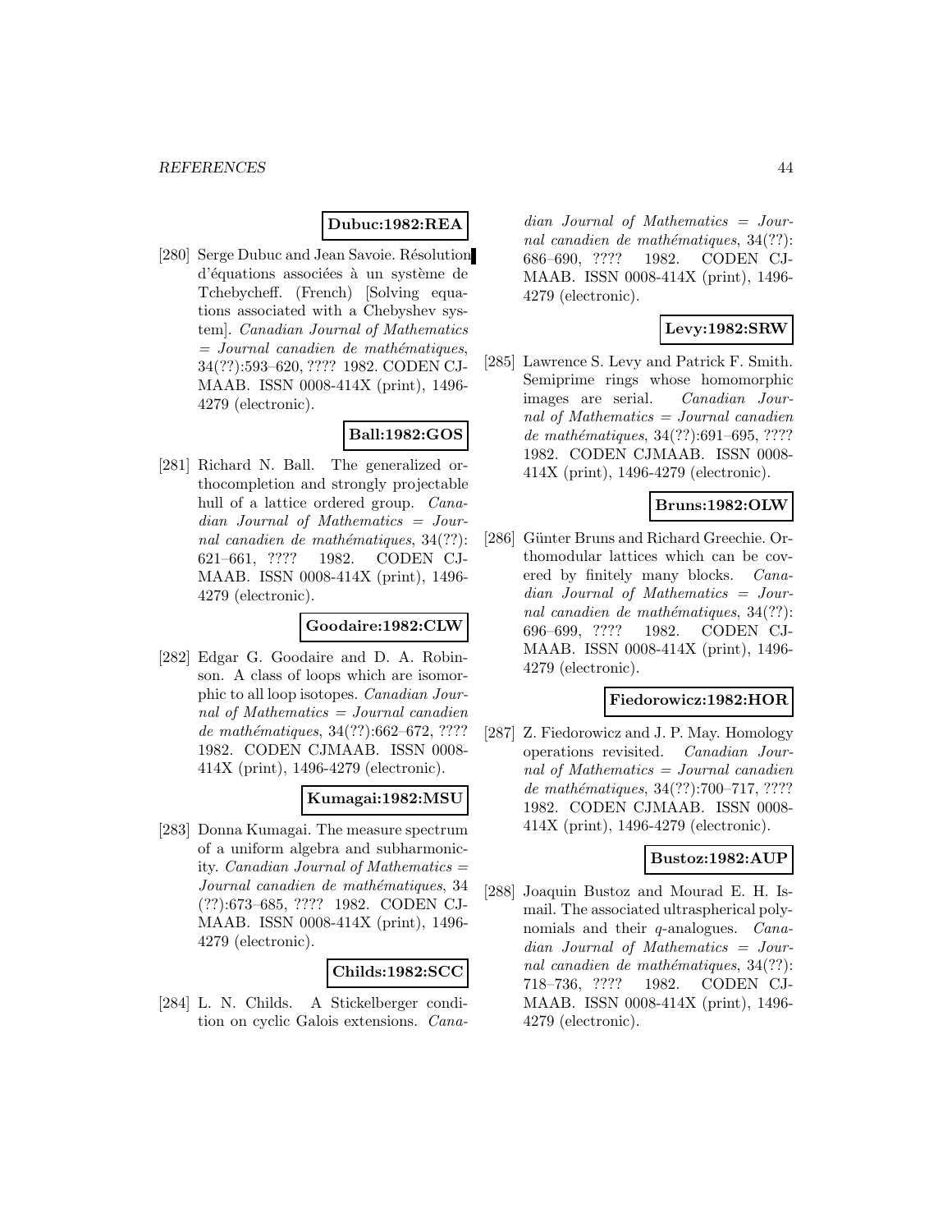**Dubuc:1982:REA**

[280] Serge Dubuc and Jean Savoie. Résolution d'équations associées à un système de Tchebycheff. (French) [Solving equations associated with a Chebyshev system]. *Canadian Journal of Mathematics = Journal canadien de mathématiques*, 34(??):593–620, ???? 1982. CODEN CJMAAB. ISSN 0008-414X (print), 1496-4279 (electronic).

**Ball:1982:GOS**

[281] Richard N. Ball. The generalized orthocompletion and strongly projectable hull of a lattice ordered group. *Canadian Journal of Mathematics = Journal canadien de mathématiques*, 34(??): 621–661, ???? 1982. CODEN CJMAAB. ISSN 0008-414X (print), 1496-4279 (electronic).

**Goodaire:1982:CLW**

[282] Edgar G. Goodaire and D. A. Robinson. A class of loops which are isomorphic to all loop isotopes. *Canadian Journal of Mathematics = Journal canadien de mathématiques*, 34(??):662–672, ???? 1982. CODEN CJMAAB. ISSN 0008-414X (print), 1496-4279 (electronic).

**Kumagai:1982:MSU**

[283] Donna Kumagai. The measure spectrum of a uniform algebra and subharmonicity. *Canadian Journal of Mathematics = Journal canadien de mathématiques*, 34 (??):673–685, ???? 1982. CODEN CJMAAB. ISSN 0008-414X (print), 1496-4279 (electronic).

**Childs:1982:SCC**

[284] L. N. Childs. A Stickelberger condition on cyclic Galois extensions. *Canadian Journal of Mathematics = Journal canadien de mathématiques*, 34(??): 686–690, ???? 1982. CODEN CJMAAB. ISSN 0008-414X (print), 1496-4279 (electronic).

**Levy:1982:SRW**

[285] Lawrence S. Levy and Patrick F. Smith. Semiprime rings whose homomorphic images are serial. *Canadian Journal of Mathematics = Journal canadien de mathématiques*, 34(??):691–695, ???? 1982. CODEN CJMAAB. ISSN 0008-414X (print), 1496-4279 (electronic).

**Bruns:1982:OLW**

[286] Günter Bruns and Richard Greechie. Orthomodular lattices which can be covered by finitely many blocks. *Canadian Journal of Mathematics = Journal canadien de mathématiques*, 34(??): 696–699, ???? 1982. CODEN CJMAAB. ISSN 0008-414X (print), 1496-4279 (electronic).

**Fiedorowicz:1982:HOR**

[287] Z. Fiedorowicz and J. P. May. Homology operations revisited. *Canadian Journal of Mathematics = Journal canadien de mathématiques*, 34(??):700–717, ???? 1982. CODEN CJMAAB. ISSN 0008-414X (print), 1496-4279 (electronic).

**Bustoz:1982:AUP**

[288] Joaquin Bustoz and Mourad E. H. Ismail. The associated ultraspherical polynomials and their $q$-analogues. *Canadian Journal of Mathematics = Journal canadien de mathématiques*, 34(??): 718–736, ???? 1982. CODEN CJMAAB. ISSN 0008-414X (print), 1496-4279 (electronic).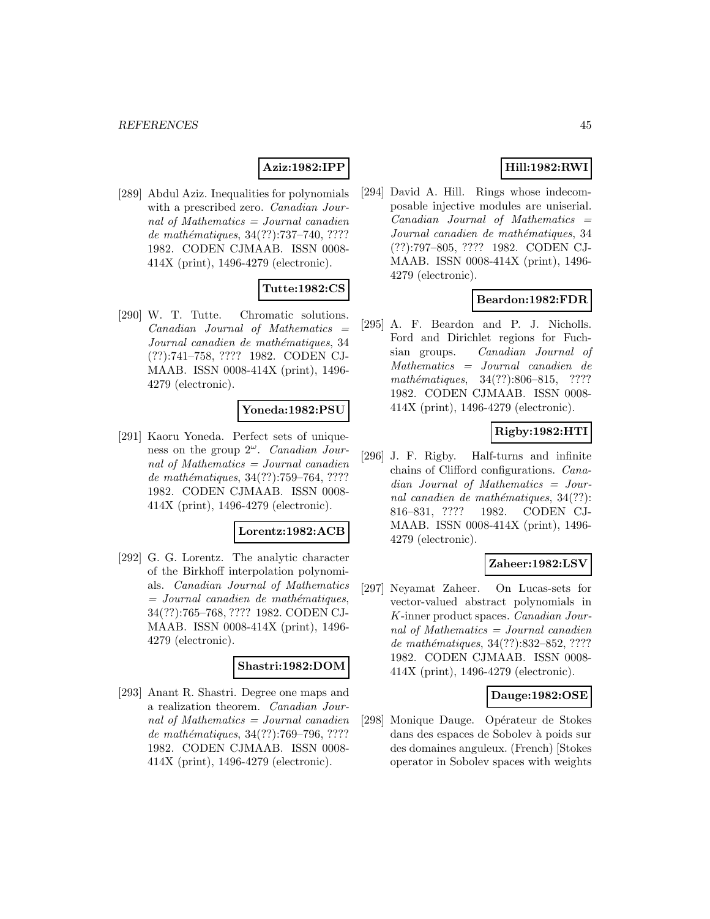**Aziz:1982:IPP**

[289] Abdul Aziz. Inequalities for polynomials with a prescribed zero. *Canadian Journal of Mathematics = Journal canadien de mathématiques*, 34(??):737–740, ???? 1982. CODEN CJMAAB. ISSN 0008-414X (print), 1496-4279 (electronic).

**Tutte:1982:CS**

[290] W. T. Tutte. Chromatic solutions. *Canadian Journal of Mathematics = Journal canadien de mathématiques*, 34 (??):741–758, ???? 1982. CODEN CJMAAB. ISSN 0008-414X (print), 1496-4279 (electronic).

**Yoneda:1982:PSU**

[291] Kaoru Yoneda. Perfect sets of uniqueness on the group $2^{\omega}$. *Canadian Journal of Mathematics = Journal canadien de mathématiques*, 34(??):759–764, ???? 1982. CODEN CJMAAB. ISSN 0008-414X (print), 1496-4279 (electronic).

**Lorentz:1982:ACB**

[292] G. G. Lorentz. The analytic character of the Birkhoff interpolation polynomials. *Canadian Journal of Mathematics = Journal canadien de mathématiques*, 34(??):765–768, ???? 1982. CODEN CJMAAB. ISSN 0008-414X (print), 1496-4279 (electronic).

**Shastri:1982:DOM**

[293] Anant R. Shastri. Degree one maps and a realization theorem. *Canadian Journal of Mathematics = Journal canadien de mathématiques*, 34(??):769–796, ???? 1982. CODEN CJMAAB. ISSN 0008-414X (print), 1496-4279 (electronic).

**Hill:1982:RWI**

[294] David A. Hill. Rings whose indecomposable injective modules are uniserial. *Canadian Journal of Mathematics = Journal canadien de mathématiques*, 34 (??):797–805, ???? 1982. CODEN CJMAAB. ISSN 0008-414X (print), 1496-4279 (electronic).

**Beardon:1982:FDR**

[295] A. F. Beardon and P. J. Nicholls. Ford and Dirichlet regions for Fuchsian groups. *Canadian Journal of Mathematics = Journal canadien de mathématiques*, 34(??):806–815, ???? 1982. CODEN CJMAAB. ISSN 0008-414X (print), 1496-4279 (electronic).

**Rigby:1982:HTI**

[296] J. F. Rigby. Half-turns and infinite chains of Clifford configurations. *Canadian Journal of Mathematics = Journal canadien de mathématiques*, 34(??): 816–831, ???? 1982. CODEN CJMAAB. ISSN 0008-414X (print), 1496-4279 (electronic).

**Zaheer:1982:LSV**

[297] Neyamat Zaheer. On Lucas-sets for vector-valued abstract polynomials in $K$-inner product spaces. *Canadian Journal of Mathematics = Journal canadien de mathématiques*, 34(??):832–852, ???? 1982. CODEN CJMAAB. ISSN 0008-414X (print), 1496-4279 (electronic).

**Dauge:1982:OSE**

[298] Monique Dauge. Opérateur de Stokes dans des espaces de Sobolev à poids sur des domaines anguleux. (French) [Stokes operator in Sobolev spaces with weights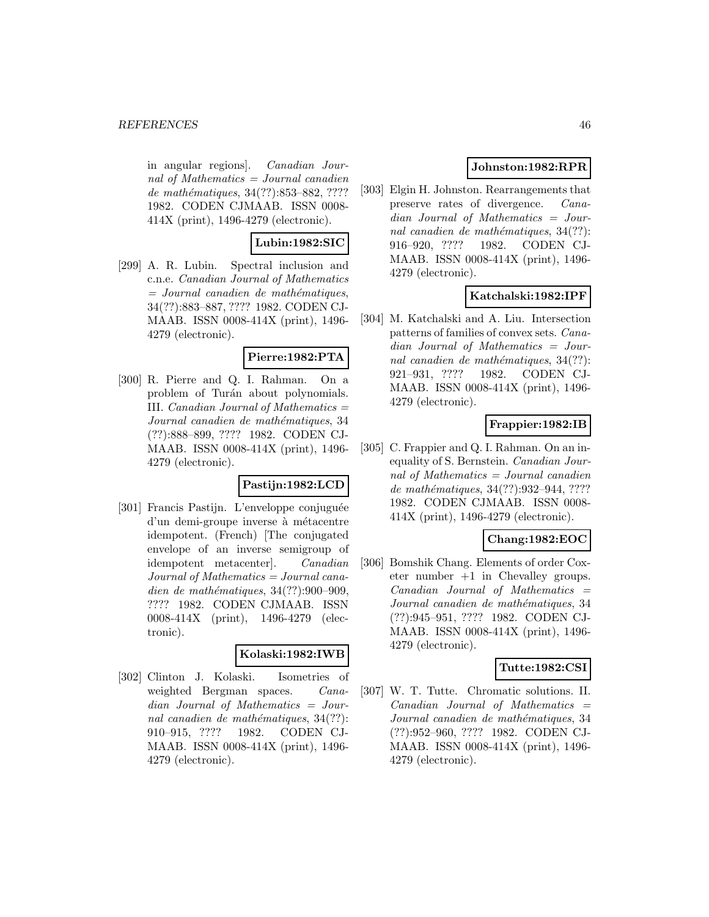in angular regions]. *Canadian Journal of Mathematics = Journal canadien de mathématiques*, 34(??):853–882, ???? 1982. CODEN CJMAAB. ISSN 0008-414X (print), 1496-4279 (electronic).

**Lubin:1982:SIC**

[299] A. R. Lubin. Spectral inclusion and c.n.e. *Canadian Journal of Mathematics = Journal canadien de mathématiques*, 34(??):883–887, ???? 1982. CODEN CJMAAB. ISSN 0008-414X (print), 1496-4279 (electronic).

**Pierre:1982:PTA**

[300] R. Pierre and Q. I. Rahman. On a problem of Turán about polynomials. III. *Canadian Journal of Mathematics = Journal canadien de mathématiques*, 34 (??):888–899, ???? 1982. CODEN CJMAAB. ISSN 0008-414X (print), 1496-4279 (electronic).

**Pastijn:1982:LCD**

[301] Francis Pastijn. L'enveloppe conjuguée d'un demi-groupe inverse à métacentre idempotent. (French) [The conjugated envelope of an inverse semigroup of idempotent metacenter]. *Canadian Journal of Mathematics = Journal canadien de mathématiques*, 34(??):900–909, ???? 1982. CODEN CJMAAB. ISSN 0008-414X (print), 1496-4279 (electronic).

**Kolaski:1982:IWB**

[302] Clinton J. Kolaski. Isometries of weighted Bergman spaces. *Canadian Journal of Mathematics = Journal canadien de mathématiques*, 34(??):910–915, ???? 1982. CODEN CJMAAB. ISSN 0008-414X (print), 1496-4279 (electronic).

**Johnston:1982:RPR**

[303] Elgin H. Johnston. Rearrangements that preserve rates of divergence. *Canadian Journal of Mathematics = Journal canadien de mathématiques*, 34(??):916–920, ???? 1982. CODEN CJMAAB. ISSN 0008-414X (print), 1496-4279 (electronic).

**Katchalski:1982:IPF**

[304] M. Katchalski and A. Liu. Intersection patterns of families of convex sets. *Canadian Journal of Mathematics = Journal canadien de mathématiques*, 34(??):921–931, ???? 1982. CODEN CJMAAB. ISSN 0008-414X (print), 1496-4279 (electronic).

**Frappier:1982:IB**

[305] C. Frappier and Q. I. Rahman. On an inequality of S. Bernstein. *Canadian Journal of Mathematics = Journal canadien de mathématiques*, 34(??):932–944, ???? 1982. CODEN CJMAAB. ISSN 0008-414X (print), 1496-4279 (electronic).

**Chang:1982:EOC**

[306] Bomshik Chang. Elements of order Coxeter number +1 in Chevalley groups. *Canadian Journal of Mathematics = Journal canadien de mathématiques*, 34 (??):945–951, ???? 1982. CODEN CJMAAB. ISSN 0008-414X (print), 1496-4279 (electronic).

**Tutte:1982:CSI**

[307] W. T. Tutte. Chromatic solutions. II. *Canadian Journal of Mathematics = Journal canadien de mathématiques*, 34 (??):952–960, ???? 1982. CODEN CJMAAB. ISSN 0008-414X (print), 1496-4279 (electronic).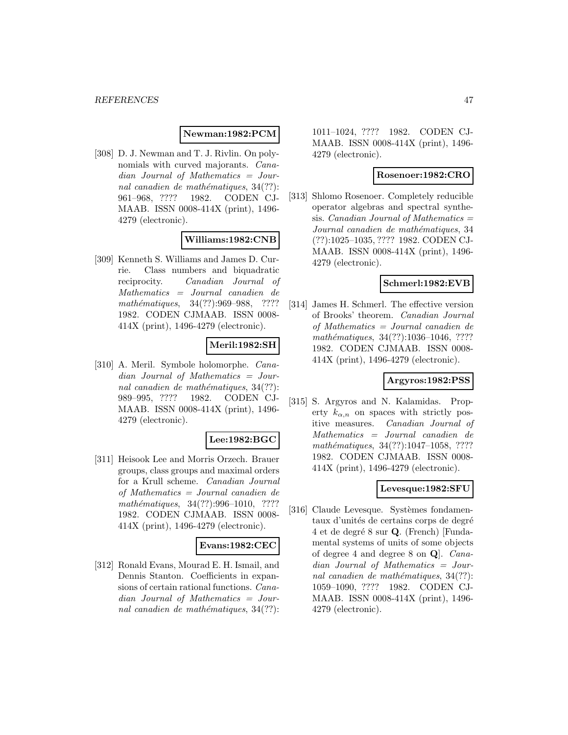**Newman:1982:PCM**

[308] D. J. Newman and T. J. Rivlin. On polynomials with curved majorants. *Canadian Journal of Mathematics = Journal canadien de mathématiques*, 34(??): 961–968, ???? 1982. CODEN CJMAAB. ISSN 0008-414X (print), 1496-4279 (electronic).

**Williams:1982:CNB**

[309] Kenneth S. Williams and James D. Currie. Class numbers and biquadratic reciprocity. *Canadian Journal of Mathematics = Journal canadien de mathématiques*, 34(??):969–988, ???? 1982. CODEN CJMAAB. ISSN 0008-414X (print), 1496-4279 (electronic).

**Meril:1982:SH**

[310] A. Meril. Symbole holomorphe. *Canadian Journal of Mathematics = Journal canadien de mathématiques*, 34(??): 989–995, ???? 1982. CODEN CJMAAB. ISSN 0008-414X (print), 1496-4279 (electronic).

**Lee:1982:BGC**

[311] Heisook Lee and Morris Orzech. Brauer groups, class groups and maximal orders for a Krull scheme. *Canadian Journal of Mathematics = Journal canadien de mathématiques*, 34(??):996–1010, ???? 1982. CODEN CJMAAB. ISSN 0008-414X (print), 1496-4279 (electronic).

**Evans:1982:CEC**

[312] Ronald Evans, Mourad E. H. Ismail, and Dennis Stanton. Coefficients in expansions of certain rational functions. *Canadian Journal of Mathematics = Journal canadien de mathématiques*, 34(??): 1011–1024, ???? 1982. CODEN CJMAAB. ISSN 0008-414X (print), 1496-4279 (electronic).

**Rosenoer:1982:CRO**

[313] Shlomo Rosenoer. Completely reducible operator algebras and spectral synthesis. *Canadian Journal of Mathematics = Journal canadien de mathématiques*, 34 (??):1025–1035, ???? 1982. CODEN CJMAAB. ISSN 0008-414X (print), 1496-4279 (electronic).

**Schmerl:1982:EVB**

[314] James H. Schmerl. The effective version of Brooks' theorem. *Canadian Journal of Mathematics = Journal canadien de mathématiques*, 34(??):1036–1046, ???? 1982. CODEN CJMAAB. ISSN 0008-414X (print), 1496-4279 (electronic).

**Argyros:1982:PSS**

[315] S. Argyros and N. Kalamidas. Property $k_{\alpha,n}$ on spaces with strictly positive measures. *Canadian Journal of Mathematics = Journal canadien de mathématiques*, 34(??):1047–1058, ???? 1982. CODEN CJMAAB. ISSN 0008-414X (print), 1496-4279 (electronic).

**Levesque:1982:SFU**

[316] Claude Levesque. Systèmes fondamentaux d'unités de certains corps de degré 4 et de degré 8 sur **Q**. (French) [Fundamental systems of units of some objects of degree 4 and degree 8 on **Q**]. *Canadian Journal of Mathematics = Journal canadien de mathématiques*, 34(??): 1059–1090, ???? 1982. CODEN CJMAAB. ISSN 0008-414X (print), 1496-4279 (electronic).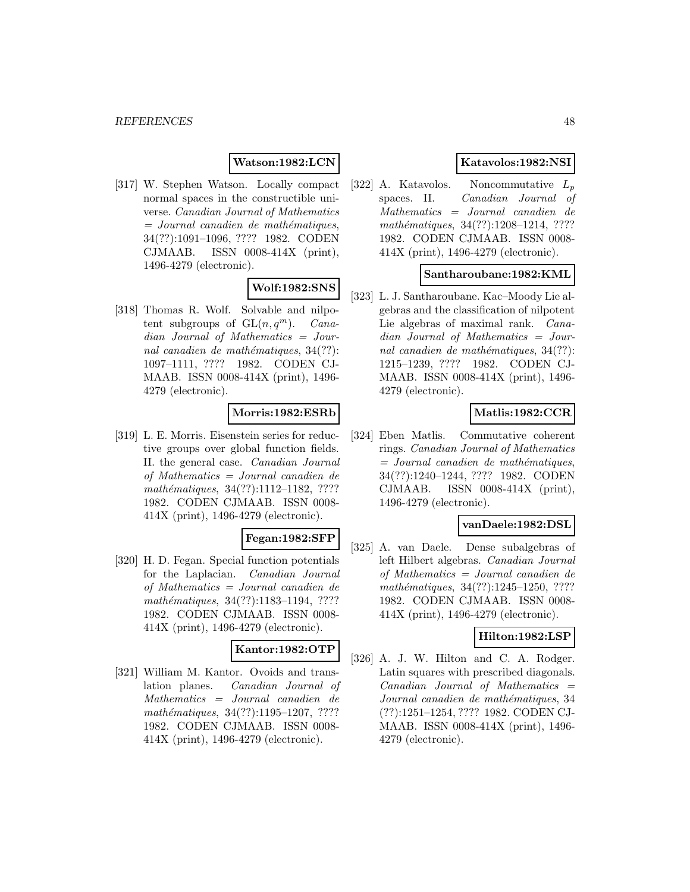**Watson:1982:LCN**

[317] W. Stephen Watson. Locally compact normal spaces in the constructible universe. *Canadian Journal of Mathematics = Journal canadien de mathématiques*, 34(??):1091–1096, ???? 1982. CODEN CJMAAB. ISSN 0008-414X (print), 1496-4279 (electronic).

**Wolf:1982:SNS**

[318] Thomas R. Wolf. Solvable and nilpotent subgroups of $\mathrm{GL}(n, q^m)$. *Canadian Journal of Mathematics = Journal canadien de mathématiques*, 34(??): 1097–1111, ???? 1982. CODEN CJMAAB. ISSN 0008-414X (print), 1496-4279 (electronic).

**Morris:1982:ESRb**

[319] L. E. Morris. Eisenstein series for reductive groups over global function fields. II. the general case. *Canadian Journal of Mathematics = Journal canadien de mathématiques*, 34(??):1112–1182, ???? 1982. CODEN CJMAAB. ISSN 0008-414X (print), 1496-4279 (electronic).

**Fegan:1982:SFP**

[320] H. D. Fegan. Special function potentials for the Laplacian. *Canadian Journal of Mathematics = Journal canadien de mathématiques*, 34(??):1183–1194, ???? 1982. CODEN CJMAAB. ISSN 0008-414X (print), 1496-4279 (electronic).

**Kantor:1982:OTP**

[321] William M. Kantor. Ovoids and translation planes. *Canadian Journal of Mathematics = Journal canadien de mathématiques*, 34(??):1195–1207, ???? 1982. CODEN CJMAAB. ISSN 0008-414X (print), 1496-4279 (electronic).

**Katavolos:1982:NSI**

[322] A. Katavolos. Noncommutative $L_p$ spaces. II. *Canadian Journal of Mathematics = Journal canadien de mathématiques*, 34(??):1208–1214, ???? 1982. CODEN CJMAAB. ISSN 0008-414X (print), 1496-4279 (electronic).

**Santharoubane:1982:KML**

[323] L. J. Santharoubane. Kac–Moody Lie algebras and the classification of nilpotent Lie algebras of maximal rank. *Canadian Journal of Mathematics = Journal canadien de mathématiques*, 34(??): 1215–1239, ???? 1982. CODEN CJMAAB. ISSN 0008-414X (print), 1496-4279 (electronic).

**Matlis:1982:CCR**

[324] Eben Matlis. Commutative coherent rings. *Canadian Journal of Mathematics = Journal canadien de mathématiques*, 34(??):1240–1244, ???? 1982. CODEN CJMAAB. ISSN 0008-414X (print), 1496-4279 (electronic).

**vanDaele:1982:DSL**

[325] A. van Daele. Dense subalgebras of left Hilbert algebras. *Canadian Journal of Mathematics = Journal canadien de mathématiques*, 34(??):1245–1250, ???? 1982. CODEN CJMAAB. ISSN 0008-414X (print), 1496-4279 (electronic).

**Hilton:1982:LSP**

[326] A. J. W. Hilton and C. A. Rodger. Latin squares with prescribed diagonals. *Canadian Journal of Mathematics = Journal canadien de mathématiques*, 34 (??):1251–1254, ???? 1982. CODEN CJMAAB. ISSN 0008-414X (print), 1496-4279 (electronic).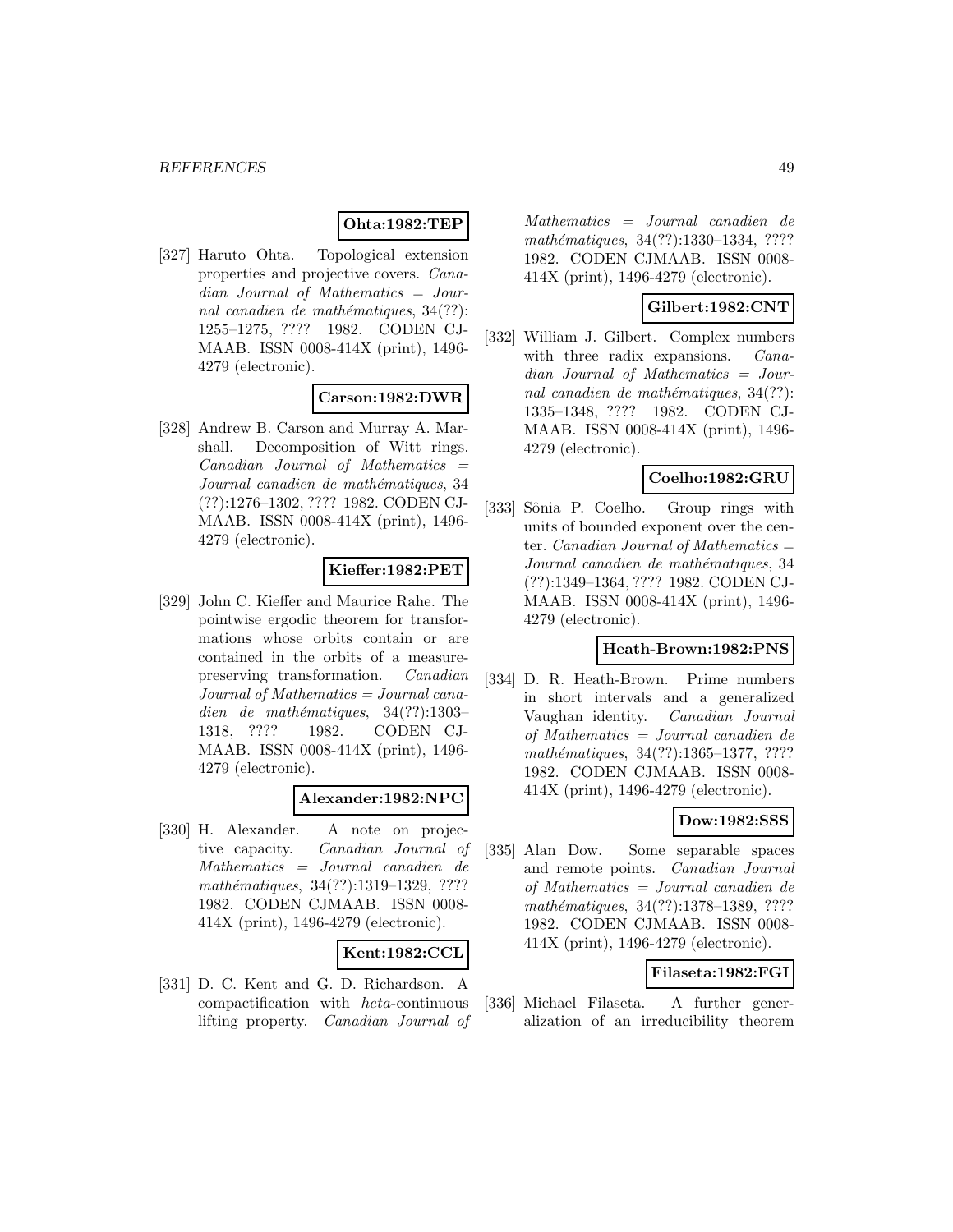**Ohta:1982:TEP**

[327] Haruto Ohta. Topological extension properties and projective covers. *Canadian Journal of Mathematics = Journal canadien de mathématiques*, 34(??): 1255–1275, ???? 1982. CODEN CJMAAB. ISSN 0008-414X (print), 1496-4279 (electronic).

**Carson:1982:DWR**

[328] Andrew B. Carson and Murray A. Marshall. Decomposition of Witt rings. *Canadian Journal of Mathematics = Journal canadien de mathématiques*, 34 (??):1276–1302, ???? 1982. CODEN CJMAAB. ISSN 0008-414X (print), 1496-4279 (electronic).

**Kieffer:1982:PET**

[329] John C. Kieffer and Maurice Rahe. The pointwise ergodic theorem for transformations whose orbits contain or are contained in the orbits of a measure-preserving transformation. *Canadian Journal of Mathematics = Journal canadien de mathématiques*, 34(??):1303–1318, ???? 1982. CODEN CJMAAB. ISSN 0008-414X (print), 1496-4279 (electronic).

**Alexander:1982:NPC**

[330] H. Alexander. A note on projective capacity. *Canadian Journal of Mathematics = Journal canadien de mathématiques*, 34(??):1319–1329, ???? 1982. CODEN CJMAAB. ISSN 0008-414X (print), 1496-4279 (electronic).

**Kent:1982:CCL**

[331] D. C. Kent and G. D. Richardson. A compactification with *heta*-continuous lifting property. *Canadian Journal of Mathematics = Journal canadien de mathématiques*, 34(??):1330–1334, ???? 1982. CODEN CJMAAB. ISSN 0008-414X (print), 1496-4279 (electronic).

**Gilbert:1982:CNT**

[332] William J. Gilbert. Complex numbers with three radix expansions. *Canadian Journal of Mathematics = Journal canadien de mathématiques*, 34(??): 1335–1348, ???? 1982. CODEN CJMAAB. ISSN 0008-414X (print), 1496-4279 (electronic).

**Coelho:1982:GRU**

[333] Sônia P. Coelho. Group rings with units of bounded exponent over the center. *Canadian Journal of Mathematics = Journal canadien de mathématiques*, 34 (??):1349–1364, ???? 1982. CODEN CJMAAB. ISSN 0008-414X (print), 1496-4279 (electronic).

**Heath-Brown:1982:PNS**

[334] D. R. Heath-Brown. Prime numbers in short intervals and a generalized Vaughan identity. *Canadian Journal of Mathematics = Journal canadien de mathématiques*, 34(??):1365–1377, ???? 1982. CODEN CJMAAB. ISSN 0008-414X (print), 1496-4279 (electronic).

**Dow:1982:SSS**

[335] Alan Dow. Some separable spaces and remote points. *Canadian Journal of Mathematics = Journal canadien de mathématiques*, 34(??):1378–1389, ???? 1982. CODEN CJMAAB. ISSN 0008-414X (print), 1496-4279 (electronic).

**Filaseta:1982:FGI**

[336] Michael Filaseta. A further generalization of an irreducibility theorem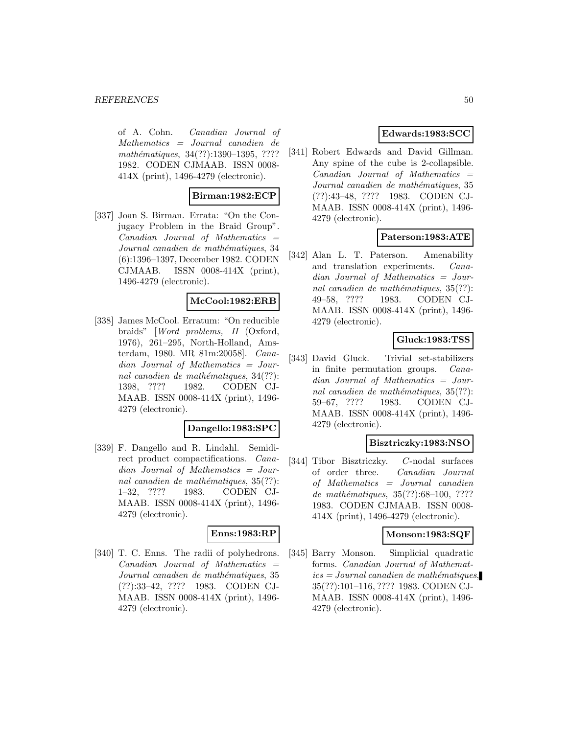of A. Cohn. *Canadian Journal of Mathematics = Journal canadien de mathématiques*, 34(??):1390–1395, ???? 1982. CODEN CJMAAB. ISSN 0008-414X (print), 1496-4279 (electronic).

**Birman:1982:ECP**

[337] Joan S. Birman. Errata: "On the Conjugacy Problem in the Braid Group". *Canadian Journal of Mathematics = Journal canadien de mathématiques*, 34 (6):1396–1397, December 1982. CODEN CJMAAB. ISSN 0008-414X (print), 1496-4279 (electronic).

**McCool:1982:ERB**

[338] James McCool. Erratum: "On reducible braids" [*Word problems, II* (Oxford, 1976), 261–295, North-Holland, Amsterdam, 1980. MR 81m:20058]. *Canadian Journal of Mathematics = Journal canadien de mathématiques*, 34(??): 1398, ???? 1982. CODEN CJMAAB. ISSN 0008-414X (print), 1496-4279 (electronic).

**Dangello:1983:SPC**

[339] F. Dangello and R. Lindahl. Semidirect product compactifications. *Canadian Journal of Mathematics = Journal canadien de mathématiques*, 35(??): 1–32, ???? 1983. CODEN CJMAAB. ISSN 0008-414X (print), 1496-4279 (electronic).

**Enns:1983:RP**

[340] T. C. Enns. The radii of polyhedrons. *Canadian Journal of Mathematics = Journal canadien de mathématiques*, 35 (??):33–42, ???? 1983. CODEN CJMAAB. ISSN 0008-414X (print), 1496-4279 (electronic).

**Edwards:1983:SCC**

[341] Robert Edwards and David Gillman. Any spine of the cube is 2-collapsible. *Canadian Journal of Mathematics = Journal canadien de mathématiques*, 35 (??):43–48, ???? 1983. CODEN CJMAAB. ISSN 0008-414X (print), 1496-4279 (electronic).

**Paterson:1983:ATE**

[342] Alan L. T. Paterson. Amenability and translation experiments. *Canadian Journal of Mathematics = Journal canadien de mathématiques*, 35(??): 49–58, ???? 1983. CODEN CJMAAB. ISSN 0008-414X (print), 1496-4279 (electronic).

**Gluck:1983:TSS**

[343] David Gluck. Trivial set-stabilizers in finite permutation groups. *Canadian Journal of Mathematics = Journal canadien de mathématiques*, 35(??): 59–67, ???? 1983. CODEN CJMAAB. ISSN 0008-414X (print), 1496-4279 (electronic).

**Bisztriczky:1983:NSO**

[344] Tibor Bisztriczky. $C$-nodal surfaces of order three. *Canadian Journal of Mathematics = Journal canadien de mathématiques*, 35(??):68–100, ???? 1983. CODEN CJMAAB. ISSN 0008-414X (print), 1496-4279 (electronic).

**Monson:1983:SQF**

[345] Barry Monson. Simplicial quadratic forms. *Canadian Journal of Mathematics = Journal canadien de mathématiques*, 35(??):101–116, ???? 1983. CODEN CJMAAB. ISSN 0008-414X (print), 1496-4279 (electronic).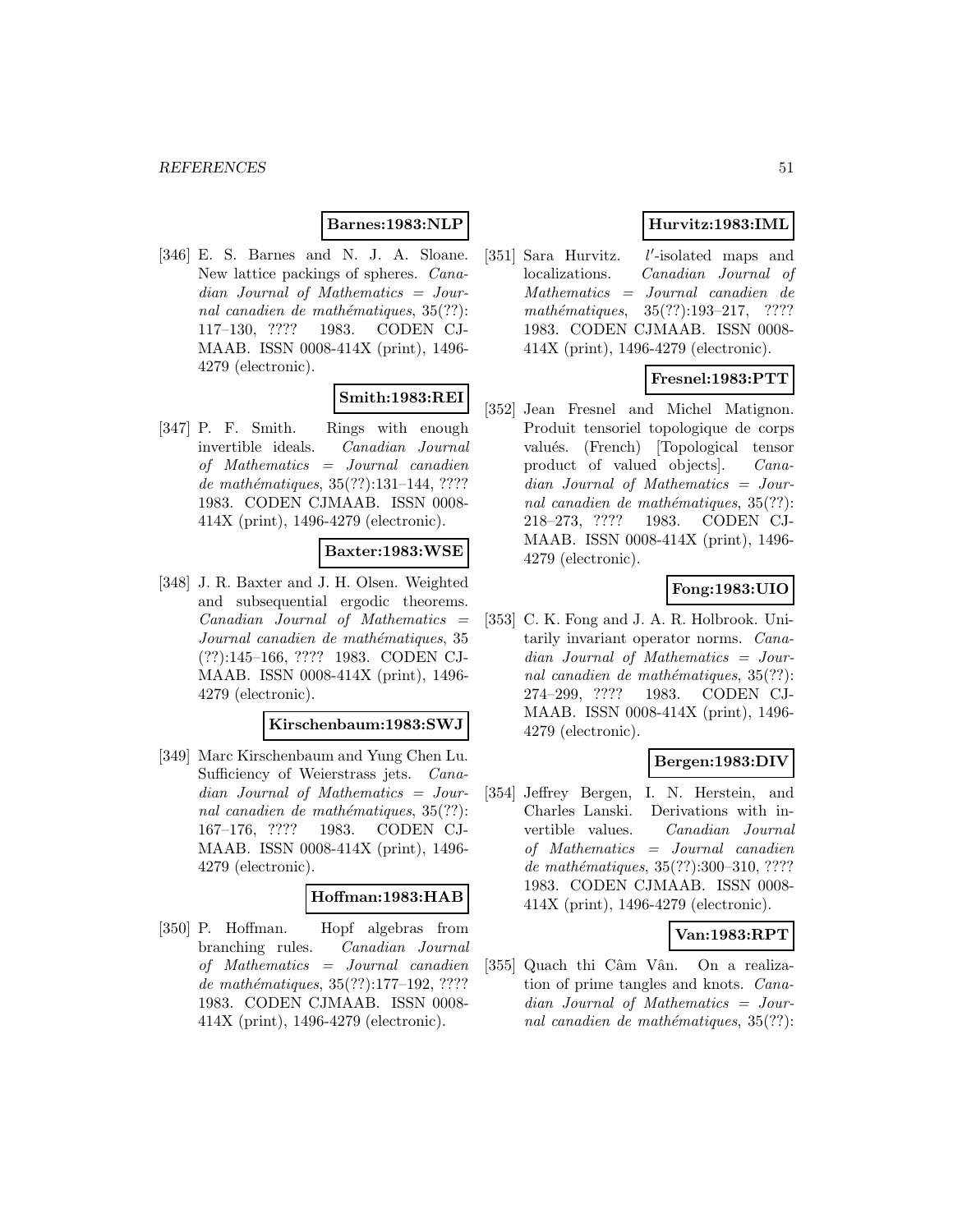**Barnes:1983:NLP**

[346] E. S. Barnes and N. J. A. Sloane. New lattice packings of spheres. *Canadian Journal of Mathematics = Journal canadien de mathématiques*, 35(??): 117–130, ???? 1983. CODEN CJMAAB. ISSN 0008-414X (print), 1496-4279 (electronic).

**Smith:1983:REI**

[347] P. F. Smith. Rings with enough invertible ideals. *Canadian Journal of Mathematics = Journal canadien de mathématiques*, 35(??):131–144, ???? 1983. CODEN CJMAAB. ISSN 0008-414X (print), 1496-4279 (electronic).

**Baxter:1983:WSE**

[348] J. R. Baxter and J. H. Olsen. Weighted and subsequential ergodic theorems. *Canadian Journal of Mathematics = Journal canadien de mathématiques*, 35 (??):145–166, ???? 1983. CODEN CJMAAB. ISSN 0008-414X (print), 1496-4279 (electronic).

**Kirschenbaum:1983:SWJ**

[349] Marc Kirschenbaum and Yung Chen Lu. Sufficiency of Weierstrass jets. *Canadian Journal of Mathematics = Journal canadien de mathématiques*, 35(??): 167–176, ???? 1983. CODEN CJMAAB. ISSN 0008-414X (print), 1496-4279 (electronic).

**Hoffman:1983:HAB**

[350] P. Hoffman. Hopf algebras from branching rules. *Canadian Journal of Mathematics = Journal canadien de mathématiques*, 35(??):177–192, ???? 1983. CODEN CJMAAB. ISSN 0008-414X (print), 1496-4279 (electronic).

**Hurvitz:1983:IML**

[351] Sara Hurvitz. $l'$-isolated maps and localizations. *Canadian Journal of Mathematics = Journal canadien de mathématiques*, 35(??):193–217, ???? 1983. CODEN CJMAAB. ISSN 0008-414X (print), 1496-4279 (electronic).

**Fresnel:1983:PTT**

[352] Jean Fresnel and Michel Matignon. Produit tensoriel topologique de corps valués. (French) [Topological tensor product of valued objects]. *Canadian Journal of Mathematics = Journal canadien de mathématiques*, 35(??): 218–273, ???? 1983. CODEN CJMAAB. ISSN 0008-414X (print), 1496-4279 (electronic).

**Fong:1983:UIO**

[353] C. K. Fong and J. A. R. Holbrook. Unitarily invariant operator norms. *Canadian Journal of Mathematics = Journal canadien de mathématiques*, 35(??): 274–299, ???? 1983. CODEN CJMAAB. ISSN 0008-414X (print), 1496-4279 (electronic).

**Bergen:1983:DIV**

[354] Jeffrey Bergen, I. N. Herstein, and Charles Lanski. Derivations with invertible values. *Canadian Journal of Mathematics = Journal canadien de mathématiques*, 35(??):300–310, ???? 1983. CODEN CJMAAB. ISSN 0008-414X (print), 1496-4279 (electronic).

**Van:1983:RPT**

[355] Quach thi Câm Vân. On a realization of prime tangles and knots. *Canadian Journal of Mathematics = Journal canadien de mathématiques*, 35(??):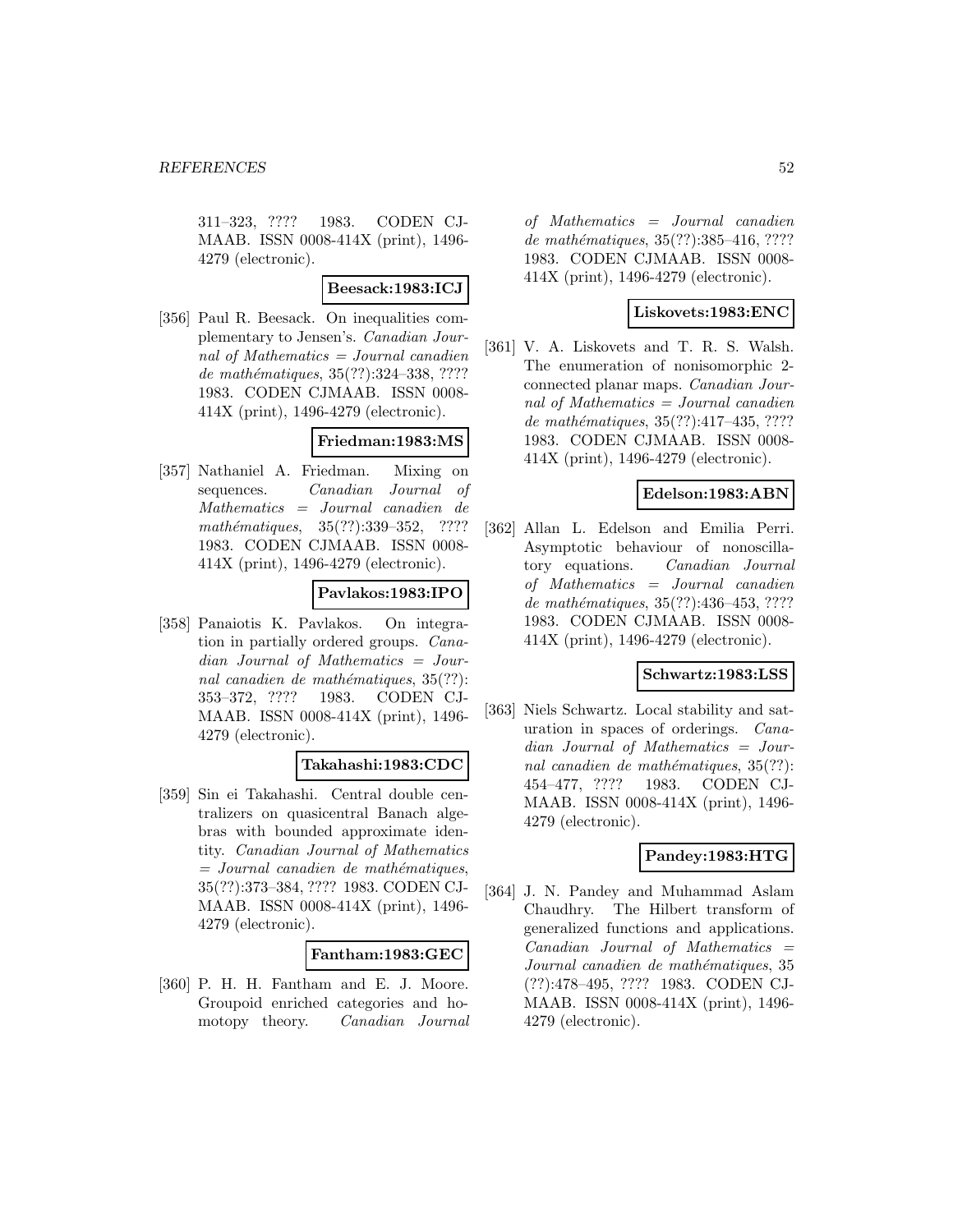311–323, ???? 1983. CODEN CJMAAB. ISSN 0008-414X (print), 1496-4279 (electronic).

**Beesack:1983:ICJ**

[356] Paul R. Beesack. On inequalities complementary to Jensen's. *Canadian Journal of Mathematics = Journal canadien de mathématiques*, 35(??):324–338, ???? 1983. CODEN CJMAAB. ISSN 0008-414X (print), 1496-4279 (electronic).

**Friedman:1983:MS**

[357] Nathaniel A. Friedman. Mixing on sequences. *Canadian Journal of Mathematics = Journal canadien de mathématiques*, 35(??):339–352, ???? 1983. CODEN CJMAAB. ISSN 0008-414X (print), 1496-4279 (electronic).

**Pavlakos:1983:IPO**

[358] Panaiotis K. Pavlakos. On integration in partially ordered groups. *Canadian Journal of Mathematics = Journal canadien de mathématiques*, 35(??):353–372, ???? 1983. CODEN CJMAAB. ISSN 0008-414X (print), 1496-4279 (electronic).

**Takahashi:1983:CDC**

[359] Sin ei Takahashi. Central double centralizers on quasicentral Banach algebras with bounded approximate identity. *Canadian Journal of Mathematics = Journal canadien de mathématiques*, 35(??):373–384, ???? 1983. CODEN CJMAAB. ISSN 0008-414X (print), 1496-4279 (electronic).

**Fantham:1983:GEC**

[360] P. H. H. Fantham and E. J. Moore. Groupoid enriched categories and homotopy theory. *Canadian Journal of Mathematics = Journal canadien de mathématiques*, 35(??):385–416, ???? 1983. CODEN CJMAAB. ISSN 0008-414X (print), 1496-4279 (electronic).

**Liskovets:1983:ENC**

[361] V. A. Liskovets and T. R. S. Walsh. The enumeration of nonisomorphic 2-connected planar maps. *Canadian Journal of Mathematics = Journal canadien de mathématiques*, 35(??):417–435, ???? 1983. CODEN CJMAAB. ISSN 0008-414X (print), 1496-4279 (electronic).

**Edelson:1983:ABN**

[362] Allan L. Edelson and Emilia Perri. Asymptotic behaviour of nonoscillatory equations. *Canadian Journal of Mathematics = Journal canadien de mathématiques*, 35(??):436–453, ???? 1983. CODEN CJMAAB. ISSN 0008-414X (print), 1496-4279 (electronic).

**Schwartz:1983:LSS**

[363] Niels Schwartz. Local stability and saturation in spaces of orderings. *Canadian Journal of Mathematics = Journal canadien de mathématiques*, 35(??):454–477, ???? 1983. CODEN CJMAAB. ISSN 0008-414X (print), 1496-4279 (electronic).

**Pandey:1983:HTG**

[364] J. N. Pandey and Muhammad Aslam Chaudhry. The Hilbert transform of generalized functions and applications. *Canadian Journal of Mathematics = Journal canadien de mathématiques*, 35(??):478–495, ???? 1983. CODEN CJMAAB. ISSN 0008-414X (print), 1496-4279 (electronic).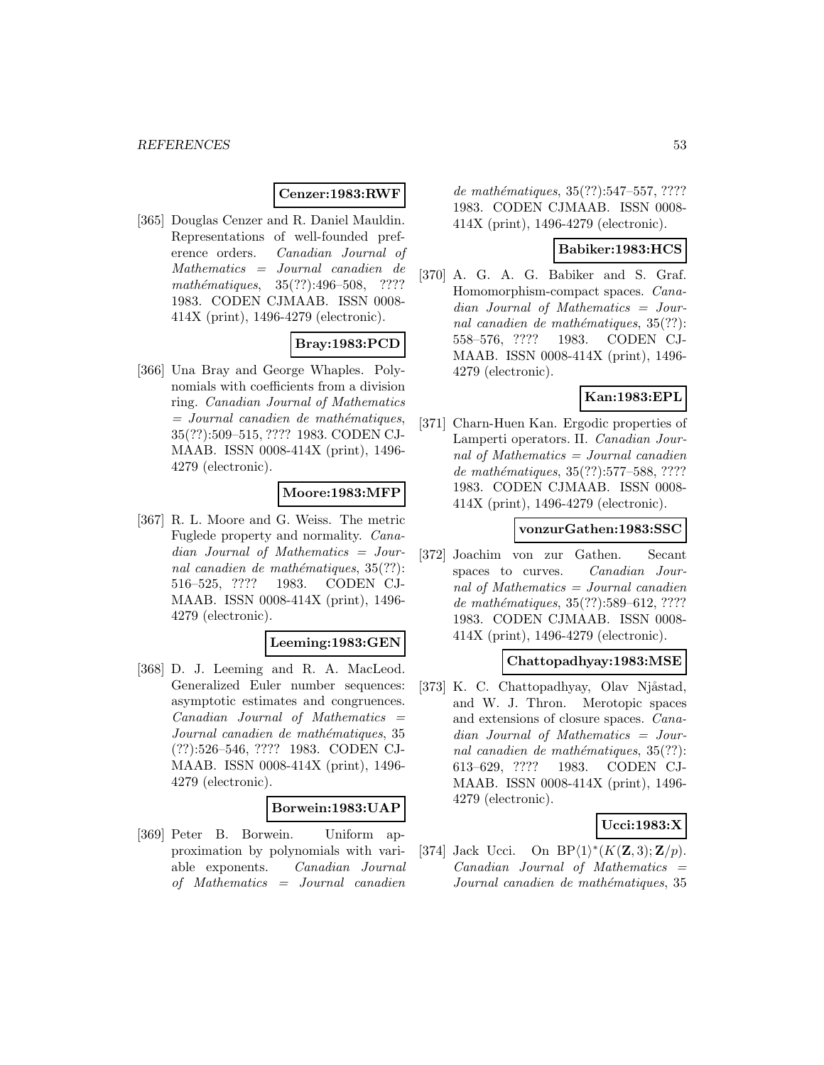**Cenzer:1983:RWF**

[365] Douglas Cenzer and R. Daniel Mauldin. Representations of well-founded preference orders. *Canadian Journal of Mathematics = Journal canadien de mathématiques*, 35(??):496–508, ???? 1983. CODEN CJMAAB. ISSN 0008-414X (print), 1496-4279 (electronic).

**Bray:1983:PCD**

[366] Una Bray and George Whaples. Polynomials with coefficients from a division ring. *Canadian Journal of Mathematics = Journal canadien de mathématiques*, 35(??):509–515, ???? 1983. CODEN CJMAAB. ISSN 0008-414X (print), 1496-4279 (electronic).

**Moore:1983:MFP**

[367] R. L. Moore and G. Weiss. The metric Fuglede property and normality. *Canadian Journal of Mathematics = Journal canadien de mathématiques*, 35(??):516–525, ???? 1983. CODEN CJMAAB. ISSN 0008-414X (print), 1496-4279 (electronic).

**Leeming:1983:GEN**

[368] D. J. Leeming and R. A. MacLeod. Generalized Euler number sequences: asymptotic estimates and congruences. *Canadian Journal of Mathematics = Journal canadien de mathématiques*, 35(??):526–546, ???? 1983. CODEN CJMAAB. ISSN 0008-414X (print), 1496-4279 (electronic).

**Borwein:1983:UAP**

[369] Peter B. Borwein. Uniform approximation by polynomials with variable exponents. *Canadian Journal of Mathematics = Journal canadien de mathématiques*, 35(??):547–557, ???? 1983. CODEN CJMAAB. ISSN 0008-414X (print), 1496-4279 (electronic).

**Babiker:1983:HCS**

[370] A. G. A. G. Babiker and S. Graf. Homomorphism-compact spaces. *Canadian Journal of Mathematics = Journal canadien de mathématiques*, 35(??):558–576, ???? 1983. CODEN CJMAAB. ISSN 0008-414X (print), 1496-4279 (electronic).

**Kan:1983:EPL**

[371] Charn-Huen Kan. Ergodic properties of Lamperti operators. II. *Canadian Journal of Mathematics = Journal canadien de mathématiques*, 35(??):577–588, ???? 1983. CODEN CJMAAB. ISSN 0008-414X (print), 1496-4279 (electronic).

**vonzurGathen:1983:SSC**

[372] Joachim von zur Gathen. Secant spaces to curves. *Canadian Journal of Mathematics = Journal canadien de mathématiques*, 35(??):589–612, ???? 1983. CODEN CJMAAB. ISSN 0008-414X (print), 1496-4279 (electronic).

**Chattopadhyay:1983:MSE**

[373] K. C. Chattopadhyay, Olav Njåstad, and W. J. Thron. Merotopic spaces and extensions of closure spaces. *Canadian Journal of Mathematics = Journal canadien de mathématiques*, 35(??):613–629, ???? 1983. CODEN CJMAAB. ISSN 0008-414X (print), 1496-4279 (electronic).

**Ucci:1983:X**

[374] Jack Ucci. On $\mathrm{BP}\langle 1\rangle^*(K(\mathbf{Z},3);\mathbf{Z}/p)$. *Canadian Journal of Mathematics = Journal canadien de mathématiques*, 35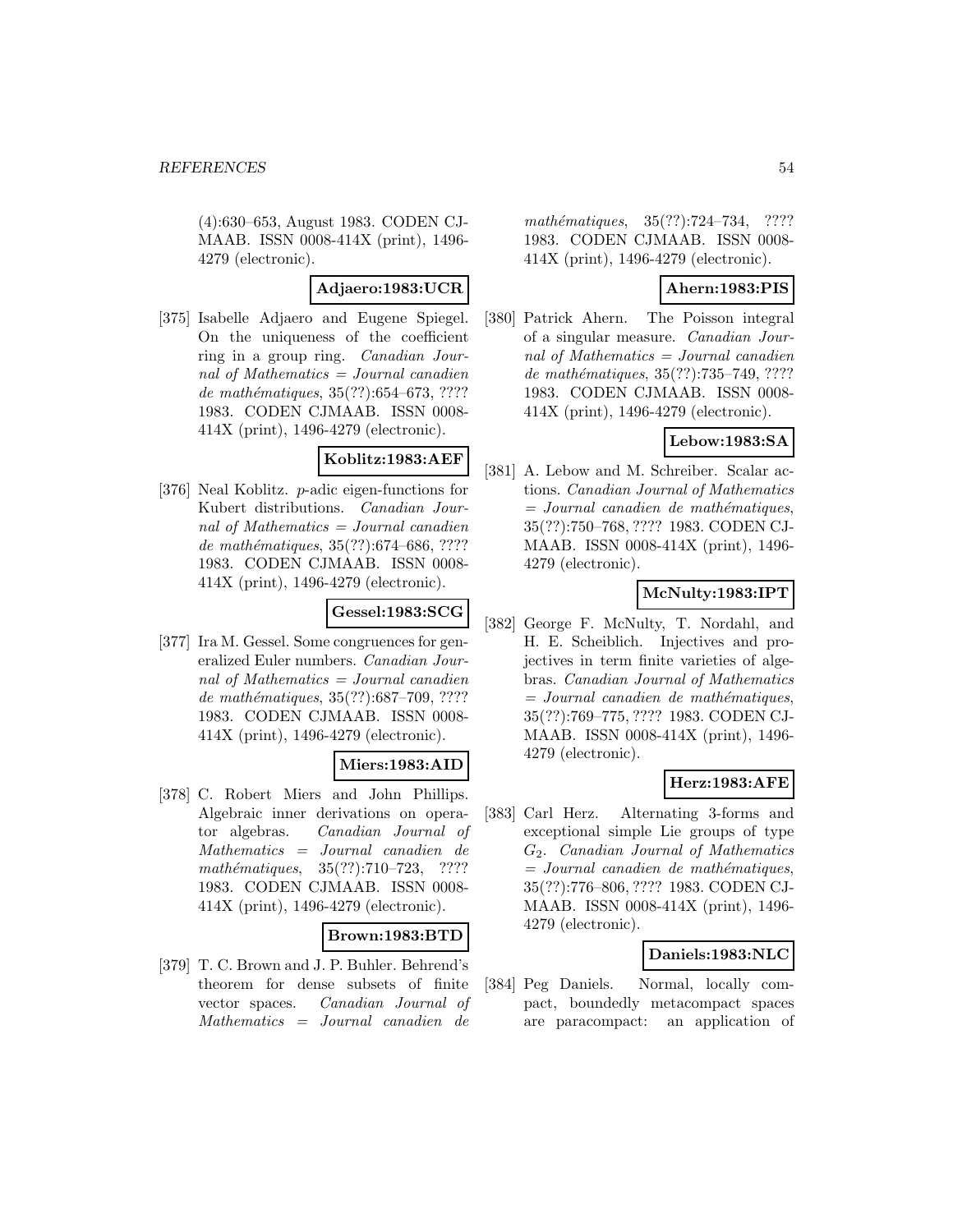(4):630–653, August 1983. CODEN CJMAAB. ISSN 0008-414X (print), 1496-4279 (electronic).

**Adjaero:1983:UCR**

[375] Isabelle Adjaero and Eugene Spiegel. On the uniqueness of the coefficient ring in a group ring. *Canadian Journal of Mathematics = Journal canadien de mathématiques*, 35(??):654–673, ???? 1983. CODEN CJMAAB. ISSN 0008-414X (print), 1496-4279 (electronic).

**Koblitz:1983:AEF**

[376] Neal Koblitz. $p$-adic eigen-functions for Kubert distributions. *Canadian Journal of Mathematics = Journal canadien de mathématiques*, 35(??):674–686, ???? 1983. CODEN CJMAAB. ISSN 0008-414X (print), 1496-4279 (electronic).

**Gessel:1983:SCG**

[377] Ira M. Gessel. Some congruences for generalized Euler numbers. *Canadian Journal of Mathematics = Journal canadien de mathématiques*, 35(??):687–709, ???? 1983. CODEN CJMAAB. ISSN 0008-414X (print), 1496-4279 (electronic).

**Miers:1983:AID**

[378] C. Robert Miers and John Phillips. Algebraic inner derivations on operator algebras. *Canadian Journal of Mathematics = Journal canadien de mathématiques*, 35(??):710–723, ???? 1983. CODEN CJMAAB. ISSN 0008-414X (print), 1496-4279 (electronic).

**Brown:1983:BTD**

[379] T. C. Brown and J. P. Buhler. Behrend's theorem for dense subsets of finite vector spaces. *Canadian Journal of Mathematics = Journal canadien de mathématiques*, 35(??):724–734, ???? 1983. CODEN CJMAAB. ISSN 0008-414X (print), 1496-4279 (electronic).

**Ahern:1983:PIS**

[380] Patrick Ahern. The Poisson integral of a singular measure. *Canadian Journal of Mathematics = Journal canadien de mathématiques*, 35(??):735–749, ???? 1983. CODEN CJMAAB. ISSN 0008-414X (print), 1496-4279 (electronic).

**Lebow:1983:SA**

[381] A. Lebow and M. Schreiber. Scalar actions. *Canadian Journal of Mathematics = Journal canadien de mathématiques*, 35(??):750–768, ???? 1983. CODEN CJMAAB. ISSN 0008-414X (print), 1496-4279 (electronic).

**McNulty:1983:IPT**

[382] George F. McNulty, T. Nordahl, and H. E. Scheiblich. Injectives and projectives in term finite varieties of algebras. *Canadian Journal of Mathematics = Journal canadien de mathématiques*, 35(??):769–775, ???? 1983. CODEN CJMAAB. ISSN 0008-414X (print), 1496-4279 (electronic).

**Herz:1983:AFE**

[383] Carl Herz. Alternating 3-forms and exceptional simple Lie groups of type $G_2$. *Canadian Journal of Mathematics = Journal canadien de mathématiques*, 35(??):776–806, ???? 1983. CODEN CJMAAB. ISSN 0008-414X (print), 1496-4279 (electronic).

**Daniels:1983:NLC**

[384] Peg Daniels. Normal, locally compact, boundedly metacompact spaces are paracompact: an application of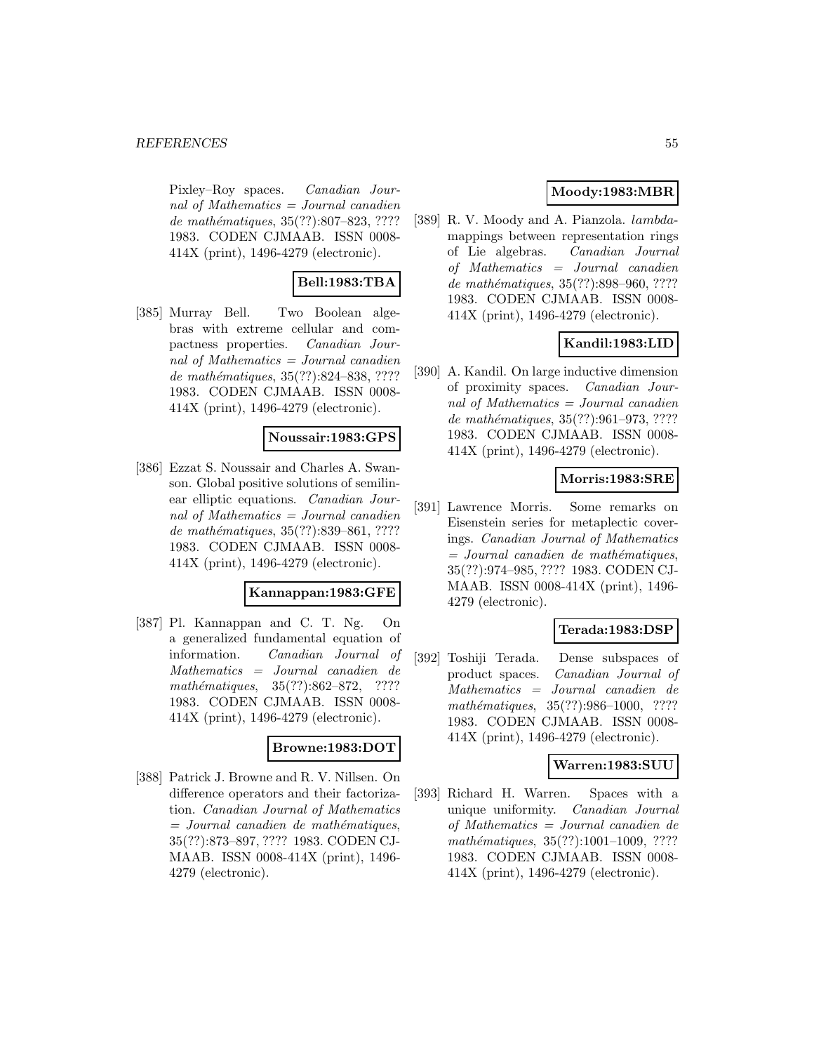Pixley–Roy spaces. *Canadian Journal of Mathematics = Journal canadien de mathématiques*, 35(??):807–823, ???? 1983. CODEN CJMAAB. ISSN 0008-414X (print), 1496-4279 (electronic).

**Bell:1983:TBA**

[385] Murray Bell. Two Boolean algebras with extreme cellular and compactness properties. *Canadian Journal of Mathematics = Journal canadien de mathématiques*, 35(??):824–838, ???? 1983. CODEN CJMAAB. ISSN 0008-414X (print), 1496-4279 (electronic).

**Noussair:1983:GPS**

[386] Ezzat S. Noussair and Charles A. Swanson. Global positive solutions of semilinear elliptic equations. *Canadian Journal of Mathematics = Journal canadien de mathématiques*, 35(??):839–861, ???? 1983. CODEN CJMAAB. ISSN 0008-414X (print), 1496-4279 (electronic).

**Kannappan:1983:GFE**

[387] Pl. Kannappan and C. T. Ng. On a generalized fundamental equation of information. *Canadian Journal of Mathematics = Journal canadien de mathématiques*, 35(??):862–872, ???? 1983. CODEN CJMAAB. ISSN 0008-414X (print), 1496-4279 (electronic).

**Browne:1983:DOT**

[388] Patrick J. Browne and R. V. Nillsen. On difference operators and their factorization. *Canadian Journal of Mathematics = Journal canadien de mathématiques*, 35(??):873–897, ???? 1983. CODEN CJMAAB. ISSN 0008-414X (print), 1496-4279 (electronic).

**Moody:1983:MBR**

[389] R. V. Moody and A. Pianzola. *lambda*-mappings between representation rings of Lie algebras. *Canadian Journal of Mathematics = Journal canadien de mathématiques*, 35(??):898–960, ???? 1983. CODEN CJMAAB. ISSN 0008-414X (print), 1496-4279 (electronic).

**Kandil:1983:LID**

[390] A. Kandil. On large inductive dimension of proximity spaces. *Canadian Journal of Mathematics = Journal canadien de mathématiques*, 35(??):961–973, ???? 1983. CODEN CJMAAB. ISSN 0008-414X (print), 1496-4279 (electronic).

**Morris:1983:SRE**

[391] Lawrence Morris. Some remarks on Eisenstein series for metaplectic coverings. *Canadian Journal of Mathematics = Journal canadien de mathématiques*, 35(??):974–985, ???? 1983. CODEN CJMAAB. ISSN 0008-414X (print), 1496-4279 (electronic).

**Terada:1983:DSP**

[392] Toshiji Terada. Dense subspaces of product spaces. *Canadian Journal of Mathematics = Journal canadien de mathématiques*, 35(??):986–1000, ???? 1983. CODEN CJMAAB. ISSN 0008-414X (print), 1496-4279 (electronic).

**Warren:1983:SUU**

[393] Richard H. Warren. Spaces with a unique uniformity. *Canadian Journal of Mathematics = Journal canadien de mathématiques*, 35(??):1001–1009, ???? 1983. CODEN CJMAAB. ISSN 0008-414X (print), 1496-4279 (electronic).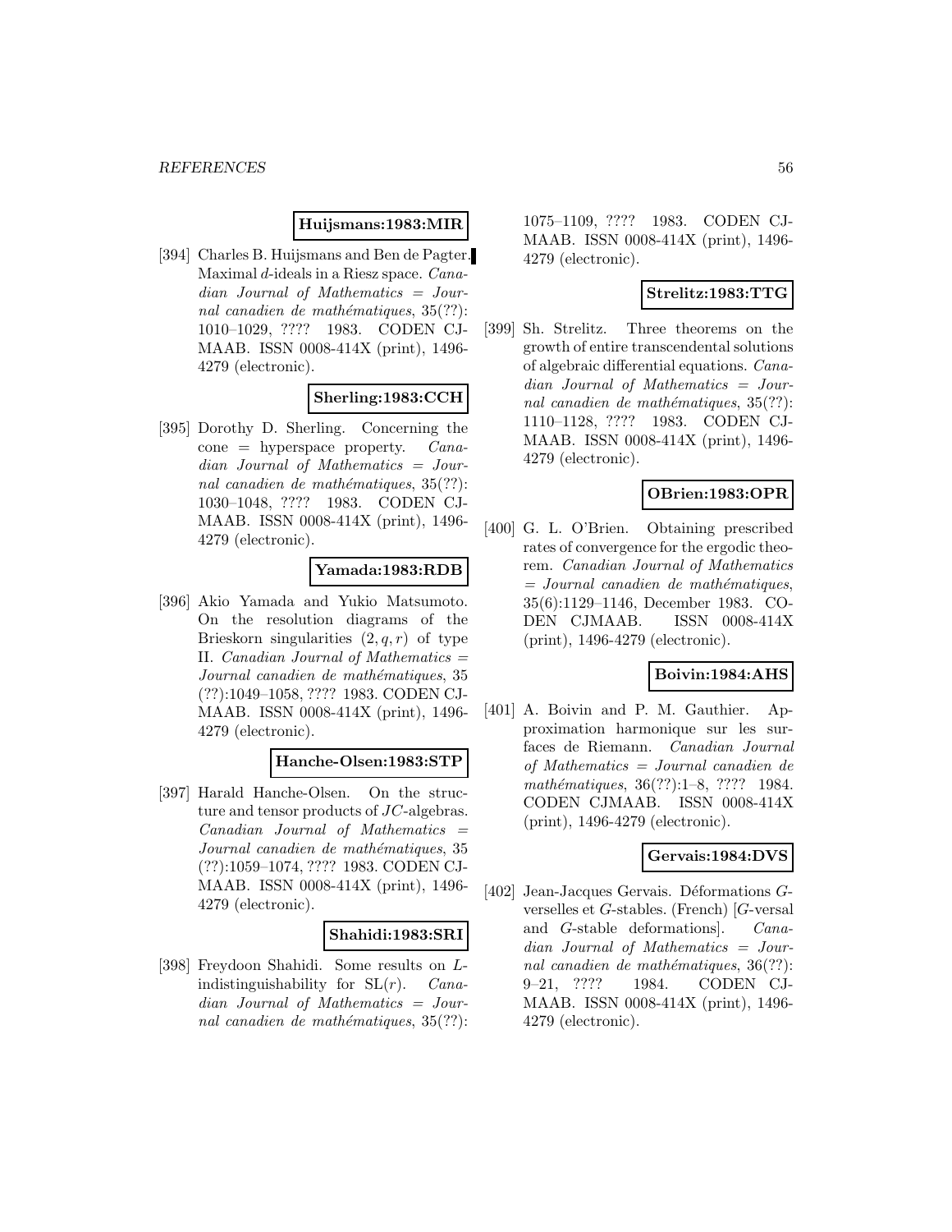**Huijsmans:1983:MIR**

[394] Charles B. Huijsmans and Ben de Pagter. Maximal $d$-ideals in a Riesz space. *Canadian Journal of Mathematics = Journal canadien de mathématiques*, 35(??): 1010–1029, ???? 1983. CODEN CJMAAB. ISSN 0008-414X (print), 1496-4279 (electronic).

**Sherling:1983:CCH**

[395] Dorothy D. Sherling. Concerning the cone = hyperspace property. *Canadian Journal of Mathematics = Journal canadien de mathématiques*, 35(??): 1030–1048, ???? 1983. CODEN CJMAAB. ISSN 0008-414X (print), 1496-4279 (electronic).

**Yamada:1983:RDB**

[396] Akio Yamada and Yukio Matsumoto. On the resolution diagrams of the Brieskorn singularities $(2, q, r)$ of type II. *Canadian Journal of Mathematics = Journal canadien de mathématiques*, 35 (??):1049–1058, ???? 1983. CODEN CJMAAB. ISSN 0008-414X (print), 1496-4279 (electronic).

**Hanche-Olsen:1983:STP**

[397] Harald Hanche-Olsen. On the structure and tensor products of $JC$-algebras. *Canadian Journal of Mathematics = Journal canadien de mathématiques*, 35 (??):1059–1074, ???? 1983. CODEN CJMAAB. ISSN 0008-414X (print), 1496-4279 (electronic).

**Shahidi:1983:SRI**

[398] Freydoon Shahidi. Some results on $L$-indistinguishability for $\mathrm{SL}(r)$. *Canadian Journal of Mathematics = Journal canadien de mathématiques*, 35(??): 1075–1109, ???? 1983. CODEN CJMAAB. ISSN 0008-414X (print), 1496-4279 (electronic).

**Strelitz:1983:TTG**

[399] Sh. Strelitz. Three theorems on the growth of entire transcendental solutions of algebraic differential equations. *Canadian Journal of Mathematics = Journal canadien de mathématiques*, 35(??): 1110–1128, ???? 1983. CODEN CJMAAB. ISSN 0008-414X (print), 1496-4279 (electronic).

**OBrien:1983:OPR**

[400] G. L. O'Brien. Obtaining prescribed rates of convergence for the ergodic theorem. *Canadian Journal of Mathematics = Journal canadien de mathématiques*, 35(6):1129–1146, December 1983. CODEN CJMAAB. ISSN 0008-414X (print), 1496-4279 (electronic).

**Boivin:1984:AHS**

[401] A. Boivin and P. M. Gauthier. Approximation harmonique sur les surfaces de Riemann. *Canadian Journal of Mathematics = Journal canadien de mathématiques*, 36(??):1–8, ???? 1984. CODEN CJMAAB. ISSN 0008-414X (print), 1496-4279 (electronic).

**Gervais:1984:DVS**

[402] Jean-Jacques Gervais. Déformations $G$-verselles et $G$-stables. (French) [$G$-versal and $G$-stable deformations]. *Canadian Journal of Mathematics = Journal canadien de mathématiques*, 36(??): 9–21, ???? 1984. CODEN CJMAAB. ISSN 0008-414X (print), 1496-4279 (electronic).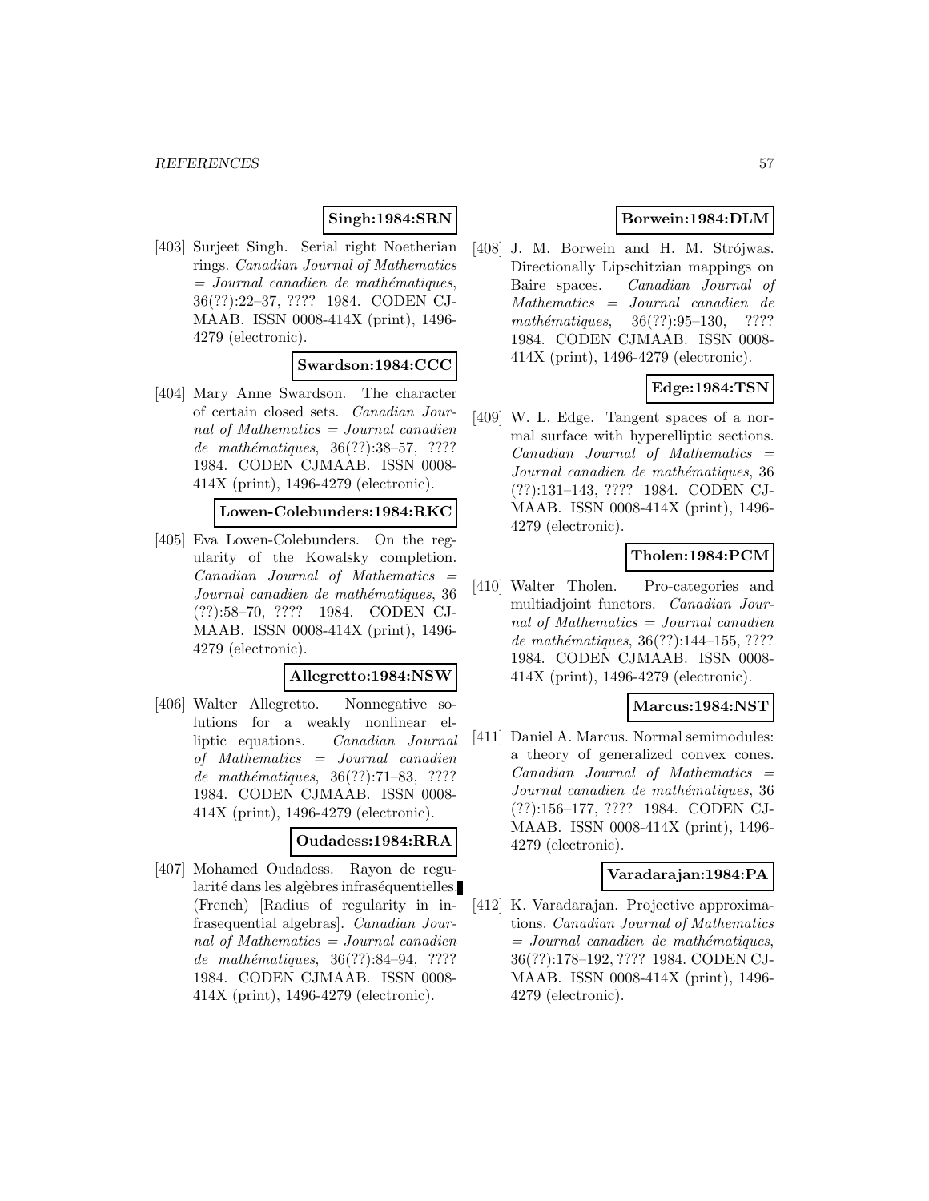**Singh:1984:SRN**

[403] Surjeet Singh. Serial right Noetherian rings. *Canadian Journal of Mathematics = Journal canadien de mathématiques*, 36(??):22–37, ???? 1984. CODEN CJMAAB. ISSN 0008-414X (print), 1496-4279 (electronic).

**Swardson:1984:CCC**

[404] Mary Anne Swardson. The character of certain closed sets. *Canadian Journal of Mathematics = Journal canadien de mathématiques*, 36(??):38–57, ???? 1984. CODEN CJMAAB. ISSN 0008-414X (print), 1496-4279 (electronic).

**Lowen-Colebunders:1984:RKC**

[405] Eva Lowen-Colebunders. On the regularity of the Kowalsky completion. *Canadian Journal of Mathematics = Journal canadien de mathématiques*, 36 (??):58–70, ???? 1984. CODEN CJMAAB. ISSN 0008-414X (print), 1496-4279 (electronic).

**Allegretto:1984:NSW**

[406] Walter Allegretto. Nonnegative solutions for a weakly nonlinear elliptic equations. *Canadian Journal of Mathematics = Journal canadien de mathématiques*, 36(??):71–83, ???? 1984. CODEN CJMAAB. ISSN 0008-414X (print), 1496-4279 (electronic).

**Oudadess:1984:RRA**

[407] Mohamed Oudadess. Rayon de regularité dans les algèbres infraséquentielles. (French) [Radius of regularity in infrasequential algebras]. *Canadian Journal of Mathematics = Journal canadien de mathématiques*, 36(??):84–94, ???? 1984. CODEN CJMAAB. ISSN 0008-414X (print), 1496-4279 (electronic).

**Borwein:1984:DLM**

[408] J. M. Borwein and H. M. Strójwas. Directionally Lipschitzian mappings on Baire spaces. *Canadian Journal of Mathematics = Journal canadien de mathématiques*, 36(??):95–130, ???? 1984. CODEN CJMAAB. ISSN 0008-414X (print), 1496-4279 (electronic).

**Edge:1984:TSN**

[409] W. L. Edge. Tangent spaces of a normal surface with hyperelliptic sections. *Canadian Journal of Mathematics = Journal canadien de mathématiques*, 36 (??):131–143, ???? 1984. CODEN CJMAAB. ISSN 0008-414X (print), 1496-4279 (electronic).

**Tholen:1984:PCM**

[410] Walter Tholen. Pro-categories and multiadjoint functors. *Canadian Journal of Mathematics = Journal canadien de mathématiques*, 36(??):144–155, ???? 1984. CODEN CJMAAB. ISSN 0008-414X (print), 1496-4279 (electronic).

**Marcus:1984:NST**

[411] Daniel A. Marcus. Normal semimodules: a theory of generalized convex cones. *Canadian Journal of Mathematics = Journal canadien de mathématiques*, 36 (??):156–177, ???? 1984. CODEN CJMAAB. ISSN 0008-414X (print), 1496-4279 (electronic).

**Varadarajan:1984:PA**

[412] K. Varadarajan. Projective approximations. *Canadian Journal of Mathematics = Journal canadien de mathématiques*, 36(??):178–192, ???? 1984. CODEN CJMAAB. ISSN 0008-414X (print), 1496-4279 (electronic).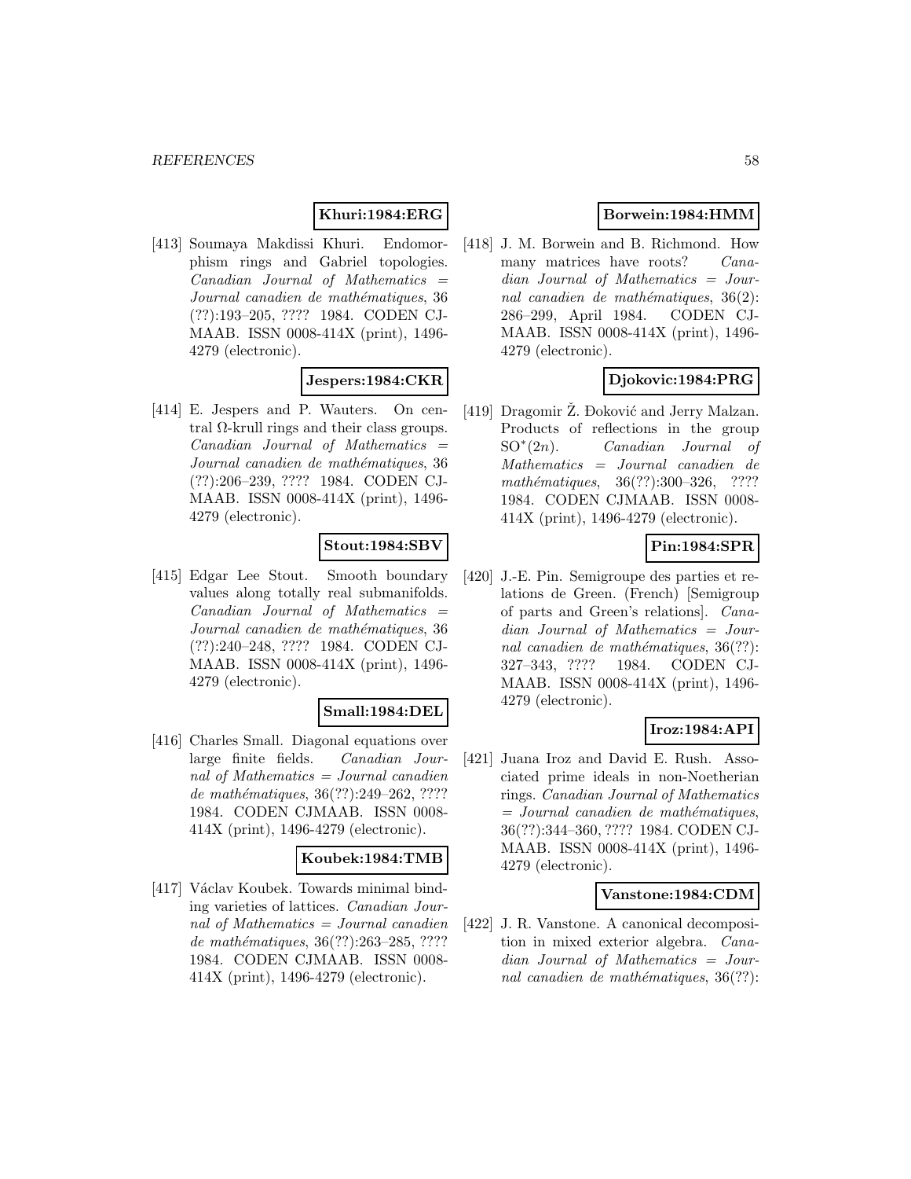**Khuri:1984:ERG**

[413] Soumaya Makdissi Khuri. Endomorphism rings and Gabriel topologies. *Canadian Journal of Mathematics = Journal canadien de mathématiques*, 36 (??):193–205, ???? 1984. CODEN CJMAAB. ISSN 0008-414X (print), 1496-4279 (electronic).

**Jespers:1984:CKR**

[414] E. Jespers and P. Wauters. On central Ω-krull rings and their class groups. *Canadian Journal of Mathematics = Journal canadien de mathématiques*, 36 (??):206–239, ???? 1984. CODEN CJMAAB. ISSN 0008-414X (print), 1496-4279 (electronic).

**Stout:1984:SBV**

[415] Edgar Lee Stout. Smooth boundary values along totally real submanifolds. *Canadian Journal of Mathematics = Journal canadien de mathématiques*, 36 (??):240–248, ???? 1984. CODEN CJMAAB. ISSN 0008-414X (print), 1496-4279 (electronic).

**Small:1984:DEL**

[416] Charles Small. Diagonal equations over large finite fields. *Canadian Journal of Mathematics = Journal canadien de mathématiques*, 36(??):249–262, ???? 1984. CODEN CJMAAB. ISSN 0008-414X (print), 1496-4279 (electronic).

**Koubek:1984:TMB**

[417] Václav Koubek. Towards minimal binding varieties of lattices. *Canadian Journal of Mathematics = Journal canadien de mathématiques*, 36(??):263–285, ???? 1984. CODEN CJMAAB. ISSN 0008-414X (print), 1496-4279 (electronic).

**Borwein:1984:HMM**

[418] J. M. Borwein and B. Richmond. How many matrices have roots? *Canadian Journal of Mathematics = Journal canadien de mathématiques*, 36(2): 286–299, April 1984. CODEN CJMAAB. ISSN 0008-414X (print), 1496-4279 (electronic).

**Djokovic:1984:PRG**

[419] Dragomir Ž. Đoković and Jerry Malzan. Products of reflections in the group $SO^*(2n)$. *Canadian Journal of Mathematics = Journal canadien de mathématiques*, 36(??):300–326, ???? 1984. CODEN CJMAAB. ISSN 0008-414X (print), 1496-4279 (electronic).

**Pin:1984:SPR**

[420] J.-E. Pin. Semigroupe des parties et relations de Green. (French) [Semigroup of parts and Green's relations]. *Canadian Journal of Mathematics = Journal canadien de mathématiques*, 36(??): 327–343, ???? 1984. CODEN CJMAAB. ISSN 0008-414X (print), 1496-4279 (electronic).

**Iroz:1984:API**

[421] Juana Iroz and David E. Rush. Associated prime ideals in non-Noetherian rings. *Canadian Journal of Mathematics = Journal canadien de mathématiques*, 36(??):344–360, ???? 1984. CODEN CJMAAB. ISSN 0008-414X (print), 1496-4279 (electronic).

**Vanstone:1984:CDM**

[422] J. R. Vanstone. A canonical decomposition in mixed exterior algebra. *Canadian Journal of Mathematics = Journal canadien de mathématiques*, 36(??):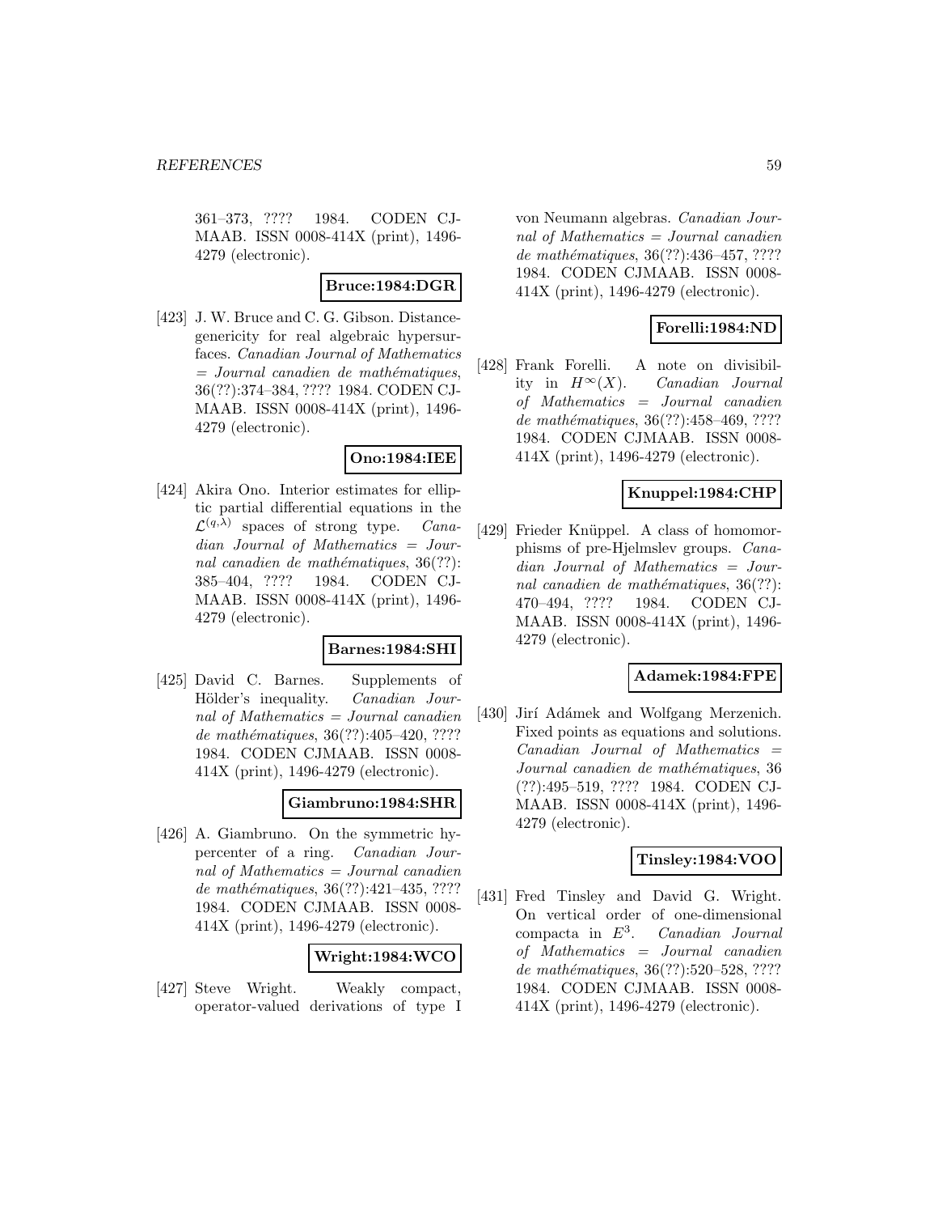361–373, ???? 1984. CODEN CJMAAB. ISSN 0008-414X (print), 1496-4279 (electronic).

**Bruce:1984:DGR**

[423] J. W. Bruce and C. G. Gibson. Distance-genericity for real algebraic hypersurfaces. *Canadian Journal of Mathematics = Journal canadien de mathématiques*, 36(??):374–384, ???? 1984. CODEN CJMAAB. ISSN 0008-414X (print), 1496-4279 (electronic).

**Ono:1984:IEE**

[424] Akira Ono. Interior estimates for elliptic partial differential equations in the $\mathcal{L}^{(q,\lambda)}$ spaces of strong type. *Canadian Journal of Mathematics = Journal canadien de mathématiques*, 36(??):385–404, ???? 1984. CODEN CJMAAB. ISSN 0008-414X (print), 1496-4279 (electronic).

**Barnes:1984:SHI**

[425] David C. Barnes. Supplements of Hölder's inequality. *Canadian Journal of Mathematics = Journal canadien de mathématiques*, 36(??):405–420, ???? 1984. CODEN CJMAAB. ISSN 0008-414X (print), 1496-4279 (electronic).

**Giambruno:1984:SHR**

[426] A. Giambruno. On the symmetric hypercenter of a ring. *Canadian Journal of Mathematics = Journal canadien de mathématiques*, 36(??):421–435, ???? 1984. CODEN CJMAAB. ISSN 0008-414X (print), 1496-4279 (electronic).

**Wright:1984:WCO**

[427] Steve Wright. Weakly compact, operator-valued derivations of type I von Neumann algebras. *Canadian Journal of Mathematics = Journal canadien de mathématiques*, 36(??):436–457, ???? 1984. CODEN CJMAAB. ISSN 0008-414X (print), 1496-4279 (electronic).

**Forelli:1984:ND**

[428] Frank Forelli. A note on divisibility in $H^{\infty}(X)$. *Canadian Journal of Mathematics = Journal canadien de mathématiques*, 36(??):458–469, ???? 1984. CODEN CJMAAB. ISSN 0008-414X (print), 1496-4279 (electronic).

**Knuppel:1984:CHP**

[429] Frieder Knüppel. A class of homomorphisms of pre-Hjelmslev groups. *Canadian Journal of Mathematics = Journal canadien de mathématiques*, 36(??):470–494, ???? 1984. CODEN CJMAAB. ISSN 0008-414X (print), 1496-4279 (electronic).

**Adamek:1984:FPE**

[430] Jirí Adámek and Wolfgang Merzenich. Fixed points as equations and solutions. *Canadian Journal of Mathematics = Journal canadien de mathématiques*, 36(??):495–519, ???? 1984. CODEN CJMAAB. ISSN 0008-414X (print), 1496-4279 (electronic).

**Tinsley:1984:VOO**

[431] Fred Tinsley and David G. Wright. On vertical order of one-dimensional compacta in $E^3$. *Canadian Journal of Mathematics = Journal canadien de mathématiques*, 36(??):520–528, ???? 1984. CODEN CJMAAB. ISSN 0008-414X (print), 1496-4279 (electronic).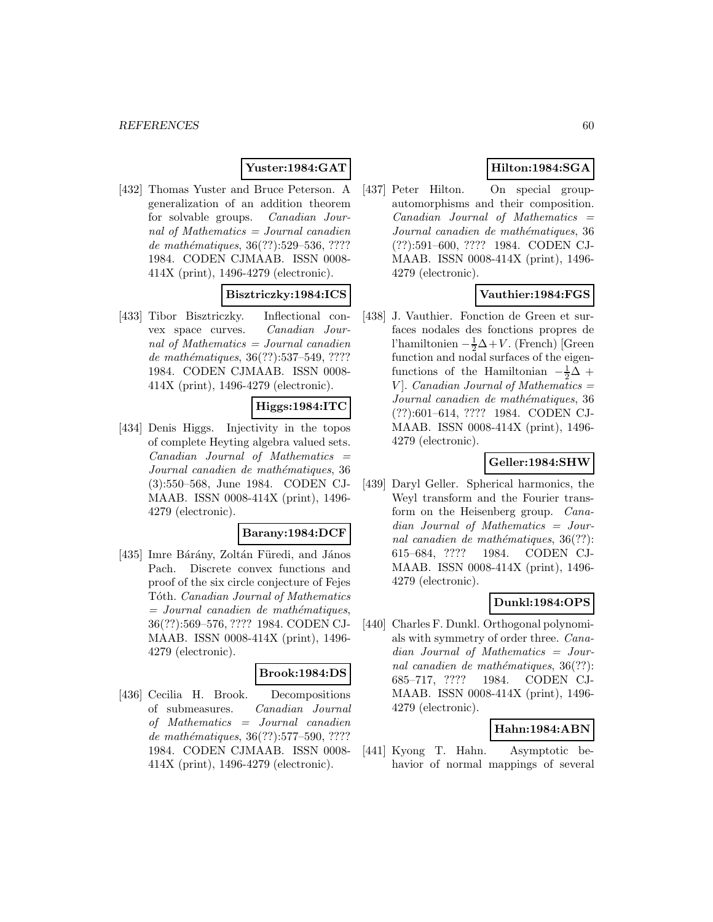**Yuster:1984:GAT**

[432] Thomas Yuster and Bruce Peterson. A generalization of an addition theorem for solvable groups. *Canadian Journal of Mathematics = Journal canadien de mathématiques*, 36(??):529–536, ???? 1984. CODEN CJMAAB. ISSN 0008-414X (print), 1496-4279 (electronic).

**Bisztriczky:1984:ICS**

[433] Tibor Bisztriczky. Inflectional convex space curves. *Canadian Journal of Mathematics = Journal canadien de mathématiques*, 36(??):537–549, ???? 1984. CODEN CJMAAB. ISSN 0008-414X (print), 1496-4279 (electronic).

**Higgs:1984:ITC**

[434] Denis Higgs. Injectivity in the topos of complete Heyting algebra valued sets. *Canadian Journal of Mathematics = Journal canadien de mathématiques*, 36 (3):550–568, June 1984. CODEN CJMAAB. ISSN 0008-414X (print), 1496-4279 (electronic).

**Barany:1984:DCF**

[435] Imre Bárány, Zoltán Füredi, and János Pach. Discrete convex functions and proof of the six circle conjecture of Fejes Tóth. *Canadian Journal of Mathematics = Journal canadien de mathématiques*, 36(??):569–576, ???? 1984. CODEN CJMAAB. ISSN 0008-414X (print), 1496-4279 (electronic).

**Brook:1984:DS**

[436] Cecilia H. Brook. Decompositions of submeasures. *Canadian Journal of Mathematics = Journal canadien de mathématiques*, 36(??):577–590, ???? 1984. CODEN CJMAAB. ISSN 0008-414X (print), 1496-4279 (electronic).

**Hilton:1984:SGA**

[437] Peter Hilton. On special group-automorphisms and their composition. *Canadian Journal of Mathematics = Journal canadien de mathématiques*, 36 (??):591–600, ???? 1984. CODEN CJMAAB. ISSN 0008-414X (print), 1496-4279 (electronic).

**Vauthier:1984:FGS**

[438] J. Vauthier. Fonction de Green et surfaces nodales des fonctions propres de l'hamiltonien $-\frac{1}{2}\Delta+V$. (French) [Green function and nodal surfaces of the eigenfunctions of the Hamiltonian $-\frac{1}{2}\Delta + V$]. *Canadian Journal of Mathematics = Journal canadien de mathématiques*, 36 (??):601–614, ???? 1984. CODEN CJMAAB. ISSN 0008-414X (print), 1496-4279 (electronic).

**Geller:1984:SHW**

[439] Daryl Geller. Spherical harmonics, the Weyl transform and the Fourier transform on the Heisenberg group. *Canadian Journal of Mathematics = Journal canadien de mathématiques*, 36(??): 615–684, ???? 1984. CODEN CJMAAB. ISSN 0008-414X (print), 1496-4279 (electronic).

**Dunkl:1984:OPS**

[440] Charles F. Dunkl. Orthogonal polynomials with symmetry of order three. *Canadian Journal of Mathematics = Journal canadien de mathématiques*, 36(??): 685–717, ???? 1984. CODEN CJMAAB. ISSN 0008-414X (print), 1496-4279 (electronic).

**Hahn:1984:ABN**

[441] Kyong T. Hahn. Asymptotic behavior of normal mappings of several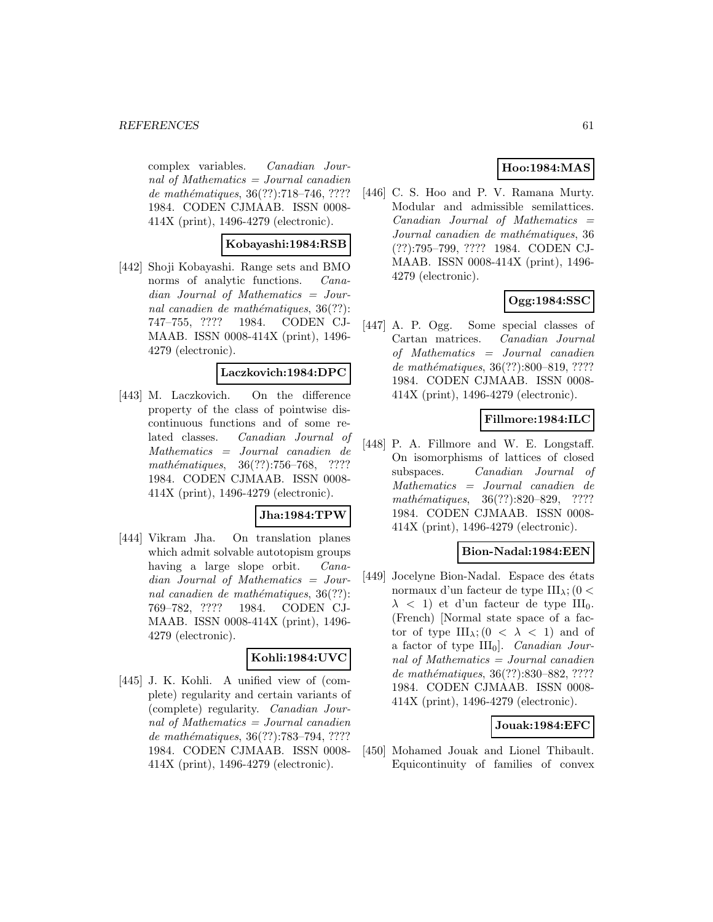complex variables. *Canadian Journal of Mathematics = Journal canadien de mathématiques*, 36(??):718–746, ???? 1984. CODEN CJMAAB. ISSN 0008-414X (print), 1496-4279 (electronic).

**Kobayashi:1984:RSB**

[442] Shoji Kobayashi. Range sets and BMO norms of analytic functions. *Canadian Journal of Mathematics = Journal canadien de mathématiques*, 36(??): 747–755, ???? 1984. CODEN CJMAAB. ISSN 0008-414X (print), 1496-4279 (electronic).

**Laczkovich:1984:DPC**

[443] M. Laczkovich. On the difference property of the class of pointwise discontinuous functions and of some related classes. *Canadian Journal of Mathematics = Journal canadien de mathématiques*, 36(??):756–768, ???? 1984. CODEN CJMAAB. ISSN 0008-414X (print), 1496-4279 (electronic).

**Jha:1984:TPW**

[444] Vikram Jha. On translation planes which admit solvable autotopism groups having a large slope orbit. *Canadian Journal of Mathematics = Journal canadien de mathématiques*, 36(??): 769–782, ???? 1984. CODEN CJMAAB. ISSN 0008-414X (print), 1496-4279 (electronic).

**Kohli:1984:UVC**

[445] J. K. Kohli. A unified view of (complete) regularity and certain variants of (complete) regularity. *Canadian Journal of Mathematics = Journal canadien de mathématiques*, 36(??):783–794, ???? 1984. CODEN CJMAAB. ISSN 0008-414X (print), 1496-4279 (electronic).

**Hoo:1984:MAS**

[446] C. S. Hoo and P. V. Ramana Murty. Modular and admissible semilattices. *Canadian Journal of Mathematics = Journal canadien de mathématiques*, 36 (??):795–799, ???? 1984. CODEN CJMAAB. ISSN 0008-414X (print), 1496-4279 (electronic).

**Ogg:1984:SSC**

[447] A. P. Ogg. Some special classes of Cartan matrices. *Canadian Journal of Mathematics = Journal canadien de mathématiques*, 36(??):800–819, ???? 1984. CODEN CJMAAB. ISSN 0008-414X (print), 1496-4279 (electronic).

**Fillmore:1984:ILC**

[448] P. A. Fillmore and W. E. Longstaff. On isomorphisms of lattices of closed subspaces. *Canadian Journal of Mathematics = Journal canadien de mathématiques*, 36(??):820–829, ???? 1984. CODEN CJMAAB. ISSN 0008-414X (print), 1496-4279 (electronic).

**Bion-Nadal:1984:EEN**

[449] Jocelyne Bion-Nadal. Espace des états normaux d'un facteur de type $\mathrm{III}_\lambda; (0 < \lambda < 1)$ et d'un facteur de type $\mathrm{III}_0$. (French) [Normal state space of a factor of type $\mathrm{III}_\lambda; (0 < \lambda < 1)$ and of a factor of type $\mathrm{III}_0$]. *Canadian Journal of Mathematics = Journal canadien de mathématiques*, 36(??):830–882, ???? 1984. CODEN CJMAAB. ISSN 0008-414X (print), 1496-4279 (electronic).

**Jouak:1984:EFC**

[450] Mohamed Jouak and Lionel Thibault. Equicontinuity of families of convex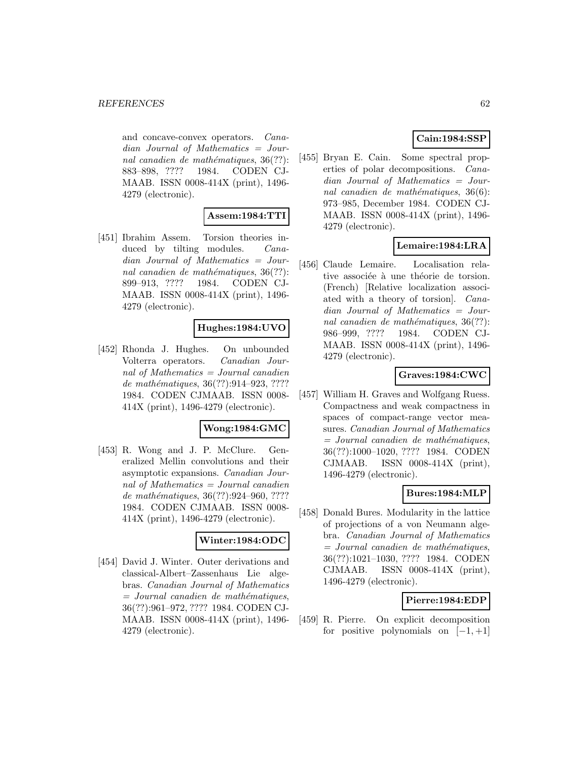and concave-convex operators. *Canadian Journal of Mathematics = Journal canadien de mathématiques*, 36(??): 883–898, ???? 1984. CODEN CJMAAB. ISSN 0008-414X (print), 1496-4279 (electronic).

**Assem:1984:TTI**

[451] Ibrahim Assem. Torsion theories induced by tilting modules. *Canadian Journal of Mathematics = Journal canadien de mathématiques*, 36(??): 899–913, ???? 1984. CODEN CJMAAB. ISSN 0008-414X (print), 1496-4279 (electronic).

**Hughes:1984:UVO**

[452] Rhonda J. Hughes. On unbounded Volterra operators. *Canadian Journal of Mathematics = Journal canadien de mathématiques*, 36(??):914–923, ???? 1984. CODEN CJMAAB. ISSN 0008-414X (print), 1496-4279 (electronic).

**Wong:1984:GMC**

[453] R. Wong and J. P. McClure. Generalized Mellin convolutions and their asymptotic expansions. *Canadian Journal of Mathematics = Journal canadien de mathématiques*, 36(??):924–960, ???? 1984. CODEN CJMAAB. ISSN 0008-414X (print), 1496-4279 (electronic).

**Winter:1984:ODC**

[454] David J. Winter. Outer derivations and classical-Albert–Zassenhaus Lie algebras. *Canadian Journal of Mathematics = Journal canadien de mathématiques*, 36(??):961–972, ???? 1984. CODEN CJMAAB. ISSN 0008-414X (print), 1496-4279 (electronic).

**Cain:1984:SSP**

[455] Bryan E. Cain. Some spectral properties of polar decompositions. *Canadian Journal of Mathematics = Journal canadien de mathématiques*, 36(6): 973–985, December 1984. CODEN CJMAAB. ISSN 0008-414X (print), 1496-4279 (electronic).

**Lemaire:1984:LRA**

[456] Claude Lemaire. Localisation relative associée à une théorie de torsion. (French) [Relative localization associated with a theory of torsion]. *Canadian Journal of Mathematics = Journal canadien de mathématiques*, 36(??): 986–999, ???? 1984. CODEN CJMAAB. ISSN 0008-414X (print), 1496-4279 (electronic).

**Graves:1984:CWC**

[457] William H. Graves and Wolfgang Ruess. Compactness and weak compactness in spaces of compact-range vector measures. *Canadian Journal of Mathematics = Journal canadien de mathématiques*, 36(??):1000–1020, ???? 1984. CODEN CJMAAB. ISSN 0008-414X (print), 1496-4279 (electronic).

**Bures:1984:MLP**

[458] Donald Bures. Modularity in the lattice of projections of a von Neumann algebra. *Canadian Journal of Mathematics = Journal canadien de mathématiques*, 36(??):1021–1030, ???? 1984. CODEN CJMAAB. ISSN 0008-414X (print), 1496-4279 (electronic).

**Pierre:1984:EDP**

[459] R. Pierre. On explicit decomposition for positive polynomials on $[-1, +1]$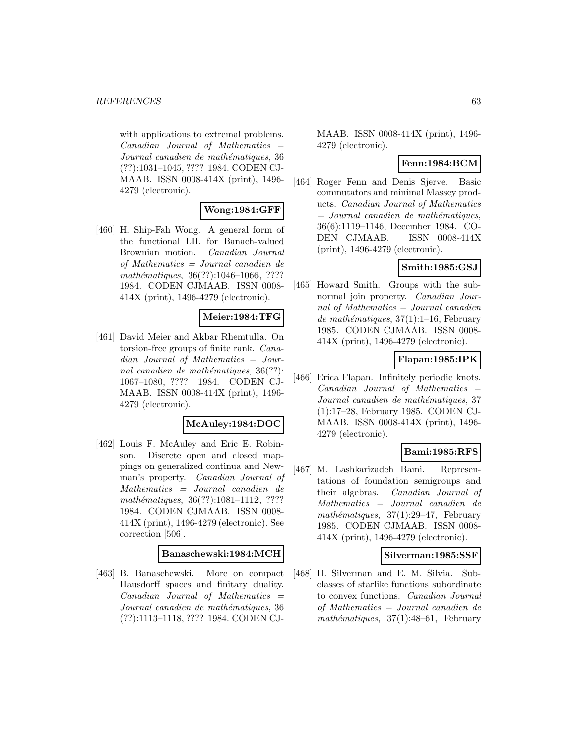with applications to extremal problems. *Canadian Journal of Mathematics = Journal canadien de mathématiques*, 36 (??):1031–1045, ???? 1984. CODEN CJMAAB. ISSN 0008-414X (print), 1496-4279 (electronic).

**Wong:1984:GFF**

[460] H. Ship-Fah Wong. A general form of the functional LIL for Banach-valued Brownian motion. *Canadian Journal of Mathematics = Journal canadien de mathématiques*, 36(??):1046–1066, ???? 1984. CODEN CJMAAB. ISSN 0008-414X (print), 1496-4279 (electronic).

**Meier:1984:TFG**

[461] David Meier and Akbar Rhemtulla. On torsion-free groups of finite rank. *Canadian Journal of Mathematics = Journal canadien de mathématiques*, 36(??): 1067–1080, ???? 1984. CODEN CJMAAB. ISSN 0008-414X (print), 1496-4279 (electronic).

**McAuley:1984:DOC**

[462] Louis F. McAuley and Eric E. Robinson. Discrete open and closed mappings on generalized continua and Newman's property. *Canadian Journal of Mathematics = Journal canadien de mathématiques*, 36(??):1081–1112, ???? 1984. CODEN CJMAAB. ISSN 0008-414X (print), 1496-4279 (electronic). See correction [506].

**Banaschewski:1984:MCH**

[463] B. Banaschewski. More on compact Hausdorff spaces and finitary duality. *Canadian Journal of Mathematics = Journal canadien de mathématiques*, 36 (??):1113–1118, ???? 1984. CODEN CJMAAB. ISSN 0008-414X (print), 1496-4279 (electronic).

**Fenn:1984:BCM**

[464] Roger Fenn and Denis Sjerve. Basic commutators and minimal Massey products. *Canadian Journal of Mathematics = Journal canadien de mathématiques*, 36(6):1119–1146, December 1984. CODEN CJMAAB. ISSN 0008-414X (print), 1496-4279 (electronic).

**Smith:1985:GSJ**

[465] Howard Smith. Groups with the subnormal join property. *Canadian Journal of Mathematics = Journal canadien de mathématiques*, 37(1):1–16, February 1985. CODEN CJMAAB. ISSN 0008-414X (print), 1496-4279 (electronic).

**Flapan:1985:IPK**

[466] Erica Flapan. Infinitely periodic knots. *Canadian Journal of Mathematics = Journal canadien de mathématiques*, 37 (1):17–28, February 1985. CODEN CJMAAB. ISSN 0008-414X (print), 1496-4279 (electronic).

**Bami:1985:RFS**

[467] M. Lashkarizadeh Bami. Representations of foundation semigroups and their algebras. *Canadian Journal of Mathematics = Journal canadien de mathématiques*, 37(1):29–47, February 1985. CODEN CJMAAB. ISSN 0008-414X (print), 1496-4279 (electronic).

**Silverman:1985:SSF**

[468] H. Silverman and E. M. Silvia. Subclasses of starlike functions subordinate to convex functions. *Canadian Journal of Mathematics = Journal canadien de mathématiques*, 37(1):48–61, February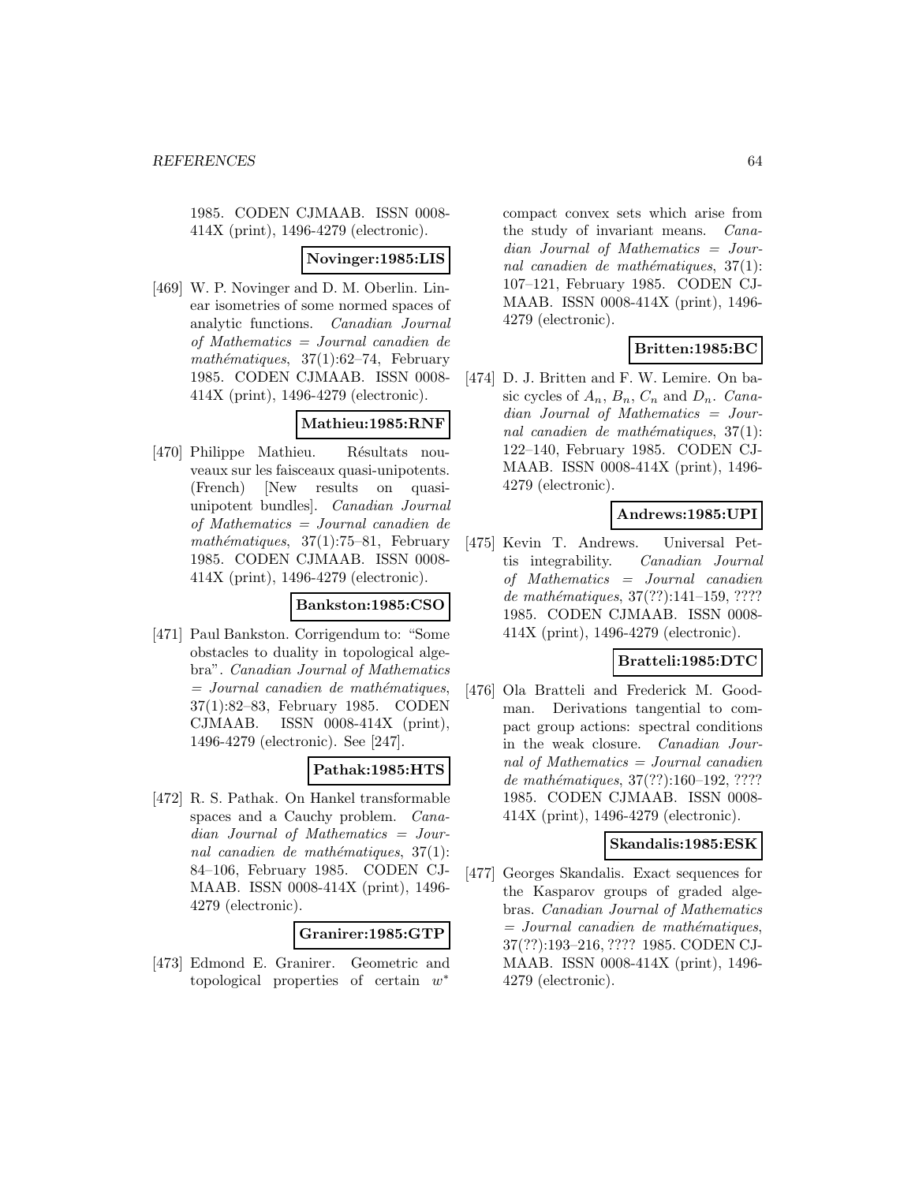1985. CODEN CJMAAB. ISSN 0008-414X (print), 1496-4279 (electronic).

**Novinger:1985:LIS**

[469] W. P. Novinger and D. M. Oberlin. Linear isometries of some normed spaces of analytic functions. *Canadian Journal of Mathematics = Journal canadien de mathématiques*, 37(1):62–74, February 1985. CODEN CJMAAB. ISSN 0008-414X (print), 1496-4279 (electronic).

**Mathieu:1985:RNF**

[470] Philippe Mathieu. Résultats nouveaux sur les faisceaux quasi-unipotents. (French) [New results on quasi-unipotent bundles]. *Canadian Journal of Mathematics = Journal canadien de mathématiques*, 37(1):75–81, February 1985. CODEN CJMAAB. ISSN 0008-414X (print), 1496-4279 (electronic).

**Bankston:1985:CSO**

[471] Paul Bankston. Corrigendum to: "Some obstacles to duality in topological algebra". *Canadian Journal of Mathematics = Journal canadien de mathématiques*, 37(1):82–83, February 1985. CODEN CJMAAB. ISSN 0008-414X (print), 1496-4279 (electronic). See [247].

**Pathak:1985:HTS**

[472] R. S. Pathak. On Hankel transformable spaces and a Cauchy problem. *Canadian Journal of Mathematics = Journal canadien de mathématiques*, 37(1):84–106, February 1985. CODEN CJMAAB. ISSN 0008-414X (print), 1496-4279 (electronic).

**Granirer:1985:GTP**

[473] Edmond E. Granirer. Geometric and topological properties of certain $w^*$ compact convex sets which arise from the study of invariant means. *Canadian Journal of Mathematics = Journal canadien de mathématiques*, 37(1):107–121, February 1985. CODEN CJMAAB. ISSN 0008-414X (print), 1496-4279 (electronic).

**Britten:1985:BC**

[474] D. J. Britten and F. W. Lemire. On basic cycles of $A_n$, $B_n$, $C_n$ and $D_n$. *Canadian Journal of Mathematics = Journal canadien de mathématiques*, 37(1):122–140, February 1985. CODEN CJMAAB. ISSN 0008-414X (print), 1496-4279 (electronic).

**Andrews:1985:UPI**

[475] Kevin T. Andrews. Universal Pettis integrability. *Canadian Journal of Mathematics = Journal canadien de mathématiques*, 37(??):141–159, ???? 1985. CODEN CJMAAB. ISSN 0008-414X (print), 1496-4279 (electronic).

**Bratteli:1985:DTC**

[476] Ola Bratteli and Frederick M. Goodman. Derivations tangential to compact group actions: spectral conditions in the weak closure. *Canadian Journal of Mathematics = Journal canadien de mathématiques*, 37(??):160–192, ???? 1985. CODEN CJMAAB. ISSN 0008-414X (print), 1496-4279 (electronic).

**Skandalis:1985:ESK**

[477] Georges Skandalis. Exact sequences for the Kasparov groups of graded algebras. *Canadian Journal of Mathematics = Journal canadien de mathématiques*, 37(??):193–216, ???? 1985. CODEN CJMAAB. ISSN 0008-414X (print), 1496-4279 (electronic).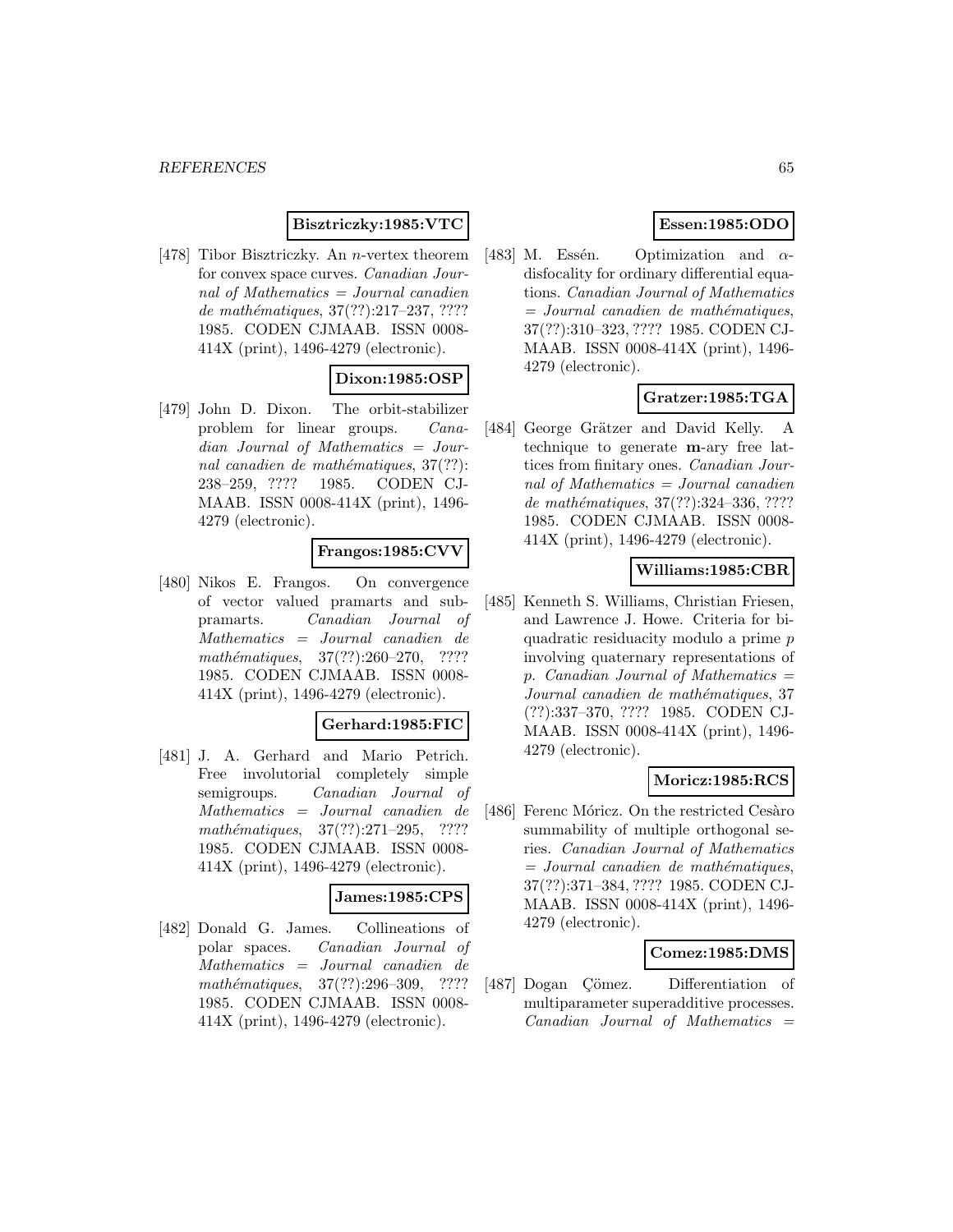**Bisztriczky:1985:VTC**

[478] Tibor Bisztriczky. An $n$-vertex theorem for convex space curves. *Canadian Journal of Mathematics = Journal canadien de mathématiques*, 37(??):217–237, ???? 1985. CODEN CJMAAB. ISSN 0008-414X (print), 1496-4279 (electronic).

**Dixon:1985:OSP**

[479] John D. Dixon. The orbit-stabilizer problem for linear groups. *Canadian Journal of Mathematics = Journal canadien de mathématiques*, 37(??):238–259, ???? 1985. CODEN CJMAAB. ISSN 0008-414X (print), 1496-4279 (electronic).

**Frangos:1985:CVV**

[480] Nikos E. Frangos. On convergence of vector valued pramarts and subpramarts. *Canadian Journal of Mathematics = Journal canadien de mathématiques*, 37(??):260–270, ???? 1985. CODEN CJMAAB. ISSN 0008-414X (print), 1496-4279 (electronic).

**Gerhard:1985:FIC**

[481] J. A. Gerhard and Mario Petrich. Free involutorial completely simple semigroups. *Canadian Journal of Mathematics = Journal canadien de mathématiques*, 37(??):271–295, ???? 1985. CODEN CJMAAB. ISSN 0008-414X (print), 1496-4279 (electronic).

**James:1985:CPS**

[482] Donald G. James. Collineations of polar spaces. *Canadian Journal of Mathematics = Journal canadien de mathématiques*, 37(??):296–309, ???? 1985. CODEN CJMAAB. ISSN 0008-414X (print), 1496-4279 (electronic).

**Essen:1985:ODO**

[483] M. Essén. Optimization and $\alpha$-disfocality for ordinary differential equations. *Canadian Journal of Mathematics = Journal canadien de mathématiques*, 37(??):310–323, ???? 1985. CODEN CJMAAB. ISSN 0008-414X (print), 1496-4279 (electronic).

**Gratzer:1985:TGA**

[484] George Grätzer and David Kelly. A technique to generate **m**-ary free lattices from finitary ones. *Canadian Journal of Mathematics = Journal canadien de mathématiques*, 37(??):324–336, ???? 1985. CODEN CJMAAB. ISSN 0008-414X (print), 1496-4279 (electronic).

**Williams:1985:CBR**

[485] Kenneth S. Williams, Christian Friesen, and Lawrence J. Howe. Criteria for biquadratic residuacity modulo a prime $p$ involving quaternary representations of $p$. *Canadian Journal of Mathematics = Journal canadien de mathématiques*, 37(??):337–370, ???? 1985. CODEN CJMAAB. ISSN 0008-414X (print), 1496-4279 (electronic).

**Moricz:1985:RCS**

[486] Ferenc Móricz. On the restricted Cesàro summability of multiple orthogonal series. *Canadian Journal of Mathematics = Journal canadien de mathématiques*, 37(??):371–384, ???? 1985. CODEN CJMAAB. ISSN 0008-414X (print), 1496-4279 (electronic).

**Comez:1985:DMS**

[487] Dogan Çömez. Differentiation of multiparameter superadditive processes. *Canadian Journal of Mathematics =*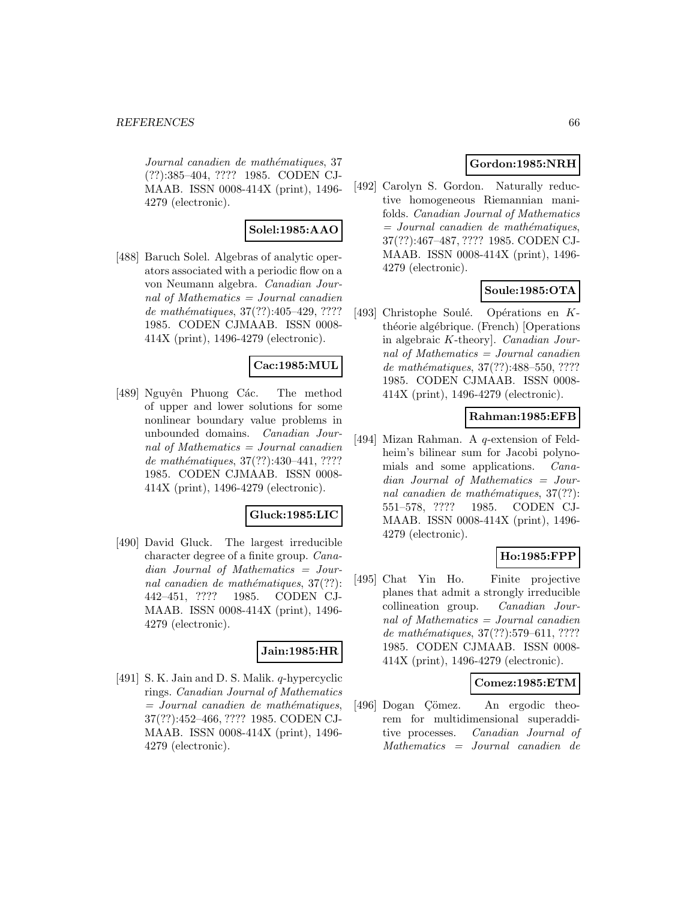*Journal canadien de mathématiques*, 37 (??):385–404, ???? 1985. CODEN CJMAAB. ISSN 0008-414X (print), 1496-4279 (electronic).

**Solel:1985:AAO**

[488] Baruch Solel. Algebras of analytic operators associated with a periodic flow on a von Neumann algebra. *Canadian Journal of Mathematics = Journal canadien de mathématiques*, 37(??):405–429, ???? 1985. CODEN CJMAAB. ISSN 0008-414X (print), 1496-4279 (electronic).

**Cac:1985:MUL**

[489] Nguyên Phuong Các. The method of upper and lower solutions for some nonlinear boundary value problems in unbounded domains. *Canadian Journal of Mathematics = Journal canadien de mathématiques*, 37(??):430–441, ???? 1985. CODEN CJMAAB. ISSN 0008-414X (print), 1496-4279 (electronic).

**Gluck:1985:LIC**

[490] David Gluck. The largest irreducible character degree of a finite group. *Canadian Journal of Mathematics = Journal canadien de mathématiques*, 37(??):442–451, ???? 1985. CODEN CJMAAB. ISSN 0008-414X (print), 1496-4279 (electronic).

**Jain:1985:HR**

[491] S. K. Jain and D. S. Malik. $q$-hypercyclic rings. *Canadian Journal of Mathematics = Journal canadien de mathématiques*, 37(??):452–466, ???? 1985. CODEN CJMAAB. ISSN 0008-414X (print), 1496-4279 (electronic).

**Gordon:1985:NRH**

[492] Carolyn S. Gordon. Naturally reductive homogeneous Riemannian manifolds. *Canadian Journal of Mathematics = Journal canadien de mathématiques*, 37(??):467–487, ???? 1985. CODEN CJMAAB. ISSN 0008-414X (print), 1496-4279 (electronic).

**Soule:1985:OTA**

[493] Christophe Soulé. Opérations en $K$-théorie algébrique. (French) [Operations in algebraic $K$-theory]. *Canadian Journal of Mathematics = Journal canadien de mathématiques*, 37(??):488–550, ???? 1985. CODEN CJMAAB. ISSN 0008-414X (print), 1496-4279 (electronic).

**Rahman:1985:EFB**

[494] Mizan Rahman. A $q$-extension of Feldheim's bilinear sum for Jacobi polynomials and some applications. *Canadian Journal of Mathematics = Journal canadien de mathématiques*, 37(??):551–578, ???? 1985. CODEN CJMAAB. ISSN 0008-414X (print), 1496-4279 (electronic).

**Ho:1985:FPP**

[495] Chat Yin Ho. Finite projective planes that admit a strongly irreducible collineation group. *Canadian Journal of Mathematics = Journal canadien de mathématiques*, 37(??):579–611, ???? 1985. CODEN CJMAAB. ISSN 0008-414X (print), 1496-4279 (electronic).

**Comez:1985:ETM**

[496] Dogan Çömez. An ergodic theorem for multidimensional superadditive processes. *Canadian Journal of Mathematics = Journal canadien de*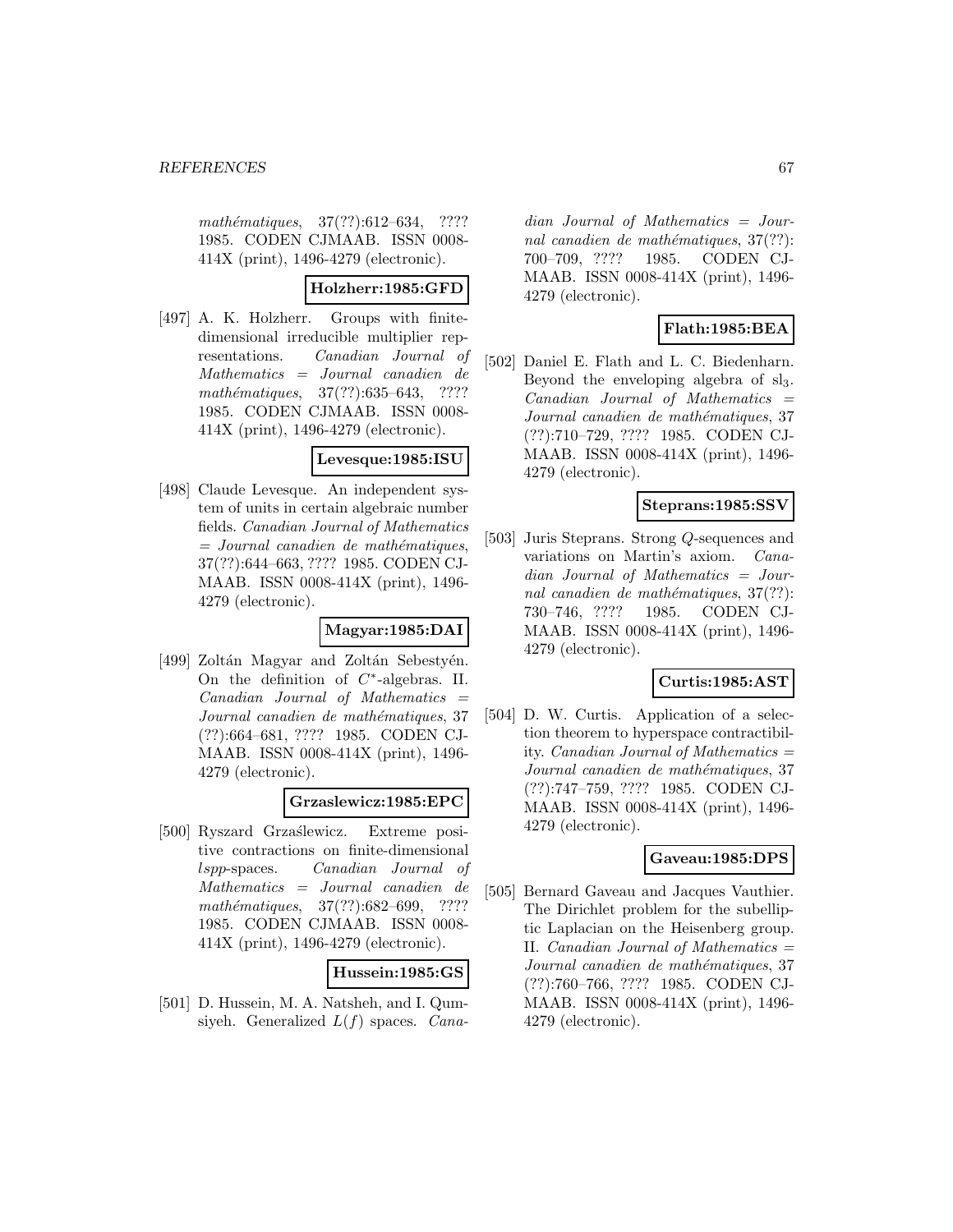*mathématiques*, 37(??):612–634, ???? 1985. CODEN CJMAAB. ISSN 0008-414X (print), 1496-4279 (electronic).

**Holzherr:1985:GFD**

[497] A. K. Holzherr. Groups with finite-dimensional irreducible multiplier representations. *Canadian Journal of Mathematics = Journal canadien de mathématiques*, 37(??):635–643, ???? 1985. CODEN CJMAAB. ISSN 0008-414X (print), 1496-4279 (electronic).

**Levesque:1985:ISU**

[498] Claude Levesque. An independent system of units in certain algebraic number fields. *Canadian Journal of Mathematics = Journal canadien de mathématiques*, 37(??):644–663, ???? 1985. CODEN CJMAAB. ISSN 0008-414X (print), 1496-4279 (electronic).

**Magyar:1985:DAI**

[499] Zoltán Magyar and Zoltán Sebestyén. On the definition of $C^*$-algebras. II. *Canadian Journal of Mathematics = Journal canadien de mathématiques*, 37 (??):664–681, ???? 1985. CODEN CJMAAB. ISSN 0008-414X (print), 1496-4279 (electronic).

**Grzaslewicz:1985:EPC**

[500] Ryszard Grząślewicz. Extreme positive contractions on finite-dimensional *lspp*-spaces. *Canadian Journal of Mathematics = Journal canadien de mathématiques*, 37(??):682–699, ???? 1985. CODEN CJMAAB. ISSN 0008-414X (print), 1496-4279 (electronic).

**Hussein:1985:GS**

[501] D. Hussein, M. A. Natsheh, and I. Qumsiyeh. Generalized $L(f)$ spaces. *Canadian Journal of Mathematics = Journal canadien de mathématiques*, 37(??):700–709, ???? 1985. CODEN CJMAAB. ISSN 0008-414X (print), 1496-4279 (electronic).

**Flath:1985:BEA**

[502] Daniel E. Flath and L. C. Biedenharn. Beyond the enveloping algebra of $\mathrm{sl}_3$. *Canadian Journal of Mathematics = Journal canadien de mathématiques*, 37 (??):710–729, ???? 1985. CODEN CJMAAB. ISSN 0008-414X (print), 1496-4279 (electronic).

**Steprans:1985:SSV**

[503] Juris Steprans. Strong $Q$-sequences and variations on Martin's axiom. *Canadian Journal of Mathematics = Journal canadien de mathématiques*, 37(??):730–746, ???? 1985. CODEN CJMAAB. ISSN 0008-414X (print), 1496-4279 (electronic).

**Curtis:1985:AST**

[504] D. W. Curtis. Application of a selection theorem to hyperspace contractibility. *Canadian Journal of Mathematics = Journal canadien de mathématiques*, 37 (??):747–759, ???? 1985. CODEN CJMAAB. ISSN 0008-414X (print), 1496-4279 (electronic).

**Gaveau:1985:DPS**

[505] Bernard Gaveau and Jacques Vauthier. The Dirichlet problem for the subelliptic Laplacian on the Heisenberg group. II. *Canadian Journal of Mathematics = Journal canadien de mathématiques*, 37 (??):760–766, ???? 1985. CODEN CJMAAB. ISSN 0008-414X (print), 1496-4279 (electronic).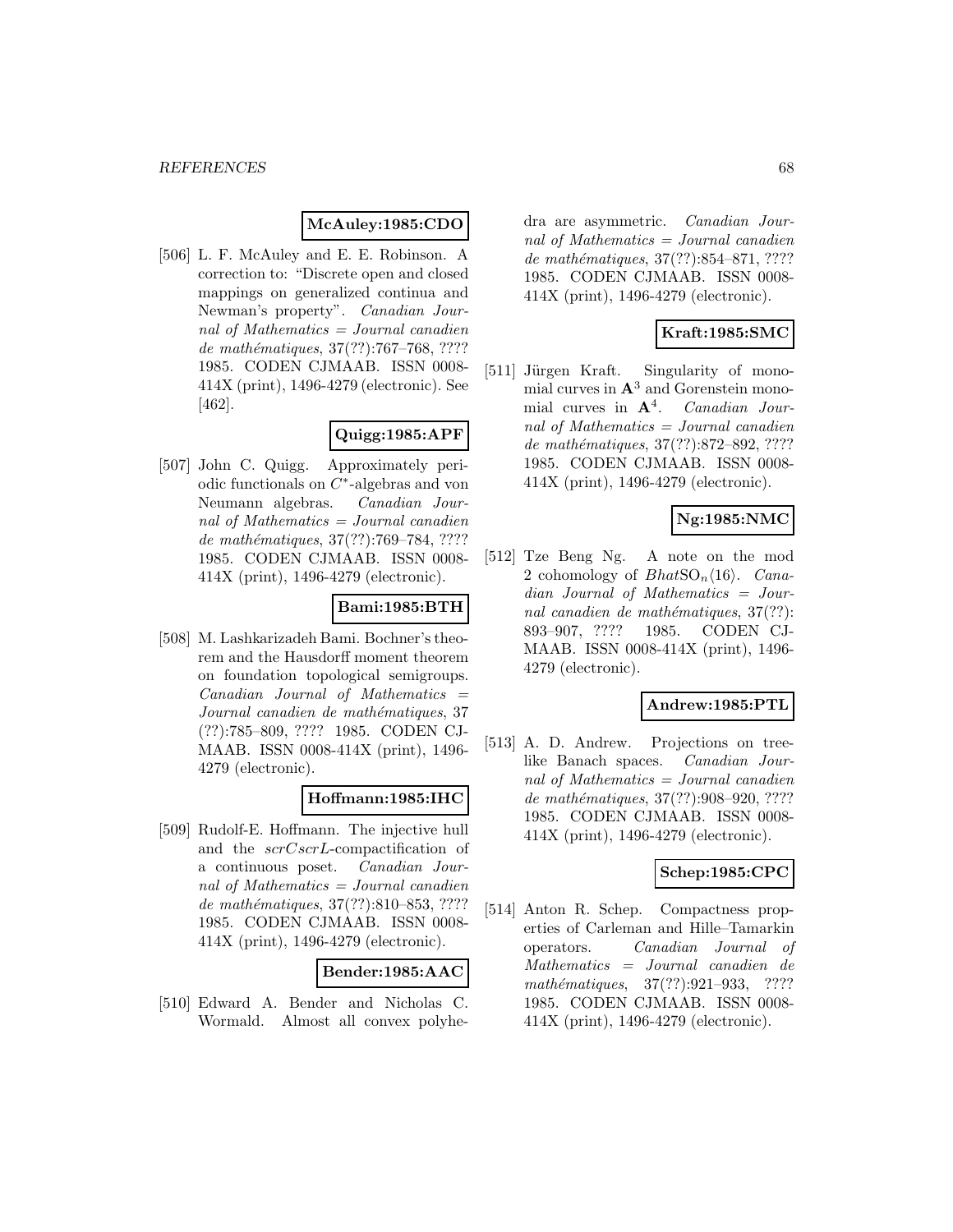**McAuley:1985:CDO**

[506] L. F. McAuley and E. E. Robinson. A correction to: "Discrete open and closed mappings on generalized continua and Newman's property". *Canadian Journal of Mathematics = Journal canadien de mathématiques*, 37(??):767–768, ???? 1985. CODEN CJMAAB. ISSN 0008-414X (print), 1496-4279 (electronic). See [462].

**Quigg:1985:APF**

[507] John C. Quigg. Approximately periodic functionals on $C^*$-algebras and von Neumann algebras. *Canadian Journal of Mathematics = Journal canadien de mathématiques*, 37(??):769–784, ???? 1985. CODEN CJMAAB. ISSN 0008-414X (print), 1496-4279 (electronic).

**Bami:1985:BTH**

[508] M. Lashkarizadeh Bami. Bochner's theorem and the Hausdorff moment theorem on foundation topological semigroups. *Canadian Journal of Mathematics = Journal canadien de mathématiques*, 37 (??):785–809, ???? 1985. CODEN CJMAAB. ISSN 0008-414X (print), 1496-4279 (electronic).

**Hoffmann:1985:IHC**

[509] Rudolf-E. Hoffmann. The injective hull and the $scrCscrL$-compactification of a continuous poset. *Canadian Journal of Mathematics = Journal canadien de mathématiques*, 37(??):810–853, ???? 1985. CODEN CJMAAB. ISSN 0008-414X (print), 1496-4279 (electronic).

**Bender:1985:AAC**

[510] Edward A. Bender and Nicholas C. Wormald. Almost all convex polyhedra are asymmetric. *Canadian Journal of Mathematics = Journal canadien de mathématiques*, 37(??):854–871, ???? 1985. CODEN CJMAAB. ISSN 0008-414X (print), 1496-4279 (electronic).

**Kraft:1985:SMC**

[511] Jürgen Kraft. Singularity of monomial curves in $\mathbf{A}^3$ and Gorenstein monomial curves in $\mathbf{A}^4$. *Canadian Journal of Mathematics = Journal canadien de mathématiques*, 37(??):872–892, ???? 1985. CODEN CJMAAB. ISSN 0008-414X (print), 1496-4279 (electronic).

**Ng:1985:NMC**

[512] Tze Beng Ng. A note on the mod 2 cohomology of $Bhat\mathrm{SO}_n\langle 16\rangle$. *Canadian Journal of Mathematics = Journal canadien de mathématiques*, 37(??): 893–907, ???? 1985. CODEN CJMAAB. ISSN 0008-414X (print), 1496-4279 (electronic).

**Andrew:1985:PTL**

[513] A. D. Andrew. Projections on tree-like Banach spaces. *Canadian Journal of Mathematics = Journal canadien de mathématiques*, 37(??):908–920, ???? 1985. CODEN CJMAAB. ISSN 0008-414X (print), 1496-4279 (electronic).

**Schep:1985:CPC**

[514] Anton R. Schep. Compactness properties of Carleman and Hille–Tamarkin operators. *Canadian Journal of Mathematics = Journal canadien de mathématiques*, 37(??):921–933, ???? 1985. CODEN CJMAAB. ISSN 0008-414X (print), 1496-4279 (electronic).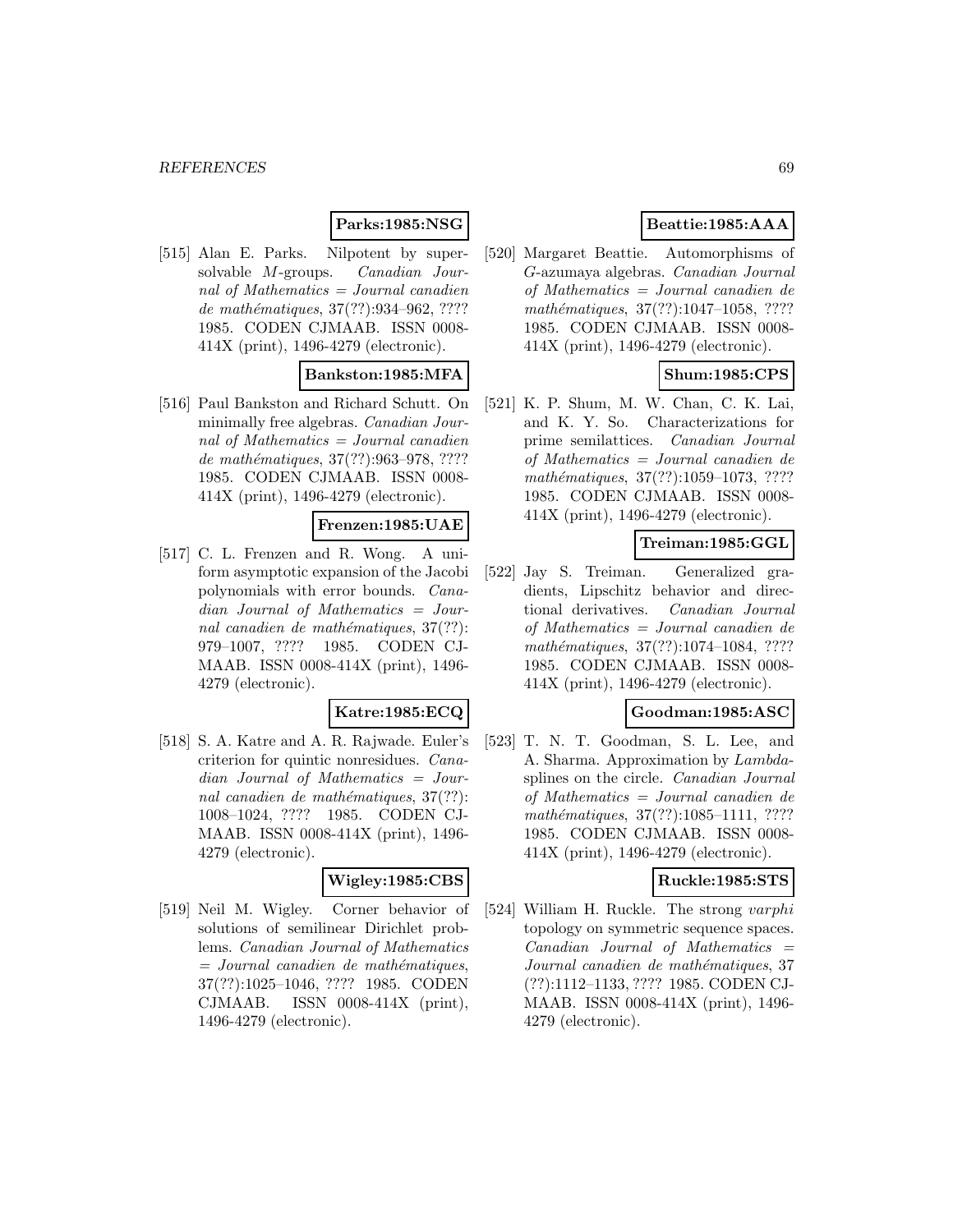**Parks:1985:NSG**

[515] Alan E. Parks. Nilpotent by supersolvable $M$-groups. *Canadian Journal of Mathematics = Journal canadien de mathématiques*, 37(??):934–962, ???? 1985. CODEN CJMAAB. ISSN 0008-414X (print), 1496-4279 (electronic).

**Bankston:1985:MFA**

[516] Paul Bankston and Richard Schutt. On minimally free algebras. *Canadian Journal of Mathematics = Journal canadien de mathématiques*, 37(??):963–978, ???? 1985. CODEN CJMAAB. ISSN 0008-414X (print), 1496-4279 (electronic).

**Frenzen:1985:UAE**

[517] C. L. Frenzen and R. Wong. A uniform asymptotic expansion of the Jacobi polynomials with error bounds. *Canadian Journal of Mathematics = Journal canadien de mathématiques*, 37(??):979–1007, ???? 1985. CODEN CJMAAB. ISSN 0008-414X (print), 1496-4279 (electronic).

**Katre:1985:ECQ**

[518] S. A. Katre and A. R. Rajwade. Euler's criterion for quintic nonresidues. *Canadian Journal of Mathematics = Journal canadien de mathématiques*, 37(??):1008–1024, ???? 1985. CODEN CJMAAB. ISSN 0008-414X (print), 1496-4279 (electronic).

**Wigley:1985:CBS**

[519] Neil M. Wigley. Corner behavior of solutions of semilinear Dirichlet problems. *Canadian Journal of Mathematics = Journal canadien de mathématiques*, 37(??):1025–1046, ???? 1985. CODEN CJMAAB. ISSN 0008-414X (print), 1496-4279 (electronic).

**Beattie:1985:AAA**

[520] Margaret Beattie. Automorphisms of $G$-azumaya algebras. *Canadian Journal of Mathematics = Journal canadien de mathématiques*, 37(??):1047–1058, ???? 1985. CODEN CJMAAB. ISSN 0008-414X (print), 1496-4279 (electronic).

**Shum:1985:CPS**

[521] K. P. Shum, M. W. Chan, C. K. Lai, and K. Y. So. Characterizations for prime semilattices. *Canadian Journal of Mathematics = Journal canadien de mathématiques*, 37(??):1059–1073, ???? 1985. CODEN CJMAAB. ISSN 0008-414X (print), 1496-4279 (electronic).

**Treiman:1985:GGL**

[522] Jay S. Treiman. Generalized gradients, Lipschitz behavior and directional derivatives. *Canadian Journal of Mathematics = Journal canadien de mathématiques*, 37(??):1074–1084, ???? 1985. CODEN CJMAAB. ISSN 0008-414X (print), 1496-4279 (electronic).

**Goodman:1985:ASC**

[523] T. N. T. Goodman, S. L. Lee, and A. Sharma. Approximation by *Lambda*-splines on the circle. *Canadian Journal of Mathematics = Journal canadien de mathématiques*, 37(??):1085–1111, ???? 1985. CODEN CJMAAB. ISSN 0008-414X (print), 1496-4279 (electronic).

**Ruckle:1985:STS**

[524] William H. Ruckle. The strong *varphi* topology on symmetric sequence spaces. *Canadian Journal of Mathematics = Journal canadien de mathématiques*, 37(??):1112–1133, ???? 1985. CODEN CJMAAB. ISSN 0008-414X (print), 1496-4279 (electronic).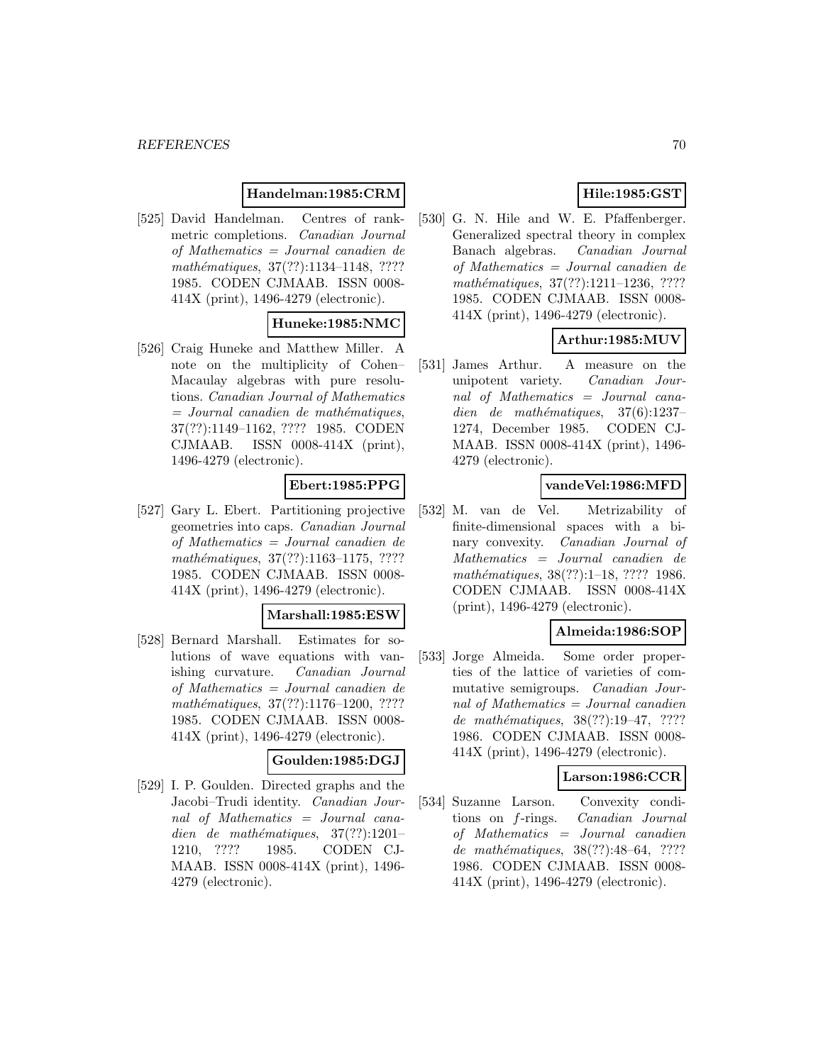**Handelman:1985:CRM**

[525] David Handelman. Centres of rank-metric completions. *Canadian Journal of Mathematics = Journal canadien de mathématiques*, 37(??):1134–1148, ???? 1985. CODEN CJMAAB. ISSN 0008-414X (print), 1496-4279 (electronic).

**Huneke:1985:NMC**

[526] Craig Huneke and Matthew Miller. A note on the multiplicity of Cohen–Macaulay algebras with pure resolutions. *Canadian Journal of Mathematics = Journal canadien de mathématiques*, 37(??):1149–1162, ???? 1985. CODEN CJMAAB. ISSN 0008-414X (print), 1496-4279 (electronic).

**Ebert:1985:PPG**

[527] Gary L. Ebert. Partitioning projective geometries into caps. *Canadian Journal of Mathematics = Journal canadien de mathématiques*, 37(??):1163–1175, ???? 1985. CODEN CJMAAB. ISSN 0008-414X (print), 1496-4279 (electronic).

**Marshall:1985:ESW**

[528] Bernard Marshall. Estimates for solutions of wave equations with vanishing curvature. *Canadian Journal of Mathematics = Journal canadien de mathématiques*, 37(??):1176–1200, ???? 1985. CODEN CJMAAB. ISSN 0008-414X (print), 1496-4279 (electronic).

**Goulden:1985:DGJ**

[529] I. P. Goulden. Directed graphs and the Jacobi–Trudi identity. *Canadian Journal of Mathematics = Journal canadien de mathématiques*, 37(??):1201–1210, ???? 1985. CODEN CJMAAB. ISSN 0008-414X (print), 1496-4279 (electronic).

**Hile:1985:GST**

[530] G. N. Hile and W. E. Pfaffenberger. Generalized spectral theory in complex Banach algebras. *Canadian Journal of Mathematics = Journal canadien de mathématiques*, 37(??):1211–1236, ???? 1985. CODEN CJMAAB. ISSN 0008-414X (print), 1496-4279 (electronic).

**Arthur:1985:MUV**

[531] James Arthur. A measure on the unipotent variety. *Canadian Journal of Mathematics = Journal canadien de mathématiques*, 37(6):1237–1274, December 1985. CODEN CJMAAB. ISSN 0008-414X (print), 1496-4279 (electronic).

**vandeVel:1986:MFD**

[532] M. van de Vel. Metrizability of finite-dimensional spaces with a binary convexity. *Canadian Journal of Mathematics = Journal canadien de mathématiques*, 38(??):1–18, ???? 1986. CODEN CJMAAB. ISSN 0008-414X (print), 1496-4279 (electronic).

**Almeida:1986:SOP**

[533] Jorge Almeida. Some order properties of the lattice of varieties of commutative semigroups. *Canadian Journal of Mathematics = Journal canadien de mathématiques*, 38(??):19–47, ???? 1986. CODEN CJMAAB. ISSN 0008-414X (print), 1496-4279 (electronic).

**Larson:1986:CCR**

[534] Suzanne Larson. Convexity conditions on $f$-rings. *Canadian Journal of Mathematics = Journal canadien de mathématiques*, 38(??):48–64, ???? 1986. CODEN CJMAAB. ISSN 0008-414X (print), 1496-4279 (electronic).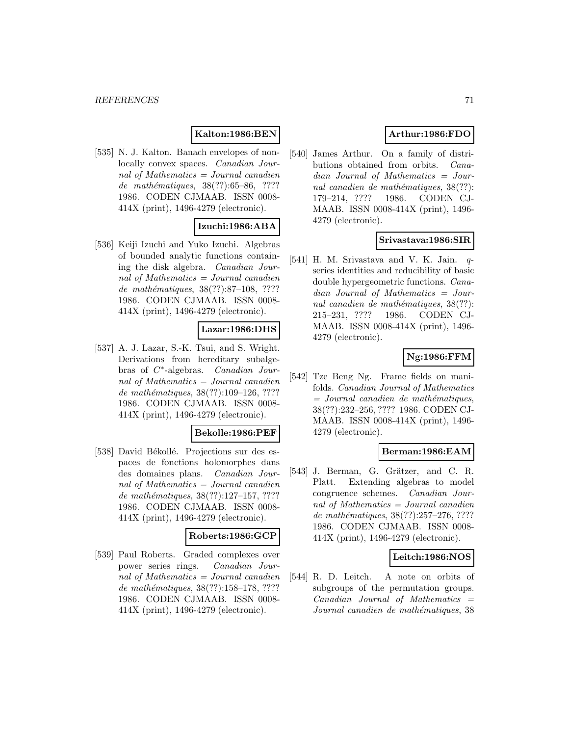**Kalton:1986:BEN**

[535] N. J. Kalton. Banach envelopes of non-locally convex spaces. *Canadian Journal of Mathematics = Journal canadien de mathématiques*, 38(??):65–86, ???? 1986. CODEN CJMAAB. ISSN 0008-414X (print), 1496-4279 (electronic).

**Izuchi:1986:ABA**

[536] Keiji Izuchi and Yuko Izuchi. Algebras of bounded analytic functions containing the disk algebra. *Canadian Journal of Mathematics = Journal canadien de mathématiques*, 38(??):87–108, ???? 1986. CODEN CJMAAB. ISSN 0008-414X (print), 1496-4279 (electronic).

**Lazar:1986:DHS**

[537] A. J. Lazar, S.-K. Tsui, and S. Wright. Derivations from hereditary subalgebras of $C^*$-algebras. *Canadian Journal of Mathematics = Journal canadien de mathématiques*, 38(??):109–126, ???? 1986. CODEN CJMAAB. ISSN 0008-414X (print), 1496-4279 (electronic).

**Bekolle:1986:PEF**

[538] David Békollé. Projections sur des espaces de fonctions holomorphes dans des domaines plans. *Canadian Journal of Mathematics = Journal canadien de mathématiques*, 38(??):127–157, ???? 1986. CODEN CJMAAB. ISSN 0008-414X (print), 1496-4279 (electronic).

**Roberts:1986:GCP**

[539] Paul Roberts. Graded complexes over power series rings. *Canadian Journal of Mathematics = Journal canadien de mathématiques*, 38(??):158–178, ???? 1986. CODEN CJMAAB. ISSN 0008-414X (print), 1496-4279 (electronic).

**Arthur:1986:FDO**

[540] James Arthur. On a family of distributions obtained from orbits. *Canadian Journal of Mathematics = Journal canadien de mathématiques*, 38(??):179–214, ???? 1986. CODEN CJMAAB. ISSN 0008-414X (print), 1496-4279 (electronic).

**Srivastava:1986:SIR**

[541] H. M. Srivastava and V. K. Jain. $q$-series identities and reducibility of basic double hypergeometric functions. *Canadian Journal of Mathematics = Journal canadien de mathématiques*, 38(??):215–231, ???? 1986. CODEN CJMAAB. ISSN 0008-414X (print), 1496-4279 (electronic).

**Ng:1986:FFM**

[542] Tze Beng Ng. Frame fields on manifolds. *Canadian Journal of Mathematics = Journal canadien de mathématiques*, 38(??):232–256, ???? 1986. CODEN CJMAAB. ISSN 0008-414X (print), 1496-4279 (electronic).

**Berman:1986:EAM**

[543] J. Berman, G. Grätzer, and C. R. Platt. Extending algebras to model congruence schemes. *Canadian Journal of Mathematics = Journal canadien de mathématiques*, 38(??):257–276, ???? 1986. CODEN CJMAAB. ISSN 0008-414X (print), 1496-4279 (electronic).

**Leitch:1986:NOS**

[544] R. D. Leitch. A note on orbits of subgroups of the permutation groups. *Canadian Journal of Mathematics = Journal canadien de mathématiques*, 38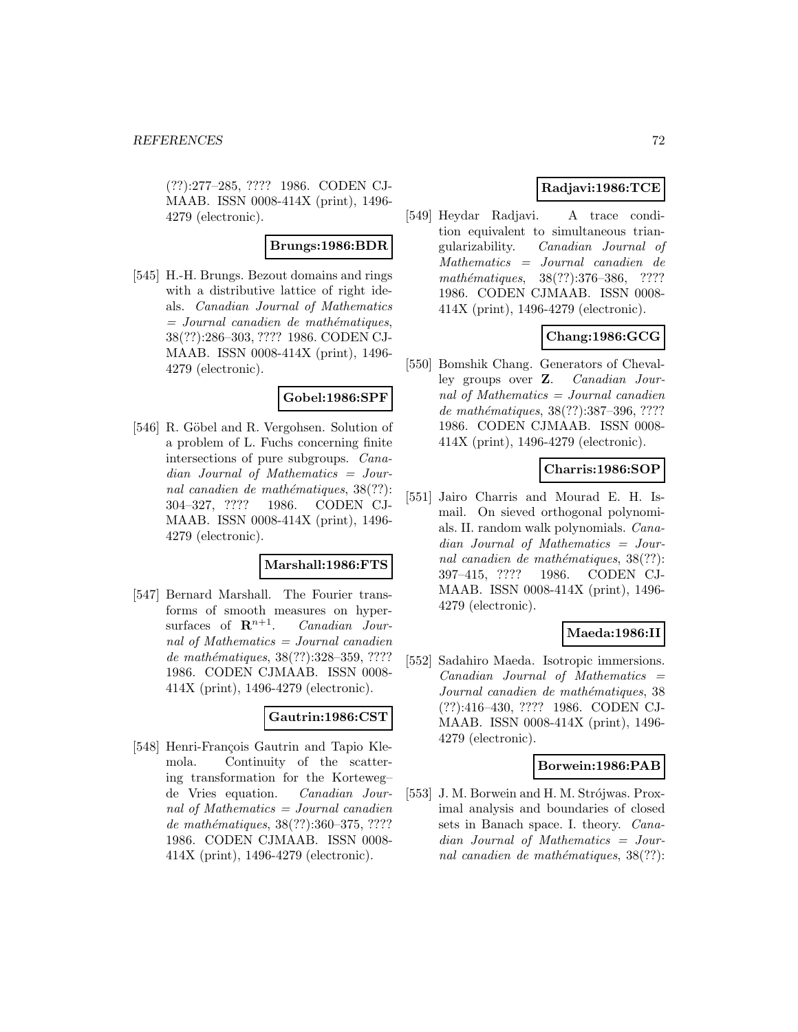(??):277–285, ???? 1986. CODEN CJMAAB. ISSN 0008-414X (print), 1496-4279 (electronic).

**Brungs:1986:BDR**

[545] H.-H. Brungs. Bezout domains and rings with a distributive lattice of right ideals. *Canadian Journal of Mathematics = Journal canadien de mathématiques*, 38(??):286–303, ???? 1986. CODEN CJMAAB. ISSN 0008-414X (print), 1496-4279 (electronic).

**Gobel:1986:SPF**

[546] R. Göbel and R. Vergohsen. Solution of a problem of L. Fuchs concerning finite intersections of pure subgroups. *Canadian Journal of Mathematics = Journal canadien de mathématiques*, 38(??):304–327, ???? 1986. CODEN CJMAAB. ISSN 0008-414X (print), 1496-4279 (electronic).

**Marshall:1986:FTS**

[547] Bernard Marshall. The Fourier transforms of smooth measures on hypersurfaces of $\mathbf{R}^{n+1}$. *Canadian Journal of Mathematics = Journal canadien de mathématiques*, 38(??):328–359, ???? 1986. CODEN CJMAAB. ISSN 0008-414X (print), 1496-4279 (electronic).

**Gautrin:1986:CST**

[548] Henri-François Gautrin and Tapio Klemola. Continuity of the scattering transformation for the Korteweg–de Vries equation. *Canadian Journal of Mathematics = Journal canadien de mathématiques*, 38(??):360–375, ???? 1986. CODEN CJMAAB. ISSN 0008-414X (print), 1496-4279 (electronic).

**Radjavi:1986:TCE**

[549] Heydar Radjavi. A trace condition equivalent to simultaneous triangularizability. *Canadian Journal of Mathematics = Journal canadien de mathématiques*, 38(??):376–386, ???? 1986. CODEN CJMAAB. ISSN 0008-414X (print), 1496-4279 (electronic).

**Chang:1986:GCG**

[550] Bomshik Chang. Generators of Chevalley groups over **Z**. *Canadian Journal of Mathematics = Journal canadien de mathématiques*, 38(??):387–396, ???? 1986. CODEN CJMAAB. ISSN 0008-414X (print), 1496-4279 (electronic).

**Charris:1986:SOP**

[551] Jairo Charris and Mourad E. H. Ismail. On sieved orthogonal polynomials. II. random walk polynomials. *Canadian Journal of Mathematics = Journal canadien de mathématiques*, 38(??):397–415, ???? 1986. CODEN CJMAAB. ISSN 0008-414X (print), 1496-4279 (electronic).

**Maeda:1986:II**

[552] Sadahiro Maeda. Isotropic immersions. *Canadian Journal of Mathematics = Journal canadien de mathématiques*, 38(??):416–430, ???? 1986. CODEN CJMAAB. ISSN 0008-414X (print), 1496-4279 (electronic).

**Borwein:1986:PAB**

[553] J. M. Borwein and H. M. Strójwas. Proximal analysis and boundaries of closed sets in Banach space. I. theory. *Canadian Journal of Mathematics = Journal canadien de mathématiques*, 38(??):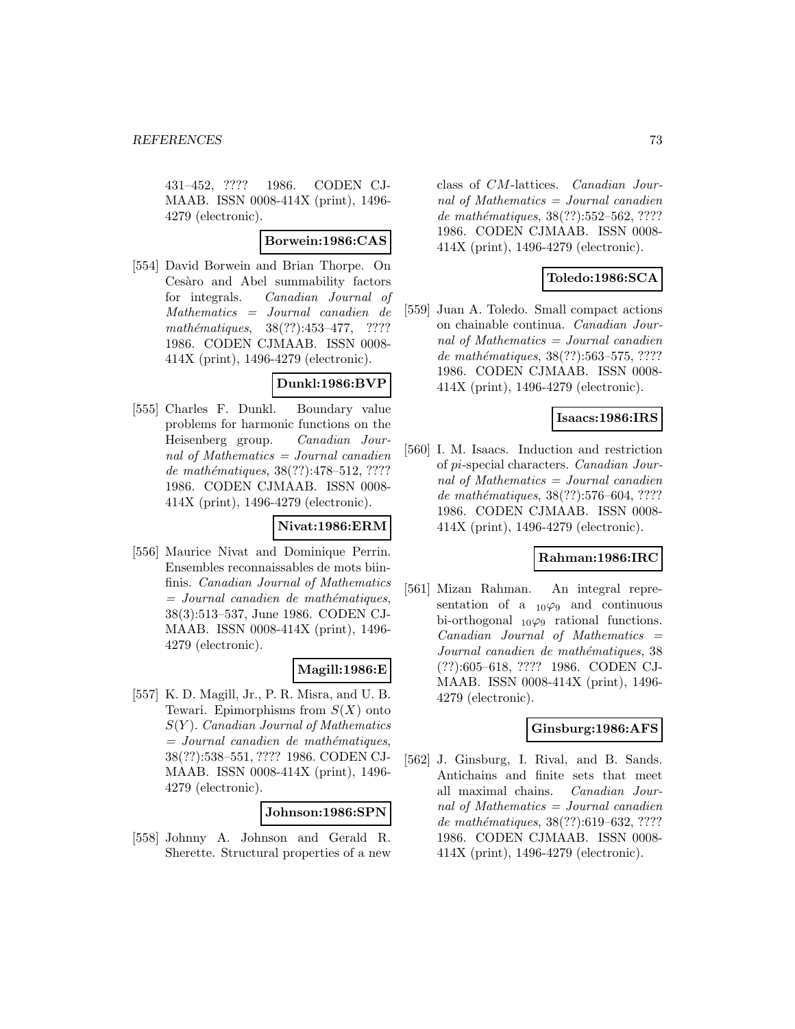431–452, ???? 1986. CODEN CJMAAB. ISSN 0008-414X (print), 1496-4279 (electronic).

**Borwein:1986:CAS**

[554] David Borwein and Brian Thorpe. On Cesàro and Abel summability factors for integrals. *Canadian Journal of Mathematics = Journal canadien de mathématiques*, 38(??):453–477, ???? 1986. CODEN CJMAAB. ISSN 0008-414X (print), 1496-4279 (electronic).

**Dunkl:1986:BVP**

[555] Charles F. Dunkl. Boundary value problems for harmonic functions on the Heisenberg group. *Canadian Journal of Mathematics = Journal canadien de mathématiques*, 38(??):478–512, ???? 1986. CODEN CJMAAB. ISSN 0008-414X (print), 1496-4279 (electronic).

**Nivat:1986:ERM**

[556] Maurice Nivat and Dominique Perrin. Ensembles reconnaissables de mots biinfinis. *Canadian Journal of Mathematics = Journal canadien de mathématiques*, 38(3):513–537, June 1986. CODEN CJMAAB. ISSN 0008-414X (print), 1496-4279 (electronic).

**Magill:1986:E**

[557] K. D. Magill, Jr., P. R. Misra, and U. B. Tewari. Epimorphisms from $S(X)$ onto $S(Y)$. *Canadian Journal of Mathematics = Journal canadien de mathématiques*, 38(??):538–551, ???? 1986. CODEN CJMAAB. ISSN 0008-414X (print), 1496-4279 (electronic).

**Johnson:1986:SPN**

[558] Johnny A. Johnson and Gerald R. Sherette. Structural properties of a new class of $CM$-lattices. *Canadian Journal of Mathematics = Journal canadien de mathématiques*, 38(??):552–562, ???? 1986. CODEN CJMAAB. ISSN 0008-414X (print), 1496-4279 (electronic).

**Toledo:1986:SCA**

[559] Juan A. Toledo. Small compact actions on chainable continua. *Canadian Journal of Mathematics = Journal canadien de mathématiques*, 38(??):563–575, ???? 1986. CODEN CJMAAB. ISSN 0008-414X (print), 1496-4279 (electronic).

**Isaacs:1986:IRS**

[560] I. M. Isaacs. Induction and restriction of *pi*-special characters. *Canadian Journal of Mathematics = Journal canadien de mathématiques*, 38(??):576–604, ???? 1986. CODEN CJMAAB. ISSN 0008-414X (print), 1496-4279 (electronic).

**Rahman:1986:IRC**

[561] Mizan Rahman. An integral representation of a ${}_{10}\varphi_9$ and continuous bi-orthogonal ${}_{10}\varphi_9$ rational functions. *Canadian Journal of Mathematics = Journal canadien de mathématiques*, 38 (??):605–618, ???? 1986. CODEN CJMAAB. ISSN 0008-414X (print), 1496-4279 (electronic).

**Ginsburg:1986:AFS**

[562] J. Ginsburg, I. Rival, and B. Sands. Antichains and finite sets that meet all maximal chains. *Canadian Journal of Mathematics = Journal canadien de mathématiques*, 38(??):619–632, ???? 1986. CODEN CJMAAB. ISSN 0008-414X (print), 1496-4279 (electronic).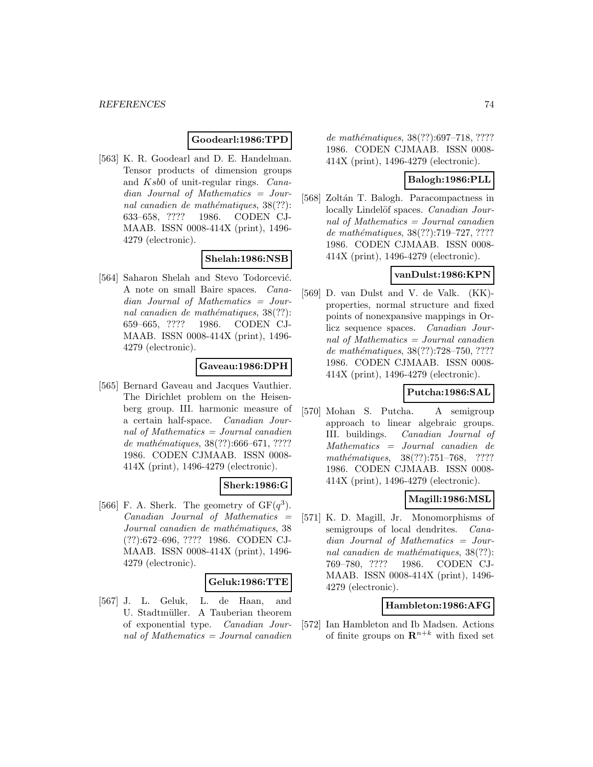**Goodearl:1986:TPD**

[563] K. R. Goodearl and D. E. Handelman. Tensor products of dimension groups and $Ksb0$ of unit-regular rings. *Canadian Journal of Mathematics = Journal canadien de mathématiques*, 38(??): 633–658, ???? 1986. CODEN CJMAAB. ISSN 0008-414X (print), 1496-4279 (electronic).

**Shelah:1986:NSB**

[564] Saharon Shelah and Stevo Todorcević. A note on small Baire spaces. *Canadian Journal of Mathematics = Journal canadien de mathématiques*, 38(??): 659–665, ???? 1986. CODEN CJMAAB. ISSN 0008-414X (print), 1496-4279 (electronic).

**Gaveau:1986:DPH**

[565] Bernard Gaveau and Jacques Vauthier. The Dirichlet problem on the Heisenberg group. III. harmonic measure of a certain half-space. *Canadian Journal of Mathematics = Journal canadien de mathématiques*, 38(??):666–671, ???? 1986. CODEN CJMAAB. ISSN 0008-414X (print), 1496-4279 (electronic).

**Sherk:1986:G**

[566] F. A. Sherk. The geometry of $\mathrm{GF}(q^3)$. *Canadian Journal of Mathematics = Journal canadien de mathématiques*, 38 (??):672–696, ???? 1986. CODEN CJMAAB. ISSN 0008-414X (print), 1496-4279 (electronic).

**Geluk:1986:TTE**

[567] J. L. Geluk, L. de Haan, and U. Stadtmüller. A Tauberian theorem of exponential type. *Canadian Journal of Mathematics = Journal canadien de mathématiques*, 38(??):697–718, ???? 1986. CODEN CJMAAB. ISSN 0008-414X (print), 1496-4279 (electronic).

**Balogh:1986:PLL**

[568] Zoltán T. Balogh. Paracompactness in locally Lindelöf spaces. *Canadian Journal of Mathematics = Journal canadien de mathématiques*, 38(??):719–727, ???? 1986. CODEN CJMAAB. ISSN 0008-414X (print), 1496-4279 (electronic).

**vanDulst:1986:KPN**

[569] D. van Dulst and V. de Valk. (KK)-properties, normal structure and fixed points of nonexpansive mappings in Orlicz sequence spaces. *Canadian Journal of Mathematics = Journal canadien de mathématiques*, 38(??):728–750, ???? 1986. CODEN CJMAAB. ISSN 0008-414X (print), 1496-4279 (electronic).

**Putcha:1986:SAL**

[570] Mohan S. Putcha. A semigroup approach to linear algebraic groups. III. buildings. *Canadian Journal of Mathematics = Journal canadien de mathématiques*, 38(??):751–768, ???? 1986. CODEN CJMAAB. ISSN 0008-414X (print), 1496-4279 (electronic).

**Magill:1986:MSL**

[571] K. D. Magill, Jr. Monomorphisms of semigroups of local dendrites. *Canadian Journal of Mathematics = Journal canadien de mathématiques*, 38(??): 769–780, ???? 1986. CODEN CJMAAB. ISSN 0008-414X (print), 1496-4279 (electronic).

**Hambleton:1986:AFG**

[572] Ian Hambleton and Ib Madsen. Actions of finite groups on $\mathbf{R}^{n+k}$ with fixed set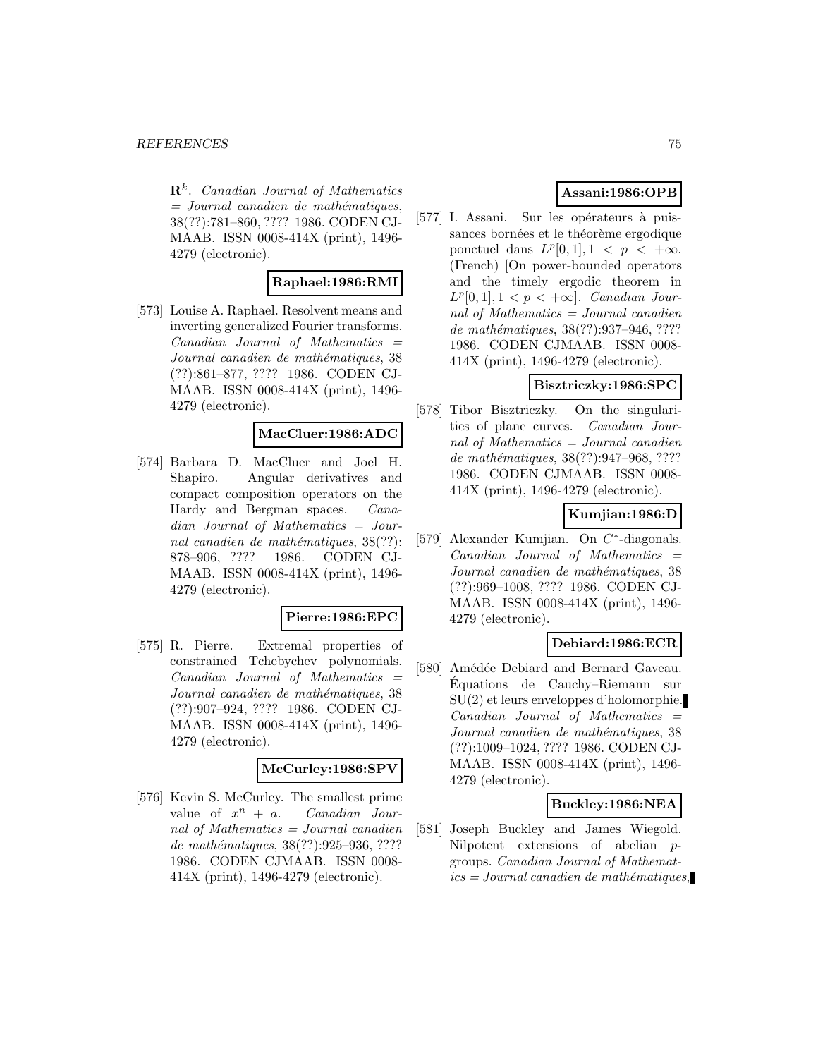$\mathbf{R}^k$. *Canadian Journal of Mathematics = Journal canadien de mathématiques*, 38(??):781–860, ???? 1986. CODEN CJMAAB. ISSN 0008-414X (print), 1496-4279 (electronic).

**Raphael:1986:RMI**

[573] Louise A. Raphael. Resolvent means and inverting generalized Fourier transforms. *Canadian Journal of Mathematics = Journal canadien de mathématiques*, 38 (??):861–877, ???? 1986. CODEN CJMAAB. ISSN 0008-414X (print), 1496-4279 (electronic).

**MacCluer:1986:ADC**

[574] Barbara D. MacCluer and Joel H. Shapiro. Angular derivatives and compact composition operators on the Hardy and Bergman spaces. *Canadian Journal of Mathematics = Journal canadien de mathématiques*, 38(??): 878–906, ???? 1986. CODEN CJMAAB. ISSN 0008-414X (print), 1496-4279 (electronic).

**Pierre:1986:EPC**

[575] R. Pierre. Extremal properties of constrained Tchebychev polynomials. *Canadian Journal of Mathematics = Journal canadien de mathématiques*, 38 (??):907–924, ???? 1986. CODEN CJMAAB. ISSN 0008-414X (print), 1496-4279 (electronic).

**McCurley:1986:SPV**

[576] Kevin S. McCurley. The smallest prime value of $x^n + a$. *Canadian Journal of Mathematics = Journal canadien de mathématiques*, 38(??):925–936, ???? 1986. CODEN CJMAAB. ISSN 0008-414X (print), 1496-4279 (electronic).

**Assani:1986:OPB**

[577] I. Assani. Sur les opérateurs à puissances bornées et le théorème ergodique ponctuel dans $L^p[0,1], 1 < p < +\infty$. (French) [On power-bounded operators and the timely ergodic theorem in $L^p[0,1], 1 < p < +\infty$]. *Canadian Journal of Mathematics = Journal canadien de mathématiques*, 38(??):937–946, ???? 1986. CODEN CJMAAB. ISSN 0008-414X (print), 1496-4279 (electronic).

**Bisztriczky:1986:SPC**

[578] Tibor Bisztriczky. On the singularities of plane curves. *Canadian Journal of Mathematics = Journal canadien de mathématiques*, 38(??):947–968, ???? 1986. CODEN CJMAAB. ISSN 0008-414X (print), 1496-4279 (electronic).

**Kumjian:1986:D**

[579] Alexander Kumjian. On $C^*$-diagonals. *Canadian Journal of Mathematics = Journal canadien de mathématiques*, 38 (??):969–1008, ???? 1986. CODEN CJMAAB. ISSN 0008-414X (print), 1496-4279 (electronic).

**Debiard:1986:ECR**

[580] Amédée Debiard and Bernard Gaveau. Équations de Cauchy–Riemann sur SU(2) et leurs enveloppes d'holomorphie. *Canadian Journal of Mathematics = Journal canadien de mathématiques*, 38 (??):1009–1024, ???? 1986. CODEN CJMAAB. ISSN 0008-414X (print), 1496-4279 (electronic).

**Buckley:1986:NEA**

[581] Joseph Buckley and James Wiegold. Nilpotent extensions of abelian $p$-groups. *Canadian Journal of Mathematics = Journal canadien de mathématiques*,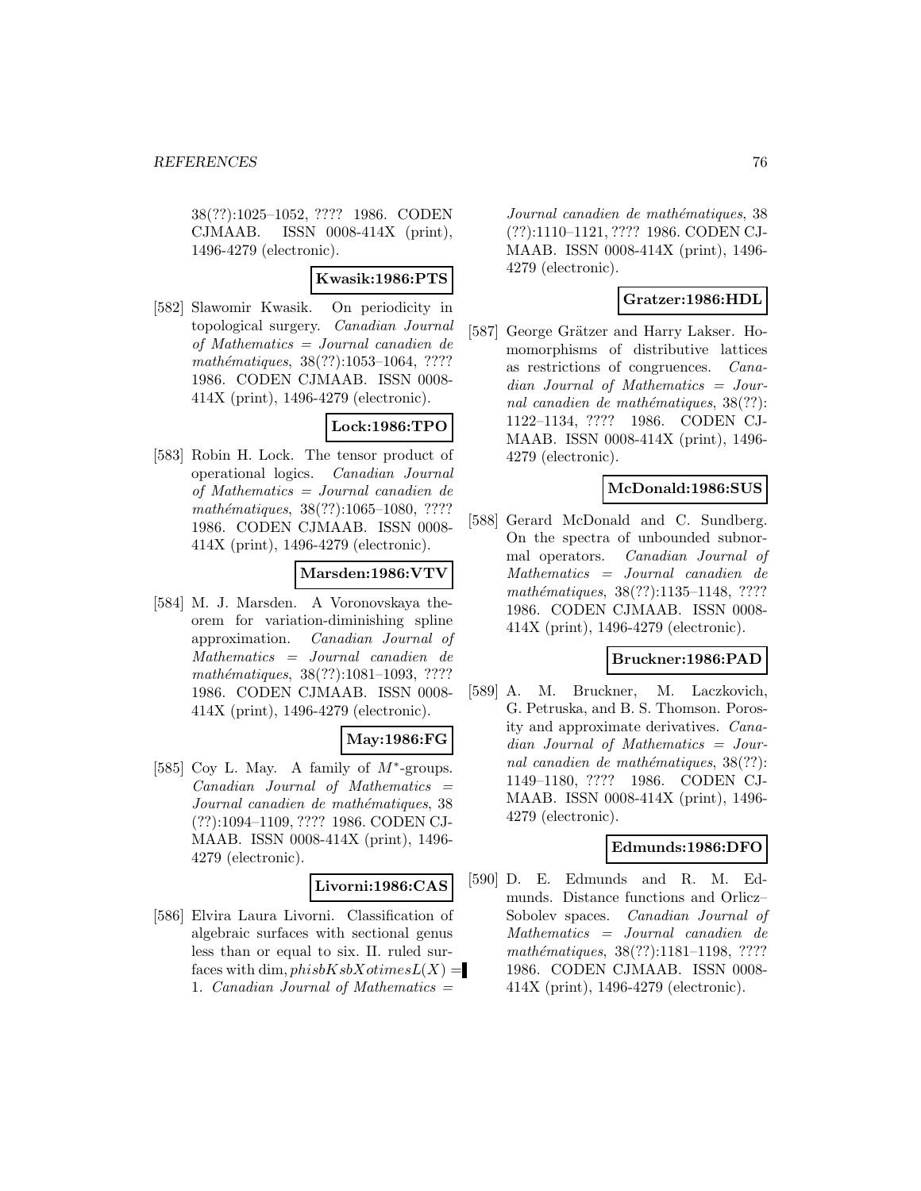38(??):1025–1052, ???? 1986. CODEN CJMAAB. ISSN 0008-414X (print), 1496-4279 (electronic).

**Kwasik:1986:PTS**

[582] Slawomir Kwasik. On periodicity in topological surgery. *Canadian Journal of Mathematics = Journal canadien de mathématiques*, 38(??):1053–1064, ???? 1986. CODEN CJMAAB. ISSN 0008-414X (print), 1496-4279 (electronic).

**Lock:1986:TPO**

[583] Robin H. Lock. The tensor product of operational logics. *Canadian Journal of Mathematics = Journal canadien de mathématiques*, 38(??):1065–1080, ???? 1986. CODEN CJMAAB. ISSN 0008-414X (print), 1496-4279 (electronic).

**Marsden:1986:VTV**

[584] M. J. Marsden. A Voronovskaya theorem for variation-diminishing spline approximation. *Canadian Journal of Mathematics = Journal canadien de mathématiques*, 38(??):1081–1093, ???? 1986. CODEN CJMAAB. ISSN 0008-414X (print), 1496-4279 (electronic).

**May:1986:FG**

[585] Coy L. May. A family of $M^*$-groups. *Canadian Journal of Mathematics = Journal canadien de mathématiques*, 38 (??):1094–1109, ???? 1986. CODEN CJMAAB. ISSN 0008-414X (print), 1496-4279 (electronic).

**Livorni:1986:CAS**

[586] Elvira Laura Livorni. Classification of algebraic surfaces with sectional genus less than or equal to six. II. ruled surfaces with dim, $phisbKsbXotimesL(X) =$ 1. *Canadian Journal of Mathematics = Journal canadien de mathématiques*, 38 (??):1110–1121, ???? 1986. CODEN CJMAAB. ISSN 0008-414X (print), 1496-4279 (electronic).

**Gratzer:1986:HDL**

[587] George Grätzer and Harry Lakser. Homomorphisms of distributive lattices as restrictions of congruences. *Canadian Journal of Mathematics = Journal canadien de mathématiques*, 38(??): 1122–1134, ???? 1986. CODEN CJMAAB. ISSN 0008-414X (print), 1496-4279 (electronic).

**McDonald:1986:SUS**

[588] Gerard McDonald and C. Sundberg. On the spectra of unbounded subnormal operators. *Canadian Journal of Mathematics = Journal canadien de mathématiques*, 38(??):1135–1148, ???? 1986. CODEN CJMAAB. ISSN 0008-414X (print), 1496-4279 (electronic).

**Bruckner:1986:PAD**

[589] A. M. Bruckner, M. Laczkovich, G. Petruska, and B. S. Thomson. Porosity and approximate derivatives. *Canadian Journal of Mathematics = Journal canadien de mathématiques*, 38(??): 1149–1180, ???? 1986. CODEN CJMAAB. ISSN 0008-414X (print), 1496-4279 (electronic).

**Edmunds:1986:DFO**

[590] D. E. Edmunds and R. M. Edmunds. Distance functions and Orlicz–Sobolev spaces. *Canadian Journal of Mathematics = Journal canadien de mathématiques*, 38(??):1181–1198, ???? 1986. CODEN CJMAAB. ISSN 0008-414X (print), 1496-4279 (electronic).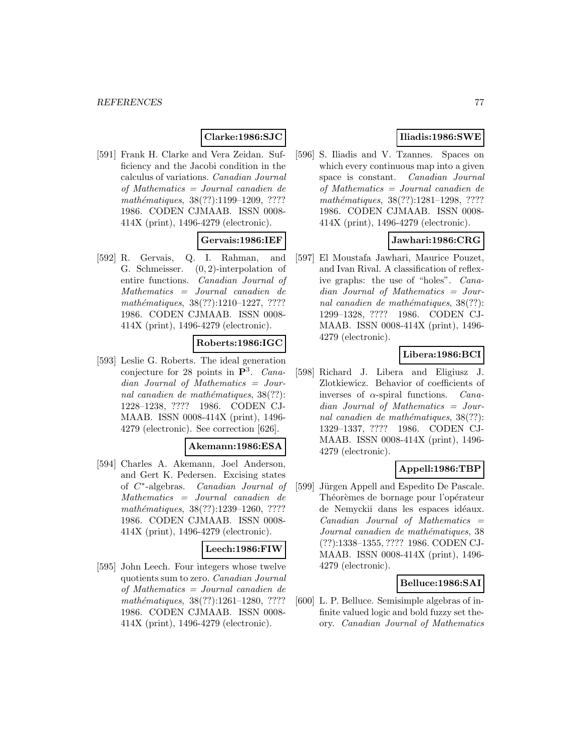**Clarke:1986:SJC**

[591] Frank H. Clarke and Vera Zeidan. Sufficiency and the Jacobi condition in the calculus of variations. *Canadian Journal of Mathematics = Journal canadien de mathématiques*, 38(??):1199–1209, ???? 1986. CODEN CJMAAB. ISSN 0008-414X (print), 1496-4279 (electronic).

**Gervais:1986:IEF**

[592] R. Gervais, Q. I. Rahman, and G. Schmeisser. $(0, 2)$-interpolation of entire functions. *Canadian Journal of Mathematics = Journal canadien de mathématiques*, 38(??):1210–1227, ???? 1986. CODEN CJMAAB. ISSN 0008-414X (print), 1496-4279 (electronic).

**Roberts:1986:IGC**

[593] Leslie G. Roberts. The ideal generation conjecture for 28 points in $\mathbf{P}^3$. *Canadian Journal of Mathematics = Journal canadien de mathématiques*, 38(??):1228–1238, ???? 1986. CODEN CJMAAB. ISSN 0008-414X (print), 1496-4279 (electronic). See correction [626].

**Akemann:1986:ESA**

[594] Charles A. Akemann, Joel Anderson, and Gert K. Pedersen. Excising states of $C^*$-algebras. *Canadian Journal of Mathematics = Journal canadien de mathématiques*, 38(??):1239–1260, ???? 1986. CODEN CJMAAB. ISSN 0008-414X (print), 1496-4279 (electronic).

**Leech:1986:FIW**

[595] John Leech. Four integers whose twelve quotients sum to zero. *Canadian Journal of Mathematics = Journal canadien de mathématiques*, 38(??):1261–1280, ???? 1986. CODEN CJMAAB. ISSN 0008-414X (print), 1496-4279 (electronic).

**Iliadis:1986:SWE**

[596] S. Iliadis and V. Tzannes. Spaces on which every continuous map into a given space is constant. *Canadian Journal of Mathematics = Journal canadien de mathématiques*, 38(??):1281–1298, ???? 1986. CODEN CJMAAB. ISSN 0008-414X (print), 1496-4279 (electronic).

**Jawhari:1986:CRG**

[597] El Moustafa Jawhari, Maurice Pouzet, and Ivan Rival. A classification of reflexive graphs: the use of "holes". *Canadian Journal of Mathematics = Journal canadien de mathématiques*, 38(??):1299–1328, ???? 1986. CODEN CJMAAB. ISSN 0008-414X (print), 1496-4279 (electronic).

**Libera:1986:BCI**

[598] Richard J. Libera and Eligiusz J. Zlotkiewicz. Behavior of coefficients of inverses of $\alpha$-spiral functions. *Canadian Journal of Mathematics = Journal canadien de mathématiques*, 38(??):1329–1337, ???? 1986. CODEN CJMAAB. ISSN 0008-414X (print), 1496-4279 (electronic).

**Appell:1986:TBP**

[599] Jürgen Appell and Espedito De Pascale. Théorèmes de bornage pour l'opérateur de Nemyckii dans les espaces idéaux. *Canadian Journal of Mathematics = Journal canadien de mathématiques*, 38(??):1338–1355, ???? 1986. CODEN CJMAAB. ISSN 0008-414X (print), 1496-4279 (electronic).

**Belluce:1986:SAI**

[600] L. P. Belluce. Semisimple algebras of infinite valued logic and bold fuzzy set theory. *Canadian Journal of Mathematics*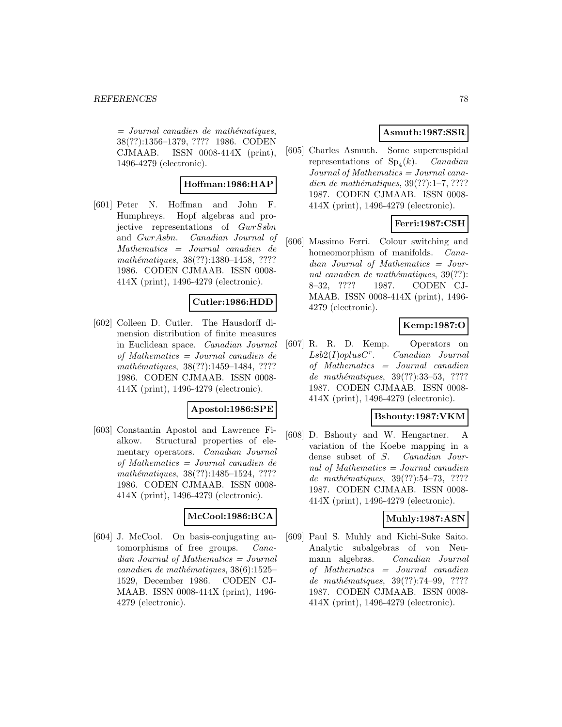= *Journal canadien de mathématiques*, 38(??):1356–1379, ???? 1986. CODEN CJMAAB. ISSN 0008-414X (print), 1496-4279 (electronic).

**Hoffman:1986:HAP**

[601] Peter N. Hoffman and John F. Humphreys. Hopf algebras and projective representations of *GwrSsbn* and *GwrAsbn*. *Canadian Journal of Mathematics = Journal canadien de mathématiques*, 38(??):1380–1458, ???? 1986. CODEN CJMAAB. ISSN 0008-414X (print), 1496-4279 (electronic).

**Cutler:1986:HDD**

[602] Colleen D. Cutler. The Hausdorff dimension distribution of finite measures in Euclidean space. *Canadian Journal of Mathematics = Journal canadien de mathématiques*, 38(??):1459–1484, ???? 1986. CODEN CJMAAB. ISSN 0008-414X (print), 1496-4279 (electronic).

**Apostol:1986:SPE**

[603] Constantin Apostol and Lawrence Fialkow. Structural properties of elementary operators. *Canadian Journal of Mathematics = Journal canadien de mathématiques*, 38(??):1485–1524, ???? 1986. CODEN CJMAAB. ISSN 0008-414X (print), 1496-4279 (electronic).

**McCool:1986:BCA**

[604] J. McCool. On basis-conjugating automorphisms of free groups. *Canadian Journal of Mathematics = Journal canadien de mathématiques*, 38(6):1525–1529, December 1986. CODEN CJMAAB. ISSN 0008-414X (print), 1496-4279 (electronic).

**Asmuth:1987:SSR**

[605] Charles Asmuth. Some supercuspidal representations of $\mathrm{Sp}_4(k)$. *Canadian Journal of Mathematics = Journal canadien de mathématiques*, 39(??):1–7, ???? 1987. CODEN CJMAAB. ISSN 0008-414X (print), 1496-4279 (electronic).

**Ferri:1987:CSH**

[606] Massimo Ferri. Colour switching and homeomorphism of manifolds. *Canadian Journal of Mathematics = Journal canadien de mathématiques*, 39(??): 8–32, ???? 1987. CODEN CJMAAB. ISSN 0008-414X (print), 1496-4279 (electronic).

**Kemp:1987:O**

[607] R. R. D. Kemp. Operators on $Lsb2(I)oplusC^r$. *Canadian Journal of Mathematics = Journal canadien de mathématiques*, 39(??):33–53, ???? 1987. CODEN CJMAAB. ISSN 0008-414X (print), 1496-4279 (electronic).

**Bshouty:1987:VKM**

[608] D. Bshouty and W. Hengartner. A variation of the Koebe mapping in a dense subset of $S$. *Canadian Journal of Mathematics = Journal canadien de mathématiques*, 39(??):54–73, ???? 1987. CODEN CJMAAB. ISSN 0008-414X (print), 1496-4279 (electronic).

**Muhly:1987:ASN**

[609] Paul S. Muhly and Kichi-Suke Saito. Analytic subalgebras of von Neumann algebras. *Canadian Journal of Mathematics = Journal canadien de mathématiques*, 39(??):74–99, ???? 1987. CODEN CJMAAB. ISSN 0008-414X (print), 1496-4279 (electronic).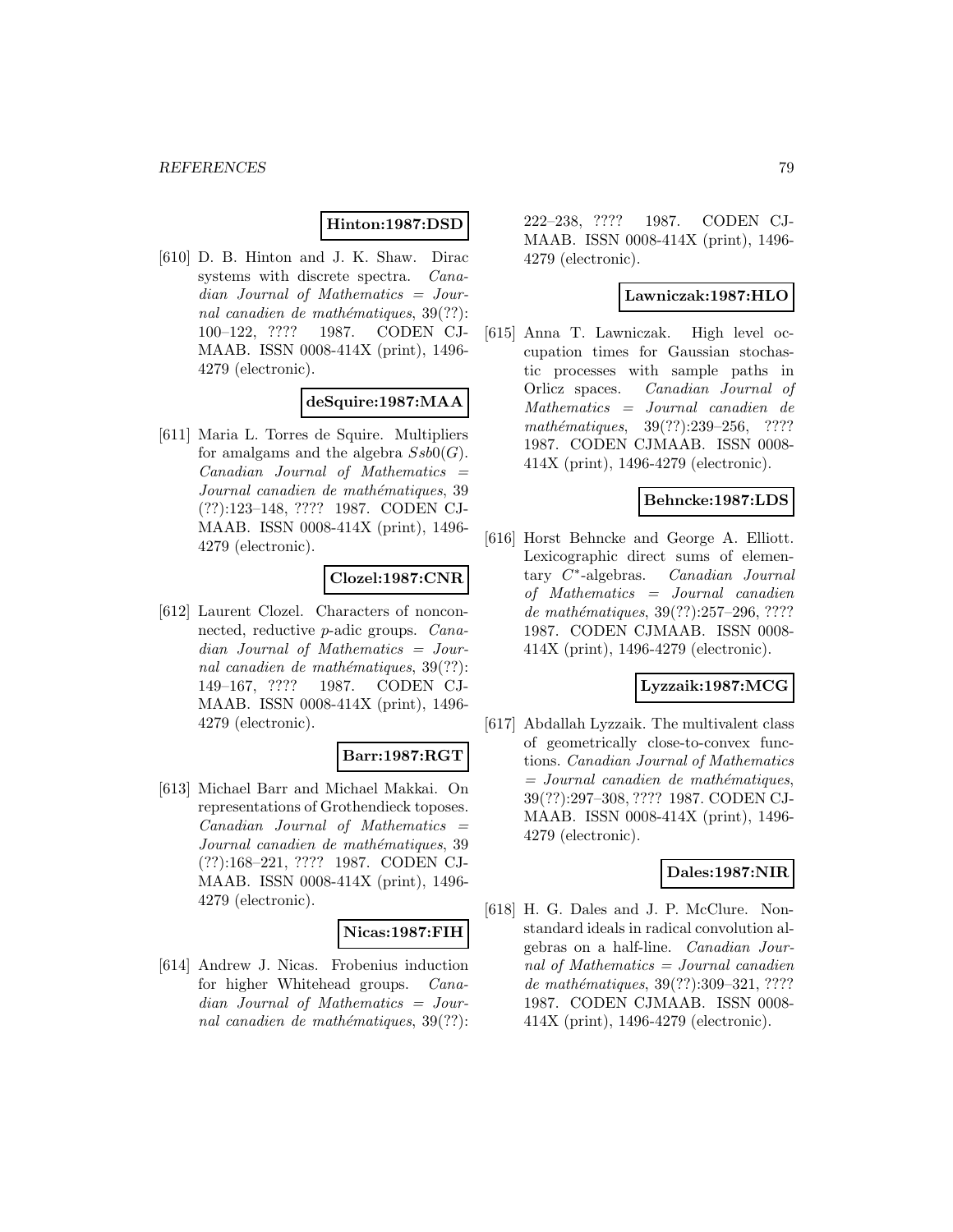**Hinton:1987:DSD**

[610] D. B. Hinton and J. K. Shaw. Dirac systems with discrete spectra. *Canadian Journal of Mathematics = Journal canadien de mathématiques*, 39(??): 100–122, ???? 1987. CODEN CJMAAB. ISSN 0008-414X (print), 1496-4279 (electronic).

**deSquire:1987:MAA**

[611] Maria L. Torres de Squire. Multipliers for amalgams and the algebra $Ssb0(G)$. *Canadian Journal of Mathematics = Journal canadien de mathématiques*, 39 (??):123–148, ???? 1987. CODEN CJMAAB. ISSN 0008-414X (print), 1496-4279 (electronic).

**Clozel:1987:CNR**

[612] Laurent Clozel. Characters of nonconnected, reductive $p$-adic groups. *Canadian Journal of Mathematics = Journal canadien de mathématiques*, 39(??): 149–167, ???? 1987. CODEN CJMAAB. ISSN 0008-414X (print), 1496-4279 (electronic).

**Barr:1987:RGT**

[613] Michael Barr and Michael Makkai. On representations of Grothendieck toposes. *Canadian Journal of Mathematics = Journal canadien de mathématiques*, 39 (??):168–221, ???? 1987. CODEN CJMAAB. ISSN 0008-414X (print), 1496-4279 (electronic).

**Nicas:1987:FIH**

[614] Andrew J. Nicas. Frobenius induction for higher Whitehead groups. *Canadian Journal of Mathematics = Journal canadien de mathématiques*, 39(??): 222–238, ???? 1987. CODEN CJMAAB. ISSN 0008-414X (print), 1496-4279 (electronic).

**Lawniczak:1987:HLO**

[615] Anna T. Lawniczak. High level occupation times for Gaussian stochastic processes with sample paths in Orlicz spaces. *Canadian Journal of Mathematics = Journal canadien de mathématiques*, 39(??):239–256, ???? 1987. CODEN CJMAAB. ISSN 0008-414X (print), 1496-4279 (electronic).

**Behncke:1987:LDS**

[616] Horst Behncke and George A. Elliott. Lexicographic direct sums of elementary $C^*$-algebras. *Canadian Journal of Mathematics = Journal canadien de mathématiques*, 39(??):257–296, ???? 1987. CODEN CJMAAB. ISSN 0008-414X (print), 1496-4279 (electronic).

**Lyzzaik:1987:MCG**

[617] Abdallah Lyzzaik. The multivalent class of geometrically close-to-convex functions. *Canadian Journal of Mathematics = Journal canadien de mathématiques*, 39(??):297–308, ???? 1987. CODEN CJMAAB. ISSN 0008-414X (print), 1496-4279 (electronic).

**Dales:1987:NIR**

[618] H. G. Dales and J. P. McClure. Nonstandard ideals in radical convolution algebras on a half-line. *Canadian Journal of Mathematics = Journal canadien de mathématiques*, 39(??):309–321, ???? 1987. CODEN CJMAAB. ISSN 0008-414X (print), 1496-4279 (electronic).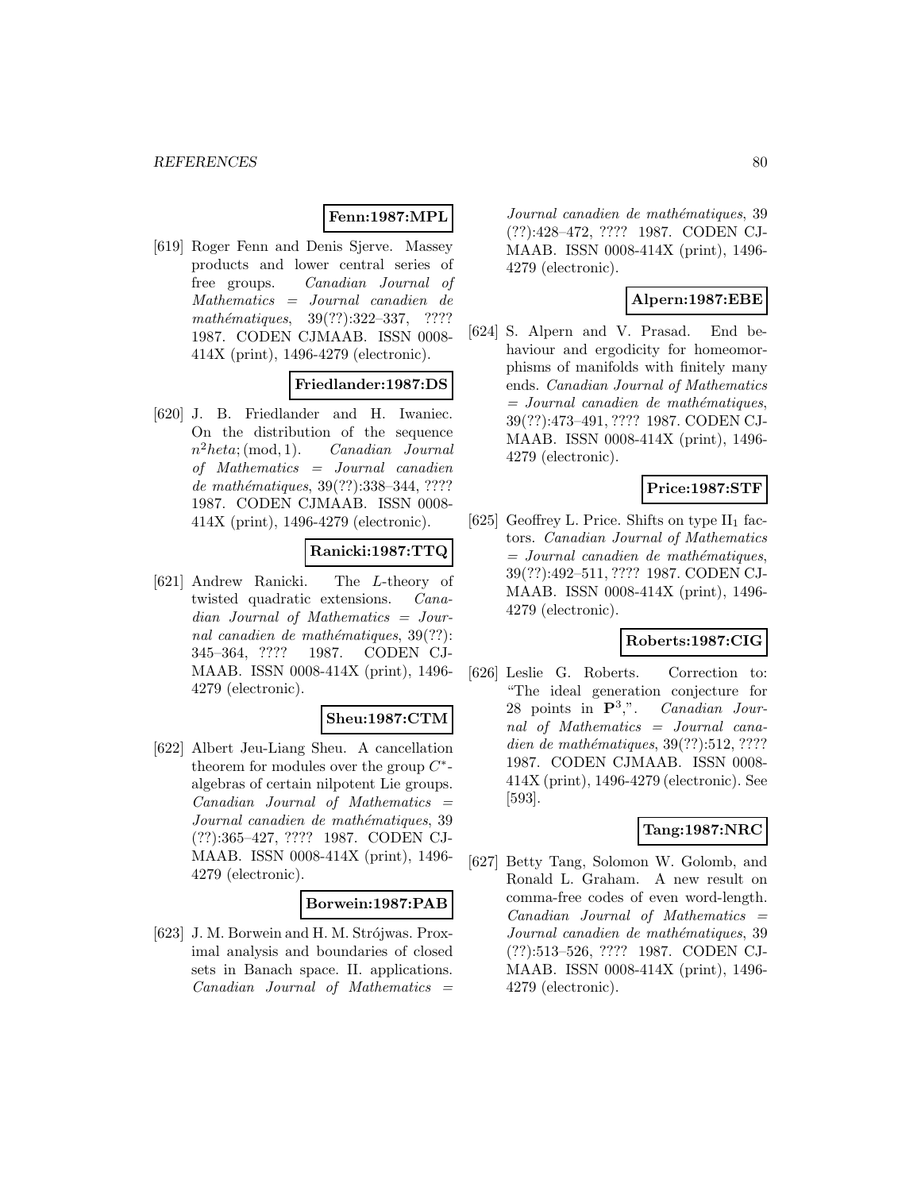**Fenn:1987:MPL**

[619] Roger Fenn and Denis Sjerve. Massey products and lower central series of free groups. *Canadian Journal of Mathematics = Journal canadien de mathématiques*, 39(??):322–337, ???? 1987. CODEN CJMAAB. ISSN 0008-414X (print), 1496-4279 (electronic).

**Friedlander:1987:DS**

[620] J. B. Friedlander and H. Iwaniec. On the distribution of the sequence $n^2heta; (\mathrm{mod}, 1)$. *Canadian Journal of Mathematics = Journal canadien de mathématiques*, 39(??):338–344, ???? 1987. CODEN CJMAAB. ISSN 0008-414X (print), 1496-4279 (electronic).

**Ranicki:1987:TTQ**

[621] Andrew Ranicki. The $L$-theory of twisted quadratic extensions. *Canadian Journal of Mathematics = Journal canadien de mathématiques*, 39(??):345–364, ???? 1987. CODEN CJMAAB. ISSN 0008-414X (print), 1496-4279 (electronic).

**Sheu:1987:CTM**

[622] Albert Jeu-Liang Sheu. A cancellation theorem for modules over the group $C^*$-algebras of certain nilpotent Lie groups. *Canadian Journal of Mathematics = Journal canadien de mathématiques*, 39(??):365–427, ???? 1987. CODEN CJMAAB. ISSN 0008-414X (print), 1496-4279 (electronic).

**Borwein:1987:PAB**

[623] J. M. Borwein and H. M. Strójwas. Proximal analysis and boundaries of closed sets in Banach space. II. applications. *Canadian Journal of Mathematics = Journal canadien de mathématiques*, 39(??):428–472, ???? 1987. CODEN CJMAAB. ISSN 0008-414X (print), 1496-4279 (electronic).

**Alpern:1987:EBE**

[624] S. Alpern and V. Prasad. End behaviour and ergodicity for homeomorphisms of manifolds with finitely many ends. *Canadian Journal of Mathematics = Journal canadien de mathématiques*, 39(??):473–491, ???? 1987. CODEN CJMAAB. ISSN 0008-414X (print), 1496-4279 (electronic).

**Price:1987:STF**

[625] Geoffrey L. Price. Shifts on type $\mathrm{II}_1$ factors. *Canadian Journal of Mathematics = Journal canadien de mathématiques*, 39(??):492–511, ???? 1987. CODEN CJMAAB. ISSN 0008-414X (print), 1496-4279 (electronic).

**Roberts:1987:CIG**

[626] Leslie G. Roberts. Correction to: "The ideal generation conjecture for 28 points in $\mathbf{P}^3$,". *Canadian Journal of Mathematics = Journal canadien de mathématiques*, 39(??):512, ???? 1987. CODEN CJMAAB. ISSN 0008-414X (print), 1496-4279 (electronic). See [593].

**Tang:1987:NRC**

[627] Betty Tang, Solomon W. Golomb, and Ronald L. Graham. A new result on comma-free codes of even word-length. *Canadian Journal of Mathematics = Journal canadien de mathématiques*, 39(??):513–526, ???? 1987. CODEN CJMAAB. ISSN 0008-414X (print), 1496-4279 (electronic).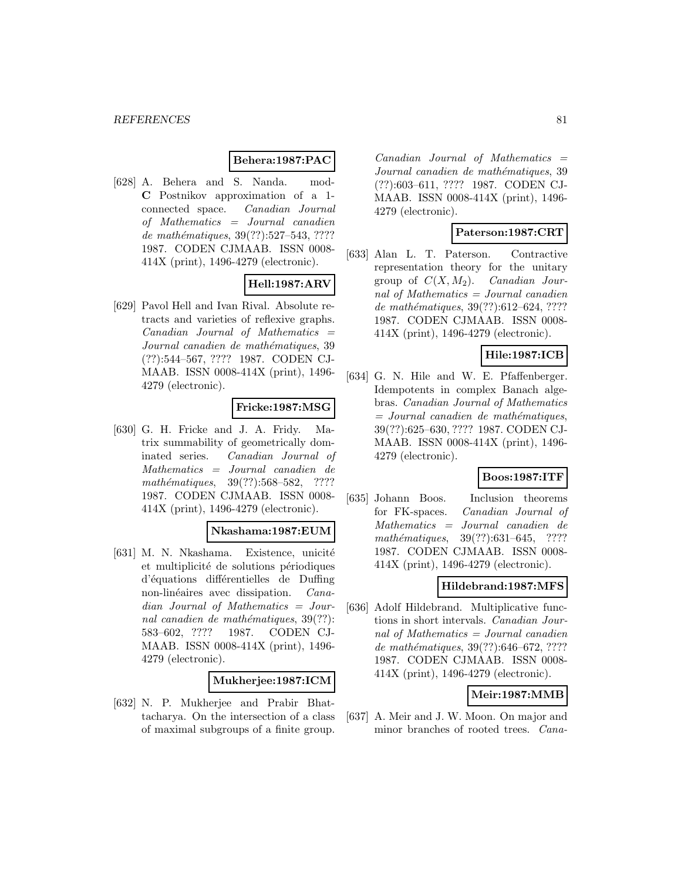**Behera:1987:PAC**

[628] A. Behera and S. Nanda. mod-**C** Postnikov approximation of a 1-connected space. *Canadian Journal of Mathematics = Journal canadien de mathématiques*, 39(??):527–543, ???? 1987. CODEN CJMAAB. ISSN 0008-414X (print), 1496-4279 (electronic).

**Hell:1987:ARV**

[629] Pavol Hell and Ivan Rival. Absolute retracts and varieties of reflexive graphs. *Canadian Journal of Mathematics = Journal canadien de mathématiques*, 39 (??):544–567, ???? 1987. CODEN CJ-MAAB. ISSN 0008-414X (print), 1496-4279 (electronic).

**Fricke:1987:MSG**

[630] G. H. Fricke and J. A. Fridy. Matrix summability of geometrically dominated series. *Canadian Journal of Mathematics = Journal canadien de mathématiques*, 39(??):568–582, ???? 1987. CODEN CJMAAB. ISSN 0008-414X (print), 1496-4279 (electronic).

**Nkashama:1987:EUM**

[631] M. N. Nkashama. Existence, unicité et multiplicité de solutions périodiques d'équations différentielles de Duffing non-linéaires avec dissipation. *Canadian Journal of Mathematics = Journal canadien de mathématiques*, 39(??): 583–602, ???? 1987. CODEN CJ-MAAB. ISSN 0008-414X (print), 1496-4279 (electronic).

**Mukherjee:1987:ICM**

[632] N. P. Mukherjee and Prabir Bhattacharya. On the intersection of a class of maximal subgroups of a finite group. *Canadian Journal of Mathematics = Journal canadien de mathématiques*, 39 (??):603–611, ???? 1987. CODEN CJ-MAAB. ISSN 0008-414X (print), 1496-4279 (electronic).

**Paterson:1987:CRT**

[633] Alan L. T. Paterson. Contractive representation theory for the unitary group of $C(X, M_2)$. *Canadian Journal of Mathematics = Journal canadien de mathématiques*, 39(??):612–624, ???? 1987. CODEN CJMAAB. ISSN 0008-414X (print), 1496-4279 (electronic).

**Hile:1987:ICB**

[634] G. N. Hile and W. E. Pfaffenberger. Idempotents in complex Banach algebras. *Canadian Journal of Mathematics = Journal canadien de mathématiques*, 39(??):625–630, ???? 1987. CODEN CJ-MAAB. ISSN 0008-414X (print), 1496-4279 (electronic).

**Boos:1987:ITF**

[635] Johann Boos. Inclusion theorems for FK-spaces. *Canadian Journal of Mathematics = Journal canadien de mathématiques*, 39(??):631–645, ???? 1987. CODEN CJMAAB. ISSN 0008-414X (print), 1496-4279 (electronic).

**Hildebrand:1987:MFS**

[636] Adolf Hildebrand. Multiplicative functions in short intervals. *Canadian Journal of Mathematics = Journal canadien de mathématiques*, 39(??):646–672, ???? 1987. CODEN CJMAAB. ISSN 0008-414X (print), 1496-4279 (electronic).

**Meir:1987:MMB**

[637] A. Meir and J. W. Moon. On major and minor branches of rooted trees. *Cana-*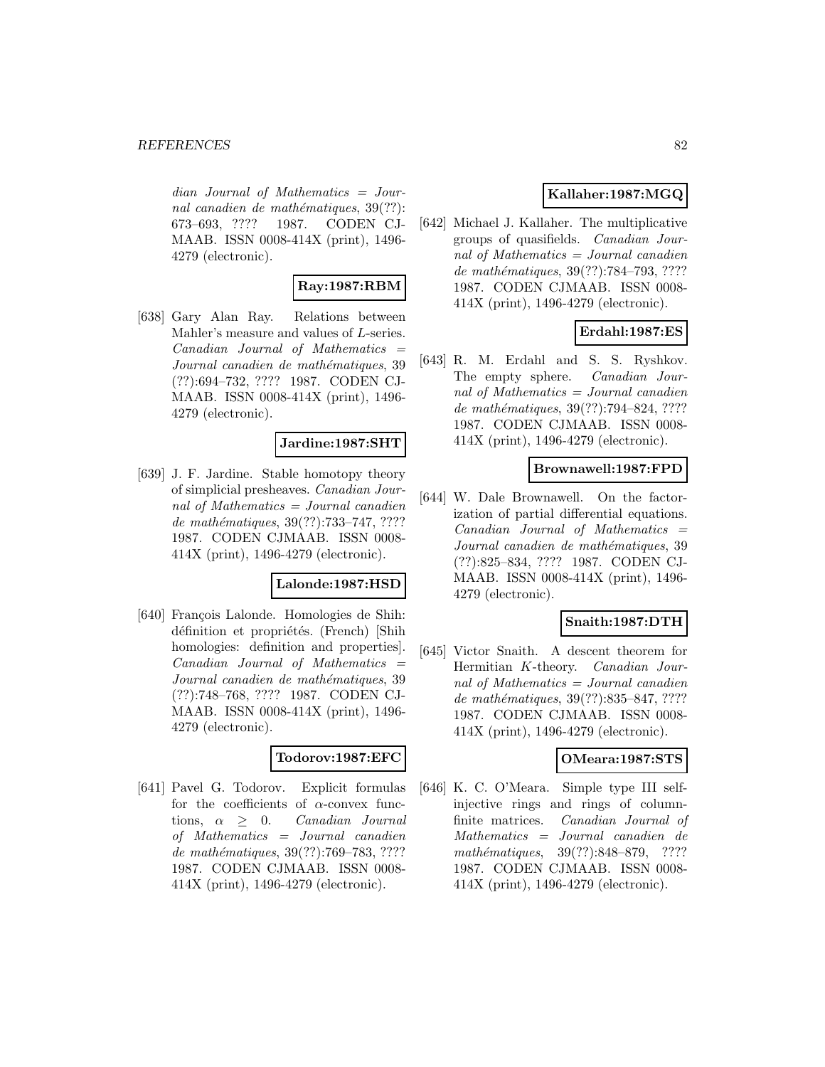*dian Journal of Mathematics = Journal canadien de mathématiques*, 39(??): 673–693, ???? 1987. CODEN CJMAAB. ISSN 0008-414X (print), 1496-4279 (electronic).

**Ray:1987:RBM**

[638] Gary Alan Ray. Relations between Mahler's measure and values of $L$-series. *Canadian Journal of Mathematics = Journal canadien de mathématiques*, 39 (??):694–732, ???? 1987. CODEN CJMAAB. ISSN 0008-414X (print), 1496-4279 (electronic).

**Jardine:1987:SHT**

[639] J. F. Jardine. Stable homotopy theory of simplicial presheaves. *Canadian Journal of Mathematics = Journal canadien de mathématiques*, 39(??):733–747, ???? 1987. CODEN CJMAAB. ISSN 0008-414X (print), 1496-4279 (electronic).

**Lalonde:1987:HSD**

[640] François Lalonde. Homologies de Shih: définition et propriétés. (French) [Shih homologies: definition and properties]. *Canadian Journal of Mathematics = Journal canadien de mathématiques*, 39 (??):748–768, ???? 1987. CODEN CJMAAB. ISSN 0008-414X (print), 1496-4279 (electronic).

**Todorov:1987:EFC**

[641] Pavel G. Todorov. Explicit formulas for the coefficients of $\alpha$-convex functions, $\alpha \geq 0$. *Canadian Journal of Mathematics = Journal canadien de mathématiques*, 39(??):769–783, ???? 1987. CODEN CJMAAB. ISSN 0008-414X (print), 1496-4279 (electronic).

**Kallaher:1987:MGQ**

[642] Michael J. Kallaher. The multiplicative groups of quasifields. *Canadian Journal of Mathematics = Journal canadien de mathématiques*, 39(??):784–793, ???? 1987. CODEN CJMAAB. ISSN 0008-414X (print), 1496-4279 (electronic).

**Erdahl:1987:ES**

[643] R. M. Erdahl and S. S. Ryshkov. The empty sphere. *Canadian Journal of Mathematics = Journal canadien de mathématiques*, 39(??):794–824, ???? 1987. CODEN CJMAAB. ISSN 0008-414X (print), 1496-4279 (electronic).

**Brownawell:1987:FPD**

[644] W. Dale Brownawell. On the factorization of partial differential equations. *Canadian Journal of Mathematics = Journal canadien de mathématiques*, 39 (??):825–834, ???? 1987. CODEN CJMAAB. ISSN 0008-414X (print), 1496-4279 (electronic).

**Snaith:1987:DTH**

[645] Victor Snaith. A descent theorem for Hermitian $K$-theory. *Canadian Journal of Mathematics = Journal canadien de mathématiques*, 39(??):835–847, ???? 1987. CODEN CJMAAB. ISSN 0008-414X (print), 1496-4279 (electronic).

**OMeara:1987:STS**

[646] K. C. O'Meara. Simple type III self-injective rings and rings of column-finite matrices. *Canadian Journal of Mathematics = Journal canadien de mathématiques*, 39(??):848–879, ???? 1987. CODEN CJMAAB. ISSN 0008-414X (print), 1496-4279 (electronic).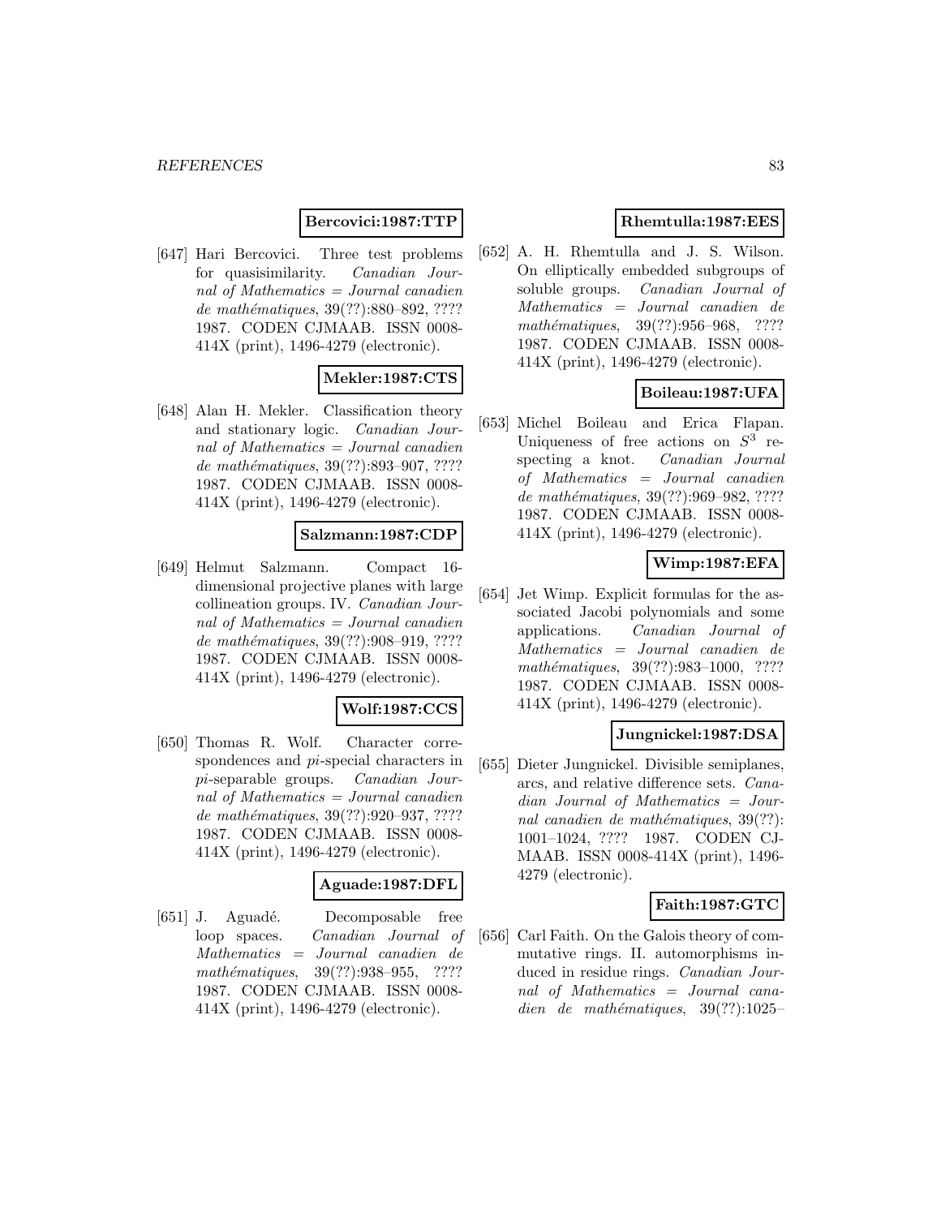**Bercovici:1987:TTP**

[647] Hari Bercovici. Three test problems for quasisimilarity. *Canadian Journal of Mathematics = Journal canadien de mathématiques*, 39(??):880–892, ???? 1987. CODEN CJMAAB. ISSN 0008-414X (print), 1496-4279 (electronic).

**Mekler:1987:CTS**

[648] Alan H. Mekler. Classification theory and stationary logic. *Canadian Journal of Mathematics = Journal canadien de mathématiques*, 39(??):893–907, ???? 1987. CODEN CJMAAB. ISSN 0008-414X (print), 1496-4279 (electronic).

**Salzmann:1987:CDP**

[649] Helmut Salzmann. Compact 16-dimensional projective planes with large collineation groups. IV. *Canadian Journal of Mathematics = Journal canadien de mathématiques*, 39(??):908–919, ???? 1987. CODEN CJMAAB. ISSN 0008-414X (print), 1496-4279 (electronic).

**Wolf:1987:CCS**

[650] Thomas R. Wolf. Character correspondences and *pi*-special characters in *pi*-separable groups. *Canadian Journal of Mathematics = Journal canadien de mathématiques*, 39(??):920–937, ???? 1987. CODEN CJMAAB. ISSN 0008-414X (print), 1496-4279 (electronic).

**Aguade:1987:DFL**

[651] J. Aguadé. Decomposable free loop spaces. *Canadian Journal of Mathematics = Journal canadien de mathématiques*, 39(??):938–955, ???? 1987. CODEN CJMAAB. ISSN 0008-414X (print), 1496-4279 (electronic).

**Rhemtulla:1987:EES**

[652] A. H. Rhemtulla and J. S. Wilson. On elliptically embedded subgroups of soluble groups. *Canadian Journal of Mathematics = Journal canadien de mathématiques*, 39(??):956–968, ???? 1987. CODEN CJMAAB. ISSN 0008-414X (print), 1496-4279 (electronic).

**Boileau:1987:UFA**

[653] Michel Boileau and Erica Flapan. Uniqueness of free actions on $S^3$ respecting a knot. *Canadian Journal of Mathematics = Journal canadien de mathématiques*, 39(??):969–982, ???? 1987. CODEN CJMAAB. ISSN 0008-414X (print), 1496-4279 (electronic).

**Wimp:1987:EFA**

[654] Jet Wimp. Explicit formulas for the associated Jacobi polynomials and some applications. *Canadian Journal of Mathematics = Journal canadien de mathématiques*, 39(??):983–1000, ???? 1987. CODEN CJMAAB. ISSN 0008-414X (print), 1496-4279 (electronic).

**Jungnickel:1987:DSA**

[655] Dieter Jungnickel. Divisible semiplanes, arcs, and relative difference sets. *Canadian Journal of Mathematics = Journal canadien de mathématiques*, 39(??):1001–1024, ???? 1987. CODEN CJMAAB. ISSN 0008-414X (print), 1496-4279 (electronic).

**Faith:1987:GTC**

[656] Carl Faith. On the Galois theory of commutative rings. II. automorphisms induced in residue rings. *Canadian Journal of Mathematics = Journal canadien de mathématiques*, 39(??):1025–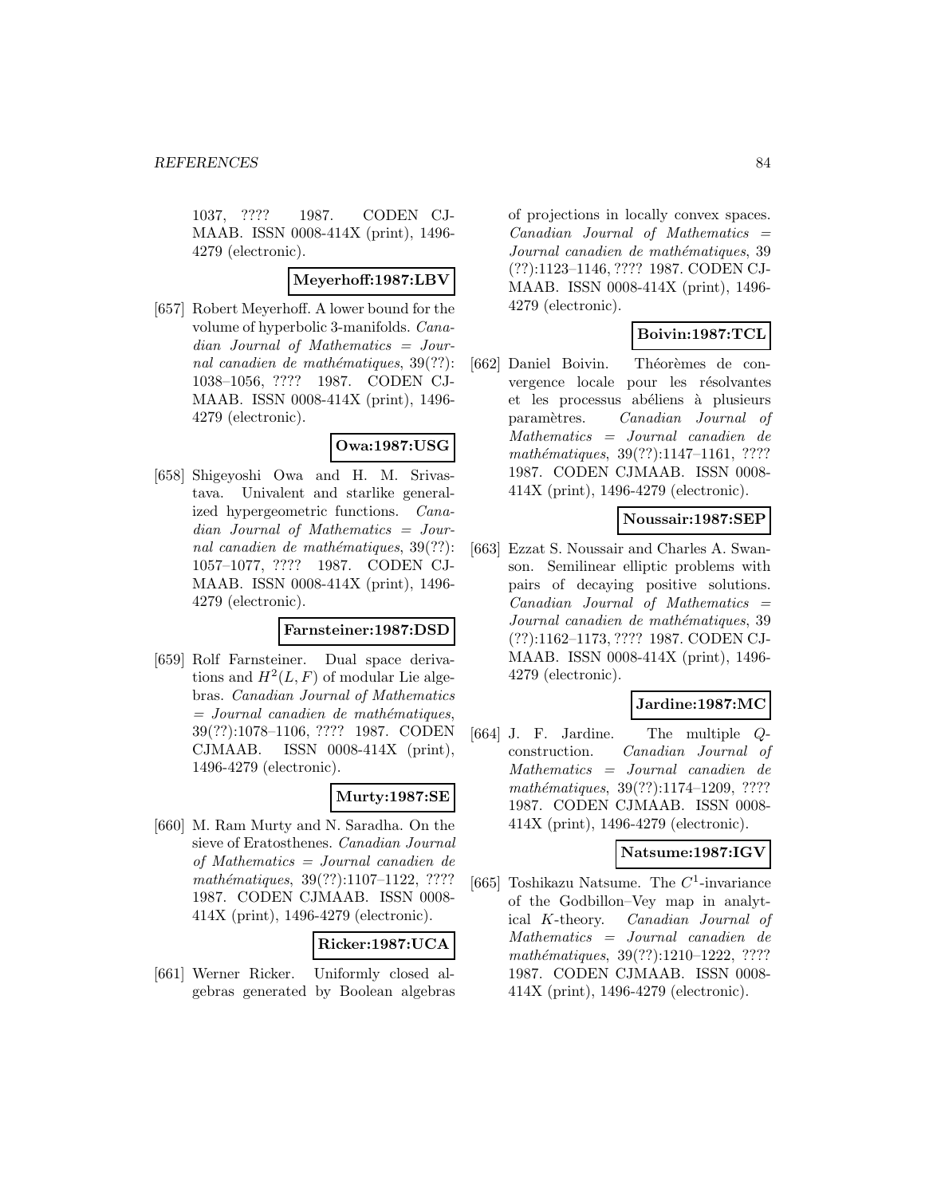1037, ???? 1987. CODEN CJMAAB. ISSN 0008-414X (print), 1496-4279 (electronic).

**Meyerhoff:1987:LBV**

[657] Robert Meyerhoff. A lower bound for the volume of hyperbolic 3-manifolds. *Canadian Journal of Mathematics = Journal canadien de mathématiques*, 39(??): 1038–1056, ???? 1987. CODEN CJMAAB. ISSN 0008-414X (print), 1496-4279 (electronic).

**Owa:1987:USG**

[658] Shigeyoshi Owa and H. M. Srivastava. Univalent and starlike generalized hypergeometric functions. *Canadian Journal of Mathematics = Journal canadien de mathématiques*, 39(??): 1057–1077, ???? 1987. CODEN CJMAAB. ISSN 0008-414X (print), 1496-4279 (electronic).

**Farnsteiner:1987:DSD**

[659] Rolf Farnsteiner. Dual space derivations and $H^2(L, F)$ of modular Lie algebras. *Canadian Journal of Mathematics = Journal canadien de mathématiques*, 39(??):1078–1106, ???? 1987. CODEN CJMAAB. ISSN 0008-414X (print), 1496-4279 (electronic).

**Murty:1987:SE**

[660] M. Ram Murty and N. Saradha. On the sieve of Eratosthenes. *Canadian Journal of Mathematics = Journal canadien de mathématiques*, 39(??):1107–1122, ???? 1987. CODEN CJMAAB. ISSN 0008-414X (print), 1496-4279 (electronic).

**Ricker:1987:UCA**

[661] Werner Ricker. Uniformly closed algebras generated by Boolean algebras of projections in locally convex spaces. *Canadian Journal of Mathematics = Journal canadien de mathématiques*, 39 (??):1123–1146, ???? 1987. CODEN CJMAAB. ISSN 0008-414X (print), 1496-4279 (electronic).

**Boivin:1987:TCL**

[662] Daniel Boivin. Théorèmes de convergence locale pour les résolvantes et les processus abéliens à plusieurs paramètres. *Canadian Journal of Mathematics = Journal canadien de mathématiques*, 39(??):1147–1161, ???? 1987. CODEN CJMAAB. ISSN 0008-414X (print), 1496-4279 (electronic).

**Noussair:1987:SEP**

[663] Ezzat S. Noussair and Charles A. Swanson. Semilinear elliptic problems with pairs of decaying positive solutions. *Canadian Journal of Mathematics = Journal canadien de mathématiques*, 39 (??):1162–1173, ???? 1987. CODEN CJMAAB. ISSN 0008-414X (print), 1496-4279 (electronic).

**Jardine:1987:MC**

[664] J. F. Jardine. The multiple $Q$-construction. *Canadian Journal of Mathematics = Journal canadien de mathématiques*, 39(??):1174–1209, ???? 1987. CODEN CJMAAB. ISSN 0008-414X (print), 1496-4279 (electronic).

**Natsume:1987:IGV**

[665] Toshikazu Natsume. The $C^1$-invariance of the Godbillon–Vey map in analytical $K$-theory. *Canadian Journal of Mathematics = Journal canadien de mathématiques*, 39(??):1210–1222, ???? 1987. CODEN CJMAAB. ISSN 0008-414X (print), 1496-4279 (electronic).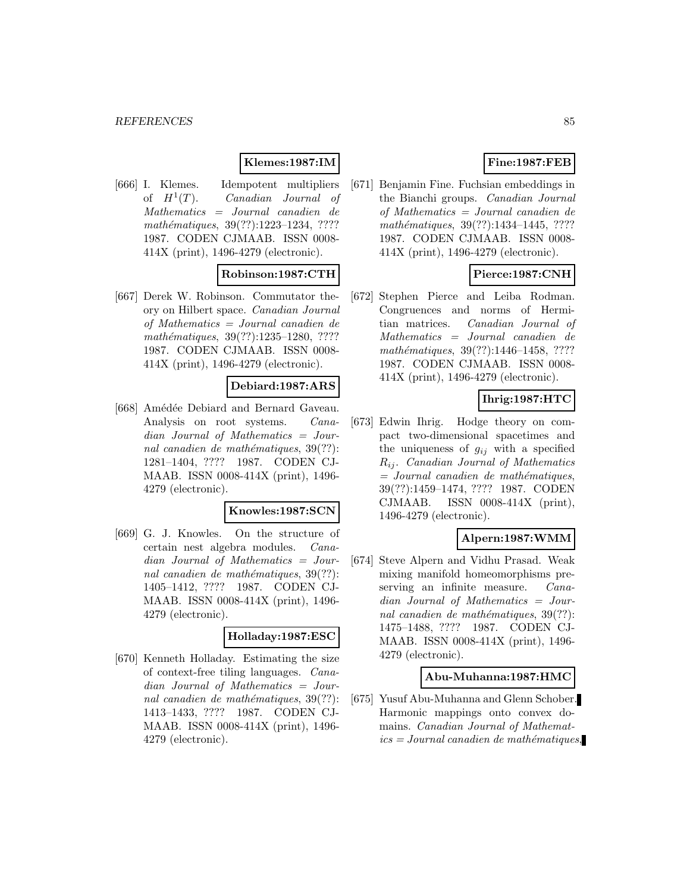**Klemes:1987:IM**

[666] I. Klemes. Idempotent multipliers of $H^1(T)$. *Canadian Journal of Mathematics = Journal canadien de mathématiques*, 39(??):1223–1234, ???? 1987. CODEN CJMAAB. ISSN 0008-414X (print), 1496-4279 (electronic).

**Robinson:1987:CTH**

[667] Derek W. Robinson. Commutator theory on Hilbert space. *Canadian Journal of Mathematics = Journal canadien de mathématiques*, 39(??):1235–1280, ???? 1987. CODEN CJMAAB. ISSN 0008-414X (print), 1496-4279 (electronic).

**Debiard:1987:ARS**

[668] Amédée Debiard and Bernard Gaveau. Analysis on root systems. *Canadian Journal of Mathematics = Journal canadien de mathématiques*, 39(??): 1281–1404, ???? 1987. CODEN CJMAAB. ISSN 0008-414X (print), 1496-4279 (electronic).

**Knowles:1987:SCN**

[669] G. J. Knowles. On the structure of certain nest algebra modules. *Canadian Journal of Mathematics = Journal canadien de mathématiques*, 39(??): 1405–1412, ???? 1987. CODEN CJMAAB. ISSN 0008-414X (print), 1496-4279 (electronic).

**Holladay:1987:ESC**

[670] Kenneth Holladay. Estimating the size of context-free tiling languages. *Canadian Journal of Mathematics = Journal canadien de mathématiques*, 39(??): 1413–1433, ???? 1987. CODEN CJMAAB. ISSN 0008-414X (print), 1496-4279 (electronic).

**Fine:1987:FEB**

[671] Benjamin Fine. Fuchsian embeddings in the Bianchi groups. *Canadian Journal of Mathematics = Journal canadien de mathématiques*, 39(??):1434–1445, ???? 1987. CODEN CJMAAB. ISSN 0008-414X (print), 1496-4279 (electronic).

**Pierce:1987:CNH**

[672] Stephen Pierce and Leiba Rodman. Congruences and norms of Hermitian matrices. *Canadian Journal of Mathematics = Journal canadien de mathématiques*, 39(??):1446–1458, ???? 1987. CODEN CJMAAB. ISSN 0008-414X (print), 1496-4279 (electronic).

**Ihrig:1987:HTC**

[673] Edwin Ihrig. Hodge theory on compact two-dimensional spacetimes and the uniqueness of $g_{ij}$ with a specified $R_{ij}$. *Canadian Journal of Mathematics = Journal canadien de mathématiques*, 39(??):1459–1474, ???? 1987. CODEN CJMAAB. ISSN 0008-414X (print), 1496-4279 (electronic).

**Alpern:1987:WMM**

[674] Steve Alpern and Vidhu Prasad. Weak mixing manifold homeomorphisms preserving an infinite measure. *Canadian Journal of Mathematics = Journal canadien de mathématiques*, 39(??): 1475–1488, ???? 1987. CODEN CJMAAB. ISSN 0008-414X (print), 1496-4279 (electronic).

**Abu-Muhanna:1987:HMC**

[675] Yusuf Abu-Muhanna and Glenn Schober. Harmonic mappings onto convex domains. *Canadian Journal of Mathematics = Journal canadien de mathématiques*,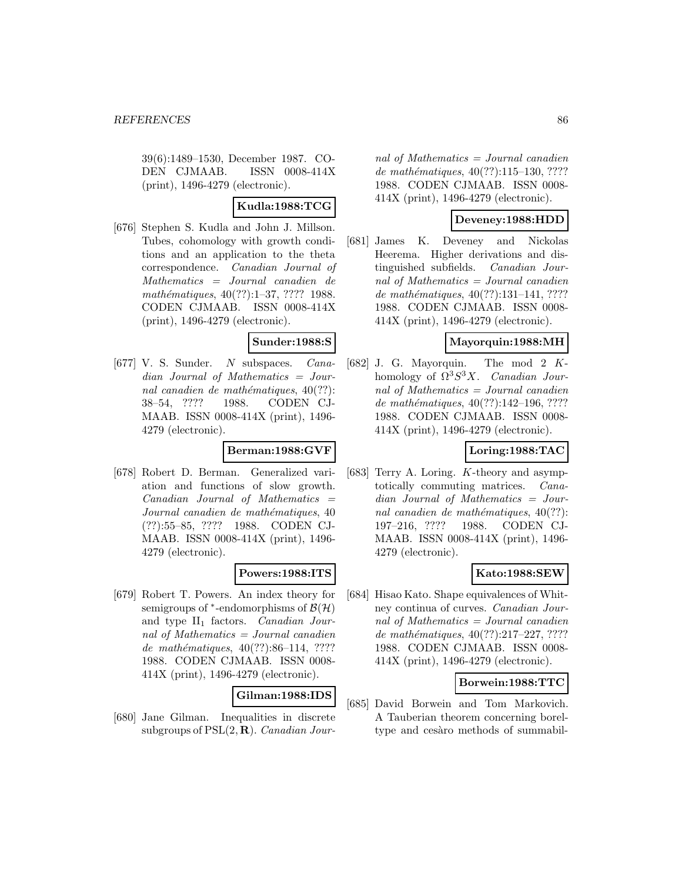39(6):1489–1530, December 1987. CODEN CJMAAB. ISSN 0008-414X (print), 1496-4279 (electronic).

**Kudla:1988:TCG**

[676] Stephen S. Kudla and John J. Millson. Tubes, cohomology with growth conditions and an application to the theta correspondence. *Canadian Journal of Mathematics = Journal canadien de mathématiques*, 40(??):1–37, ???? 1988. CODEN CJMAAB. ISSN 0008-414X (print), 1496-4279 (electronic).

**Sunder:1988:S**

[677] V. S. Sunder. $N$ subspaces. *Canadian Journal of Mathematics = Journal canadien de mathématiques*, 40(??): 38–54, ???? 1988. CODEN CJMAAB. ISSN 0008-414X (print), 1496-4279 (electronic).

**Berman:1988:GVF**

[678] Robert D. Berman. Generalized variation and functions of slow growth. *Canadian Journal of Mathematics = Journal canadien de mathématiques*, 40 (??):55–85, ???? 1988. CODEN CJMAAB. ISSN 0008-414X (print), 1496-4279 (electronic).

**Powers:1988:ITS**

[679] Robert T. Powers. An index theory for semigroups of $^*$-endomorphisms of $\mathcal{B}(\mathcal{H})$ and type $\mathrm{II}_1$ factors. *Canadian Journal of Mathematics = Journal canadien de mathématiques*, 40(??):86–114, ???? 1988. CODEN CJMAAB. ISSN 0008-414X (print), 1496-4279 (electronic).

**Gilman:1988:IDS**

[680] Jane Gilman. Inequalities in discrete subgroups of $\mathrm{PSL}(2, \mathbf{R})$. *Canadian Journal of Mathematics = Journal canadien de mathématiques*, 40(??):115–130, ???? 1988. CODEN CJMAAB. ISSN 0008-414X (print), 1496-4279 (electronic).

**Deveney:1988:HDD**

[681] James K. Deveney and Nickolas Heerema. Higher derivations and distinguished subfields. *Canadian Journal of Mathematics = Journal canadien de mathématiques*, 40(??):131–141, ???? 1988. CODEN CJMAAB. ISSN 0008-414X (print), 1496-4279 (electronic).

**Mayorquin:1988:MH**

[682] J. G. Mayorquin. The mod 2 $K$-homology of $\Omega^3 S^3 X$. *Canadian Journal of Mathematics = Journal canadien de mathématiques*, 40(??):142–196, ???? 1988. CODEN CJMAAB. ISSN 0008-414X (print), 1496-4279 (electronic).

**Loring:1988:TAC**

[683] Terry A. Loring. $K$-theory and asymptotically commuting matrices. *Canadian Journal of Mathematics = Journal canadien de mathématiques*, 40(??): 197–216, ???? 1988. CODEN CJMAAB. ISSN 0008-414X (print), 1496-4279 (electronic).

**Kato:1988:SEW**

[684] Hisao Kato. Shape equivalences of Whitney continua of curves. *Canadian Journal of Mathematics = Journal canadien de mathématiques*, 40(??):217–227, ???? 1988. CODEN CJMAAB. ISSN 0008-414X (print), 1496-4279 (electronic).

**Borwein:1988:TTC**

[685] David Borwein and Tom Markovich. A Tauberian theorem concerning boreltype and cesàro methods of summabil-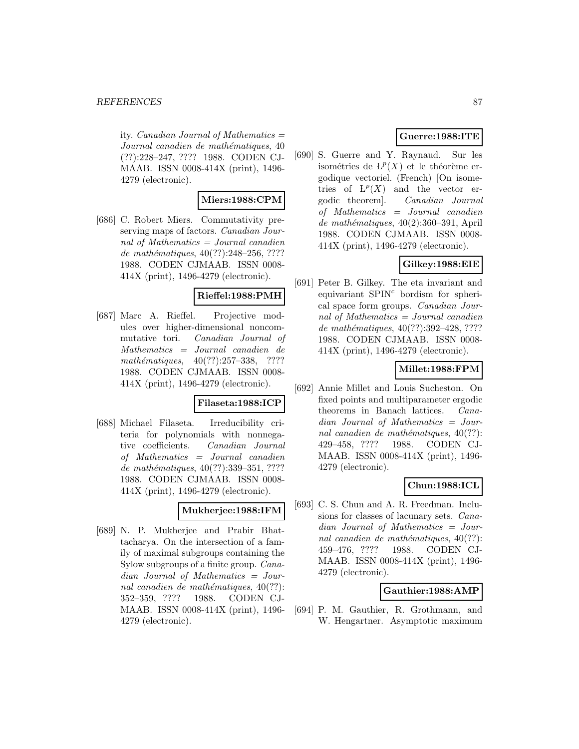ity. *Canadian Journal of Mathematics = Journal canadien de mathématiques*, 40 (??):228–247, ???? 1988. CODEN CJMAAB. ISSN 0008-414X (print), 1496-4279 (electronic).

**Miers:1988:CPM**

[686] C. Robert Miers. Commutativity preserving maps of factors. *Canadian Journal of Mathematics = Journal canadien de mathématiques*, 40(??):248–256, ???? 1988. CODEN CJMAAB. ISSN 0008-414X (print), 1496-4279 (electronic).

**Rieffel:1988:PMH**

[687] Marc A. Rieffel. Projective modules over higher-dimensional noncommutative tori. *Canadian Journal of Mathematics = Journal canadien de mathématiques*, 40(??):257–338, ???? 1988. CODEN CJMAAB. ISSN 0008-414X (print), 1496-4279 (electronic).

**Filaseta:1988:ICP**

[688] Michael Filaseta. Irreducibility criteria for polynomials with nonnegative coefficients. *Canadian Journal of Mathematics = Journal canadien de mathématiques*, 40(??):339–351, ???? 1988. CODEN CJMAAB. ISSN 0008-414X (print), 1496-4279 (electronic).

**Mukherjee:1988:IFM**

[689] N. P. Mukherjee and Prabir Bhattacharya. On the intersection of a family of maximal subgroups containing the Sylow subgroups of a finite group. *Canadian Journal of Mathematics = Journal canadien de mathématiques*, 40(??): 352–359, ???? 1988. CODEN CJMAAB. ISSN 0008-414X (print), 1496-4279 (electronic).

**Guerre:1988:ITE**

[690] S. Guerre and Y. Raynaud. Sur les isométries de $L^p(X)$ et le théorème ergodique vectoriel. (French) [On isometries of $L^p(X)$ and the vector ergodic theorem]. *Canadian Journal of Mathematics = Journal canadien de mathématiques*, 40(2):360–391, April 1988. CODEN CJMAAB. ISSN 0008-414X (print), 1496-4279 (electronic).

**Gilkey:1988:EIE**

[691] Peter B. Gilkey. The eta invariant and equivariant $\mathrm{SPIN}^c$ bordism for spherical space form groups. *Canadian Journal of Mathematics = Journal canadien de mathématiques*, 40(??):392–428, ???? 1988. CODEN CJMAAB. ISSN 0008-414X (print), 1496-4279 (electronic).

**Millet:1988:FPM**

[692] Annie Millet and Louis Sucheston. On fixed points and multiparameter ergodic theorems in Banach lattices. *Canadian Journal of Mathematics = Journal canadien de mathématiques*, 40(??): 429–458, ???? 1988. CODEN CJMAAB. ISSN 0008-414X (print), 1496-4279 (electronic).

**Chun:1988:ICL**

[693] C. S. Chun and A. R. Freedman. Inclusions for classes of lacunary sets. *Canadian Journal of Mathematics = Journal canadien de mathématiques*, 40(??): 459–476, ???? 1988. CODEN CJMAAB. ISSN 0008-414X (print), 1496-4279 (electronic).

**Gauthier:1988:AMP**

[694] P. M. Gauthier, R. Grothmann, and W. Hengartner. Asymptotic maximum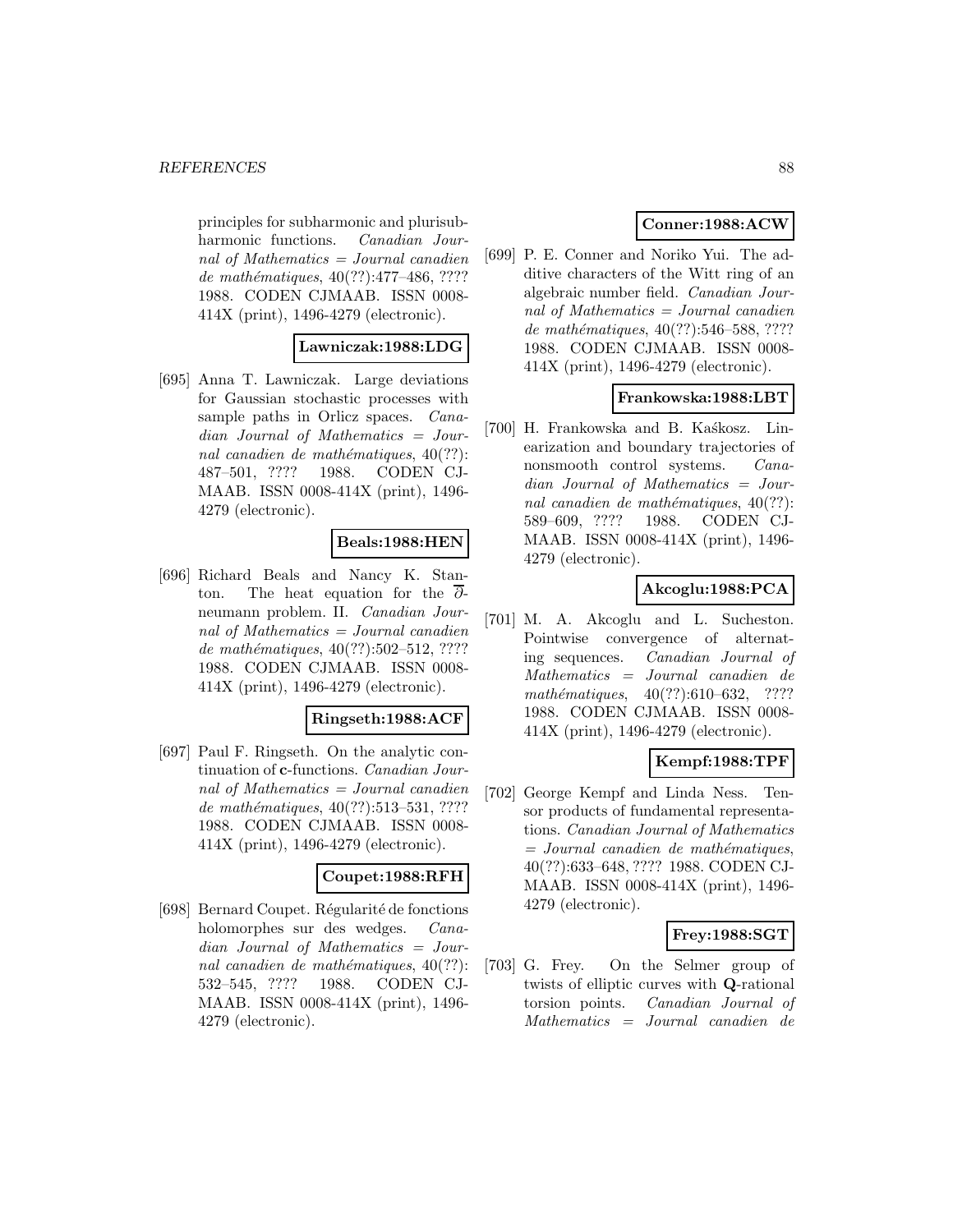principles for subharmonic and plurisubharmonic functions. *Canadian Journal of Mathematics = Journal canadien de mathématiques*, 40(??):477–486, ???? 1988. CODEN CJMAAB. ISSN 0008-414X (print), 1496-4279 (electronic).

**Lawniczak:1988:LDG**

[695] Anna T. Lawniczak. Large deviations for Gaussian stochastic processes with sample paths in Orlicz spaces. *Canadian Journal of Mathematics = Journal canadien de mathématiques*, 40(??):487–501, ???? 1988. CODEN CJMAAB. ISSN 0008-414X (print), 1496-4279 (electronic).

**Beals:1988:HEN**

[696] Richard Beals and Nancy K. Stanton. The heat equation for the $\overline{\partial}$-neumann problem. II. *Canadian Journal of Mathematics = Journal canadien de mathématiques*, 40(??):502–512, ???? 1988. CODEN CJMAAB. ISSN 0008-414X (print), 1496-4279 (electronic).

**Ringseth:1988:ACF**

[697] Paul F. Ringseth. On the analytic continuation of **c**-functions. *Canadian Journal of Mathematics = Journal canadien de mathématiques*, 40(??):513–531, ???? 1988. CODEN CJMAAB. ISSN 0008-414X (print), 1496-4279 (electronic).

**Coupet:1988:RFH**

[698] Bernard Coupet. Régularité de fonctions holomorphes sur des wedges. *Canadian Journal of Mathematics = Journal canadien de mathématiques*, 40(??):532–545, ???? 1988. CODEN CJMAAB. ISSN 0008-414X (print), 1496-4279 (electronic).

**Conner:1988:ACW**

[699] P. E. Conner and Noriko Yui. The additive characters of the Witt ring of an algebraic number field. *Canadian Journal of Mathematics = Journal canadien de mathématiques*, 40(??):546–588, ???? 1988. CODEN CJMAAB. ISSN 0008-414X (print), 1496-4279 (electronic).

**Frankowska:1988:LBT**

[700] H. Frankowska and B. Kaśkosz. Linearization and boundary trajectories of nonsmooth control systems. *Canadian Journal of Mathematics = Journal canadien de mathématiques*, 40(??):589–609, ???? 1988. CODEN CJMAAB. ISSN 0008-414X (print), 1496-4279 (electronic).

**Akcoglu:1988:PCA**

[701] M. A. Akcoglu and L. Sucheston. Pointwise convergence of alternating sequences. *Canadian Journal of Mathematics = Journal canadien de mathématiques*, 40(??):610–632, ???? 1988. CODEN CJMAAB. ISSN 0008-414X (print), 1496-4279 (electronic).

**Kempf:1988:TPF**

[702] George Kempf and Linda Ness. Tensor products of fundamental representations. *Canadian Journal of Mathematics = Journal canadien de mathématiques*, 40(??):633–648, ???? 1988. CODEN CJMAAB. ISSN 0008-414X (print), 1496-4279 (electronic).

**Frey:1988:SGT**

[703] G. Frey. On the Selmer group of twists of elliptic curves with **Q**-rational torsion points. *Canadian Journal of Mathematics = Journal canadien de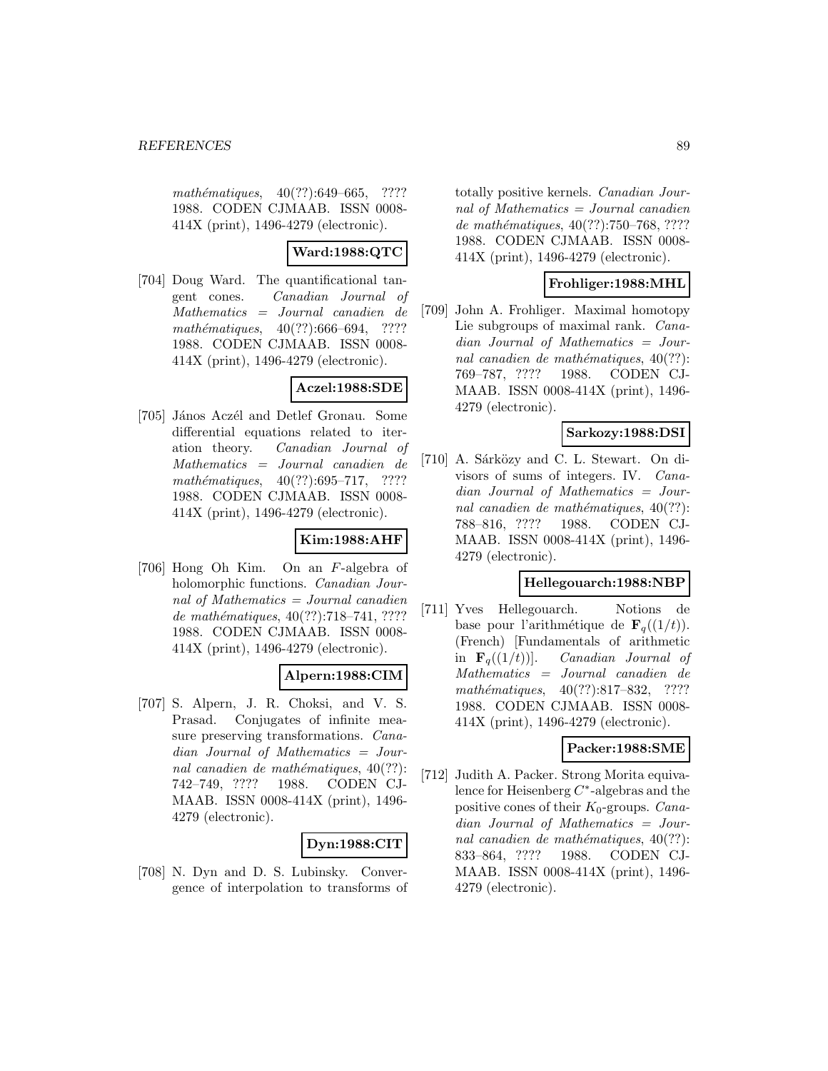*mathématiques*, 40(??):649–665, ???? 1988. CODEN CJMAAB. ISSN 0008-414X (print), 1496-4279 (electronic).

**Ward:1988:QTC**

[704] Doug Ward. The quantificational tangent cones. *Canadian Journal of Mathematics = Journal canadien de mathématiques*, 40(??):666–694, ???? 1988. CODEN CJMAAB. ISSN 0008-414X (print), 1496-4279 (electronic).

**Aczel:1988:SDE**

[705] János Aczél and Detlef Gronau. Some differential equations related to iteration theory. *Canadian Journal of Mathematics = Journal canadien de mathématiques*, 40(??):695–717, ???? 1988. CODEN CJMAAB. ISSN 0008-414X (print), 1496-4279 (electronic).

**Kim:1988:AHF**

[706] Hong Oh Kim. On an $F$-algebra of holomorphic functions. *Canadian Journal of Mathematics = Journal canadien de mathématiques*, 40(??):718–741, ???? 1988. CODEN CJMAAB. ISSN 0008-414X (print), 1496-4279 (electronic).

**Alpern:1988:CIM**

[707] S. Alpern, J. R. Choksi, and V. S. Prasad. Conjugates of infinite measure preserving transformations. *Canadian Journal of Mathematics = Journal canadien de mathématiques*, 40(??):742–749, ???? 1988. CODEN CJMAAB. ISSN 0008-414X (print), 1496-4279 (electronic).

**Dyn:1988:CIT**

[708] N. Dyn and D. S. Lubinsky. Convergence of interpolation to transforms of totally positive kernels. *Canadian Journal of Mathematics = Journal canadien de mathématiques*, 40(??):750–768, ???? 1988. CODEN CJMAAB. ISSN 0008-414X (print), 1496-4279 (electronic).

**Frohliger:1988:MHL**

[709] John A. Frohliger. Maximal homotopy Lie subgroups of maximal rank. *Canadian Journal of Mathematics = Journal canadien de mathématiques*, 40(??):769–787, ???? 1988. CODEN CJMAAB. ISSN 0008-414X (print), 1496-4279 (electronic).

**Sarkozy:1988:DSI**

[710] A. Sárközy and C. L. Stewart. On divisors of sums of integers. IV. *Canadian Journal of Mathematics = Journal canadien de mathématiques*, 40(??):788–816, ???? 1988. CODEN CJMAAB. ISSN 0008-414X (print), 1496-4279 (electronic).

**Hellegouarch:1988:NBP**

[711] Yves Hellegouarch. Notions de base pour l'arithmétique de $\mathbf{F}_q((1/t))$. (French) [Fundamentals of arithmetic in $\mathbf{F}_q((1/t))$]. *Canadian Journal of Mathematics = Journal canadien de mathématiques*, 40(??):817–832, ???? 1988. CODEN CJMAAB. ISSN 0008-414X (print), 1496-4279 (electronic).

**Packer:1988:SME**

[712] Judith A. Packer. Strong Morita equivalence for Heisenberg $C^*$-algebras and the positive cones of their $K_0$-groups. *Canadian Journal of Mathematics = Journal canadien de mathématiques*, 40(??):833–864, ???? 1988. CODEN CJMAAB. ISSN 0008-414X (print), 1496-4279 (electronic).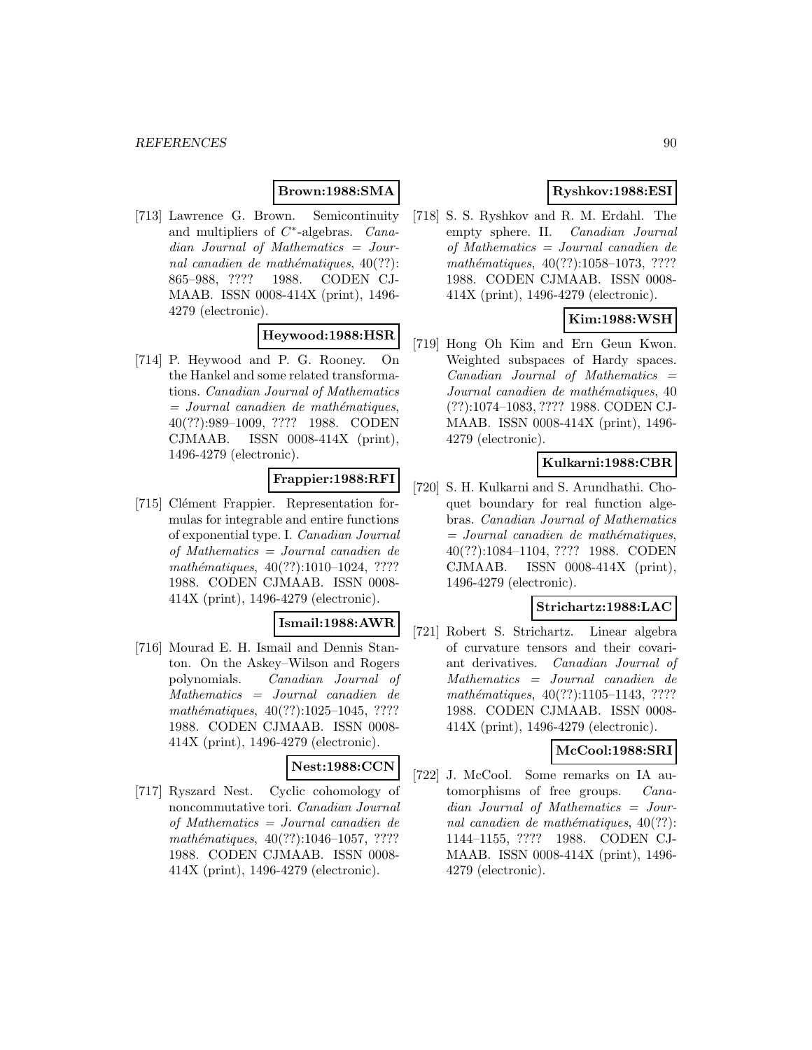**Brown:1988:SMA**

[713] Lawrence G. Brown. Semicontinuity and multipliers of $C^*$-algebras. *Canadian Journal of Mathematics = Journal canadien de mathématiques*, 40(??): 865–988, ???? 1988. CODEN CJMAAB. ISSN 0008-414X (print), 1496-4279 (electronic).

**Heywood:1988:HSR**

[714] P. Heywood and P. G. Rooney. On the Hankel and some related transformations. *Canadian Journal of Mathematics = Journal canadien de mathématiques*, 40(??):989–1009, ???? 1988. CODEN CJMAAB. ISSN 0008-414X (print), 1496-4279 (electronic).

**Frappier:1988:RFI**

[715] Clément Frappier. Representation formulas for integrable and entire functions of exponential type. I. *Canadian Journal of Mathematics = Journal canadien de mathématiques*, 40(??):1010–1024, ???? 1988. CODEN CJMAAB. ISSN 0008-414X (print), 1496-4279 (electronic).

**Ismail:1988:AWR**

[716] Mourad E. H. Ismail and Dennis Stanton. On the Askey–Wilson and Rogers polynomials. *Canadian Journal of Mathematics = Journal canadien de mathématiques*, 40(??):1025–1045, ???? 1988. CODEN CJMAAB. ISSN 0008-414X (print), 1496-4279 (electronic).

**Nest:1988:CCN**

[717] Ryszard Nest. Cyclic cohomology of noncommutative tori. *Canadian Journal of Mathematics = Journal canadien de mathématiques*, 40(??):1046–1057, ???? 1988. CODEN CJMAAB. ISSN 0008-414X (print), 1496-4279 (electronic).

**Ryshkov:1988:ESI**

[718] S. S. Ryshkov and R. M. Erdahl. The empty sphere. II. *Canadian Journal of Mathematics = Journal canadien de mathématiques*, 40(??):1058–1073, ???? 1988. CODEN CJMAAB. ISSN 0008-414X (print), 1496-4279 (electronic).

**Kim:1988:WSH**

[719] Hong Oh Kim and Ern Geun Kwon. Weighted subspaces of Hardy spaces. *Canadian Journal of Mathematics = Journal canadien de mathématiques*, 40 (??):1074–1083, ???? 1988. CODEN CJMAAB. ISSN 0008-414X (print), 1496-4279 (electronic).

**Kulkarni:1988:CBR**

[720] S. H. Kulkarni and S. Arundhathi. Choquet boundary for real function algebras. *Canadian Journal of Mathematics = Journal canadien de mathématiques*, 40(??):1084–1104, ???? 1988. CODEN CJMAAB. ISSN 0008-414X (print), 1496-4279 (electronic).

**Strichartz:1988:LAC**

[721] Robert S. Strichartz. Linear algebra of curvature tensors and their covariant derivatives. *Canadian Journal of Mathematics = Journal canadien de mathématiques*, 40(??):1105–1143, ???? 1988. CODEN CJMAAB. ISSN 0008-414X (print), 1496-4279 (electronic).

**McCool:1988:SRI**

[722] J. McCool. Some remarks on IA automorphisms of free groups. *Canadian Journal of Mathematics = Journal canadien de mathématiques*, 40(??): 1144–1155, ???? 1988. CODEN CJMAAB. ISSN 0008-414X (print), 1496-4279 (electronic).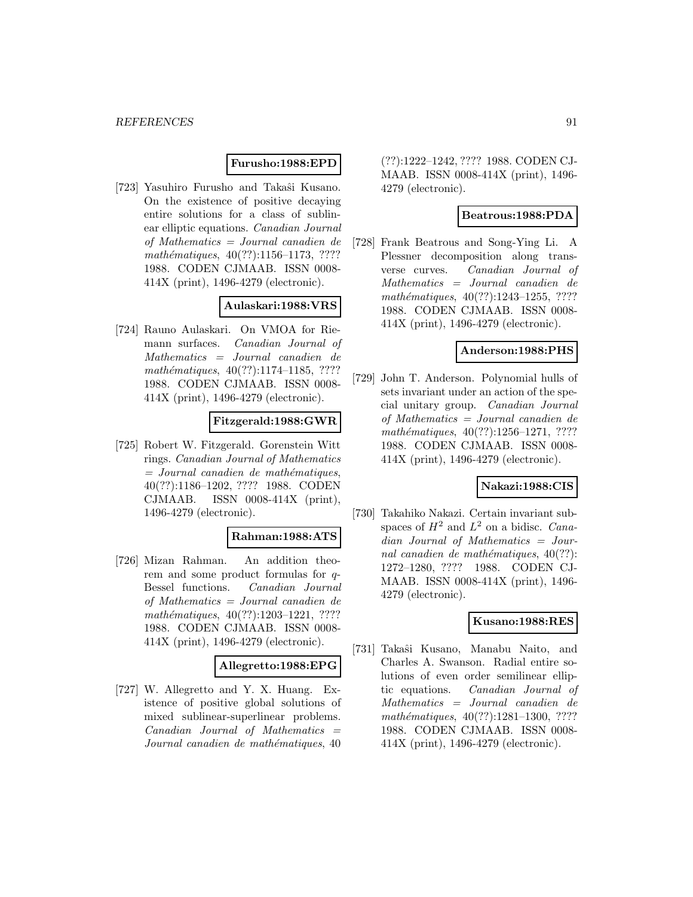**Furusho:1988:EPD**

[723] Yasuhiro Furusho and Takaŝi Kusano. On the existence of positive decaying entire solutions for a class of sublinear elliptic equations. *Canadian Journal of Mathematics = Journal canadien de mathématiques*, 40(??):1156–1173, ???? 1988. CODEN CJMAAB. ISSN 0008-414X (print), 1496-4279 (electronic).

**Aulaskari:1988:VRS**

[724] Rauno Aulaskari. On VMOA for Riemann surfaces. *Canadian Journal of Mathematics = Journal canadien de mathématiques*, 40(??):1174–1185, ???? 1988. CODEN CJMAAB. ISSN 0008-414X (print), 1496-4279 (electronic).

**Fitzgerald:1988:GWR**

[725] Robert W. Fitzgerald. Gorenstein Witt rings. *Canadian Journal of Mathematics = Journal canadien de mathématiques*, 40(??):1186–1202, ???? 1988. CODEN CJMAAB. ISSN 0008-414X (print), 1496-4279 (electronic).

**Rahman:1988:ATS**

[726] Mizan Rahman. An addition theorem and some product formulas for $q$-Bessel functions. *Canadian Journal of Mathematics = Journal canadien de mathématiques*, 40(??):1203–1221, ???? 1988. CODEN CJMAAB. ISSN 0008-414X (print), 1496-4279 (electronic).

**Allegretto:1988:EPG**

[727] W. Allegretto and Y. X. Huang. Existence of positive global solutions of mixed sublinear-superlinear problems. *Canadian Journal of Mathematics = Journal canadien de mathématiques*, 40(??):1222–1242, ???? 1988. CODEN CJMAAB. ISSN 0008-414X (print), 1496-4279 (electronic).

**Beatrous:1988:PDA**

[728] Frank Beatrous and Song-Ying Li. A Plessner decomposition along transverse curves. *Canadian Journal of Mathematics = Journal canadien de mathématiques*, 40(??):1243–1255, ???? 1988. CODEN CJMAAB. ISSN 0008-414X (print), 1496-4279 (electronic).

**Anderson:1988:PHS**

[729] John T. Anderson. Polynomial hulls of sets invariant under an action of the special unitary group. *Canadian Journal of Mathematics = Journal canadien de mathématiques*, 40(??):1256–1271, ???? 1988. CODEN CJMAAB. ISSN 0008-414X (print), 1496-4279 (electronic).

**Nakazi:1988:CIS**

[730] Takahiko Nakazi. Certain invariant subspaces of $H^2$ and $L^2$ on a bidisc. *Canadian Journal of Mathematics = Journal canadien de mathématiques*, 40(??):1272–1280, ???? 1988. CODEN CJMAAB. ISSN 0008-414X (print), 1496-4279 (electronic).

**Kusano:1988:RES**

[731] Takaŝi Kusano, Manabu Naito, and Charles A. Swanson. Radial entire solutions of even order semilinear elliptic equations. *Canadian Journal of Mathematics = Journal canadien de mathématiques*, 40(??):1281–1300, ???? 1988. CODEN CJMAAB. ISSN 0008-414X (print), 1496-4279 (electronic).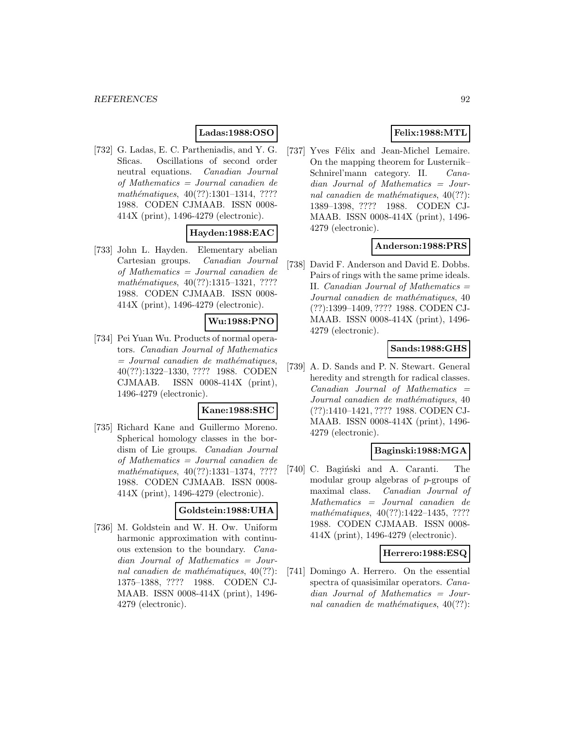**Ladas:1988:OSO**

[732] G. Ladas, E. C. Partheniadis, and Y. G. Sficas. Oscillations of second order neutral equations. *Canadian Journal of Mathematics = Journal canadien de mathématiques*, 40(??):1301–1314, ???? 1988. CODEN CJMAAB. ISSN 0008-414X (print), 1496-4279 (electronic).

**Hayden:1988:EAC**

[733] John L. Hayden. Elementary abelian Cartesian groups. *Canadian Journal of Mathematics = Journal canadien de mathématiques*, 40(??):1315–1321, ???? 1988. CODEN CJMAAB. ISSN 0008-414X (print), 1496-4279 (electronic).

**Wu:1988:PNO**

[734] Pei Yuan Wu. Products of normal operators. *Canadian Journal of Mathematics = Journal canadien de mathématiques*, 40(??):1322–1330, ???? 1988. CODEN CJMAAB. ISSN 0008-414X (print), 1496-4279 (electronic).

**Kane:1988:SHC**

[735] Richard Kane and Guillermo Moreno. Spherical homology classes in the bordism of Lie groups. *Canadian Journal of Mathematics = Journal canadien de mathématiques*, 40(??):1331–1374, ???? 1988. CODEN CJMAAB. ISSN 0008-414X (print), 1496-4279 (electronic).

**Goldstein:1988:UHA**

[736] M. Goldstein and W. H. Ow. Uniform harmonic approximation with continuous extension to the boundary. *Canadian Journal of Mathematics = Journal canadien de mathématiques*, 40(??):1375–1388, ???? 1988. CODEN CJMAAB. ISSN 0008-414X (print), 1496-4279 (electronic).

**Felix:1988:MTL**

[737] Yves Félix and Jean-Michel Lemaire. On the mapping theorem for Lusternik–Schnirel'mann category. II. *Canadian Journal of Mathematics = Journal canadien de mathématiques*, 40(??):1389–1398, ???? 1988. CODEN CJMAAB. ISSN 0008-414X (print), 1496-4279 (electronic).

**Anderson:1988:PRS**

[738] David F. Anderson and David E. Dobbs. Pairs of rings with the same prime ideals. II. *Canadian Journal of Mathematics = Journal canadien de mathématiques*, 40(??):1399–1409, ???? 1988. CODEN CJMAAB. ISSN 0008-414X (print), 1496-4279 (electronic).

**Sands:1988:GHS**

[739] A. D. Sands and P. N. Stewart. General heredity and strength for radical classes. *Canadian Journal of Mathematics = Journal canadien de mathématiques*, 40(??):1410–1421, ???? 1988. CODEN CJMAAB. ISSN 0008-414X (print), 1496-4279 (electronic).

**Baginski:1988:MGA**

[740] C. Bagiński and A. Caranti. The modular group algebras of $p$-groups of maximal class. *Canadian Journal of Mathematics = Journal canadien de mathématiques*, 40(??):1422–1435, ???? 1988. CODEN CJMAAB. ISSN 0008-414X (print), 1496-4279 (electronic).

**Herrero:1988:ESQ**

[741] Domingo A. Herrero. On the essential spectra of quasisimilar operators. *Canadian Journal of Mathematics = Journal canadien de mathématiques*, 40(??):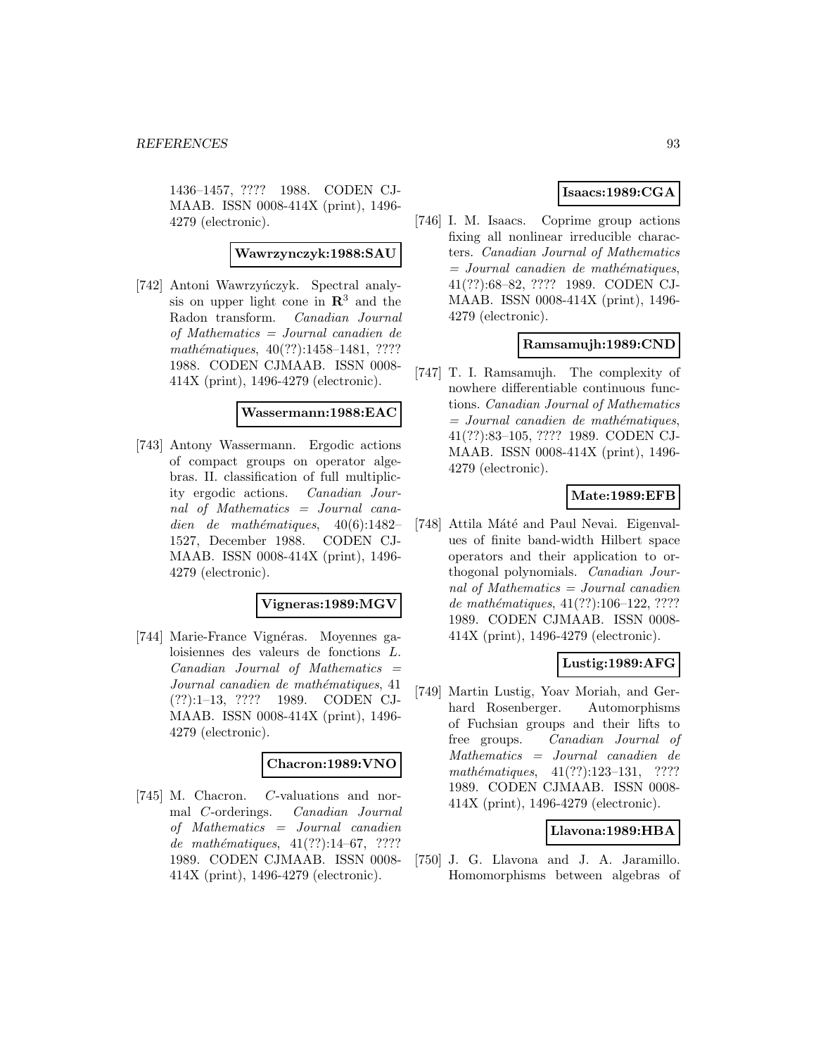1436–1457, ???? 1988. CODEN CJMAAB. ISSN 0008-414X (print), 1496-4279 (electronic).

**Wawrzynczyk:1988:SAU**

[742] Antoni Wawrzyńczyk. Spectral analysis on upper light cone in $\mathbf{R}^3$ and the Radon transform. *Canadian Journal of Mathematics = Journal canadien de mathématiques*, 40(??):1458–1481, ???? 1988. CODEN CJMAAB. ISSN 0008-414X (print), 1496-4279 (electronic).

**Wassermann:1988:EAC**

[743] Antony Wassermann. Ergodic actions of compact groups on operator algebras. II. classification of full multiplicity ergodic actions. *Canadian Journal of Mathematics = Journal canadien de mathématiques*, 40(6):1482–1527, December 1988. CODEN CJMAAB. ISSN 0008-414X (print), 1496-4279 (electronic).

**Vigneras:1989:MGV**

[744] Marie-France Vignéras. Moyennes galoisiennes des valeurs de fonctions $L$. *Canadian Journal of Mathematics = Journal canadien de mathématiques*, 41 (??):1–13, ???? 1989. CODEN CJMAAB. ISSN 0008-414X (print), 1496-4279 (electronic).

**Chacron:1989:VNO**

[745] M. Chacron. $C$-valuations and normal $C$-orderings. *Canadian Journal of Mathematics = Journal canadien de mathématiques*, 41(??):14–67, ???? 1989. CODEN CJMAAB. ISSN 0008-414X (print), 1496-4279 (electronic).

**Isaacs:1989:CGA**

[746] I. M. Isaacs. Coprime group actions fixing all nonlinear irreducible characters. *Canadian Journal of Mathematics = Journal canadien de mathématiques*, 41(??):68–82, ???? 1989. CODEN CJMAAB. ISSN 0008-414X (print), 1496-4279 (electronic).

**Ramsamujh:1989:CND**

[747] T. I. Ramsamujh. The complexity of nowhere differentiable continuous functions. *Canadian Journal of Mathematics = Journal canadien de mathématiques*, 41(??):83–105, ???? 1989. CODEN CJMAAB. ISSN 0008-414X (print), 1496-4279 (electronic).

**Mate:1989:EFB**

[748] Attila Máté and Paul Nevai. Eigenvalues of finite band-width Hilbert space operators and their application to orthogonal polynomials. *Canadian Journal of Mathematics = Journal canadien de mathématiques*, 41(??):106–122, ???? 1989. CODEN CJMAAB. ISSN 0008-414X (print), 1496-4279 (electronic).

**Lustig:1989:AFG**

[749] Martin Lustig, Yoav Moriah, and Gerhard Rosenberger. Automorphisms of Fuchsian groups and their lifts to free groups. *Canadian Journal of Mathematics = Journal canadien de mathématiques*, 41(??):123–131, ???? 1989. CODEN CJMAAB. ISSN 0008-414X (print), 1496-4279 (electronic).

**Llavona:1989:HBA**

[750] J. G. Llavona and J. A. Jaramillo. Homomorphisms between algebras of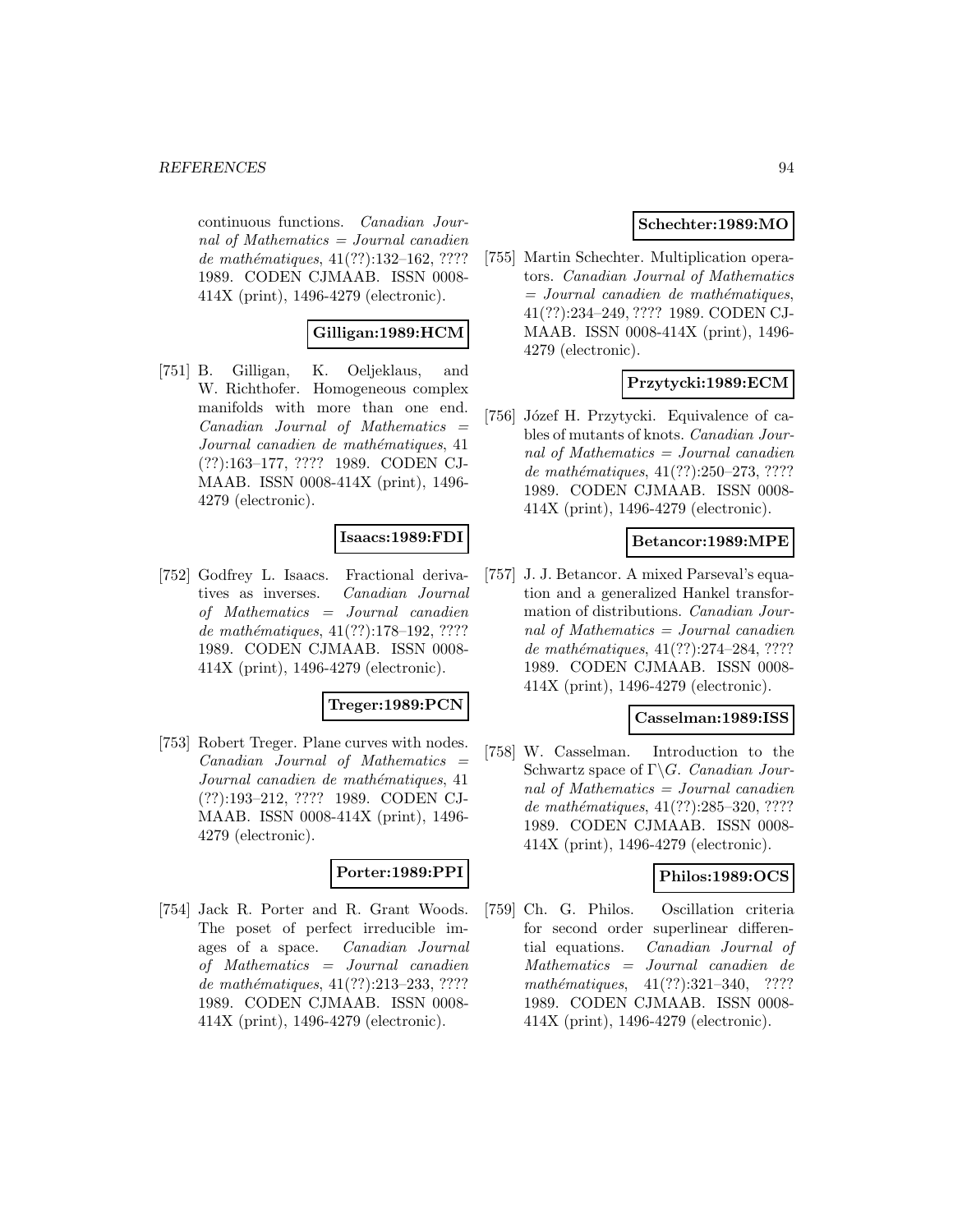continuous functions. *Canadian Journal of Mathematics = Journal canadien de mathématiques*, 41(??):132–162, ???? 1989. CODEN CJMAAB. ISSN 0008-414X (print), 1496-4279 (electronic).

**Gilligan:1989:HCM**

[751] B. Gilligan, K. Oeljeklaus, and W. Richthofer. Homogeneous complex manifolds with more than one end. *Canadian Journal of Mathematics = Journal canadien de mathématiques*, 41 (??):163–177, ???? 1989. CODEN CJMAAB. ISSN 0008-414X (print), 1496-4279 (electronic).

**Isaacs:1989:FDI**

[752] Godfrey L. Isaacs. Fractional derivatives as inverses. *Canadian Journal of Mathematics = Journal canadien de mathématiques*, 41(??):178–192, ???? 1989. CODEN CJMAAB. ISSN 0008-414X (print), 1496-4279 (electronic).

**Treger:1989:PCN**

[753] Robert Treger. Plane curves with nodes. *Canadian Journal of Mathematics = Journal canadien de mathématiques*, 41 (??):193–212, ???? 1989. CODEN CJMAAB. ISSN 0008-414X (print), 1496-4279 (electronic).

**Porter:1989:PPI**

[754] Jack R. Porter and R. Grant Woods. The poset of perfect irreducible images of a space. *Canadian Journal of Mathematics = Journal canadien de mathématiques*, 41(??):213–233, ???? 1989. CODEN CJMAAB. ISSN 0008-414X (print), 1496-4279 (electronic).

**Schechter:1989:MO**

[755] Martin Schechter. Multiplication operators. *Canadian Journal of Mathematics = Journal canadien de mathématiques*, 41(??):234–249, ???? 1989. CODEN CJMAAB. ISSN 0008-414X (print), 1496-4279 (electronic).

**Przytycki:1989:ECM**

[756] Józef H. Przytycki. Equivalence of cables of mutants of knots. *Canadian Journal of Mathematics = Journal canadien de mathématiques*, 41(??):250–273, ???? 1989. CODEN CJMAAB. ISSN 0008-414X (print), 1496-4279 (electronic).

**Betancor:1989:MPE**

[757] J. J. Betancor. A mixed Parseval's equation and a generalized Hankel transformation of distributions. *Canadian Journal of Mathematics = Journal canadien de mathématiques*, 41(??):274–284, ???? 1989. CODEN CJMAAB. ISSN 0008-414X (print), 1496-4279 (electronic).

**Casselman:1989:ISS**

[758] W. Casselman. Introduction to the Schwartz space of $\Gamma\backslash G$. *Canadian Journal of Mathematics = Journal canadien de mathématiques*, 41(??):285–320, ???? 1989. CODEN CJMAAB. ISSN 0008-414X (print), 1496-4279 (electronic).

**Philos:1989:OCS**

[759] Ch. G. Philos. Oscillation criteria for second order superlinear differential equations. *Canadian Journal of Mathematics = Journal canadien de mathématiques*, 41(??):321–340, ???? 1989. CODEN CJMAAB. ISSN 0008-414X (print), 1496-4279 (electronic).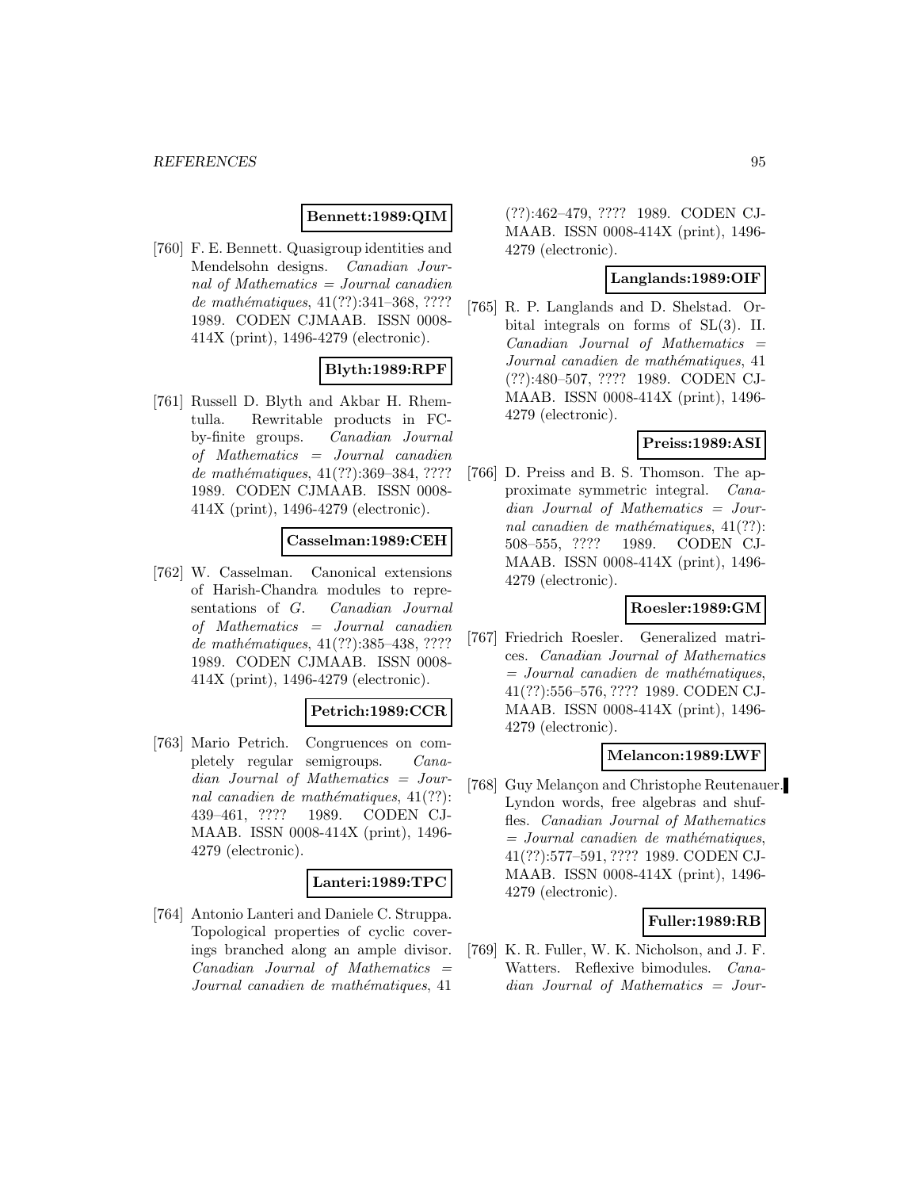**Bennett:1989:QIM**

[760] F. E. Bennett. Quasigroup identities and Mendelsohn designs. *Canadian Journal of Mathematics = Journal canadien de mathématiques*, 41(??):341–368, ???? 1989. CODEN CJMAAB. ISSN 0008-414X (print), 1496-4279 (electronic).

**Blyth:1989:RPF**

[761] Russell D. Blyth and Akbar H. Rhemtulla. Rewritable products in FC-by-finite groups. *Canadian Journal of Mathematics = Journal canadien de mathématiques*, 41(??):369–384, ???? 1989. CODEN CJMAAB. ISSN 0008-414X (print), 1496-4279 (electronic).

**Casselman:1989:CEH**

[762] W. Casselman. Canonical extensions of Harish-Chandra modules to representations of $G$. *Canadian Journal of Mathematics = Journal canadien de mathématiques*, 41(??):385–438, ???? 1989. CODEN CJMAAB. ISSN 0008-414X (print), 1496-4279 (electronic).

**Petrich:1989:CCR**

[763] Mario Petrich. Congruences on completely regular semigroups. *Canadian Journal of Mathematics = Journal canadien de mathématiques*, 41(??):439–461, ???? 1989. CODEN CJMAAB. ISSN 0008-414X (print), 1496-4279 (electronic).

**Lanteri:1989:TPC**

[764] Antonio Lanteri and Daniele C. Struppa. Topological properties of cyclic coverings branched along an ample divisor. *Canadian Journal of Mathematics = Journal canadien de mathématiques*, 41 (??):462–479, ???? 1989. CODEN CJMAAB. ISSN 0008-414X (print), 1496-4279 (electronic).

**Langlands:1989:OIF**

[765] R. P. Langlands and D. Shelstad. Orbital integrals on forms of SL(3). II. *Canadian Journal of Mathematics = Journal canadien de mathématiques*, 41 (??):480–507, ???? 1989. CODEN CJMAAB. ISSN 0008-414X (print), 1496-4279 (electronic).

**Preiss:1989:ASI**

[766] D. Preiss and B. S. Thomson. The approximate symmetric integral. *Canadian Journal of Mathematics = Journal canadien de mathématiques*, 41(??):508–555, ???? 1989. CODEN CJMAAB. ISSN 0008-414X (print), 1496-4279 (electronic).

**Roesler:1989:GM**

[767] Friedrich Roesler. Generalized matrices. *Canadian Journal of Mathematics = Journal canadien de mathématiques*, 41(??):556–576, ???? 1989. CODEN CJMAAB. ISSN 0008-414X (print), 1496-4279 (electronic).

**Melancon:1989:LWF**

[768] Guy Melançon and Christophe Reutenauer. Lyndon words, free algebras and shuffles. *Canadian Journal of Mathematics = Journal canadien de mathématiques*, 41(??):577–591, ???? 1989. CODEN CJMAAB. ISSN 0008-414X (print), 1496-4279 (electronic).

**Fuller:1989:RB**

[769] K. R. Fuller, W. K. Nicholson, and J. F. Watters. Reflexive bimodules. *Canadian Journal of Mathematics = Jour-*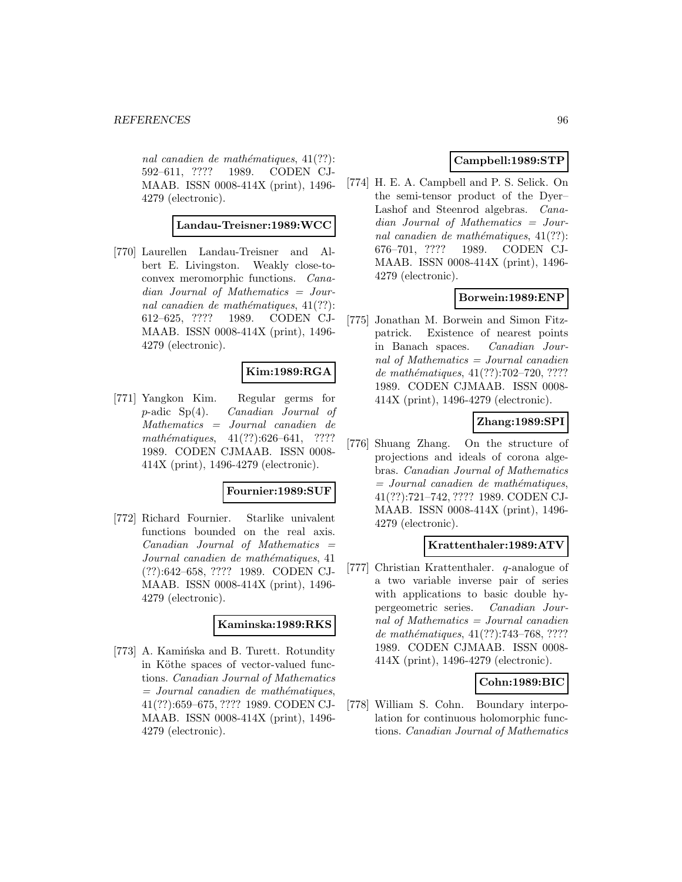*nal canadien de mathématiques*, 41(??): 592–611, ???? 1989. CODEN CJMAAB. ISSN 0008-414X (print), 1496-4279 (electronic).

**Landau-Treisner:1989:WCC**

[770] Laurellen Landau-Treisner and Albert E. Livingston. Weakly close-to-convex meromorphic functions. *Canadian Journal of Mathematics = Journal canadien de mathématiques*, 41(??): 612–625, ???? 1989. CODEN CJMAAB. ISSN 0008-414X (print), 1496-4279 (electronic).

**Kim:1989:RGA**

[771] Yangkon Kim. Regular germs for $p$-adic Sp(4). *Canadian Journal of Mathematics = Journal canadien de mathématiques*, 41(??):626–641, ???? 1989. CODEN CJMAAB. ISSN 0008-414X (print), 1496-4279 (electronic).

**Fournier:1989:SUF**

[772] Richard Fournier. Starlike univalent functions bounded on the real axis. *Canadian Journal of Mathematics = Journal canadien de mathématiques*, 41 (??):642–658, ???? 1989. CODEN CJMAAB. ISSN 0008-414X (print), 1496-4279 (electronic).

**Kaminska:1989:RKS**

[773] A. Kamińska and B. Turett. Rotundity in Köthe spaces of vector-valued functions. *Canadian Journal of Mathematics = Journal canadien de mathématiques*, 41(??):659–675, ???? 1989. CODEN CJMAAB. ISSN 0008-414X (print), 1496-4279 (electronic).

**Campbell:1989:STP**

[774] H. E. A. Campbell and P. S. Selick. On the semi-tensor product of the Dyer–Lashof and Steenrod algebras. *Canadian Journal of Mathematics = Journal canadien de mathématiques*, 41(??): 676–701, ???? 1989. CODEN CJMAAB. ISSN 0008-414X (print), 1496-4279 (electronic).

**Borwein:1989:ENP**

[775] Jonathan M. Borwein and Simon Fitzpatrick. Existence of nearest points in Banach spaces. *Canadian Journal of Mathematics = Journal canadien de mathématiques*, 41(??):702–720, ???? 1989. CODEN CJMAAB. ISSN 0008-414X (print), 1496-4279 (electronic).

**Zhang:1989:SPI**

[776] Shuang Zhang. On the structure of projections and ideals of corona algebras. *Canadian Journal of Mathematics = Journal canadien de mathématiques*, 41(??):721–742, ???? 1989. CODEN CJMAAB. ISSN 0008-414X (print), 1496-4279 (electronic).

**Krattenthaler:1989:ATV**

[777] Christian Krattenthaler. $q$-analogue of a two variable inverse pair of series with applications to basic double hypergeometric series. *Canadian Journal of Mathematics = Journal canadien de mathématiques*, 41(??):743–768, ???? 1989. CODEN CJMAAB. ISSN 0008-414X (print), 1496-4279 (electronic).

**Cohn:1989:BIC**

[778] William S. Cohn. Boundary interpolation for continuous holomorphic functions. *Canadian Journal of Mathematics*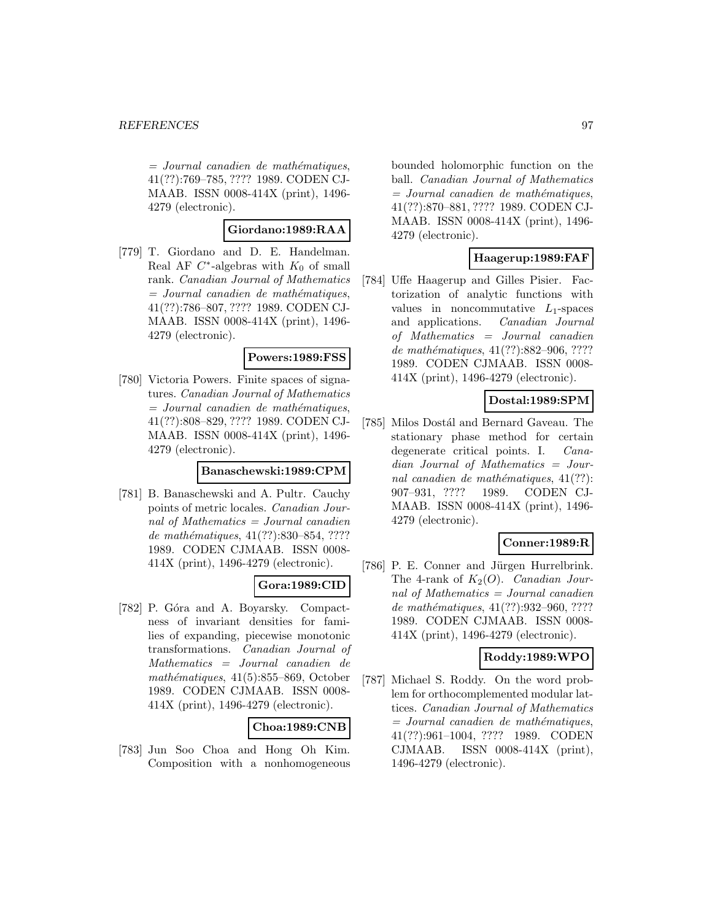= *Journal canadien de mathématiques*, 41(??):769–785, ???? 1989. CODEN CJMAAB. ISSN 0008-414X (print), 1496-4279 (electronic).

**Giordano:1989:RAA**

[779] T. Giordano and D. E. Handelman. Real AF $C^*$-algebras with $K_0$ of small rank. *Canadian Journal of Mathematics = Journal canadien de mathématiques*, 41(??):786–807, ???? 1989. CODEN CJMAAB. ISSN 0008-414X (print), 1496-4279 (electronic).

**Powers:1989:FSS**

[780] Victoria Powers. Finite spaces of signatures. *Canadian Journal of Mathematics = Journal canadien de mathématiques*, 41(??):808–829, ???? 1989. CODEN CJMAAB. ISSN 0008-414X (print), 1496-4279 (electronic).

**Banaschewski:1989:CPM**

[781] B. Banaschewski and A. Pultr. Cauchy points of metric locales. *Canadian Journal of Mathematics = Journal canadien de mathématiques*, 41(??):830–854, ???? 1989. CODEN CJMAAB. ISSN 0008-414X (print), 1496-4279 (electronic).

**Gora:1989:CID**

[782] P. Góra and A. Boyarsky. Compactness of invariant densities for families of expanding, piecewise monotonic transformations. *Canadian Journal of Mathematics = Journal canadien de mathématiques*, 41(5):855–869, October 1989. CODEN CJMAAB. ISSN 0008-414X (print), 1496-4279 (electronic).

**Choa:1989:CNB**

[783] Jun Soo Choa and Hong Oh Kim. Composition with a nonhomogeneous bounded holomorphic function on the ball. *Canadian Journal of Mathematics = Journal canadien de mathématiques*, 41(??):870–881, ???? 1989. CODEN CJMAAB. ISSN 0008-414X (print), 1496-4279 (electronic).

**Haagerup:1989:FAF**

[784] Uffe Haagerup and Gilles Pisier. Factorization of analytic functions with values in noncommutative $L_1$-spaces and applications. *Canadian Journal of Mathematics = Journal canadien de mathématiques*, 41(??):882–906, ???? 1989. CODEN CJMAAB. ISSN 0008-414X (print), 1496-4279 (electronic).

**Dostal:1989:SPM**

[785] Milos Dostál and Bernard Gaveau. The stationary phase method for certain degenerate critical points. I. *Canadian Journal of Mathematics = Journal canadien de mathématiques*, 41(??): 907–931, ???? 1989. CODEN CJMAAB. ISSN 0008-414X (print), 1496-4279 (electronic).

**Conner:1989:R**

[786] P. E. Conner and Jürgen Hurrelbrink. The 4-rank of $K_2(O)$. *Canadian Journal of Mathematics = Journal canadien de mathématiques*, 41(??):932–960, ???? 1989. CODEN CJMAAB. ISSN 0008-414X (print), 1496-4279 (electronic).

**Roddy:1989:WPO**

[787] Michael S. Roddy. On the word problem for orthocomplemented modular lattices. *Canadian Journal of Mathematics = Journal canadien de mathématiques*, 41(??):961–1004, ???? 1989. CODEN CJMAAB. ISSN 0008-414X (print), 1496-4279 (electronic).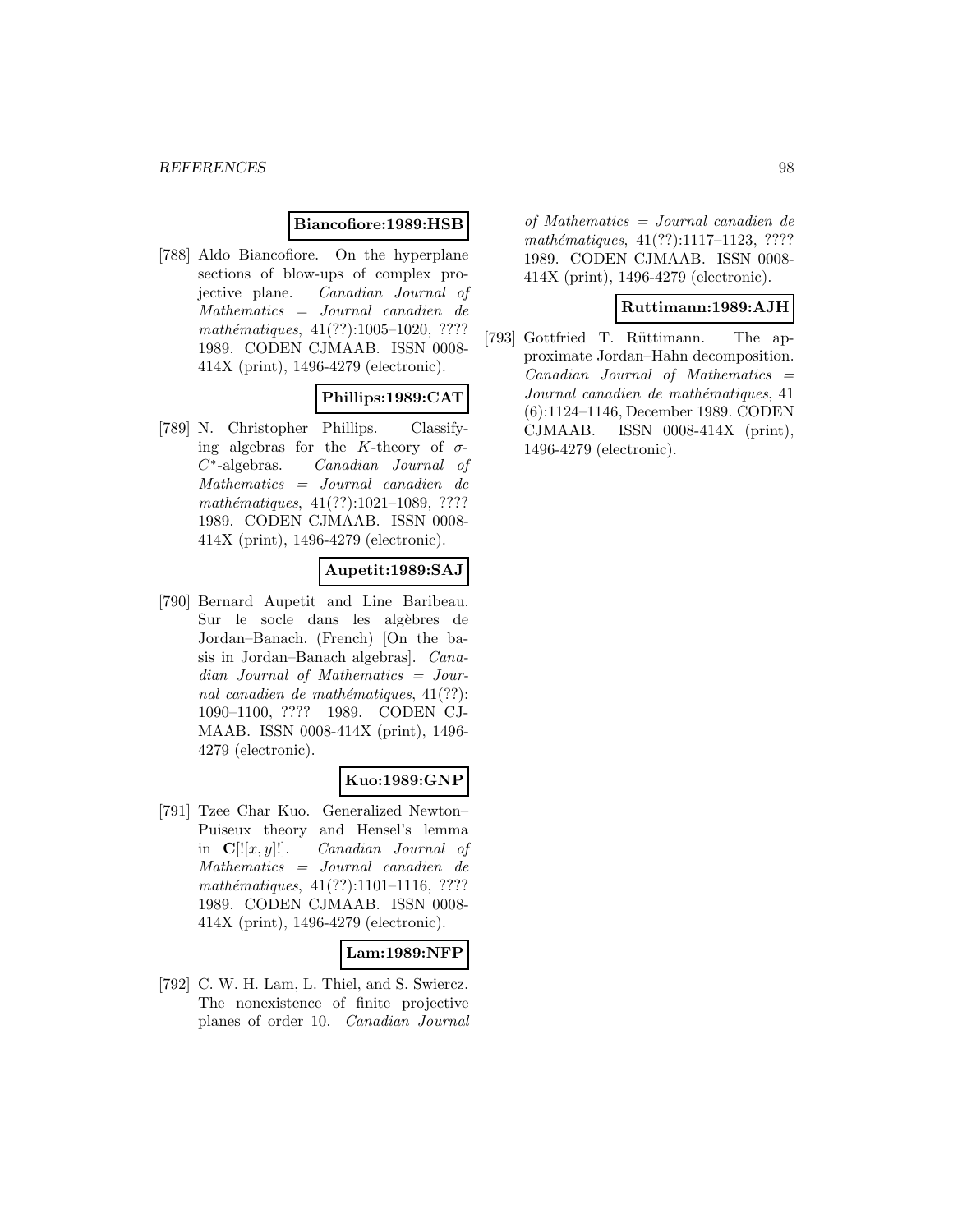**Biancofiore:1989:HSB**

[788] Aldo Biancofiore. On the hyperplane sections of blow-ups of complex projective plane. *Canadian Journal of Mathematics = Journal canadien de mathématiques*, 41(??):1005–1020, ???? 1989. CODEN CJMAAB. ISSN 0008-414X (print), 1496-4279 (electronic).

**Phillips:1989:CAT**

[789] N. Christopher Phillips. Classifying algebras for the $K$-theory of $\sigma$-$C^*$-algebras. *Canadian Journal of Mathematics = Journal canadien de mathématiques*, 41(??):1021–1089, ???? 1989. CODEN CJMAAB. ISSN 0008-414X (print), 1496-4279 (electronic).

**Aupetit:1989:SAJ**

[790] Bernard Aupetit and Line Baribeau. Sur le socle dans les algèbres de Jordan–Banach. (French) [On the basis in Jordan–Banach algebras]. *Canadian Journal of Mathematics = Journal canadien de mathématiques*, 41(??): 1090–1100, ???? 1989. CODEN CJMAAB. ISSN 0008-414X (print), 1496-4279 (electronic).

**Kuo:1989:GNP**

[791] Tzee Char Kuo. Generalized Newton–Puiseux theory and Hensel's lemma in $\mathbf{C}[![x,y]!]$. *Canadian Journal of Mathematics = Journal canadien de mathématiques*, 41(??):1101–1116, ???? 1989. CODEN CJMAAB. ISSN 0008-414X (print), 1496-4279 (electronic).

**Lam:1989:NFP**

[792] C. W. H. Lam, L. Thiel, and S. Swiercz. The nonexistence of finite projective planes of order 10. *Canadian Journal of Mathematics = Journal canadien de mathématiques*, 41(??):1117–1123, ???? 1989. CODEN CJMAAB. ISSN 0008-414X (print), 1496-4279 (electronic).

**Ruttimann:1989:AJH**

[793] Gottfried T. Rüttimann. The approximate Jordan–Hahn decomposition. *Canadian Journal of Mathematics = Journal canadien de mathématiques*, 41 (6):1124–1146, December 1989. CODEN CJMAAB. ISSN 0008-414X (print), 1496-4279 (electronic).